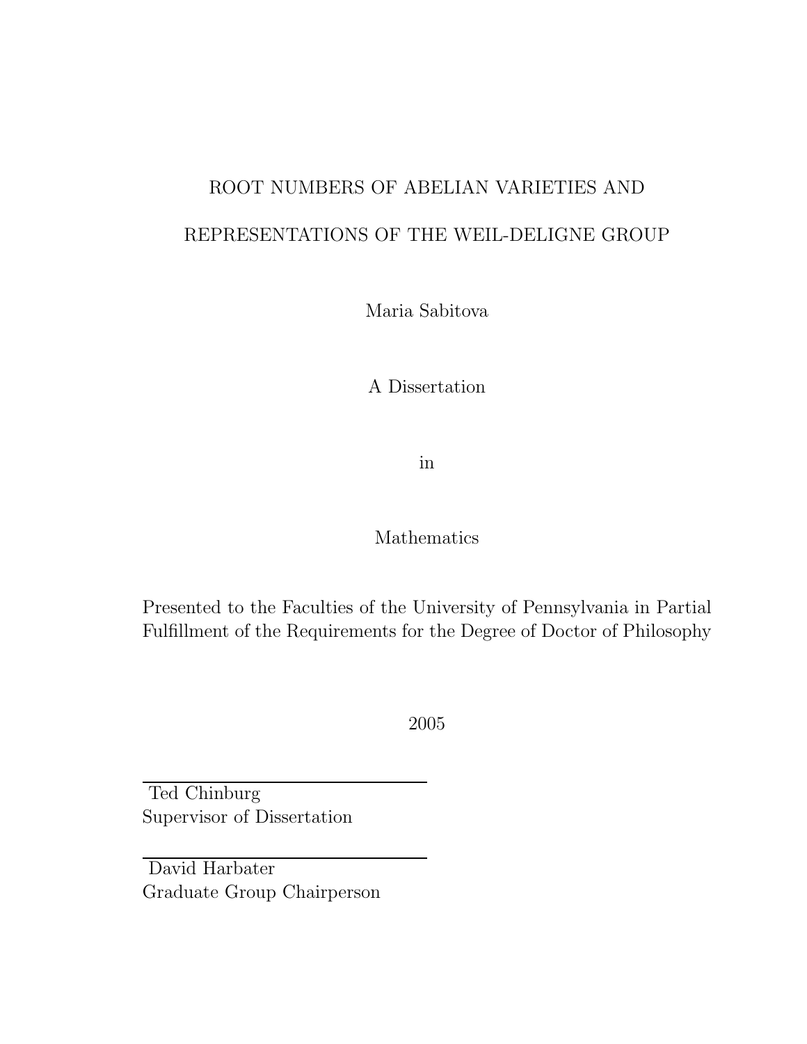# ROOT NUMBERS OF ABELIAN VARIETIES AND REPRESENTATIONS OF THE WEIL-DELIGNE GROUP

Maria Sabitova

A Dissertation

in

Mathematics

Presented to the Faculties of the University of Pennsylvania in Partial Fulfillment of the Requirements for the Degree of Doctor of Philosophy

2005

Ted Chinburg
Supervisor of Dissertation

David Harbater
Graduate Group Chairperson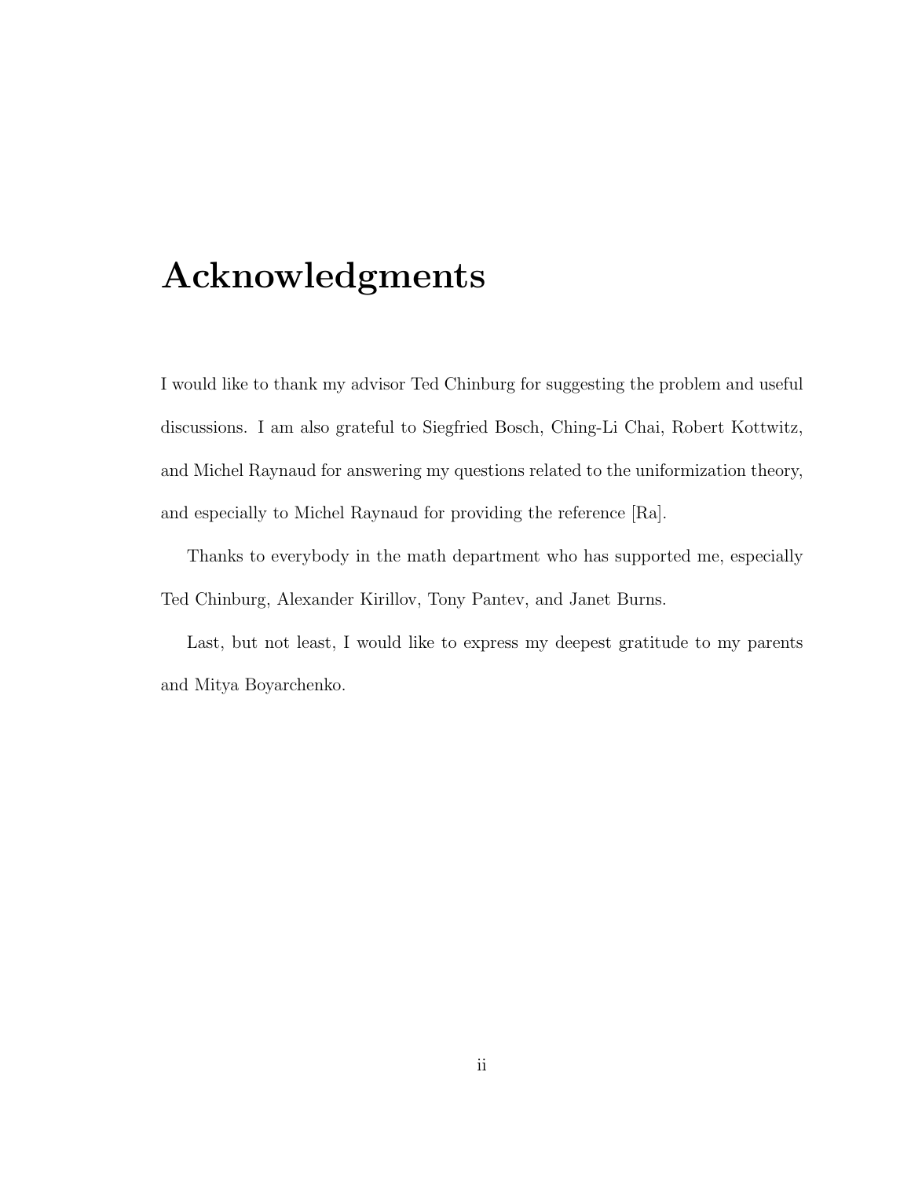# Acknowledgments

I would like to thank my advisor Ted Chinburg for suggesting the problem and useful discussions. I am also grateful to Siegfried Bosch, Ching-Li Chai, Robert Kottwitz, and Michel Raynaud for answering my questions related to the uniformization theory, and especially to Michel Raynaud for providing the reference [Ra].

Thanks to everybody in the math department who has supported me, especially Ted Chinburg, Alexander Kirillov, Tony Pantev, and Janet Burns.

Last, but not least, I would like to express my deepest gratitude to my parents and Mitya Boyarchenko.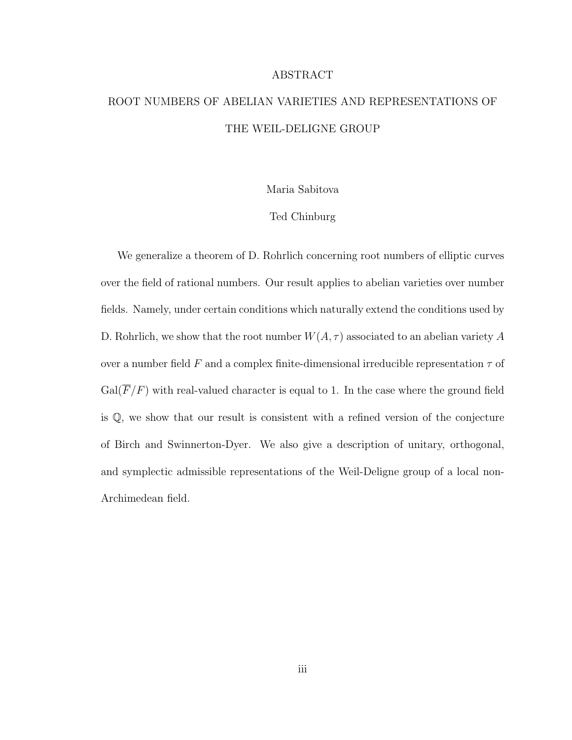# ABSTRACT

## ROOT NUMBERS OF ABELIAN VARIETIES AND REPRESENTATIONS OF THE WEIL-DELIGNE GROUP

Maria Sabitova

Ted Chinburg

We generalize a theorem of D. Rohrlich concerning root numbers of elliptic curves over the field of rational numbers. Our result applies to abelian varieties over number fields. Namely, under certain conditions which naturally extend the conditions used by D. Rohrlich, we show that the root number $W(A, \tau)$ associated to an abelian variety $A$ over a number field $F$ and a complex finite-dimensional irreducible representation $\tau$ of $\mathrm{Gal}(\overline{F}/F)$ with real-valued character is equal to 1. In the case where the ground field is $\mathbb{Q}$, we show that our result is consistent with a refined version of the conjecture of Birch and Swinnerton-Dyer. We also give a description of unitary, orthogonal, and symplectic admissible representations of the Weil-Deligne group of a local non-Archimedean field.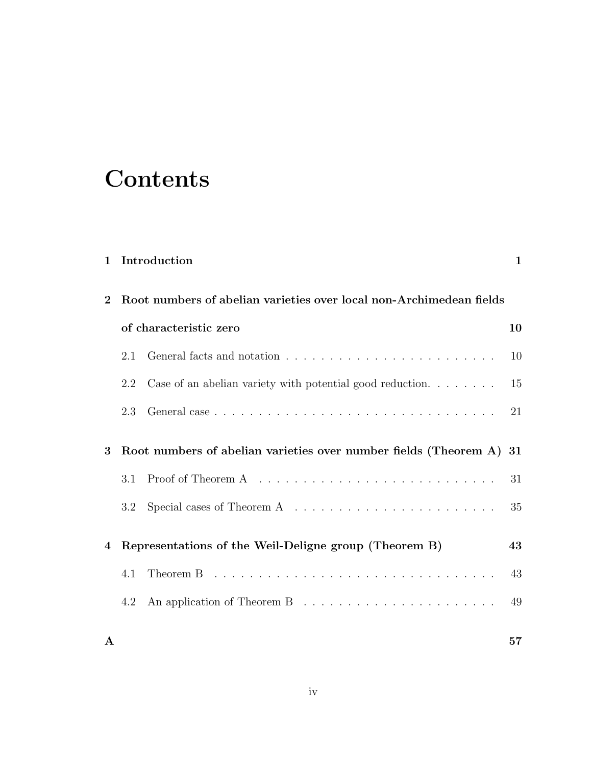# Contents

**1 Introduction** **1**

**2 Root numbers of abelian varieties over local non-Archimedean fields of characteristic zero** **10**

- 2.1 General facts and notation . . . . . . . . . . . . . . . . . . . . . . . . 10
- 2.2 Case of an abelian variety with potential good reduction. . . . . . . . 15
- 2.3 General case . . . . . . . . . . . . . . . . . . . . . . . . . . . . . . . . 21

**3 Root numbers of abelian varieties over number fields (Theorem A)** **31**

- 3.1 Proof of Theorem A . . . . . . . . . . . . . . . . . . . . . . . . . . . 31
- 3.2 Special cases of Theorem A . . . . . . . . . . . . . . . . . . . . . . . 35

**4 Representations of the Weil-Deligne group (Theorem B)** **43**

- 4.1 Theorem B . . . . . . . . . . . . . . . . . . . . . . . . . . . . . . . . . 43
- 4.2 An application of Theorem B . . . . . . . . . . . . . . . . . . . . . . 49

**A** **57**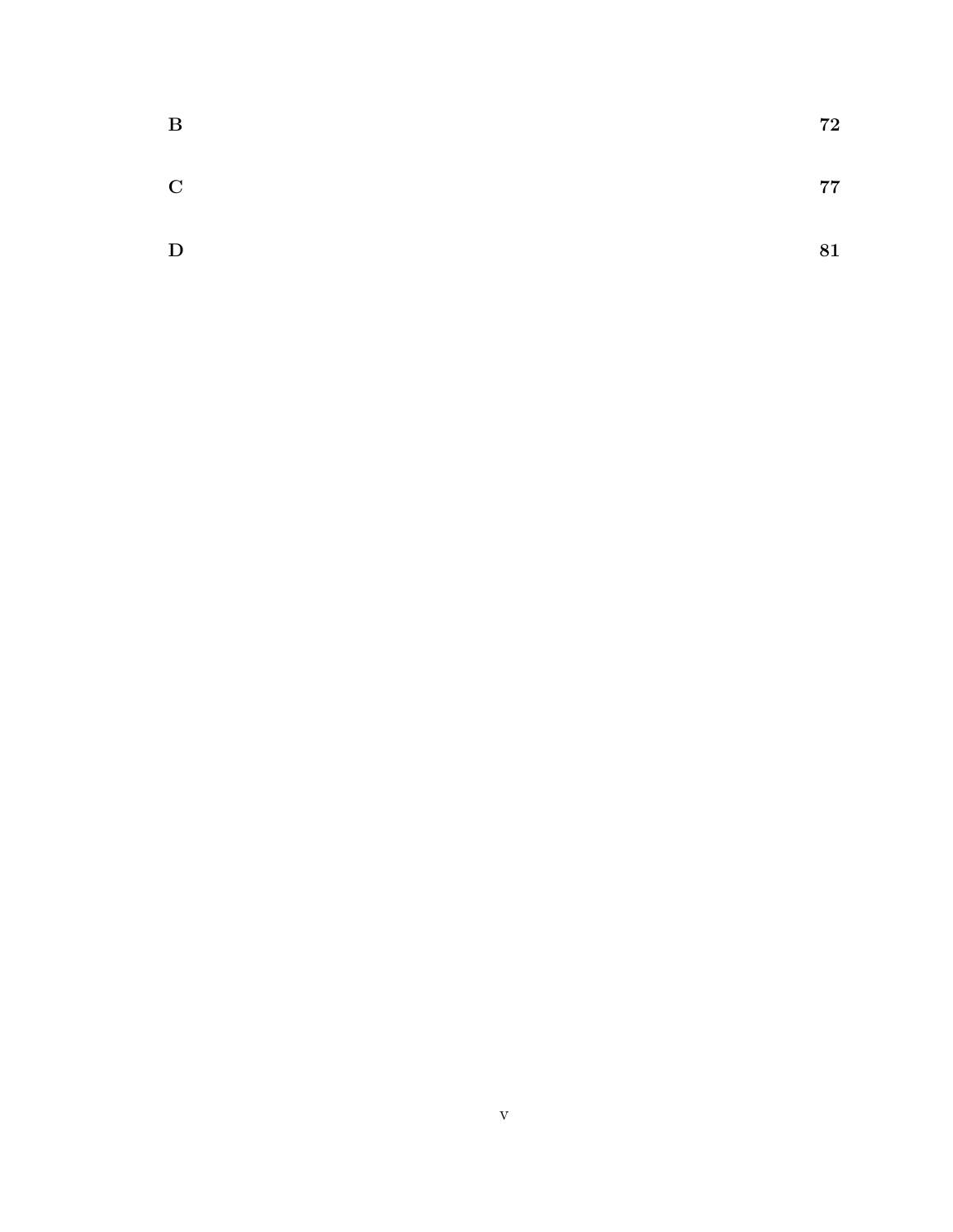**B** **72**

**C** **77**

**D** **81**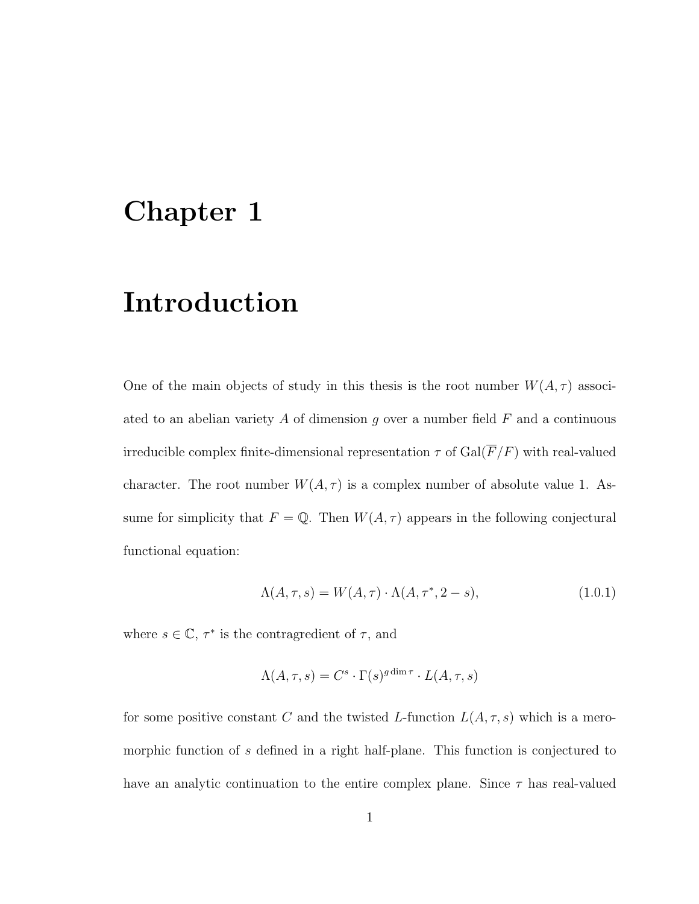# Chapter 1

# Introduction

One of the main objects of study in this thesis is the root number $W(A, \tau)$ associated to an abelian variety $A$ of dimension $g$ over a number field $F$ and a continuous irreducible complex finite-dimensional representation $\tau$ of $\mathrm{Gal}(\overline{F}/F)$ with real-valued character. The root number $W(A, \tau)$ is a complex number of absolute value 1. Assume for simplicity that $F = \mathbb{Q}$. Then $W(A, \tau)$ appears in the following conjectural functional equation:

$$\Lambda(A, \tau, s) = W(A, \tau) \cdot \Lambda(A, \tau^*, 2 - s), \tag{1.0.1}$$

where $s \in \mathbb{C}$, $\tau^*$ is the contragredient of $\tau$, and

$$\Lambda(A, \tau, s) = C^s \cdot \Gamma(s)^{g \dim \tau} \cdot L(A, \tau, s)$$

for some positive constant $C$ and the twisted $L$-function $L(A, \tau, s)$ which is a meromorphic function of $s$ defined in a right half-plane. This function is conjectured to have an analytic continuation to the entire complex plane. Since $\tau$ has real-valued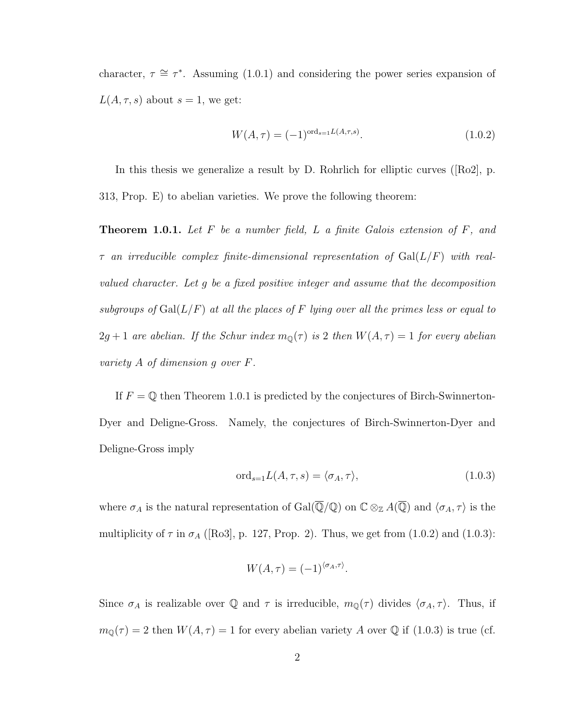character, $\tau \cong \tau^*$. Assuming (1.0.1) and considering the power series expansion of $L(A, \tau, s)$ about $s = 1$, we get:

$$W(A, \tau) = (-1)^{\mathrm{ord}_{s=1} L(A,\tau,s)}. \tag{1.0.2}$$

In this thesis we generalize a result by D. Rohrlich for elliptic curves ([Ro2], p. 313, Prop. E) to abelian varieties. We prove the following theorem:

**Theorem 1.0.1.** *Let $F$ be a number field, $L$ a finite Galois extension of $F$, and $\tau$ an irreducible complex finite-dimensional representation of $\mathrm{Gal}(L/F)$ with real-valued character. Let $g$ be a fixed positive integer and assume that the decomposition subgroups of $\mathrm{Gal}(L/F)$ at all the places of $F$ lying over all the primes less or equal to $2g + 1$ are abelian. If the Schur index $m_{\mathbb{Q}}(\tau)$ is 2 then $W(A, \tau) = 1$ for every abelian variety $A$ of dimension $g$ over $F$.*

If $F = \mathbb{Q}$ then Theorem 1.0.1 is predicted by the conjectures of Birch-Swinnerton-Dyer and Deligne-Gross. Namely, the conjectures of Birch-Swinnerton-Dyer and Deligne-Gross imply

$$\mathrm{ord}_{s=1} L(A, \tau, s) = \langle \sigma_A, \tau \rangle, \tag{1.0.3}$$

where $\sigma_A$ is the natural representation of $\mathrm{Gal}(\overline{\mathbb{Q}}/\mathbb{Q})$ on $\mathbb{C} \otimes_{\mathbb{Z}} A(\overline{\mathbb{Q}})$ and $\langle \sigma_A, \tau \rangle$ is the multiplicity of $\tau$ in $\sigma_A$ ([Ro3], p. 127, Prop. 2). Thus, we get from (1.0.2) and (1.0.3):

$$W(A, \tau) = (-1)^{\langle \sigma_A, \tau \rangle}.$$

Since $\sigma_A$ is realizable over $\mathbb{Q}$ and $\tau$ is irreducible, $m_{\mathbb{Q}}(\tau)$ divides $\langle \sigma_A, \tau \rangle$. Thus, if $m_{\mathbb{Q}}(\tau) = 2$ then $W(A, \tau) = 1$ for every abelian variety $A$ over $\mathbb{Q}$ if (1.0.3) is true (cf.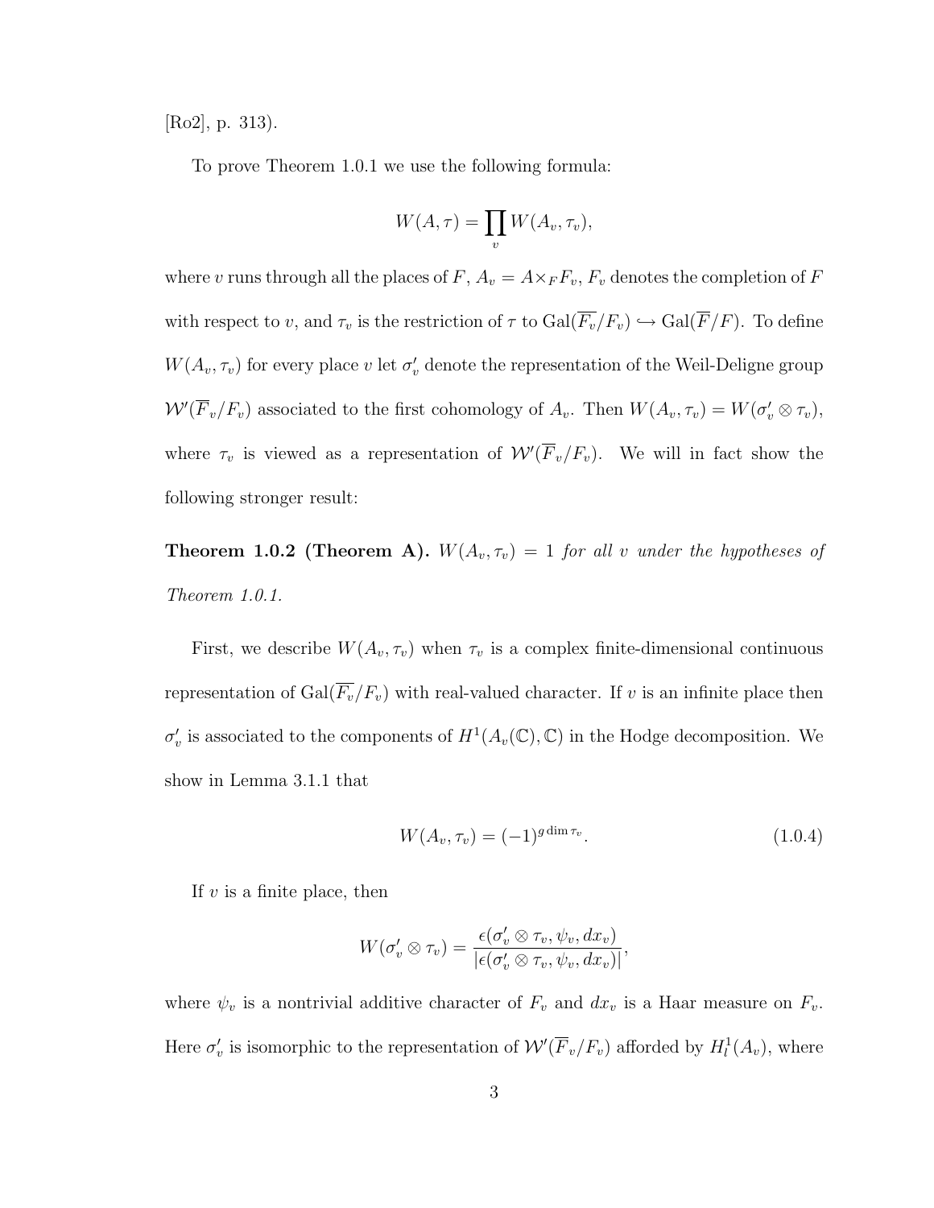[Ro2], p. 313).

To prove Theorem 1.0.1 we use the following formula:

$$W(A, \tau) = \prod_v W(A_v, \tau_v),$$

where $v$ runs through all the places of $F$, $A_v = A \times_F F_v$, $F_v$ denotes the completion of $F$ with respect to $v$, and $\tau_v$ is the restriction of $\tau$ to $\mathrm{Gal}(\overline{F_v}/F_v) \hookrightarrow \mathrm{Gal}(\overline{F}/F)$. To define $W(A_v, \tau_v)$ for every place $v$ let $\sigma'_v$ denote the representation of the Weil-Deligne group $\mathcal{W}'(\overline{F}_v/F_v)$ associated to the first cohomology of $A_v$. Then $W(A_v, \tau_v) = W(\sigma'_v \otimes \tau_v)$, where $\tau_v$ is viewed as a representation of $\mathcal{W}'(\overline{F}_v/F_v)$. We will in fact show the following stronger result:

**Theorem 1.0.2 (Theorem A).** *$W(A_v, \tau_v) = 1$ for all $v$ under the hypotheses of Theorem 1.0.1.*

First, we describe $W(A_v, \tau_v)$ when $\tau_v$ is a complex finite-dimensional continuous representation of $\mathrm{Gal}(\overline{F_v}/F_v)$ with real-valued character. If $v$ is an infinite place then $\sigma'_v$ is associated to the components of $H^1(A_v(\mathbb{C}), \mathbb{C})$ in the Hodge decomposition. We show in Lemma 3.1.1 that

$$W(A_v, \tau_v) = (-1)^{g \dim \tau_v}. \tag{1.0.4}$$

If $v$ is a finite place, then

$$W(\sigma'_v \otimes \tau_v) = \frac{\epsilon(\sigma'_v \otimes \tau_v, \psi_v, dx_v)}{|\epsilon(\sigma'_v \otimes \tau_v, \psi_v, dx_v)|},$$

where $\psi_v$ is a nontrivial additive character of $F_v$ and $dx_v$ is a Haar measure on $F_v$. Here $\sigma'_v$ is isomorphic to the representation of $\mathcal{W}'(\overline{F}_v/F_v)$ afforded by $H^1_l(A_v)$, where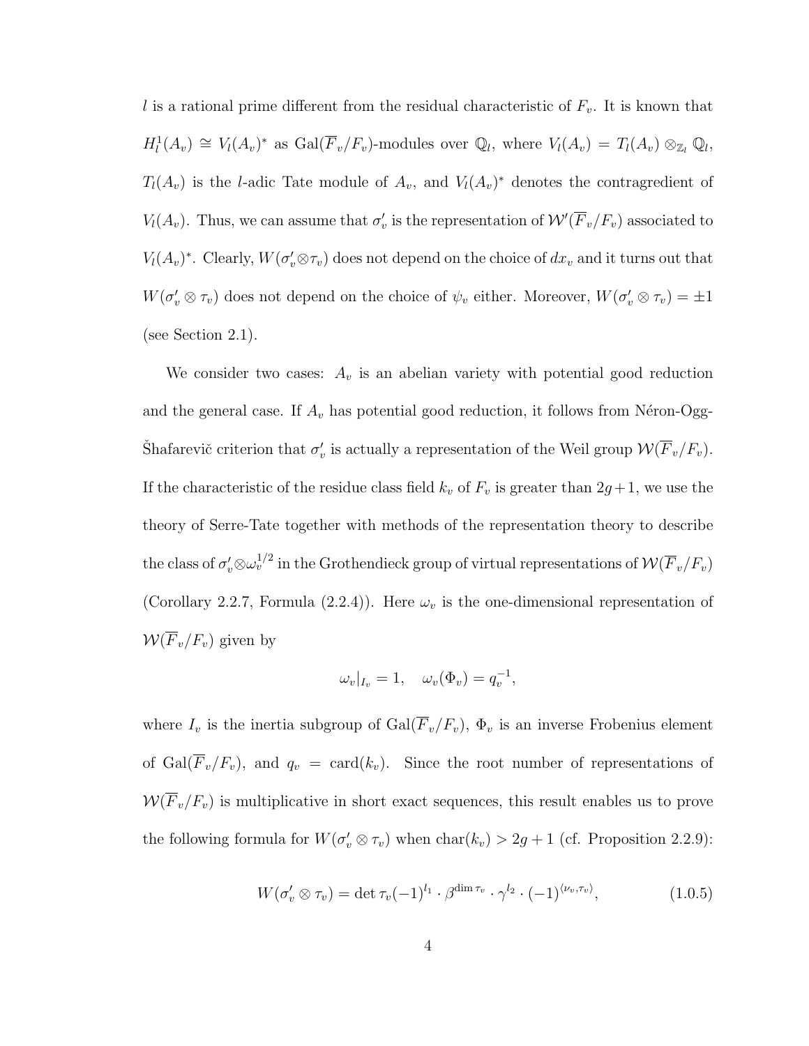$l$ is a rational prime different from the residual characteristic of $F_v$. It is known that $H^1_l(A_v) \cong V_l(A_v)^*$ as $\mathrm{Gal}(\overline{F}_v/F_v)$-modules over $\mathbb{Q}_l$, where $V_l(A_v) = T_l(A_v) \otimes_{\mathbb{Z}_l} \mathbb{Q}_l$, $T_l(A_v)$ is the $l$-adic Tate module of $A_v$, and $V_l(A_v)^*$ denotes the contragredient of $V_l(A_v)$. Thus, we can assume that $\sigma'_v$ is the representation of $\mathcal{W}'(\overline{F}_v/F_v)$ associated to $V_l(A_v)^*$. Clearly, $W(\sigma'_v \otimes \tau_v)$ does not depend on the choice of $dx_v$ and it turns out that $W(\sigma'_v \otimes \tau_v)$ does not depend on the choice of $\psi_v$ either. Moreover, $W(\sigma'_v \otimes \tau_v) = \pm 1$ (see Section 2.1).

We consider two cases: $A_v$ is an abelian variety with potential good reduction and the general case. If $A_v$ has potential good reduction, it follows from Néron-Ogg-Šhafarevič criterion that $\sigma'_v$ is actually a representation of the Weil group $\mathcal{W}(\overline{F}_v/F_v)$. If the characteristic of the residue class field $k_v$ of $F_v$ is greater than $2g+1$, we use the theory of Serre-Tate together with methods of the representation theory to describe the class of $\sigma'_v \otimes \omega_v^{1/2}$ in the Grothendieck group of virtual representations of $\mathcal{W}(\overline{F}_v/F_v)$ (Corollary 2.2.7, Formula (2.2.4)). Here $\omega_v$ is the one-dimensional representation of $\mathcal{W}(\overline{F}_v/F_v)$ given by

$$\omega_v|_{I_v} = 1, \quad \omega_v(\Phi_v) = q_v^{-1},$$

where $I_v$ is the inertia subgroup of $\mathrm{Gal}(\overline{F}_v/F_v)$, $\Phi_v$ is an inverse Frobenius element of $\mathrm{Gal}(\overline{F}_v/F_v)$, and $q_v = \mathrm{card}(k_v)$. Since the root number of representations of $\mathcal{W}(\overline{F}_v/F_v)$ is multiplicative in short exact sequences, this result enables us to prove the following formula for $W(\sigma'_v \otimes \tau_v)$ when $\mathrm{char}(k_v) > 2g+1$ (cf. Proposition 2.2.9):

$$W(\sigma'_v \otimes \tau_v) = \det \tau_v(-1)^{l_1} \cdot \beta^{\dim \tau_v} \cdot \gamma^{l_2} \cdot (-1)^{\langle \nu_v, \tau_v \rangle}, \tag{1.0.5}$$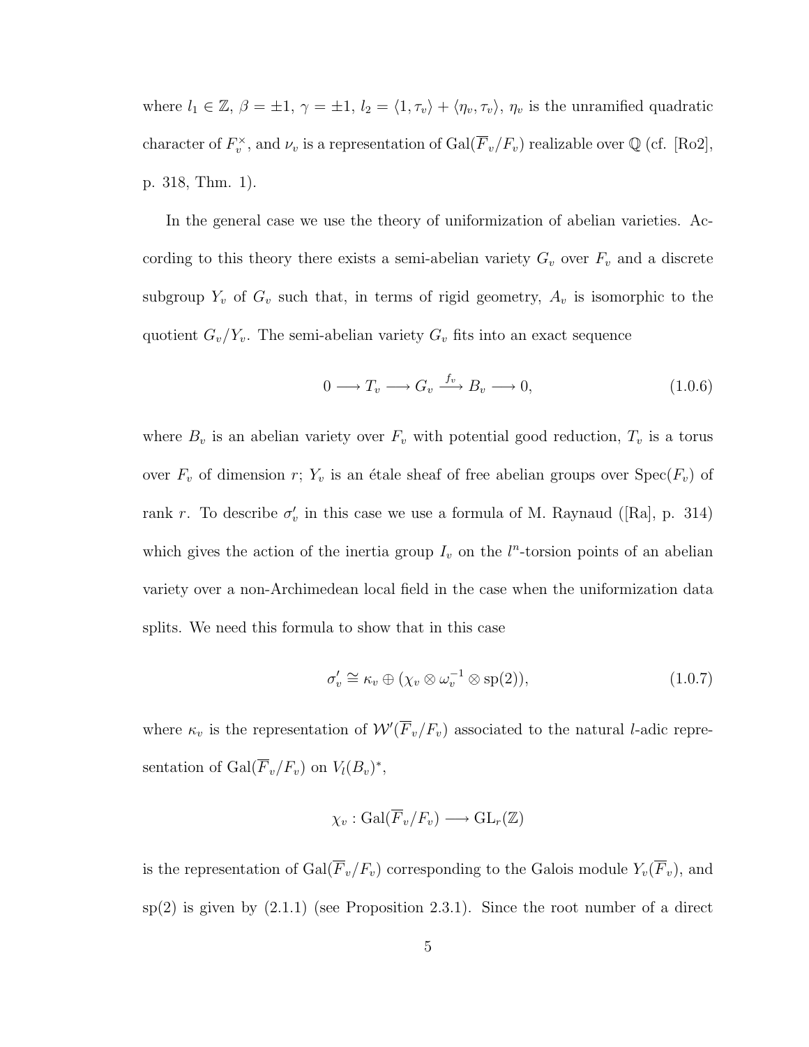where $l_1 \in \mathbb{Z}$, $\beta = \pm 1$, $\gamma = \pm 1$, $l_2 = \langle 1, \tau_v \rangle + \langle \eta_v, \tau_v \rangle$, $\eta_v$ is the unramified quadratic character of $F_v^\times$, and $\nu_v$ is a representation of $\mathrm{Gal}(\overline{F}_v/F_v)$ realizable over $\mathbb{Q}$ (cf. [Ro2], p. 318, Thm. 1).

In the general case we use the theory of uniformization of abelian varieties. According to this theory there exists a semi-abelian variety $G_v$ over $F_v$ and a discrete subgroup $Y_v$ of $G_v$ such that, in terms of rigid geometry, $A_v$ is isomorphic to the quotient $G_v/Y_v$. The semi-abelian variety $G_v$ fits into an exact sequence

$$0 \longrightarrow T_v \longrightarrow G_v \xrightarrow{f_v} B_v \longrightarrow 0, \tag{1.0.6}$$

where $B_v$ is an abelian variety over $F_v$ with potential good reduction, $T_v$ is a torus over $F_v$ of dimension $r$; $Y_v$ is an étale sheaf of free abelian groups over $\mathrm{Spec}(F_v)$ of rank $r$. To describe $\sigma'_v$ in this case we use a formula of M. Raynaud ([Ra], p. 314) which gives the action of the inertia group $I_v$ on the $l^n$-torsion points of an abelian variety over a non-Archimedean local field in the case when the uniformization data splits. We need this formula to show that in this case

$$\sigma'_v \cong \kappa_v \oplus (\chi_v \otimes \omega_v^{-1} \otimes \mathrm{sp}(2)), \tag{1.0.7}$$

where $\kappa_v$ is the representation of $\mathcal{W}'(\overline{F}_v/F_v)$ associated to the natural $l$-adic representation of $\mathrm{Gal}(\overline{F}_v/F_v)$ on $V_l(B_v)^*$,

$$\chi_v : \mathrm{Gal}(\overline{F}_v/F_v) \longrightarrow \mathrm{GL}_r(\mathbb{Z})$$

is the representation of $\mathrm{Gal}(\overline{F}_v/F_v)$ corresponding to the Galois module $Y_v(\overline{F}_v)$, and $\mathrm{sp}(2)$ is given by (2.1.1) (see Proposition 2.3.1). Since the root number of a direct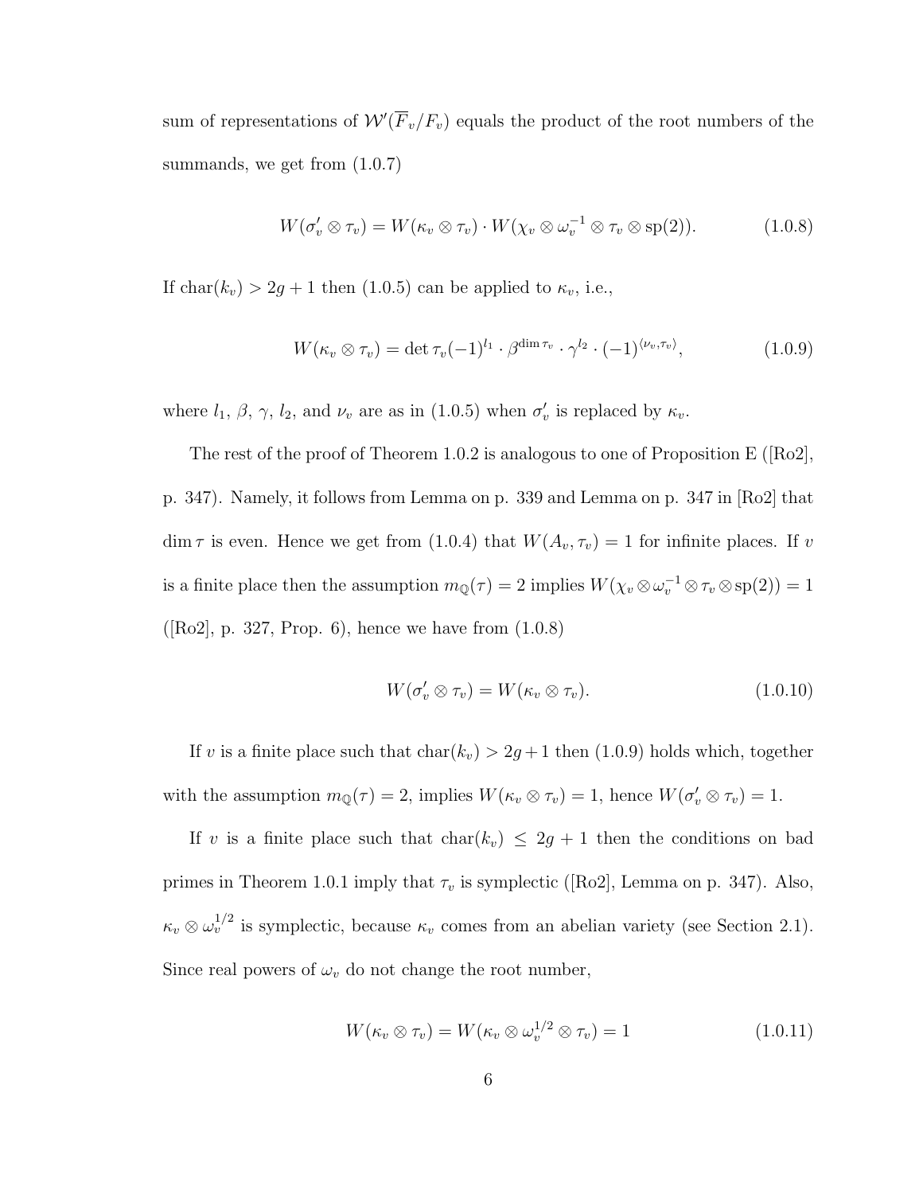sum of representations of $\mathcal{W}'(\overline{F}_v/F_v)$ equals the product of the root numbers of the summands, we get from (1.0.7)

$$W(\sigma'_v \otimes \tau_v) = W(\kappa_v \otimes \tau_v) \cdot W(\chi_v \otimes \omega_v^{-1} \otimes \tau_v \otimes \mathrm{sp}(2)). \tag{1.0.8}$$

If $\mathrm{char}(k_v) > 2g+1$ then (1.0.5) can be applied to $\kappa_v$, i.e.,

$$W(\kappa_v \otimes \tau_v) = \det \tau_v(-1)^{l_1} \cdot \beta^{\dim \tau_v} \cdot \gamma^{l_2} \cdot (-1)^{\langle \nu_v, \tau_v \rangle}, \tag{1.0.9}$$

where $l_1$, $\beta$, $\gamma$, $l_2$, and $\nu_v$ are as in (1.0.5) when $\sigma'_v$ is replaced by $\kappa_v$.

The rest of the proof of Theorem 1.0.2 is analogous to one of Proposition E ([Ro2], p. 347). Namely, it follows from Lemma on p. 339 and Lemma on p. 347 in [Ro2] that $\dim \tau$ is even. Hence we get from (1.0.4) that $W(A_v, \tau_v) = 1$ for infinite places. If $v$ is a finite place then the assumption $m_{\mathbb{Q}}(\tau) = 2$ implies $W(\chi_v \otimes \omega_v^{-1} \otimes \tau_v \otimes \mathrm{sp}(2)) = 1$ ([Ro2], p. 327, Prop. 6), hence we have from (1.0.8)

$$W(\sigma'_v \otimes \tau_v) = W(\kappa_v \otimes \tau_v). \tag{1.0.10}$$

If $v$ is a finite place such that $\mathrm{char}(k_v) > 2g+1$ then (1.0.9) holds which, together with the assumption $m_{\mathbb{Q}}(\tau) = 2$, implies $W(\kappa_v \otimes \tau_v) = 1$, hence $W(\sigma'_v \otimes \tau_v) = 1$.

If $v$ is a finite place such that $\mathrm{char}(k_v) \leq 2g+1$ then the conditions on bad primes in Theorem 1.0.1 imply that $\tau_v$ is symplectic ([Ro2], Lemma on p. 347). Also, $\kappa_v \otimes \omega_v^{1/2}$ is symplectic, because $\kappa_v$ comes from an abelian variety (see Section 2.1). Since real powers of $\omega_v$ do not change the root number,

$$W(\kappa_v \otimes \tau_v) = W(\kappa_v \otimes \omega_v^{1/2} \otimes \tau_v) = 1 \tag{1.0.11}$$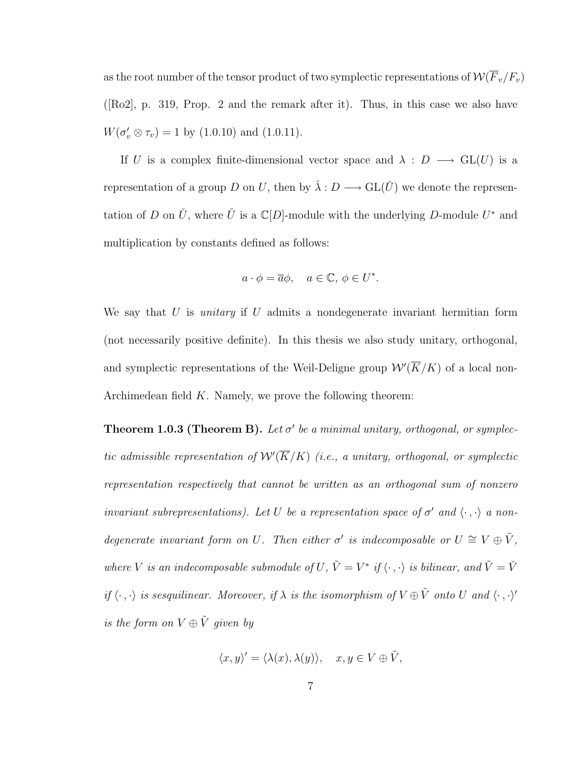as the root number of the tensor product of two symplectic representations of $\mathcal{W}(\overline{F}_v/F_v)$ ([Ro2], p. 319, Prop. 2 and the remark after it). Thus, in this case we also have $W(\sigma'_v \otimes \tau_v) = 1$ by (1.0.10) and (1.0.11).

If $U$ is a complex finite-dimensional vector space and $\lambda : D \longrightarrow \mathrm{GL}(U)$ is a representation of a group $D$ on $U$, then by $\check{\lambda} : D \longrightarrow \mathrm{GL}(\check{U})$ we denote the representation of $D$ on $\check{U}$, where $\check{U}$ is a $\mathbb{C}[D]$-module with the underlying $D$-module $U^*$ and multiplication by constants defined as follows:

$$a \cdot \phi = \overline{a}\phi, \quad a \in \mathbb{C},\, \phi \in U^*.$$

We say that $U$ is *unitary* if $U$ admits a nondegenerate invariant hermitian form (not necessarily positive definite). In this thesis we also study unitary, orthogonal, and symplectic representations of the Weil-Deligne group $\mathcal{W}'(\overline{K}/K)$ of a local non-Archimedean field $K$. Namely, we prove the following theorem:

**Theorem 1.0.3 (Theorem B).** *Let $\sigma'$ be a minimal unitary, orthogonal, or symplectic admissible representation of $\mathcal{W}'(\overline{K}/K)$ (i.e., a unitary, orthogonal, or symplectic representation respectively that cannot be written as an orthogonal sum of nonzero invariant subrepresentations). Let $U$ be a representation space of $\sigma'$ and $\langle \cdot , \cdot \rangle$ a nondegenerate invariant form on $U$. Then either $\sigma'$ is indecomposable or $U \cong V \oplus \tilde{V}$, where $V$ is an indecomposable submodule of $U$, $\tilde{V} = V^*$ if $\langle \cdot , \cdot \rangle$ is bilinear, and $\tilde{V} = \check{V}$ if $\langle \cdot , \cdot \rangle$ is sesquilinear. Moreover, if $\lambda$ is the isomorphism of $V \oplus \tilde{V}$ onto $U$ and $\langle \cdot , \cdot \rangle'$ is the form on $V \oplus \tilde{V}$ given by*

$$\langle x, y \rangle' = \langle \lambda(x), \lambda(y) \rangle, \quad x, y \in V \oplus \tilde{V},$$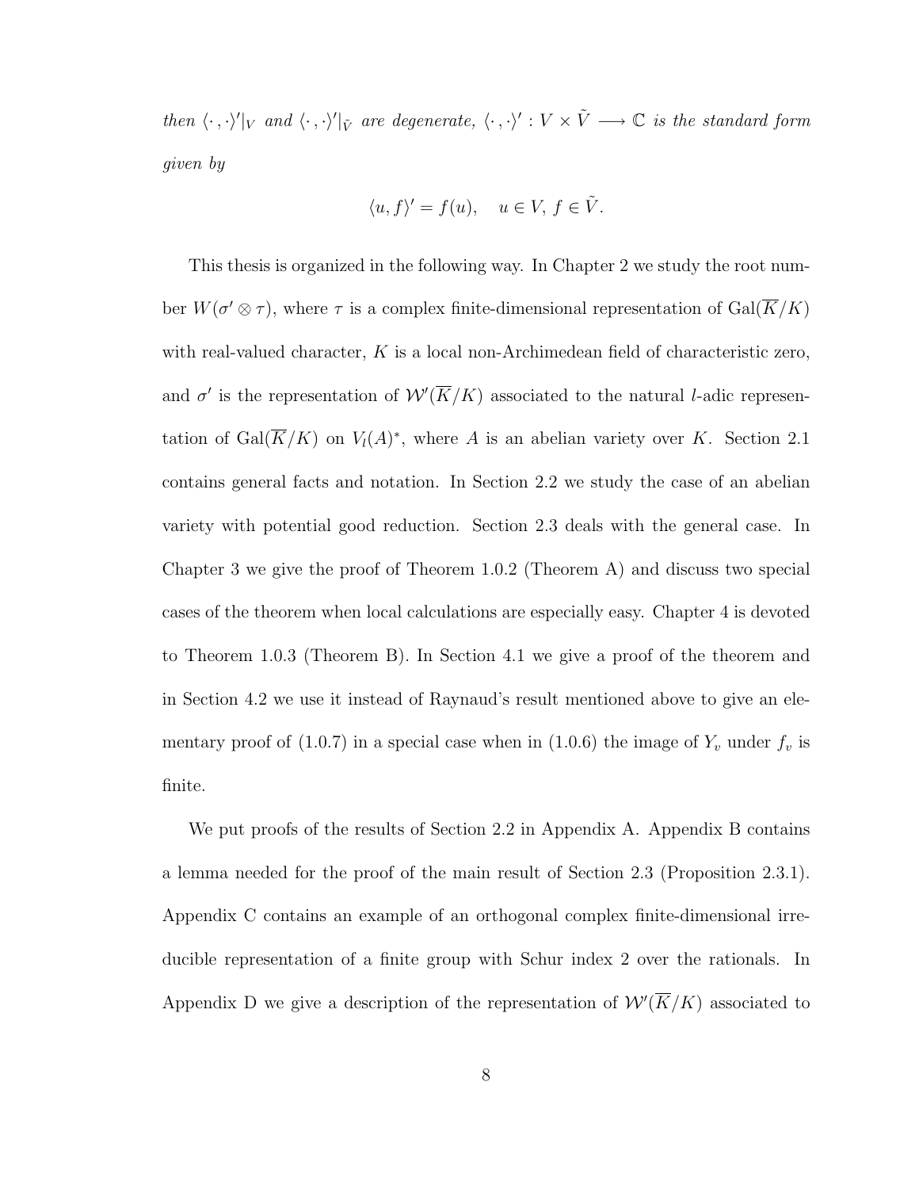*then* $\langle \cdot\,, \cdot \rangle'|_V$ *and* $\langle \cdot\,, \cdot \rangle'|_{\tilde{V}}$ *are degenerate,* $\langle \cdot\,, \cdot \rangle' : V \times \tilde{V} \longrightarrow \mathbb{C}$ *is the standard form given by*

$$\langle u, f \rangle' = f(u), \quad u \in V,\, f \in \tilde{V}.$$

This thesis is organized in the following way. In Chapter 2 we study the root number $W(\sigma' \otimes \tau)$, where $\tau$ is a complex finite-dimensional representation of $\mathrm{Gal}(\overline{K}/K)$ with real-valued character, $K$ is a local non-Archimedean field of characteristic zero, and $\sigma'$ is the representation of $\mathcal{W}'(\overline{K}/K)$ associated to the natural $l$-adic representation of $\mathrm{Gal}(\overline{K}/K)$ on $V_l(A)^*$, where $A$ is an abelian variety over $K$. Section 2.1 contains general facts and notation. In Section 2.2 we study the case of an abelian variety with potential good reduction. Section 2.3 deals with the general case. In Chapter 3 we give the proof of Theorem 1.0.2 (Theorem A) and discuss two special cases of the theorem when local calculations are especially easy. Chapter 4 is devoted to Theorem 1.0.3 (Theorem B). In Section 4.1 we give a proof of the theorem and in Section 4.2 we use it instead of Raynaud's result mentioned above to give an elementary proof of (1.0.7) in a special case when in (1.0.6) the image of $Y_v$ under $f_v$ is finite.

We put proofs of the results of Section 2.2 in Appendix A. Appendix B contains a lemma needed for the proof of the main result of Section 2.3 (Proposition 2.3.1). Appendix C contains an example of an orthogonal complex finite-dimensional irreducible representation of a finite group with Schur index 2 over the rationals. In Appendix D we give a description of the representation of $\mathcal{W}'(\overline{K}/K)$ associated to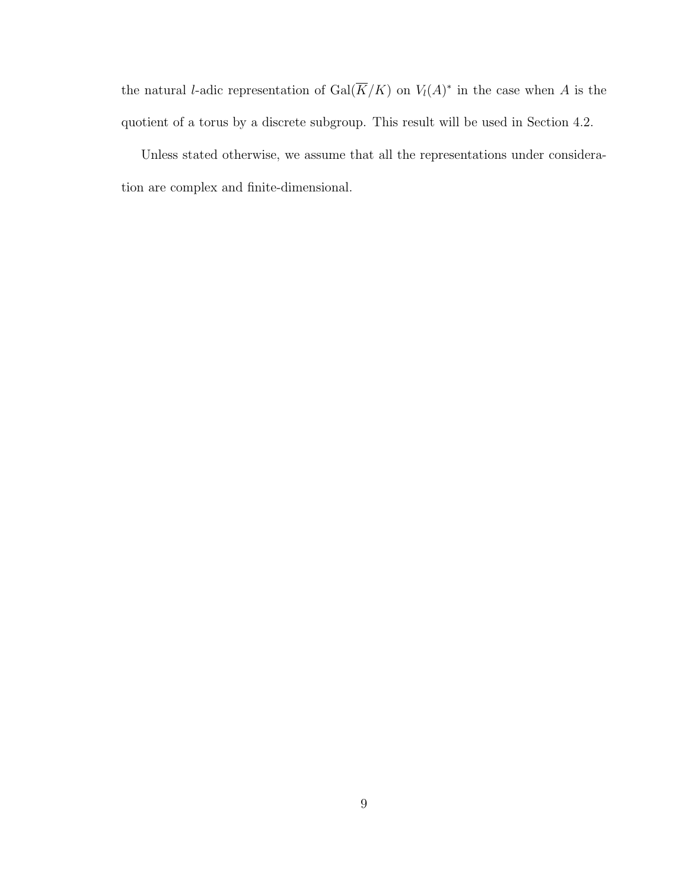the natural $l$-adic representation of $\mathrm{Gal}(\overline{K}/K)$ on $V_l(A)^*$ in the case when $A$ is the quotient of a torus by a discrete subgroup. This result will be used in Section 4.2.

Unless stated otherwise, we assume that all the representations under consideration are complex and finite-dimensional.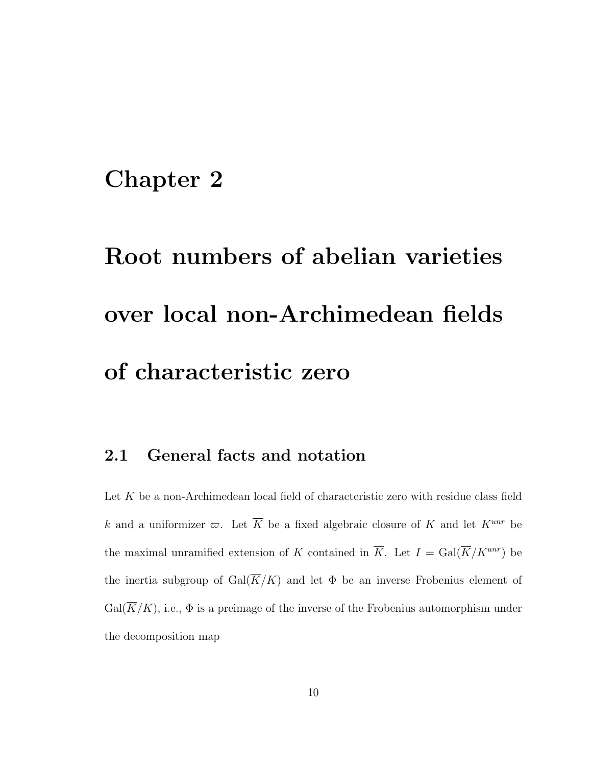# Chapter 2

# Root numbers of abelian varieties over local non-Archimedean fields of characteristic zero

## 2.1 General facts and notation

Let $K$ be a non-Archimedean local field of characteristic zero with residue class field $k$ and a uniformizer $\varpi$. Let $\overline{K}$ be a fixed algebraic closure of $K$ and let $K^{unr}$ be the maximal unramified extension of $K$ contained in $\overline{K}$. Let $I = \mathrm{Gal}(\overline{K}/K^{unr})$ be the inertia subgroup of $\mathrm{Gal}(\overline{K}/K)$ and let $\Phi$ be an inverse Frobenius element of $\mathrm{Gal}(\overline{K}/K)$, i.e., $\Phi$ is a preimage of the inverse of the Frobenius automorphism under the decomposition map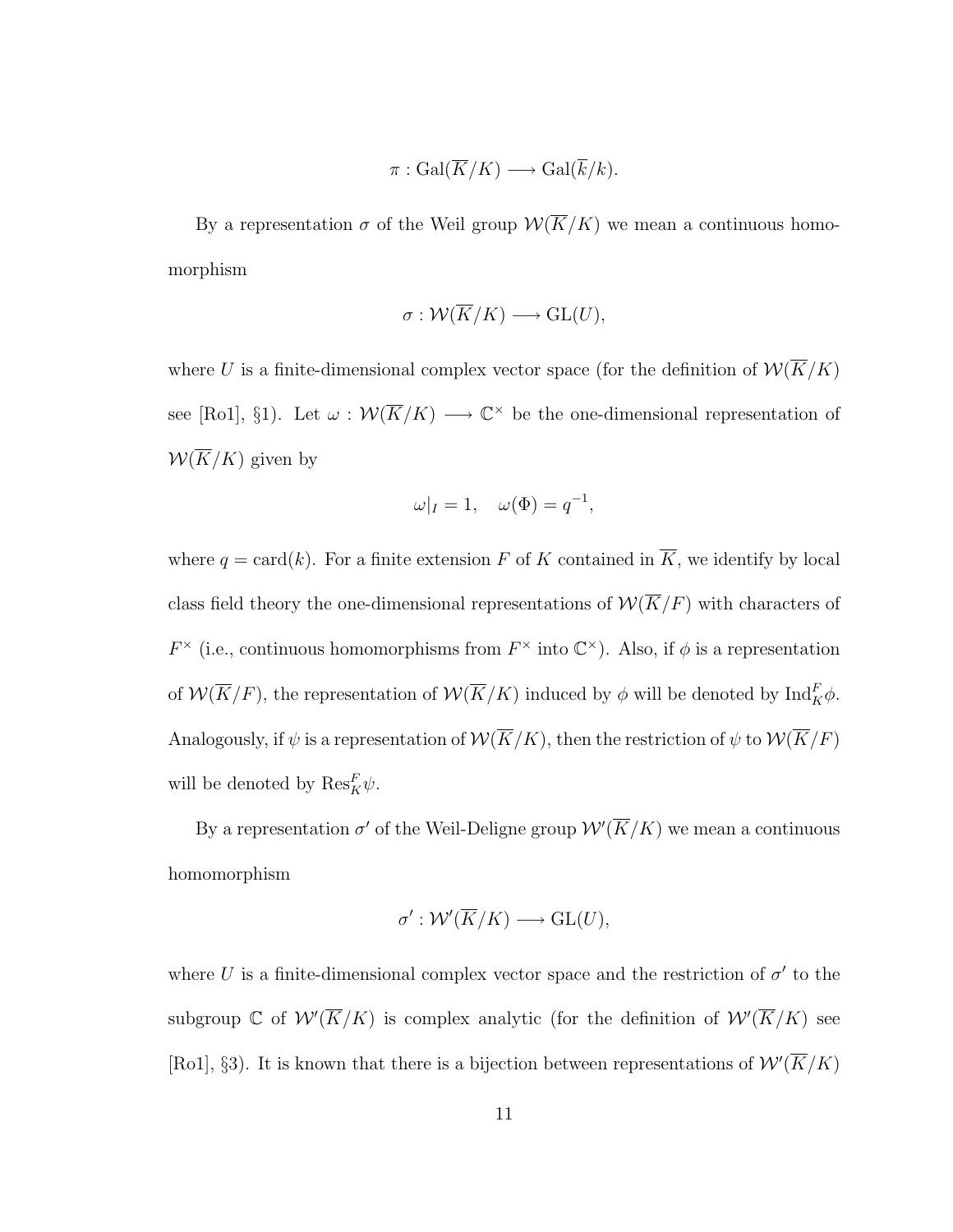$$\pi : \mathrm{Gal}(\overline{K}/K) \longrightarrow \mathrm{Gal}(\overline{k}/k).$$

By a representation $\sigma$ of the Weil group $\mathcal{W}(\overline{K}/K)$ we mean a continuous homomorphism

$$\sigma : \mathcal{W}(\overline{K}/K) \longrightarrow \mathrm{GL}(U),$$

where $U$ is a finite-dimensional complex vector space (for the definition of $\mathcal{W}(\overline{K}/K)$ see [Ro1], §1). Let $\omega : \mathcal{W}(\overline{K}/K) \longrightarrow \mathbb{C}^\times$ be the one-dimensional representation of $\mathcal{W}(\overline{K}/K)$ given by

$$\omega|_I = 1, \quad \omega(\Phi) = q^{-1},$$

where $q = \mathrm{card}(k)$. For a finite extension $F$ of $K$ contained in $\overline{K}$, we identify by local class field theory the one-dimensional representations of $\mathcal{W}(\overline{K}/F)$ with characters of $F^\times$ (i.e., continuous homomorphisms from $F^\times$ into $\mathbb{C}^\times$). Also, if $\phi$ is a representation of $\mathcal{W}(\overline{K}/F)$, the representation of $\mathcal{W}(\overline{K}/K)$ induced by $\phi$ will be denoted by $\mathrm{Ind}_K^F \phi$. Analogously, if $\psi$ is a representation of $\mathcal{W}(\overline{K}/K)$, then the restriction of $\psi$ to $\mathcal{W}(\overline{K}/F)$ will be denoted by $\mathrm{Res}_K^F \psi$.

By a representation $\sigma'$ of the Weil-Deligne group $\mathcal{W}'(\overline{K}/K)$ we mean a continuous homomorphism

$$\sigma' : \mathcal{W}'(\overline{K}/K) \longrightarrow \mathrm{GL}(U),$$

where $U$ is a finite-dimensional complex vector space and the restriction of $\sigma'$ to the subgroup $\mathbb{C}$ of $\mathcal{W}'(\overline{K}/K)$ is complex analytic (for the definition of $\mathcal{W}'(\overline{K}/K)$ see [Ro1], §3). It is known that there is a bijection between representations of $\mathcal{W}'(\overline{K}/K)$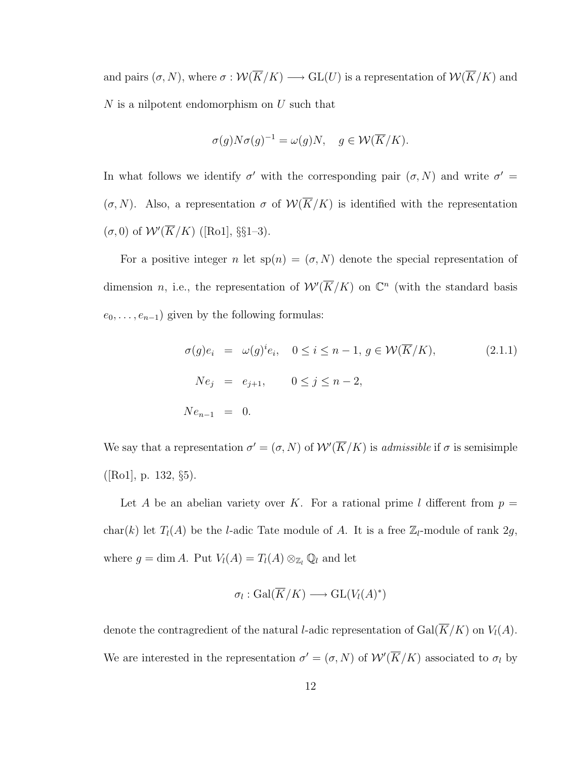and pairs $(\sigma, N)$, where $\sigma : \mathcal{W}(\overline{K}/K) \longrightarrow \mathrm{GL}(U)$ is a representation of $\mathcal{W}(\overline{K}/K)$ and $N$ is a nilpotent endomorphism on $U$ such that

$$\sigma(g)N\sigma(g)^{-1} = \omega(g)N, \quad g \in \mathcal{W}(\overline{K}/K).$$

In what follows we identify $\sigma'$ with the corresponding pair $(\sigma, N)$ and write $\sigma' = (\sigma, N)$. Also, a representation $\sigma$ of $\mathcal{W}(\overline{K}/K)$ is identified with the representation $(\sigma, 0)$ of $\mathcal{W}'(\overline{K}/K)$ ([Ro1], §§1–3).

For a positive integer $n$ let $\mathrm{sp}(n) = (\sigma, N)$ denote the special representation of dimension $n$, i.e., the representation of $\mathcal{W}'(\overline{K}/K)$ on $\mathbb{C}^n$ (with the standard basis $e_0, \ldots, e_{n-1}$) given by the following formulas:

$$\begin{aligned} \sigma(g)e_i &= \omega(g)^i e_i, \quad 0 \le i \le n-1,\, g \in \mathcal{W}(\overline{K}/K), \\ Ne_j &= e_{j+1}, \qquad 0 \le j \le n-2, \\ Ne_{n-1} &= 0. \end{aligned} \tag{2.1.1}$$

We say that a representation $\sigma' = (\sigma, N)$ of $\mathcal{W}'(\overline{K}/K)$ is *admissible* if $\sigma$ is semisimple ([Ro1], p. 132, §5).

Let $A$ be an abelian variety over $K$. For a rational prime $l$ different from $p = \mathrm{char}(k)$ let $T_l(A)$ be the $l$-adic Tate module of $A$. It is a free $\mathbb{Z}_l$-module of rank $2g$, where $g = \dim A$. Put $V_l(A) = T_l(A) \otimes_{\mathbb{Z}_l} \mathbb{Q}_l$ and let

$$\sigma_l : \mathrm{Gal}(\overline{K}/K) \longrightarrow \mathrm{GL}(V_l(A)^*)$$

denote the contragredient of the natural $l$-adic representation of $\mathrm{Gal}(\overline{K}/K)$ on $V_l(A)$. We are interested in the representation $\sigma' = (\sigma, N)$ of $\mathcal{W}'(\overline{K}/K)$ associated to $\sigma_l$ by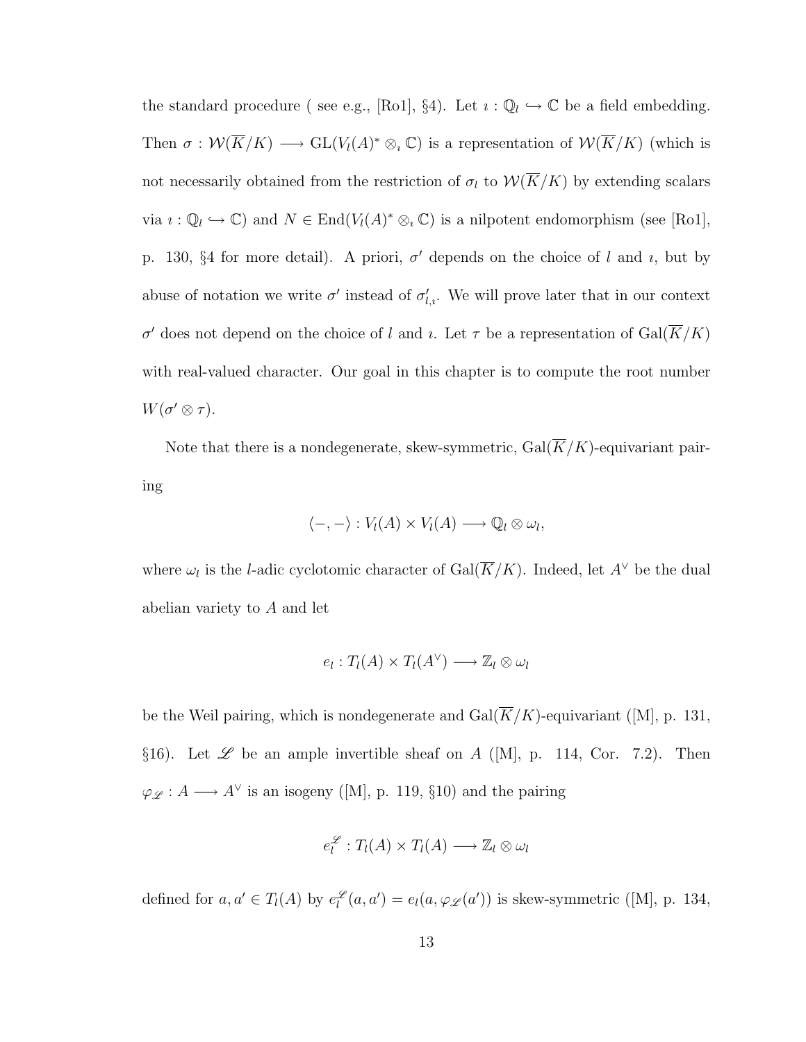the standard procedure ( see e.g., [Ro1], §4). Let $\imath : \mathbb{Q}_l \hookrightarrow \mathbb{C}$ be a field embedding. Then $\sigma : \mathcal{W}(\overline{K}/K) \longrightarrow \mathrm{GL}(V_l(A)^* \otimes_\imath \mathbb{C})$ is a representation of $\mathcal{W}(\overline{K}/K)$ (which is not necessarily obtained from the restriction of $\sigma_l$ to $\mathcal{W}(\overline{K}/K)$ by extending scalars via $\imath : \mathbb{Q}_l \hookrightarrow \mathbb{C}$) and $N \in \mathrm{End}(V_l(A)^* \otimes_\imath \mathbb{C})$ is a nilpotent endomorphism (see [Ro1], p. 130, §4 for more detail). A priori, $\sigma'$ depends on the choice of $l$ and $\imath$, but by abuse of notation we write $\sigma'$ instead of $\sigma'_{l,\imath}$. We will prove later that in our context $\sigma'$ does not depend on the choice of $l$ and $\imath$. Let $\tau$ be a representation of $\mathrm{Gal}(\overline{K}/K)$ with real-valued character. Our goal in this chapter is to compute the root number $W(\sigma' \otimes \tau)$.

Note that there is a nondegenerate, skew-symmetric, $\mathrm{Gal}(\overline{K}/K)$-equivariant pairing

$$\langle -, - \rangle : V_l(A) \times V_l(A) \longrightarrow \mathbb{Q}_l \otimes \omega_l,$$

where $\omega_l$ is the $l$-adic cyclotomic character of $\mathrm{Gal}(\overline{K}/K)$. Indeed, let $A^\vee$ be the dual abelian variety to $A$ and let

$$e_l : T_l(A) \times T_l(A^\vee) \longrightarrow \mathbb{Z}_l \otimes \omega_l$$

be the Weil pairing, which is nondegenerate and $\mathrm{Gal}(\overline{K}/K)$-equivariant ([M], p. 131, §16). Let $\mathscr{L}$ be an ample invertible sheaf on $A$ ([M], p. 114, Cor. 7.2). Then $\varphi_{\mathscr{L}} : A \longrightarrow A^\vee$ is an isogeny ([M], p. 119, §10) and the pairing

$$e_l^{\mathscr{L}} : T_l(A) \times T_l(A) \longrightarrow \mathbb{Z}_l \otimes \omega_l$$

defined for $a, a' \in T_l(A)$ by $e_l^{\mathscr{L}}(a, a') = e_l(a, \varphi_{\mathscr{L}}(a'))$ is skew-symmetric ([M], p. 134,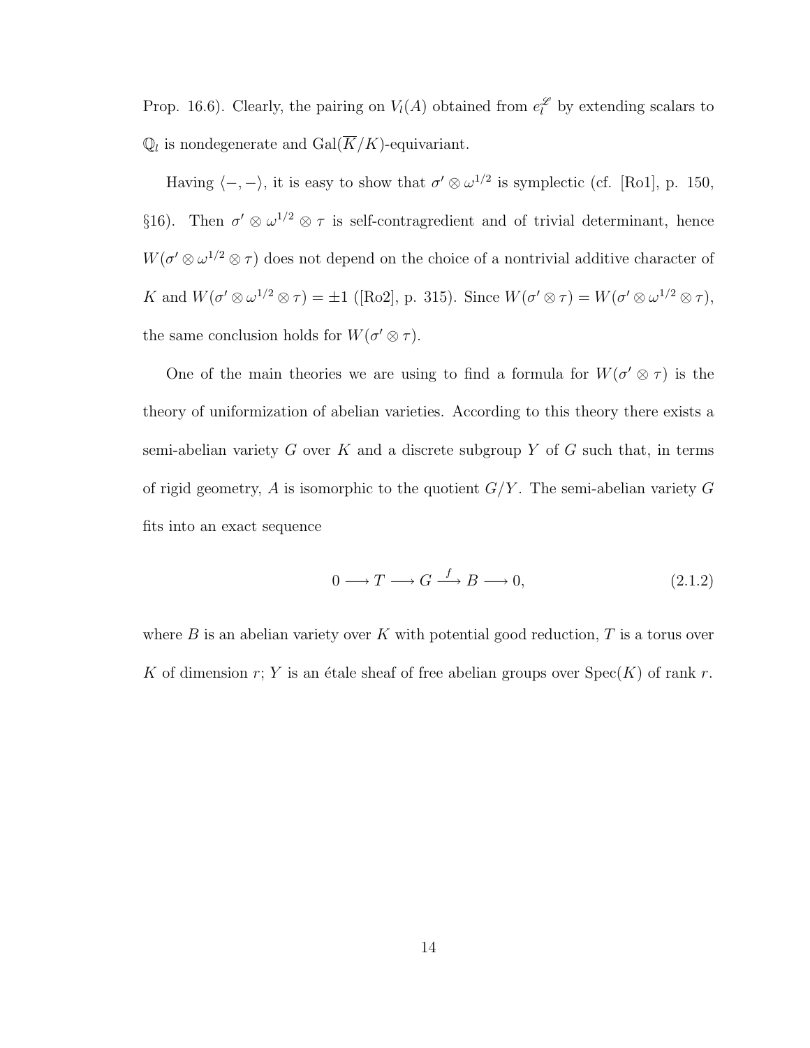Prop. 16.6). Clearly, the pairing on $V_l(A)$ obtained from $e_l^{\mathscr{L}}$ by extending scalars to $\mathbb{Q}_l$ is nondegenerate and $\mathrm{Gal}(\overline{K}/K)$-equivariant.

Having $\langle -, - \rangle$, it is easy to show that $\sigma' \otimes \omega^{1/2}$ is symplectic (cf. [Ro1], p. 150, §16). Then $\sigma' \otimes \omega^{1/2} \otimes \tau$ is self-contragredient and of trivial determinant, hence $W(\sigma' \otimes \omega^{1/2} \otimes \tau)$ does not depend on the choice of a nontrivial additive character of $K$ and $W(\sigma' \otimes \omega^{1/2} \otimes \tau) = \pm 1$ ([Ro2], p. 315). Since $W(\sigma' \otimes \tau) = W(\sigma' \otimes \omega^{1/2} \otimes \tau)$, the same conclusion holds for $W(\sigma' \otimes \tau)$.

One of the main theories we are using to find a formula for $W(\sigma' \otimes \tau)$ is the theory of uniformization of abelian varieties. According to this theory there exists a semi-abelian variety $G$ over $K$ and a discrete subgroup $Y$ of $G$ such that, in terms of rigid geometry, $A$ is isomorphic to the quotient $G/Y$. The semi-abelian variety $G$ fits into an exact sequence

$$0 \longrightarrow T \longrightarrow G \xrightarrow{f} B \longrightarrow 0, \tag{2.1.2}$$

where $B$ is an abelian variety over $K$ with potential good reduction, $T$ is a torus over $K$ of dimension $r$; $Y$ is an étale sheaf of free abelian groups over $\mathrm{Spec}(K)$ of rank $r$.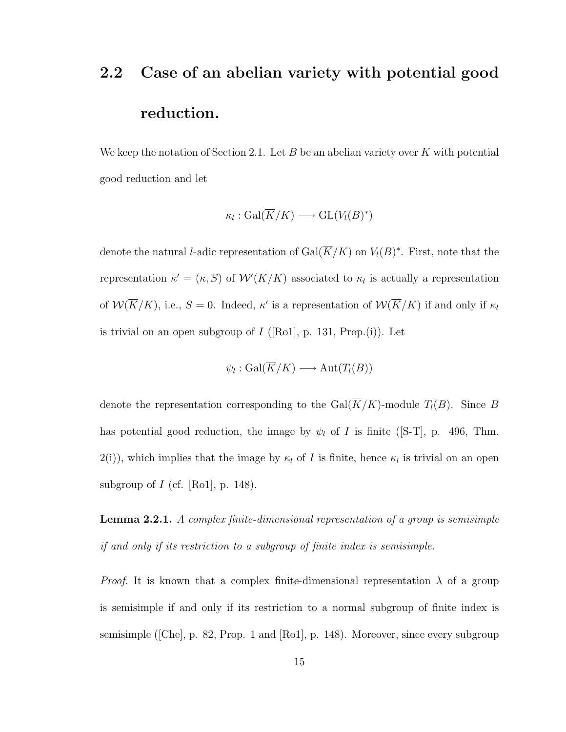## 2.2 Case of an abelian variety with potential good reduction.

We keep the notation of Section 2.1. Let $B$ be an abelian variety over $K$ with potential good reduction and let

$$\kappa_l : \mathrm{Gal}(\overline{K}/K) \longrightarrow \mathrm{GL}(V_l(B)^*)$$

denote the natural $l$-adic representation of $\mathrm{Gal}(\overline{K}/K)$ on $V_l(B)^*$. First, note that the representation $\kappa' = (\kappa, S)$ of $\mathcal{W}'(\overline{K}/K)$ associated to $\kappa_l$ is actually a representation of $\mathcal{W}(\overline{K}/K)$, i.e., $S = 0$. Indeed, $\kappa'$ is a representation of $\mathcal{W}(\overline{K}/K)$ if and only if $\kappa_l$ is trivial on an open subgroup of $I$ ([Ro1], p. 131, Prop.(i)). Let

$$\psi_l : \mathrm{Gal}(\overline{K}/K) \longrightarrow \mathrm{Aut}(T_l(B))$$

denote the representation corresponding to the $\mathrm{Gal}(\overline{K}/K)$-module $T_l(B)$. Since $B$ has potential good reduction, the image by $\psi_l$ of $I$ is finite ([S-T], p. 496, Thm. 2(i)), which implies that the image by $\kappa_l$ of $I$ is finite, hence $\kappa_l$ is trivial on an open subgroup of $I$ (cf. [Ro1], p. 148).

**Lemma 2.2.1.** *A complex finite-dimensional representation of a group is semisimple if and only if its restriction to a subgroup of finite index is semisimple.*

*Proof.* It is known that a complex finite-dimensional representation $\lambda$ of a group is semisimple if and only if its restriction to a normal subgroup of finite index is semisimple ([Che], p. 82, Prop. 1 and [Ro1], p. 148). Moreover, since every subgroup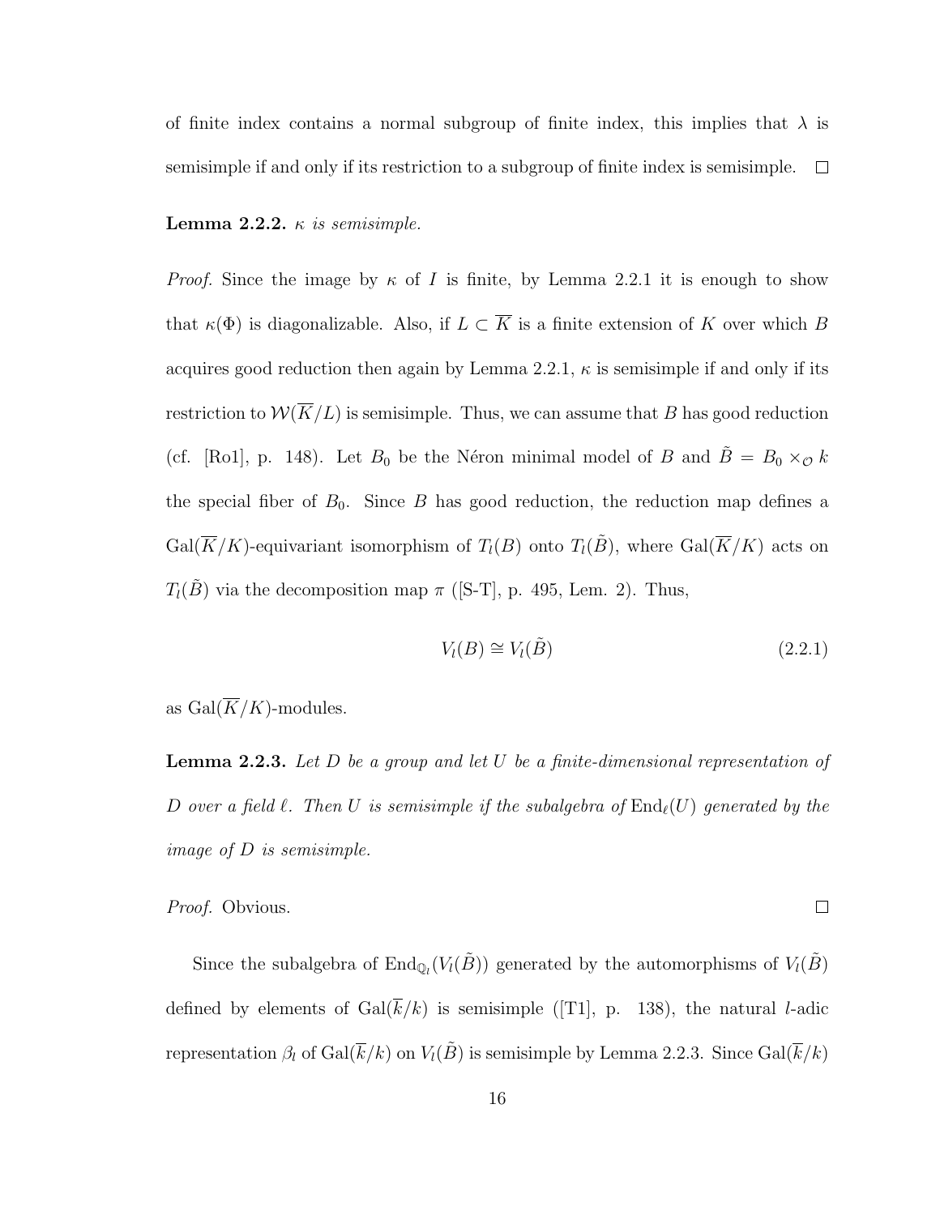of finite index contains a normal subgroup of finite index, this implies that $\lambda$ is semisimple if and only if its restriction to a subgroup of finite index is semisimple. $\square$

**Lemma 2.2.2.** *$\kappa$ is semisimple.*

*Proof.* Since the image by $\kappa$ of $I$ is finite, by Lemma 2.2.1 it is enough to show that $\kappa(\Phi)$ is diagonalizable. Also, if $L \subset \overline{K}$ is a finite extension of $K$ over which $B$ acquires good reduction then again by Lemma 2.2.1, $\kappa$ is semisimple if and only if its restriction to $\mathcal{W}(\overline{K}/L)$ is semisimple. Thus, we can assume that $B$ has good reduction (cf. [Ro1], p. 148). Let $B_0$ be the Néron minimal model of $B$ and $\tilde{B} = B_0 \times_{\mathcal{O}} k$ the special fiber of $B_0$. Since $B$ has good reduction, the reduction map defines a $\mathrm{Gal}(\overline{K}/K)$-equivariant isomorphism of $T_l(B)$ onto $T_l(\tilde{B})$, where $\mathrm{Gal}(\overline{K}/K)$ acts on $T_l(\tilde{B})$ via the decomposition map $\pi$ ([S-T], p. 495, Lem. 2). Thus,

$$V_l(B) \cong V_l(\tilde{B}) \tag{2.2.1}$$

as $\mathrm{Gal}(\overline{K}/K)$-modules.

**Lemma 2.2.3.** *Let $D$ be a group and let $U$ be a finite-dimensional representation of $D$ over a field $\ell$. Then $U$ is semisimple if the subalgebra of $\mathrm{End}_{\ell}(U)$ generated by the image of $D$ is semisimple.*

*Proof.* Obvious. $\square$

Since the subalgebra of $\mathrm{End}_{\mathbb{Q}_l}(V_l(\tilde{B}))$ generated by the automorphisms of $V_l(\tilde{B})$ defined by elements of $\mathrm{Gal}(\overline{k}/k)$ is semisimple ([T1], p. 138), the natural $l$-adic representation $\beta_l$ of $\mathrm{Gal}(\overline{k}/k)$ on $V_l(\tilde{B})$ is semisimple by Lemma 2.2.3. Since $\mathrm{Gal}(\overline{k}/k)$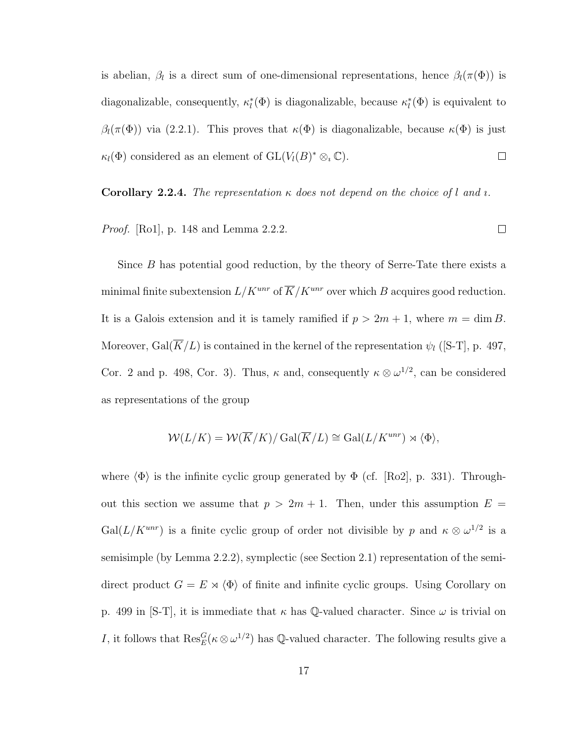is abelian, $\beta_l$ is a direct sum of one-dimensional representations, hence $\beta_l(\pi(\Phi))$ is diagonalizable, consequently, $\kappa_l^*(\Phi)$ is diagonalizable, because $\kappa_l^*(\Phi)$ is equivalent to $\beta_l(\pi(\Phi))$ via (2.2.1). This proves that $\kappa(\Phi)$ is diagonalizable, because $\kappa(\Phi)$ is just $\kappa_l(\Phi)$ considered as an element of $\mathrm{GL}(V_l(B)^* \otimes_\imath \mathbb{C})$. $\square$

**Corollary 2.2.4.** *The representation $\kappa$ does not depend on the choice of $l$ and $\imath$.*

*Proof.* [Ro1], p. 148 and Lemma 2.2.2. $\square$

Since $B$ has potential good reduction, by the theory of Serre-Tate there exists a minimal finite subextension $L/K^{unr}$ of $\overline{K}/K^{unr}$ over which $B$ acquires good reduction. It is a Galois extension and it is tamely ramified if $p > 2m + 1$, where $m = \dim B$. Moreover, $\mathrm{Gal}(\overline{K}/L)$ is contained in the kernel of the representation $\psi_l$ ([S-T], p. 497, Cor. 2 and p. 498, Cor. 3). Thus, $\kappa$ and, consequently $\kappa \otimes \omega^{1/2}$, can be considered as representations of the group

$$\mathcal{W}(L/K) = \mathcal{W}(\overline{K}/K)/\,\mathrm{Gal}(\overline{K}/L) \cong \mathrm{Gal}(L/K^{unr}) \rtimes \langle \Phi \rangle,$$

where $\langle \Phi \rangle$ is the infinite cyclic group generated by $\Phi$ (cf. [Ro2], p. 331). Throughout this section we assume that $p > 2m + 1$. Then, under this assumption $E = \mathrm{Gal}(L/K^{unr})$ is a finite cyclic group of order not divisible by $p$ and $\kappa \otimes \omega^{1/2}$ is a semisimple (by Lemma 2.2.2), symplectic (see Section 2.1) representation of the semidirect product $G = E \rtimes \langle \Phi \rangle$ of finite and infinite cyclic groups. Using Corollary on p. 499 in [S-T], it is immediate that $\kappa$ has $\mathbb{Q}$-valued character. Since $\omega$ is trivial on $I$, it follows that $\mathrm{Res}_E^G(\kappa \otimes \omega^{1/2})$ has $\mathbb{Q}$-valued character. The following results give a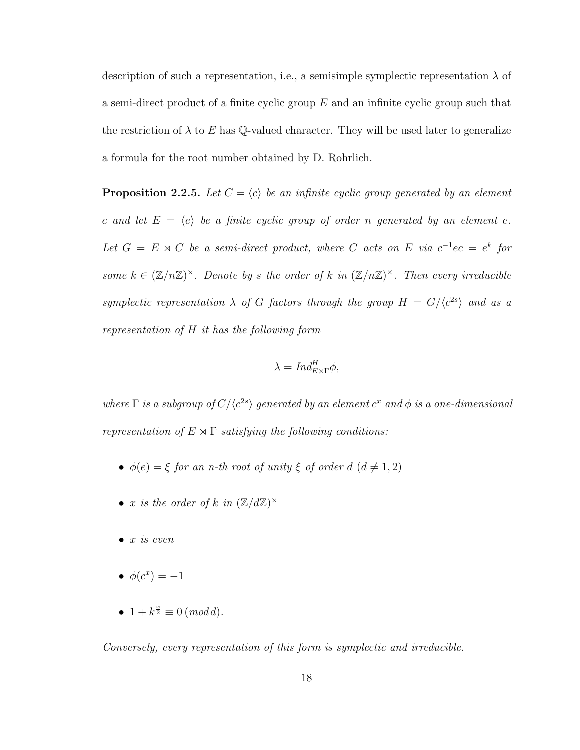description of such a representation, i.e., a semisimple symplectic representation $\lambda$ of a semi-direct product of a finite cyclic group $E$ and an infinite cyclic group such that the restriction of $\lambda$ to $E$ has $\mathbb{Q}$-valued character. They will be used later to generalize a formula for the root number obtained by D. Rohrlich.

**Proposition 2.2.5.** *Let $C = \langle c \rangle$ be an infinite cyclic group generated by an element $c$ and let $E = \langle e \rangle$ be a finite cyclic group of order $n$ generated by an element $e$. Let $G = E \rtimes C$ be a semi-direct product, where $C$ acts on $E$ via $c^{-1}ec = e^k$ for some $k \in (\mathbb{Z}/n\mathbb{Z})^\times$. Denote by $s$ the order of $k$ in $(\mathbb{Z}/n\mathbb{Z})^\times$. Then every irreducible symplectic representation $\lambda$ of $G$ factors through the group $H = G/\langle c^{2s} \rangle$ and as a representation of $H$ it has the following form*

$$\lambda = Ind_{E \rtimes \Gamma}^{H} \phi,$$

*where $\Gamma$ is a subgroup of $C/\langle c^{2s} \rangle$ generated by an element $c^x$ and $\phi$ is a one-dimensional representation of $E \rtimes \Gamma$ satisfying the following conditions:*

- *$\phi(e) = \xi$ for an $n$-th root of unity $\xi$ of order $d$ ($d \neq 1, 2$)*
- *$x$ is the order of $k$ in $(\mathbb{Z}/d\mathbb{Z})^\times$*
- *$x$ is even*
- *$\phi(c^x) = -1$*
- *$1 + k^{\frac{x}{2}} \equiv 0 \, (mod\, d)$.*

*Conversely, every representation of this form is symplectic and irreducible.*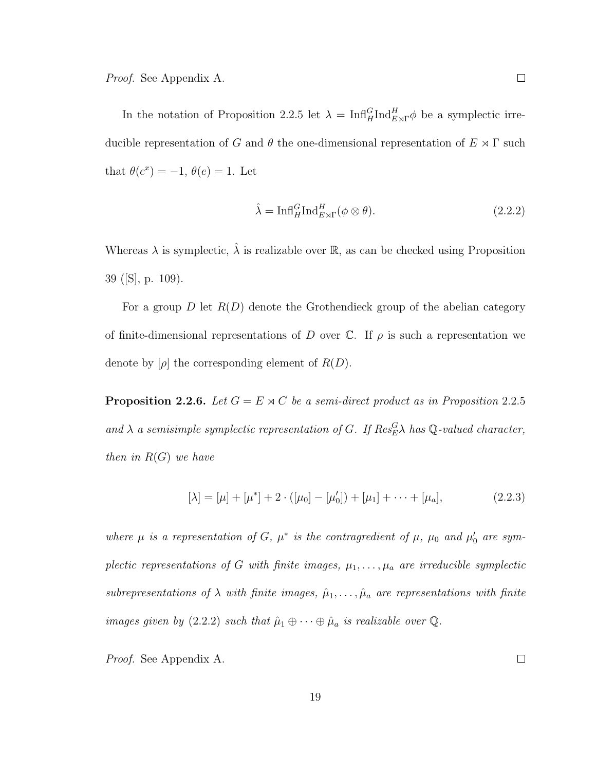*Proof.* See Appendix A. □

In the notation of Proposition 2.2.5 let $\lambda = \mathrm{Infl}_H^G \mathrm{Ind}_{E \rtimes \Gamma}^H \phi$ be a symplectic irreducible representation of $G$ and $\theta$ the one-dimensional representation of $E \rtimes \Gamma$ such that $\theta(c^x) = -1$, $\theta(e) = 1$. Let

$$\hat{\lambda} = \mathrm{Infl}_H^G \mathrm{Ind}_{E \rtimes \Gamma}^H (\phi \otimes \theta). \tag{2.2.2}$$

Whereas $\lambda$ is symplectic, $\hat{\lambda}$ is realizable over $\mathbb{R}$, as can be checked using Proposition 39 ([S], p. 109).

For a group $D$ let $R(D)$ denote the Grothendieck group of the abelian category of finite-dimensional representations of $D$ over $\mathbb{C}$. If $\rho$ is such a representation we denote by $[\rho]$ the corresponding element of $R(D)$.

**Proposition 2.2.6.** *Let $G = E \rtimes C$ be a semi-direct product as in Proposition 2.2.5 and $\lambda$ a semisimple symplectic representation of $G$. If $Res_E^G \lambda$ has $\mathbb{Q}$-valued character, then in $R(G)$ we have*

$$[\lambda] = [\mu] + [\mu^*] + 2 \cdot ([\mu_0] - [\mu_0']) + [\mu_1] + \cdots + [\mu_a], \tag{2.2.3}$$

*where $\mu$ is a representation of $G$, $\mu^*$ is the contragredient of $\mu$, $\mu_0$ and $\mu_0'$ are symplectic representations of $G$ with finite images, $\mu_1, \ldots, \mu_a$ are irreducible symplectic subrepresentations of $\lambda$ with finite images, $\hat{\mu}_1, \ldots, \hat{\mu}_a$ are representations with finite images given by* (2.2.2) *such that $\hat{\mu}_1 \oplus \cdots \oplus \hat{\mu}_a$ is realizable over $\mathbb{Q}$.*

*Proof.* See Appendix A. □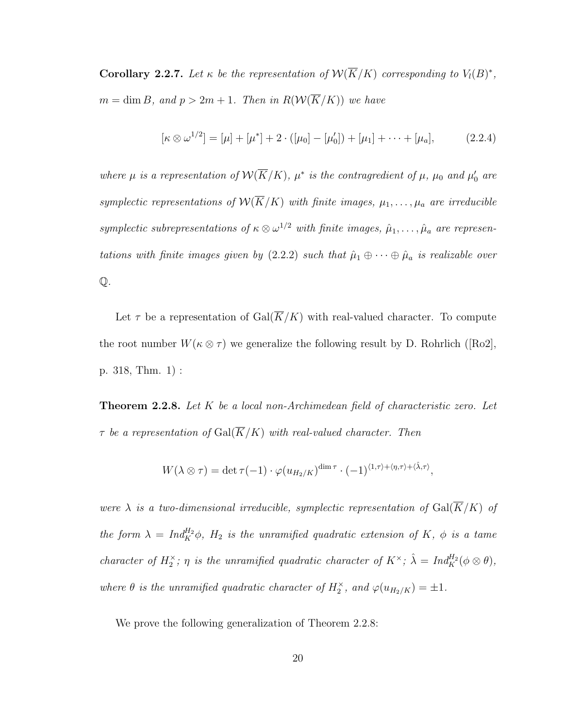**Corollary 2.2.7.** *Let $\kappa$ be the representation of $\mathcal{W}(\overline{K}/K)$ corresponding to $V_l(B)^*$, $m = \dim B$, and $p > 2m+1$. Then in $R(\mathcal{W}(\overline{K}/K))$ we have*

$$[\kappa \otimes \omega^{1/2}] = [\mu] + [\mu^*] + 2 \cdot ([\mu_0] - [\mu_0']) + [\mu_1] + \cdots + [\mu_a], \tag{2.2.4}$$

*where $\mu$ is a representation of $\mathcal{W}(\overline{K}/K)$, $\mu^*$ is the contragredient of $\mu$, $\mu_0$ and $\mu_0'$ are symplectic representations of $\mathcal{W}(\overline{K}/K)$ with finite images, $\mu_1, \ldots, \mu_a$ are irreducible symplectic subrepresentations of $\kappa \otimes \omega^{1/2}$ with finite images, $\hat{\mu}_1, \ldots, \hat{\mu}_a$ are representations with finite images given by (2.2.2) such that $\hat{\mu}_1 \oplus \cdots \oplus \hat{\mu}_a$ is realizable over $\mathbb{Q}$.*

Let $\tau$ be a representation of $\mathrm{Gal}(\overline{K}/K)$ with real-valued character. To compute the root number $W(\kappa \otimes \tau)$ we generalize the following result by D. Rohrlich ([Ro2], p. 318, Thm. 1) :

**Theorem 2.2.8.** *Let $K$ be a local non-Archimedean field of characteristic zero. Let $\tau$ be a representation of $\mathrm{Gal}(\overline{K}/K)$ with real-valued character. Then*

$$W(\lambda \otimes \tau) = \det \tau(-1) \cdot \varphi(u_{H_2/K})^{\dim \tau} \cdot (-1)^{\langle 1, \tau \rangle + \langle \eta, \tau \rangle + \langle \hat{\lambda}, \tau \rangle},$$

*were $\lambda$ is a two-dimensional irreducible, symplectic representation of $\mathrm{Gal}(\overline{K}/K)$ of the form $\lambda = Ind_K^{H_2} \phi$, $H_2$ is the unramified quadratic extension of $K$, $\phi$ is a tame character of $H_2^\times$; $\eta$ is the unramified quadratic character of $K^\times$; $\hat{\lambda} = Ind_K^{H_2}(\phi \otimes \theta)$, where $\theta$ is the unramified quadratic character of $H_2^\times$, and $\varphi(u_{H_2/K}) = \pm 1$.*

We prove the following generalization of Theorem 2.2.8: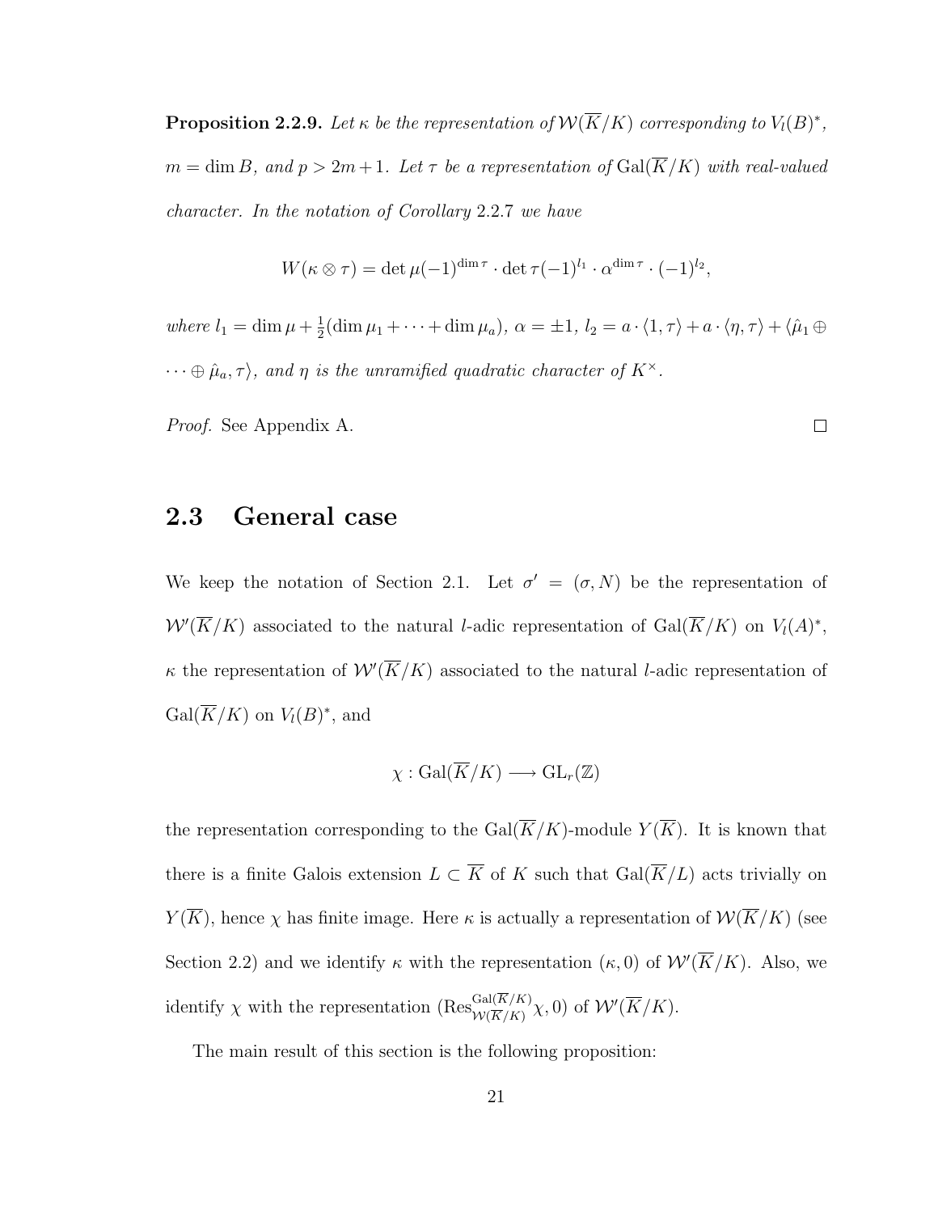**Proposition 2.2.9.** *Let $\kappa$ be the representation of $\mathcal{W}(\overline{K}/K)$ corresponding to $V_l(B)^*$, $m = \dim B$, and $p > 2m+1$. Let $\tau$ be a representation of $\operatorname{Gal}(\overline{K}/K)$ with real-valued character. In the notation of Corollary 2.2.7 we have*

$$W(\kappa \otimes \tau) = \det \mu(-1)^{\dim \tau} \cdot \det \tau(-1)^{l_1} \cdot \alpha^{\dim \tau} \cdot (-1)^{l_2},$$

*where $l_1 = \dim \mu + \frac{1}{2}(\dim \mu_1 + \cdots + \dim \mu_a)$, $\alpha = \pm 1$, $l_2 = a \cdot \langle 1, \tau \rangle + a \cdot \langle \eta, \tau \rangle + \langle \hat{\mu}_1 \oplus \cdots \oplus \hat{\mu}_a, \tau \rangle$, and $\eta$ is the unramified quadratic character of $K^\times$.*

*Proof.* See Appendix A. □

## 2.3 General case

We keep the notation of Section 2.1. Let $\sigma' = (\sigma, N)$ be the representation of $\mathcal{W}'(\overline{K}/K)$ associated to the natural $l$-adic representation of $\operatorname{Gal}(\overline{K}/K)$ on $V_l(A)^*$, $\kappa$ the representation of $\mathcal{W}'(\overline{K}/K)$ associated to the natural $l$-adic representation of $\operatorname{Gal}(\overline{K}/K)$ on $V_l(B)^*$, and

$$\chi : \operatorname{Gal}(\overline{K}/K) \longrightarrow \operatorname{GL}_r(\mathbb{Z})$$

the representation corresponding to the $\operatorname{Gal}(\overline{K}/K)$-module $Y(\overline{K})$. It is known that there is a finite Galois extension $L \subset \overline{K}$ of $K$ such that $\operatorname{Gal}(\overline{K}/L)$ acts trivially on $Y(\overline{K})$, hence $\chi$ has finite image. Here $\kappa$ is actually a representation of $\mathcal{W}(\overline{K}/K)$ (see Section 2.2) and we identify $\kappa$ with the representation $(\kappa, 0)$ of $\mathcal{W}'(\overline{K}/K)$. Also, we identify $\chi$ with the representation $(\operatorname{Res}^{\operatorname{Gal}(\overline{K}/K)}_{\mathcal{W}(\overline{K}/K)} \chi, 0)$ of $\mathcal{W}'(\overline{K}/K)$.

The main result of this section is the following proposition: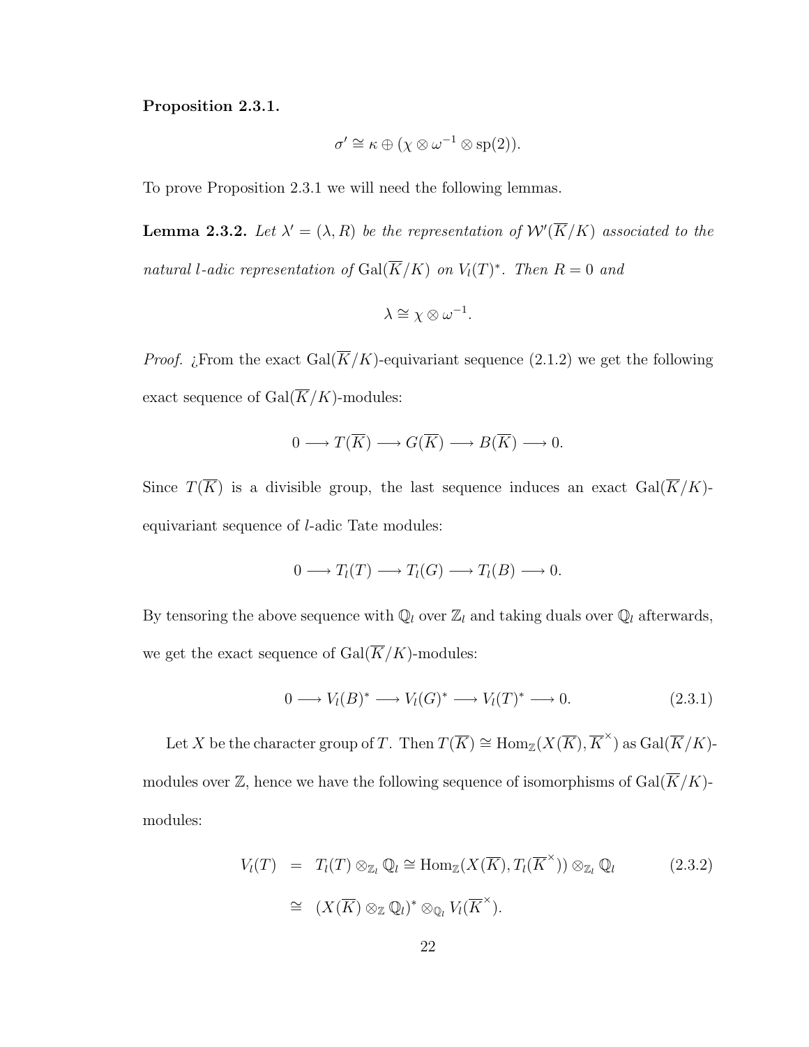**Proposition 2.3.1.**

$$\sigma' \cong \kappa \oplus (\chi \otimes \omega^{-1} \otimes \mathrm{sp}(2)).$$

To prove Proposition 2.3.1 we will need the following lemmas.

**Lemma 2.3.2.** *Let $\lambda' = (\lambda, R)$ be the representation of $\mathcal{W}'(\overline{K}/K)$ associated to the natural $l$-adic representation of $\mathrm{Gal}(\overline{K}/K)$ on $V_l(T)^*$. Then $R = 0$ and*

$$\lambda \cong \chi \otimes \omega^{-1}.$$

*Proof.* ¿From the exact $\mathrm{Gal}(\overline{K}/K)$-equivariant sequence (2.1.2) we get the following exact sequence of $\mathrm{Gal}(\overline{K}/K)$-modules:

$$0 \longrightarrow T(\overline{K}) \longrightarrow G(\overline{K}) \longrightarrow B(\overline{K}) \longrightarrow 0.$$

Since $T(\overline{K})$ is a divisible group, the last sequence induces an exact $\mathrm{Gal}(\overline{K}/K)$-equivariant sequence of $l$-adic Tate modules:

$$0 \longrightarrow T_l(T) \longrightarrow T_l(G) \longrightarrow T_l(B) \longrightarrow 0.$$

By tensoring the above sequence with $\mathbb{Q}_l$ over $\mathbb{Z}_l$ and taking duals over $\mathbb{Q}_l$ afterwards, we get the exact sequence of $\mathrm{Gal}(\overline{K}/K)$-modules:

$$0 \longrightarrow V_l(B)^* \longrightarrow V_l(G)^* \longrightarrow V_l(T)^* \longrightarrow 0. \tag{2.3.1}$$

Let $X$ be the character group of $T$. Then $T(\overline{K}) \cong \mathrm{Hom}_{\mathbb{Z}}(X(\overline{K}), \overline{K}^{\times})$ as $\mathrm{Gal}(\overline{K}/K)$-modules over $\mathbb{Z}$, hence we have the following sequence of isomorphisms of $\mathrm{Gal}(\overline{K}/K)$-modules:

$$\begin{aligned} V_l(T) &= T_l(T) \otimes_{\mathbb{Z}_l} \mathbb{Q}_l \cong \mathrm{Hom}_{\mathbb{Z}}(X(\overline{K}), T_l(\overline{K}^{\times})) \otimes_{\mathbb{Z}_l} \mathbb{Q}_l \\ &\cong (X(\overline{K}) \otimes_{\mathbb{Z}} \mathbb{Q}_l)^* \otimes_{\mathbb{Q}_l} V_l(\overline{K}^{\times}). \end{aligned} \tag{2.3.2}$$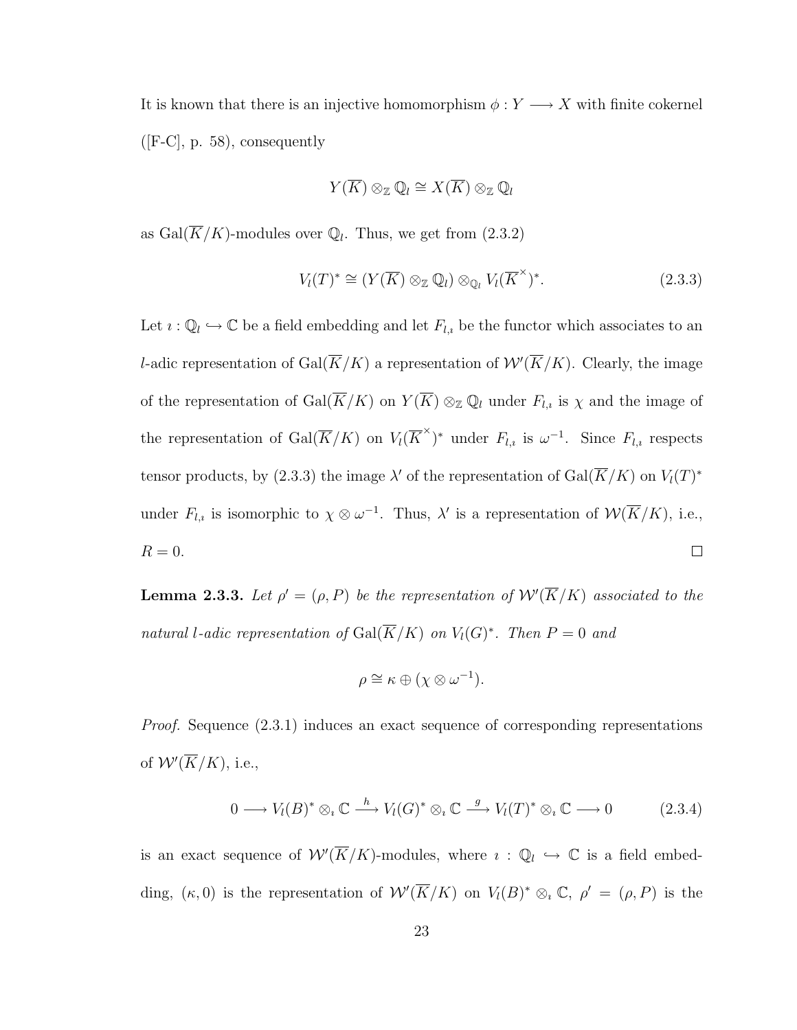It is known that there is an injective homomorphism $\phi : Y \longrightarrow X$ with finite cokernel ([F-C], p. 58), consequently

$$Y(\overline{K}) \otimes_{\mathbb{Z}} \mathbb{Q}_l \cong X(\overline{K}) \otimes_{\mathbb{Z}} \mathbb{Q}_l$$

as $\mathrm{Gal}(\overline{K}/K)$-modules over $\mathbb{Q}_l$. Thus, we get from (2.3.2)

$$V_l(T)^* \cong (Y(\overline{K}) \otimes_{\mathbb{Z}} \mathbb{Q}_l) \otimes_{\mathbb{Q}_l} V_l(\overline{K}^\times)^*. \tag{2.3.3}$$

Let $\imath : \mathbb{Q}_l \hookrightarrow \mathbb{C}$ be a field embedding and let $F_{l,\imath}$ be the functor which associates to an $l$-adic representation of $\mathrm{Gal}(\overline{K}/K)$ a representation of $\mathcal{W}'(\overline{K}/K)$. Clearly, the image of the representation of $\mathrm{Gal}(\overline{K}/K)$ on $Y(\overline{K}) \otimes_{\mathbb{Z}} \mathbb{Q}_l$ under $F_{l,\imath}$ is $\chi$ and the image of the representation of $\mathrm{Gal}(\overline{K}/K)$ on $V_l(\overline{K}^\times)^*$ under $F_{l,\imath}$ is $\omega^{-1}$. Since $F_{l,\imath}$ respects tensor products, by (2.3.3) the image $\lambda'$ of the representation of $\mathrm{Gal}(\overline{K}/K)$ on $V_l(T)^*$ under $F_{l,\imath}$ is isomorphic to $\chi \otimes \omega^{-1}$. Thus, $\lambda'$ is a representation of $\mathcal{W}(\overline{K}/K)$, i.e., $R = 0$. □

**Lemma 2.3.3.** *Let $\rho' = (\rho, P)$ be the representation of $\mathcal{W}'(\overline{K}/K)$ associated to the natural $l$-adic representation of $\mathrm{Gal}(\overline{K}/K)$ on $V_l(G)^*$. Then $P = 0$ and*

$$\rho \cong \kappa \oplus (\chi \otimes \omega^{-1}).$$

*Proof.* Sequence (2.3.1) induces an exact sequence of corresponding representations of $\mathcal{W}'(\overline{K}/K)$, i.e.,

$$0 \longrightarrow V_l(B)^* \otimes_\imath \mathbb{C} \xrightarrow{h} V_l(G)^* \otimes_\imath \mathbb{C} \xrightarrow{g} V_l(T)^* \otimes_\imath \mathbb{C} \longrightarrow 0 \tag{2.3.4}$$

is an exact sequence of $\mathcal{W}'(\overline{K}/K)$-modules, where $\imath : \mathbb{Q}_l \hookrightarrow \mathbb{C}$ is a field embedding, $(\kappa, 0)$ is the representation of $\mathcal{W}'(\overline{K}/K)$ on $V_l(B)^* \otimes_\imath \mathbb{C}$, $\rho' = (\rho, P)$ is the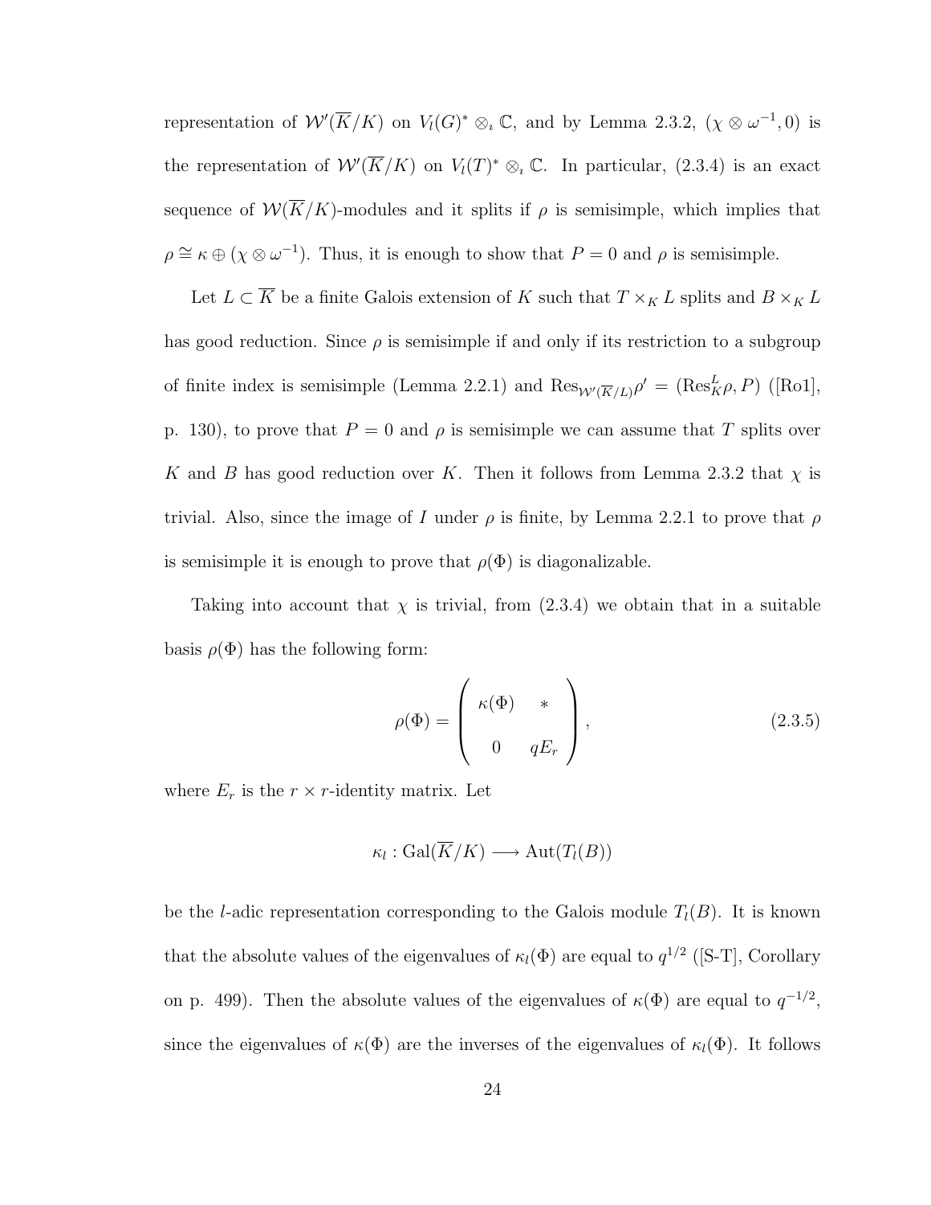representation of $\mathcal{W}'(\overline{K}/K)$ on $V_l(G)^* \otimes_\iota \mathbb{C}$, and by Lemma 2.3.2, $(\chi \otimes \omega^{-1}, 0)$ is the representation of $\mathcal{W}'(\overline{K}/K)$ on $V_l(T)^* \otimes_\iota \mathbb{C}$. In particular, (2.3.4) is an exact sequence of $\mathcal{W}(\overline{K}/K)$-modules and it splits if $\rho$ is semisimple, which implies that $\rho \cong \kappa \oplus (\chi \otimes \omega^{-1})$. Thus, it is enough to show that $P = 0$ and $\rho$ is semisimple.

Let $L \subset \overline{K}$ be a finite Galois extension of $K$ such that $T \times_K L$ splits and $B \times_K L$ has good reduction. Since $\rho$ is semisimple if and only if its restriction to a subgroup of finite index is semisimple (Lemma 2.2.1) and $\mathrm{Res}_{\mathcal{W}'(\overline{K}/L)}\rho' = (\mathrm{Res}^L_K \rho, P)$ ([Ro1], p. 130), to prove that $P = 0$ and $\rho$ is semisimple we can assume that $T$ splits over $K$ and $B$ has good reduction over $K$. Then it follows from Lemma 2.3.2 that $\chi$ is trivial. Also, since the image of $I$ under $\rho$ is finite, by Lemma 2.2.1 to prove that $\rho$ is semisimple it is enough to prove that $\rho(\Phi)$ is diagonalizable.

Taking into account that $\chi$ is trivial, from (2.3.4) we obtain that in a suitable basis $\rho(\Phi)$ has the following form:

$$\rho(\Phi) = \begin{pmatrix} \kappa(\Phi) & * \\ 0 & qE_r \end{pmatrix}, \tag{2.3.5}$$

where $E_r$ is the $r \times r$-identity matrix. Let

$$\kappa_l : \mathrm{Gal}(\overline{K}/K) \longrightarrow \mathrm{Aut}(T_l(B))$$

be the $l$-adic representation corresponding to the Galois module $T_l(B)$. It is known that the absolute values of the eigenvalues of $\kappa_l(\Phi)$ are equal to $q^{1/2}$ ([S-T], Corollary on p. 499). Then the absolute values of the eigenvalues of $\kappa(\Phi)$ are equal to $q^{-1/2}$, since the eigenvalues of $\kappa(\Phi)$ are the inverses of the eigenvalues of $\kappa_l(\Phi)$. It follows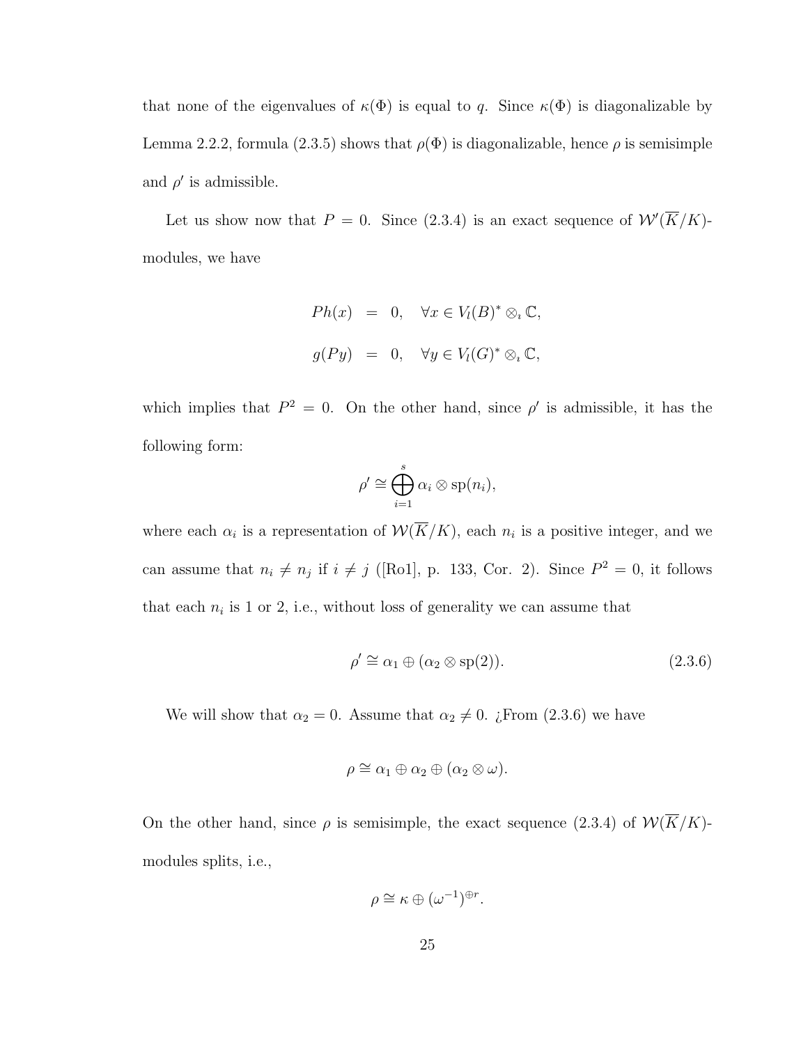that none of the eigenvalues of $\kappa(\Phi)$ is equal to $q$. Since $\kappa(\Phi)$ is diagonalizable by Lemma 2.2.2, formula (2.3.5) shows that $\rho(\Phi)$ is diagonalizable, hence $\rho$ is semisimple and $\rho'$ is admissible.

Let us show now that $P = 0$. Since (2.3.4) is an exact sequence of $\mathcal{W}'(\overline{K}/K)$-modules, we have

$$
\begin{aligned}
Ph(x) &= 0, \quad \forall x \in V_l(B)^* \otimes_\iota \mathbb{C}, \\
g(Py) &= 0, \quad \forall y \in V_l(G)^* \otimes_\iota \mathbb{C},
\end{aligned}
$$

which implies that $P^2 = 0$. On the other hand, since $\rho'$ is admissible, it has the following form:

$$
\rho' \cong \bigoplus_{i=1}^{s} \alpha_i \otimes \mathrm{sp}(n_i),
$$

where each $\alpha_i$ is a representation of $\mathcal{W}(\overline{K}/K)$, each $n_i$ is a positive integer, and we can assume that $n_i \neq n_j$ if $i \neq j$ ([Ro1], p. 133, Cor. 2). Since $P^2 = 0$, it follows that each $n_i$ is 1 or 2, i.e., without loss of generality we can assume that

$$
\rho' \cong \alpha_1 \oplus (\alpha_2 \otimes \mathrm{sp}(2)). \tag{2.3.6}
$$

We will show that $\alpha_2 = 0$. Assume that $\alpha_2 \neq 0$. ¿From (2.3.6) we have

$$
\rho \cong \alpha_1 \oplus \alpha_2 \oplus (\alpha_2 \otimes \omega).
$$

On the other hand, since $\rho$ is semisimple, the exact sequence (2.3.4) of $\mathcal{W}(\overline{K}/K)$-modules splits, i.e.,

$$
\rho \cong \kappa \oplus (\omega^{-1})^{\oplus r}.
$$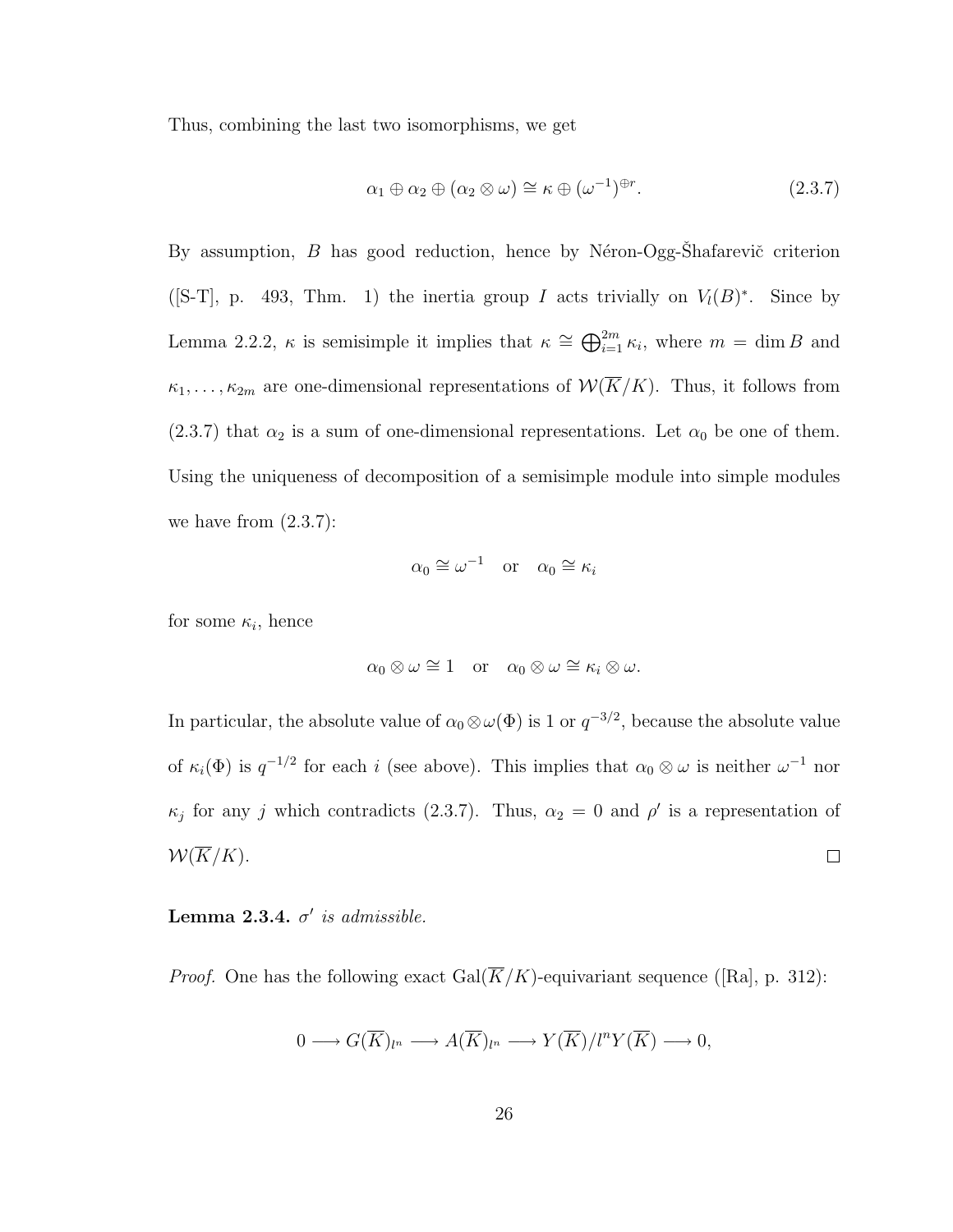Thus, combining the last two isomorphisms, we get

$$\alpha_1 \oplus \alpha_2 \oplus (\alpha_2 \otimes \omega) \cong \kappa \oplus (\omega^{-1})^{\oplus r}. \tag{2.3.7}$$

By assumption, $B$ has good reduction, hence by Néron-Ogg-Šhafarevič criterion ([S-T], p. 493, Thm. 1) the inertia group $I$ acts trivially on $V_l(B)^*$. Since by Lemma 2.2.2, $\kappa$ is semisimple it implies that $\kappa \cong \bigoplus_{i=1}^{2m} \kappa_i$, where $m = \dim B$ and $\kappa_1, \ldots, \kappa_{2m}$ are one-dimensional representations of $\mathcal{W}(\overline{K}/K)$. Thus, it follows from (2.3.7) that $\alpha_2$ is a sum of one-dimensional representations. Let $\alpha_0$ be one of them. Using the uniqueness of decomposition of a semisimple module into simple modules we have from (2.3.7):

$$\alpha_0 \cong \omega^{-1} \quad \text{or} \quad \alpha_0 \cong \kappa_i$$

for some $\kappa_i$, hence

$$\alpha_0 \otimes \omega \cong 1 \quad \text{or} \quad \alpha_0 \otimes \omega \cong \kappa_i \otimes \omega.$$

In particular, the absolute value of $\alpha_0 \otimes \omega(\Phi)$ is 1 or $q^{-3/2}$, because the absolute value of $\kappa_i(\Phi)$ is $q^{-1/2}$ for each $i$ (see above). This implies that $\alpha_0 \otimes \omega$ is neither $\omega^{-1}$ nor $\kappa_j$ for any $j$ which contradicts (2.3.7). Thus, $\alpha_2 = 0$ and $\rho'$ is a representation of $\mathcal{W}(\overline{K}/K)$. ∎

**Lemma 2.3.4.** *$\sigma'$ is admissible.*

*Proof.* One has the following exact $\mathrm{Gal}(\overline{K}/K)$-equivariant sequence ([Ra], p. 312):

$$0 \longrightarrow G(\overline{K})_{l^n} \longrightarrow A(\overline{K})_{l^n} \longrightarrow Y(\overline{K})/l^n Y(\overline{K}) \longrightarrow 0,$$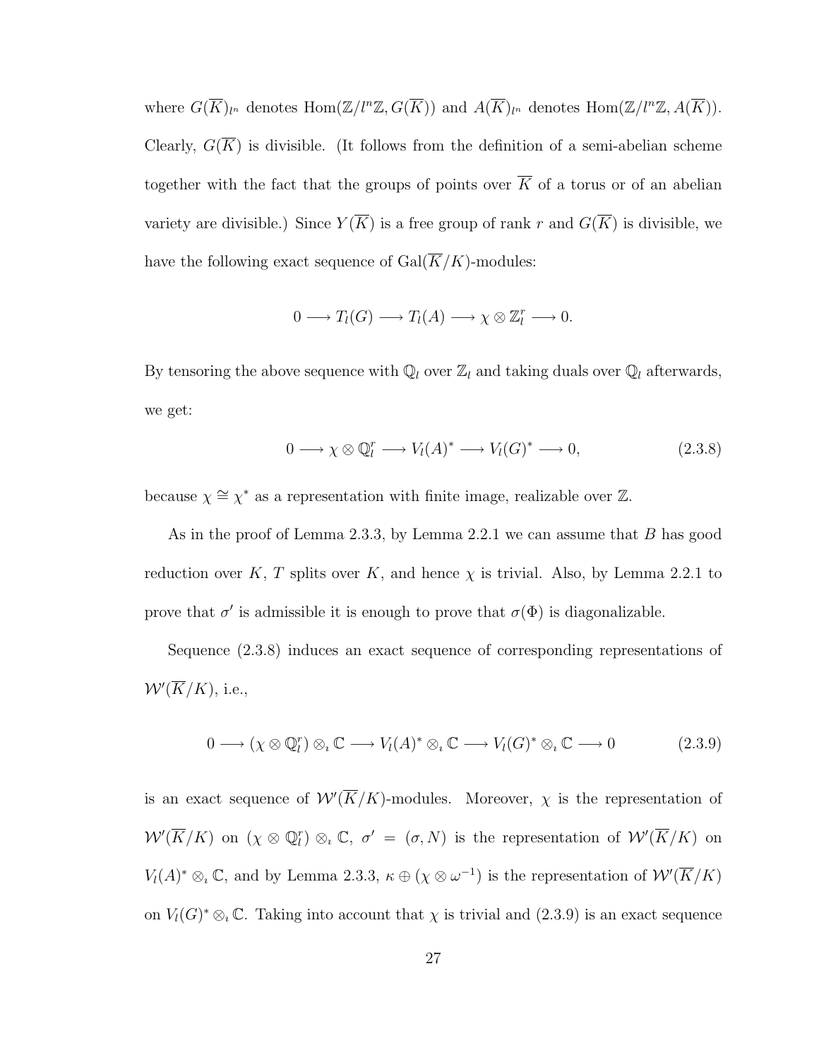where $G(\overline{K})_{l^n}$ denotes $\mathrm{Hom}(\mathbb{Z}/l^n\mathbb{Z}, G(\overline{K}))$ and $A(\overline{K})_{l^n}$ denotes $\mathrm{Hom}(\mathbb{Z}/l^n\mathbb{Z}, A(\overline{K}))$. Clearly, $G(\overline{K})$ is divisible. (It follows from the definition of a semi-abelian scheme together with the fact that the groups of points over $\overline{K}$ of a torus or of an abelian variety are divisible.) Since $Y(\overline{K})$ is a free group of rank $r$ and $G(\overline{K})$ is divisible, we have the following exact sequence of $\mathrm{Gal}(\overline{K}/K)$-modules:

$$0 \longrightarrow T_l(G) \longrightarrow T_l(A) \longrightarrow \chi \otimes \mathbb{Z}_l^r \longrightarrow 0.$$

By tensoring the above sequence with $\mathbb{Q}_l$ over $\mathbb{Z}_l$ and taking duals over $\mathbb{Q}_l$ afterwards, we get:

$$0 \longrightarrow \chi \otimes \mathbb{Q}_l^r \longrightarrow V_l(A)^* \longrightarrow V_l(G)^* \longrightarrow 0, \tag{2.3.8}$$

because $\chi \cong \chi^*$ as a representation with finite image, realizable over $\mathbb{Z}$.

As in the proof of Lemma 2.3.3, by Lemma 2.2.1 we can assume that $B$ has good reduction over $K$, $T$ splits over $K$, and hence $\chi$ is trivial. Also, by Lemma 2.2.1 to prove that $\sigma'$ is admissible it is enough to prove that $\sigma(\Phi)$ is diagonalizable.

Sequence (2.3.8) induces an exact sequence of corresponding representations of $\mathcal{W}'(\overline{K}/K)$, i.e.,

$$0 \longrightarrow (\chi \otimes \mathbb{Q}_l^r) \otimes_\iota \mathbb{C} \longrightarrow V_l(A)^* \otimes_\iota \mathbb{C} \longrightarrow V_l(G)^* \otimes_\iota \mathbb{C} \longrightarrow 0 \tag{2.3.9}$$

is an exact sequence of $\mathcal{W}'(\overline{K}/K)$-modules. Moreover, $\chi$ is the representation of $\mathcal{W}'(\overline{K}/K)$ on $(\chi \otimes \mathbb{Q}_l^r) \otimes_\iota \mathbb{C}$, $\sigma' = (\sigma, N)$ is the representation of $\mathcal{W}'(\overline{K}/K)$ on $V_l(A)^* \otimes_\iota \mathbb{C}$, and by Lemma 2.3.3, $\kappa \oplus (\chi \otimes \omega^{-1})$ is the representation of $\mathcal{W}'(\overline{K}/K)$ on $V_l(G)^* \otimes_\iota \mathbb{C}$. Taking into account that $\chi$ is trivial and (2.3.9) is an exact sequence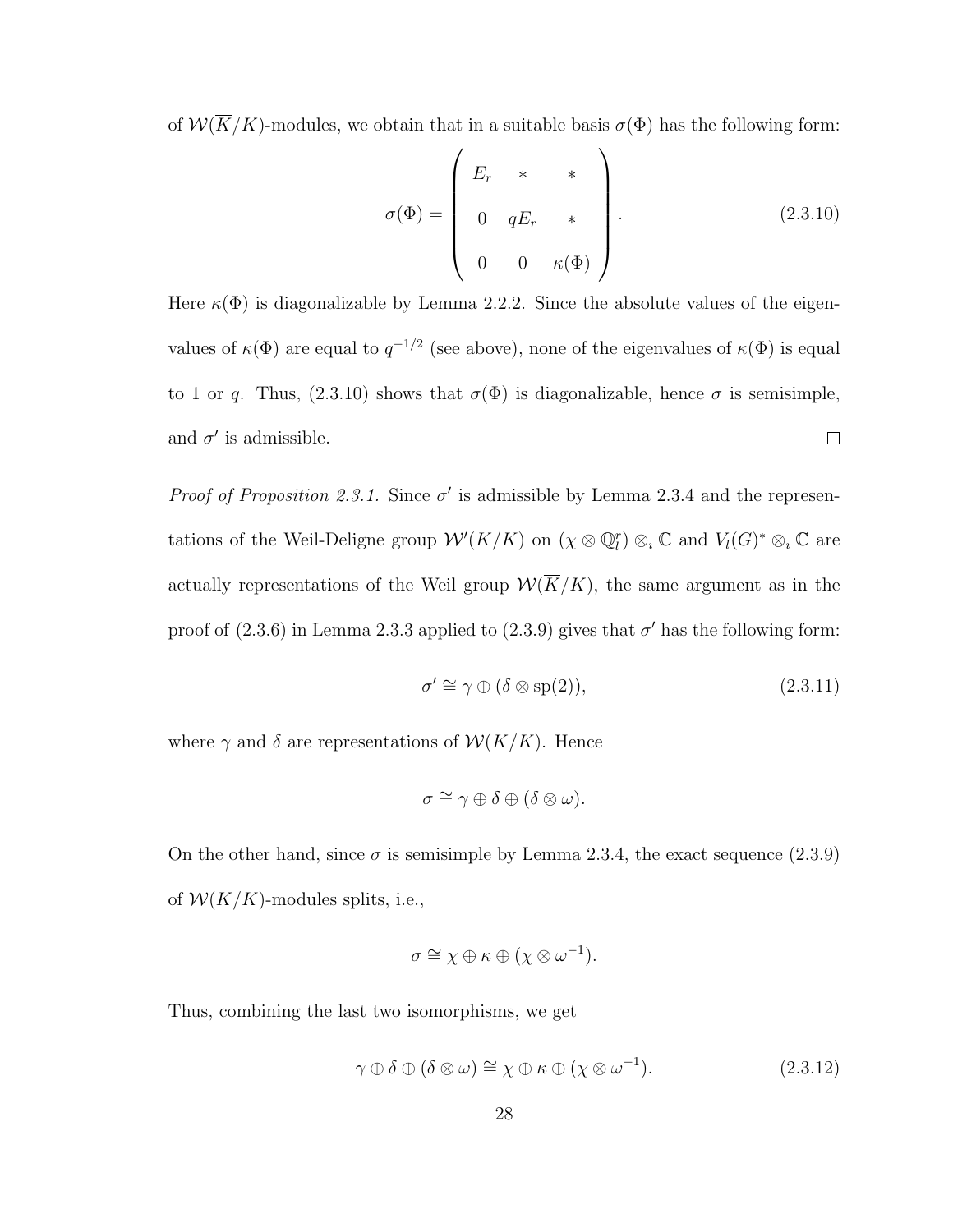of $\mathcal{W}(\overline{K}/K)$-modules, we obtain that in a suitable basis $\sigma(\Phi)$ has the following form:

$$\sigma(\Phi) = \begin{pmatrix} E_r & * & * \\ 0 & qE_r & * \\ 0 & 0 & \kappa(\Phi) \end{pmatrix}. \tag{2.3.10}$$

Here $\kappa(\Phi)$ is diagonalizable by Lemma 2.2.2. Since the absolute values of the eigenvalues of $\kappa(\Phi)$ are equal to $q^{-1/2}$ (see above), none of the eigenvalues of $\kappa(\Phi)$ is equal to 1 or $q$. Thus, (2.3.10) shows that $\sigma(\Phi)$ is diagonalizable, hence $\sigma$ is semisimple, and $\sigma'$ is admissible. □

*Proof of Proposition 2.3.1.* Since $\sigma'$ is admissible by Lemma 2.3.4 and the representations of the Weil-Deligne group $\mathcal{W}'(\overline{K}/K)$ on $(\chi \otimes \mathbb{Q}_l^r) \otimes_\iota \mathbb{C}$ and $V_l(G)^* \otimes_\iota \mathbb{C}$ are actually representations of the Weil group $\mathcal{W}(\overline{K}/K)$, the same argument as in the proof of (2.3.6) in Lemma 2.3.3 applied to (2.3.9) gives that $\sigma'$ has the following form:

$$\sigma' \cong \gamma \oplus (\delta \otimes \mathrm{sp}(2)), \tag{2.3.11}$$

where $\gamma$ and $\delta$ are representations of $\mathcal{W}(\overline{K}/K)$. Hence

$$\sigma \cong \gamma \oplus \delta \oplus (\delta \otimes \omega).$$

On the other hand, since $\sigma$ is semisimple by Lemma 2.3.4, the exact sequence (2.3.9) of $\mathcal{W}(\overline{K}/K)$-modules splits, i.e.,

$$\sigma \cong \chi \oplus \kappa \oplus (\chi \otimes \omega^{-1}).$$

Thus, combining the last two isomorphisms, we get

$$\gamma \oplus \delta \oplus (\delta \otimes \omega) \cong \chi \oplus \kappa \oplus (\chi \otimes \omega^{-1}). \tag{2.3.12}$$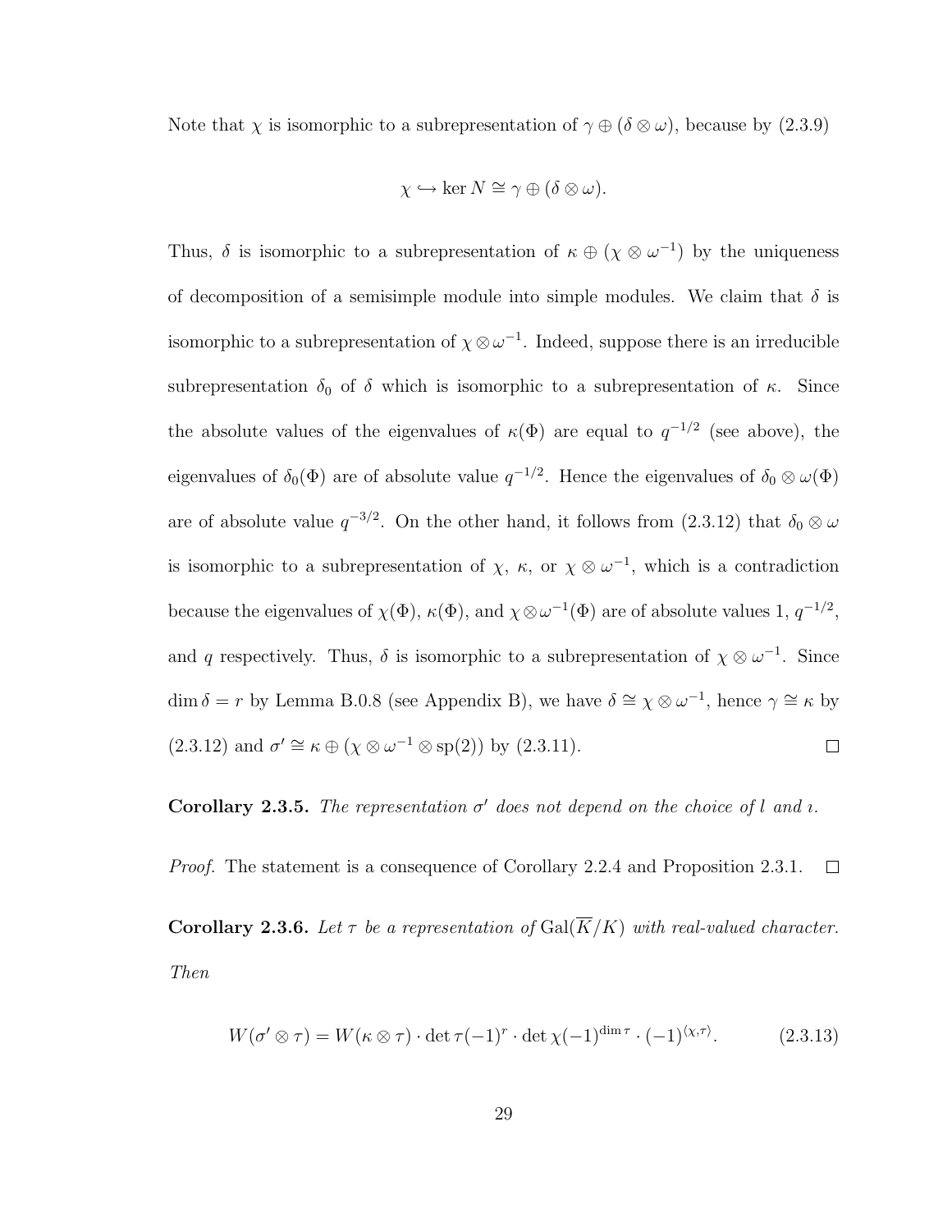Note that $\chi$ is isomorphic to a subrepresentation of $\gamma \oplus (\delta \otimes \omega)$, because by (2.3.9)

$$\chi \hookrightarrow \ker N \cong \gamma \oplus (\delta \otimes \omega).$$

Thus, $\delta$ is isomorphic to a subrepresentation of $\kappa \oplus (\chi \otimes \omega^{-1})$ by the uniqueness of decomposition of a semisimple module into simple modules. We claim that $\delta$ is isomorphic to a subrepresentation of $\chi \otimes \omega^{-1}$. Indeed, suppose there is an irreducible subrepresentation $\delta_0$ of $\delta$ which is isomorphic to a subrepresentation of $\kappa$. Since the absolute values of the eigenvalues of $\kappa(\Phi)$ are equal to $q^{-1/2}$ (see above), the eigenvalues of $\delta_0(\Phi)$ are of absolute value $q^{-1/2}$. Hence the eigenvalues of $\delta_0 \otimes \omega(\Phi)$ are of absolute value $q^{-3/2}$. On the other hand, it follows from (2.3.12) that $\delta_0 \otimes \omega$ is isomorphic to a subrepresentation of $\chi$, $\kappa$, or $\chi \otimes \omega^{-1}$, which is a contradiction because the eigenvalues of $\chi(\Phi)$, $\kappa(\Phi)$, and $\chi \otimes \omega^{-1}(\Phi)$ are of absolute values 1, $q^{-1/2}$, and $q$ respectively. Thus, $\delta$ is isomorphic to a subrepresentation of $\chi \otimes \omega^{-1}$. Since $\dim \delta = r$ by Lemma B.0.8 (see Appendix B), we have $\delta \cong \chi \otimes \omega^{-1}$, hence $\gamma \cong \kappa$ by (2.3.12) and $\sigma' \cong \kappa \oplus (\chi \otimes \omega^{-1} \otimes \mathrm{sp}(2))$ by (2.3.11). $\square$

**Corollary 2.3.5.** *The representation $\sigma'$ does not depend on the choice of $l$ and $\imath$.*

*Proof.* The statement is a consequence of Corollary 2.2.4 and Proposition 2.3.1. $\square$

**Corollary 2.3.6.** *Let $\tau$ be a representation of $\mathrm{Gal}(\overline{K}/K)$ with real-valued character. Then*

$$W(\sigma' \otimes \tau) = W(\kappa \otimes \tau) \cdot \det \tau(-1)^r \cdot \det \chi(-1)^{\dim \tau} \cdot (-1)^{\langle \chi, \tau \rangle}. \tag{2.3.13}$$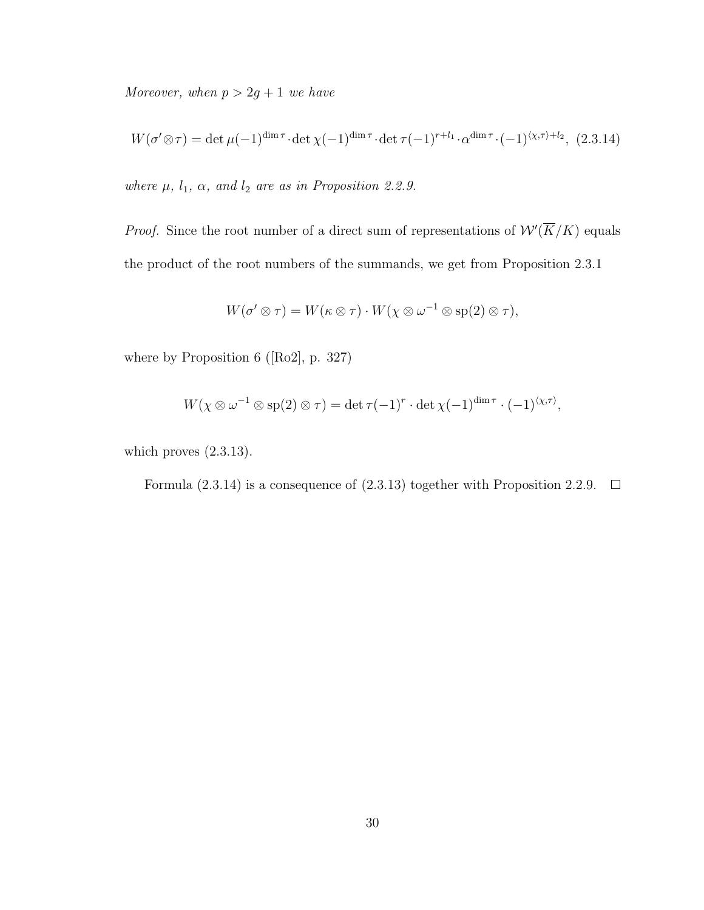*Moreover, when $p > 2g+1$ we have*

$$W(\sigma'\otimes\tau) = \det\mu(-1)^{\dim\tau}\cdot\det\chi(-1)^{\dim\tau}\cdot\det\tau(-1)^{r+l_1}\cdot\alpha^{\dim\tau}\cdot(-1)^{\langle\chi,\tau\rangle+l_2}, \quad (2.3.14)$$

*where $\mu$, $l_1$, $\alpha$, and $l_2$ are as in Proposition 2.2.9.*

*Proof.* Since the root number of a direct sum of representations of $\mathcal{W}'(\overline{K}/K)$ equals the product of the root numbers of the summands, we get from Proposition 2.3.1

$$W(\sigma'\otimes\tau) = W(\kappa\otimes\tau)\cdot W(\chi\otimes\omega^{-1}\otimes\mathrm{sp}(2)\otimes\tau),$$

where by Proposition 6 ([Ro2], p. 327)

$$W(\chi\otimes\omega^{-1}\otimes\mathrm{sp}(2)\otimes\tau) = \det\tau(-1)^{r}\cdot\det\chi(-1)^{\dim\tau}\cdot(-1)^{\langle\chi,\tau\rangle},$$

which proves (2.3.13).

Formula (2.3.14) is a consequence of (2.3.13) together with Proposition 2.2.9. $\square$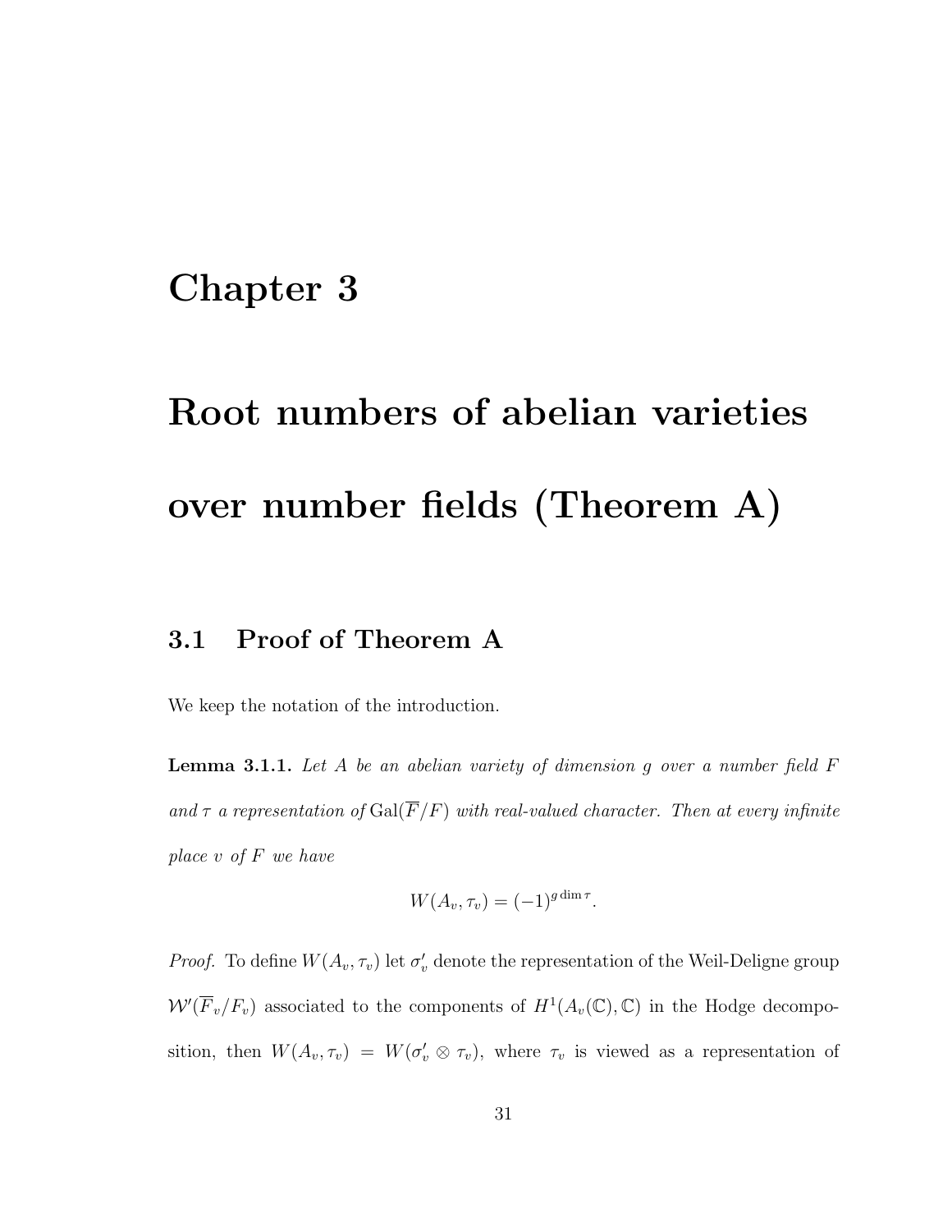# Chapter 3

# Root numbers of abelian varieties over number fields (Theorem A)

## 3.1 Proof of Theorem A

We keep the notation of the introduction.

**Lemma 3.1.1.** *Let $A$ be an abelian variety of dimension $g$ over a number field $F$ and $\tau$ a representation of $\mathrm{Gal}(\overline{F}/F)$ with real-valued character. Then at every infinite place $v$ of $F$ we have*

$$W(A_v, \tau_v) = (-1)^{g \dim \tau}.$$

*Proof.* To define $W(A_v, \tau_v)$ let $\sigma'_v$ denote the representation of the Weil-Deligne group $\mathcal{W}'(\overline{F}_v/F_v)$ associated to the components of $H^1(A_v(\mathbb{C}), \mathbb{C})$ in the Hodge decomposition, then $W(A_v, \tau_v) = W(\sigma'_v \otimes \tau_v)$, where $\tau_v$ is viewed as a representation of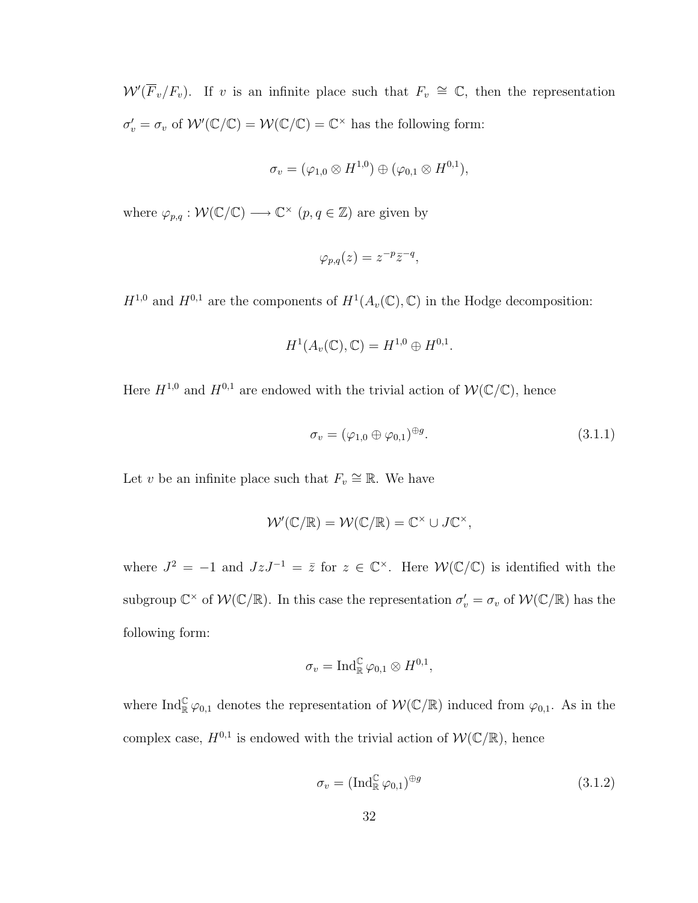$\mathcal{W}'(\overline{F}_v/F_v)$. If $v$ is an infinite place such that $F_v \cong \mathbb{C}$, then the representation $\sigma'_v = \sigma_v$ of $\mathcal{W}'(\mathbb{C}/\mathbb{C}) = \mathcal{W}(\mathbb{C}/\mathbb{C}) = \mathbb{C}^\times$ has the following form:

$$\sigma_v = (\varphi_{1,0} \otimes H^{1,0}) \oplus (\varphi_{0,1} \otimes H^{0,1}),$$

where $\varphi_{p,q} : \mathcal{W}(\mathbb{C}/\mathbb{C}) \longrightarrow \mathbb{C}^\times$ $(p, q \in \mathbb{Z})$ are given by

$$\varphi_{p,q}(z) = z^{-p}\bar{z}^{-q},$$

$H^{1,0}$ and $H^{0,1}$ are the components of $H^1(A_v(\mathbb{C}), \mathbb{C})$ in the Hodge decomposition:

$$H^1(A_v(\mathbb{C}), \mathbb{C}) = H^{1,0} \oplus H^{0,1}.$$

Here $H^{1,0}$ and $H^{0,1}$ are endowed with the trivial action of $\mathcal{W}(\mathbb{C}/\mathbb{C})$, hence

$$\sigma_v = (\varphi_{1,0} \oplus \varphi_{0,1})^{\oplus g}. \tag{3.1.1}$$

Let $v$ be an infinite place such that $F_v \cong \mathbb{R}$. We have

$$\mathcal{W}'(\mathbb{C}/\mathbb{R}) = \mathcal{W}(\mathbb{C}/\mathbb{R}) = \mathbb{C}^\times \cup J\mathbb{C}^\times,$$

where $J^2 = -1$ and $JzJ^{-1} = \bar{z}$ for $z \in \mathbb{C}^\times$. Here $\mathcal{W}(\mathbb{C}/\mathbb{C})$ is identified with the subgroup $\mathbb{C}^\times$ of $\mathcal{W}(\mathbb{C}/\mathbb{R})$. In this case the representation $\sigma'_v = \sigma_v$ of $\mathcal{W}(\mathbb{C}/\mathbb{R})$ has the following form:

$$\sigma_v = \operatorname{Ind}_{\mathbb{R}}^{\mathbb{C}} \varphi_{0,1} \otimes H^{0,1},$$

where $\operatorname{Ind}_{\mathbb{R}}^{\mathbb{C}} \varphi_{0,1}$ denotes the representation of $\mathcal{W}(\mathbb{C}/\mathbb{R})$ induced from $\varphi_{0,1}$. As in the complex case, $H^{0,1}$ is endowed with the trivial action of $\mathcal{W}(\mathbb{C}/\mathbb{R})$, hence

$$\sigma_v = (\operatorname{Ind}_{\mathbb{R}}^{\mathbb{C}} \varphi_{0,1})^{\oplus g} \tag{3.1.2}$$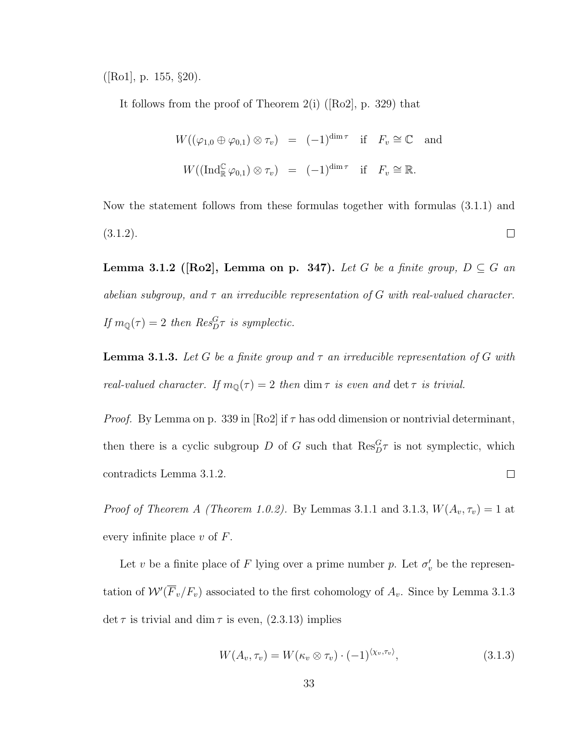([Ro1], p. 155, §20).

It follows from the proof of Theorem 2(i) ([Ro2], p. 329) that

$$
\begin{aligned}
W((\varphi_{1,0} \oplus \varphi_{0,1}) \otimes \tau_v) &= (-1)^{\dim \tau} \quad \text{if} \quad F_v \cong \mathbb{C} \quad \text{and} \\
W((\mathrm{Ind}_{\mathbb{R}}^{\mathbb{C}} \varphi_{0,1}) \otimes \tau_v) &= (-1)^{\dim \tau} \quad \text{if} \quad F_v \cong \mathbb{R}.
\end{aligned}
$$

Now the statement follows from these formulas together with formulas (3.1.1) and (3.1.2). $\square$

**Lemma 3.1.2 ([Ro2], Lemma on p. 347).** *Let $G$ be a finite group, $D \subseteq G$ an abelian subgroup, and $\tau$ an irreducible representation of $G$ with real-valued character. If $m_{\mathbb{Q}}(\tau) = 2$ then $Res_D^G \tau$ is symplectic.*

**Lemma 3.1.3.** *Let $G$ be a finite group and $\tau$ an irreducible representation of $G$ with real-valued character. If $m_{\mathbb{Q}}(\tau) = 2$ then $\dim \tau$ is even and $\det \tau$ is trivial.*

*Proof.* By Lemma on p. 339 in [Ro2] if $\tau$ has odd dimension or nontrivial determinant, then there is a cyclic subgroup $D$ of $G$ such that $\mathrm{Res}_D^G \tau$ is not symplectic, which contradicts Lemma 3.1.2. $\square$

*Proof of Theorem A (Theorem 1.0.2).* By Lemmas 3.1.1 and 3.1.3, $W(A_v, \tau_v) = 1$ at every infinite place $v$ of $F$.

Let $v$ be a finite place of $F$ lying over a prime number $p$. Let $\sigma_v'$ be the representation of $\mathcal{W}'(\overline{F}_v/F_v)$ associated to the first cohomology of $A_v$. Since by Lemma 3.1.3 $\det \tau$ is trivial and $\dim \tau$ is even, (2.3.13) implies

$$
W(A_v, \tau_v) = W(\kappa_v \otimes \tau_v) \cdot (-1)^{\langle \chi_v, \tau_v \rangle}, \tag{3.1.3}
$$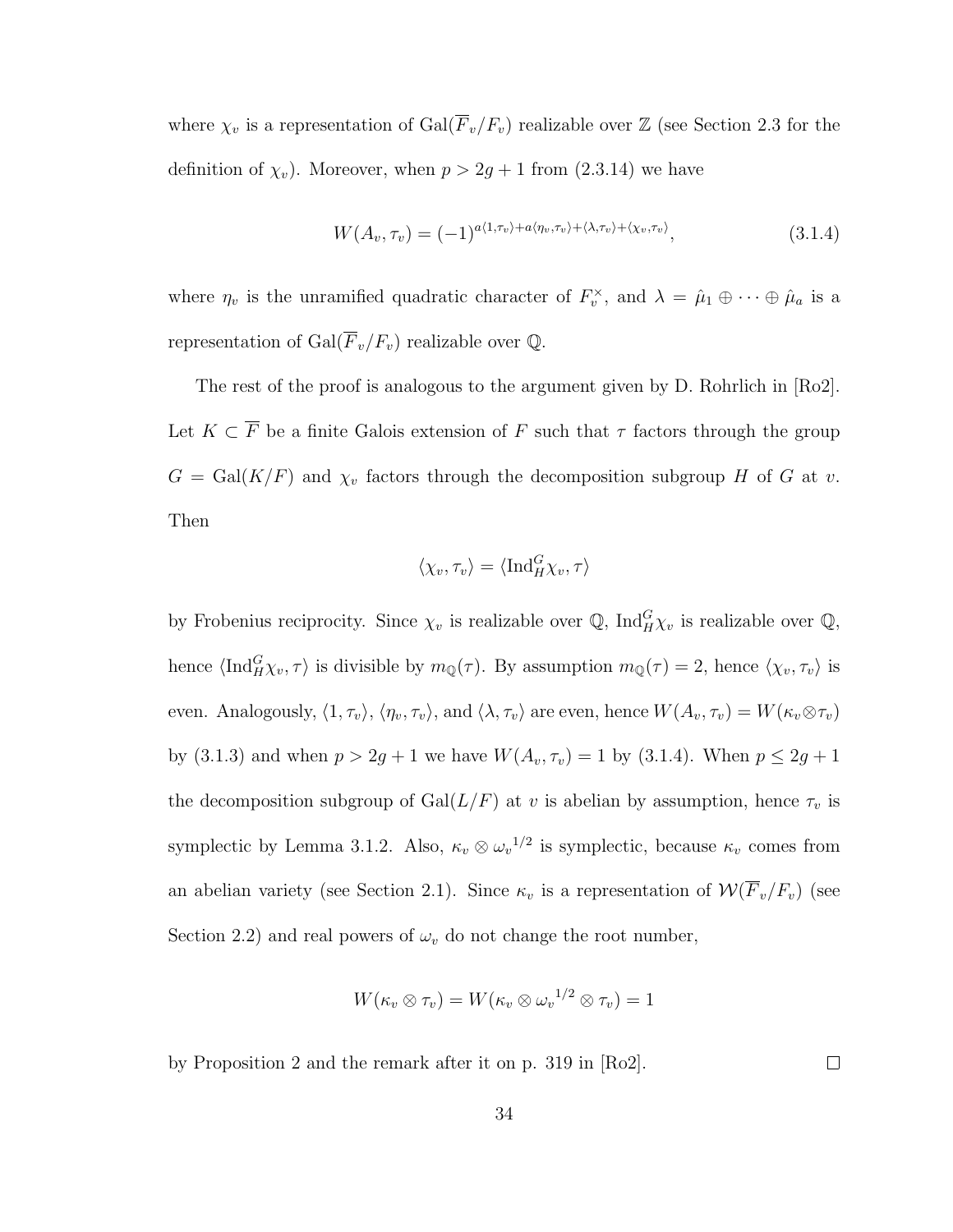where $\chi_v$ is a representation of $\mathrm{Gal}(\overline{F}_v/F_v)$ realizable over $\mathbb{Z}$ (see Section 2.3 for the definition of $\chi_v$). Moreover, when $p > 2g+1$ from (2.3.14) we have

$$W(A_v, \tau_v) = (-1)^{a\langle 1,\tau_v\rangle + a\langle \eta_v,\tau_v\rangle + \langle \lambda,\tau_v\rangle + \langle \chi_v,\tau_v\rangle}, \tag{3.1.4}$$

where $\eta_v$ is the unramified quadratic character of $F_v^\times$, and $\lambda = \hat{\mu}_1 \oplus \cdots \oplus \hat{\mu}_a$ is a representation of $\mathrm{Gal}(\overline{F}_v/F_v)$ realizable over $\mathbb{Q}$.

The rest of the proof is analogous to the argument given by D. Rohrlich in [Ro2]. Let $K \subset \overline{F}$ be a finite Galois extension of $F$ such that $\tau$ factors through the group $G = \mathrm{Gal}(K/F)$ and $\chi_v$ factors through the decomposition subgroup $H$ of $G$ at $v$. Then

$$\langle \chi_v, \tau_v\rangle = \langle \mathrm{Ind}_H^G \chi_v, \tau\rangle$$

by Frobenius reciprocity. Since $\chi_v$ is realizable over $\mathbb{Q}$, $\mathrm{Ind}_H^G \chi_v$ is realizable over $\mathbb{Q}$, hence $\langle \mathrm{Ind}_H^G \chi_v, \tau\rangle$ is divisible by $m_{\mathbb{Q}}(\tau)$. By assumption $m_{\mathbb{Q}}(\tau) = 2$, hence $\langle \chi_v, \tau_v\rangle$ is even. Analogously, $\langle 1, \tau_v\rangle$, $\langle \eta_v, \tau_v\rangle$, and $\langle \lambda, \tau_v\rangle$ are even, hence $W(A_v, \tau_v) = W(\kappa_v \otimes \tau_v)$ by (3.1.3) and when $p > 2g+1$ we have $W(A_v, \tau_v) = 1$ by (3.1.4). When $p \le 2g+1$ the decomposition subgroup of $\mathrm{Gal}(L/F)$ at $v$ is abelian by assumption, hence $\tau_v$ is symplectic by Lemma 3.1.2. Also, $\kappa_v \otimes {\omega_v}^{1/2}$ is symplectic, because $\kappa_v$ comes from an abelian variety (see Section 2.1). Since $\kappa_v$ is a representation of $\mathcal{W}(\overline{F}_v/F_v)$ (see Section 2.2) and real powers of $\omega_v$ do not change the root number,

$$W(\kappa_v \otimes \tau_v) = W(\kappa_v \otimes {\omega_v}^{1/2} \otimes \tau_v) = 1$$

by Proposition 2 and the remark after it on p. 319 in [Ro2]. $\square$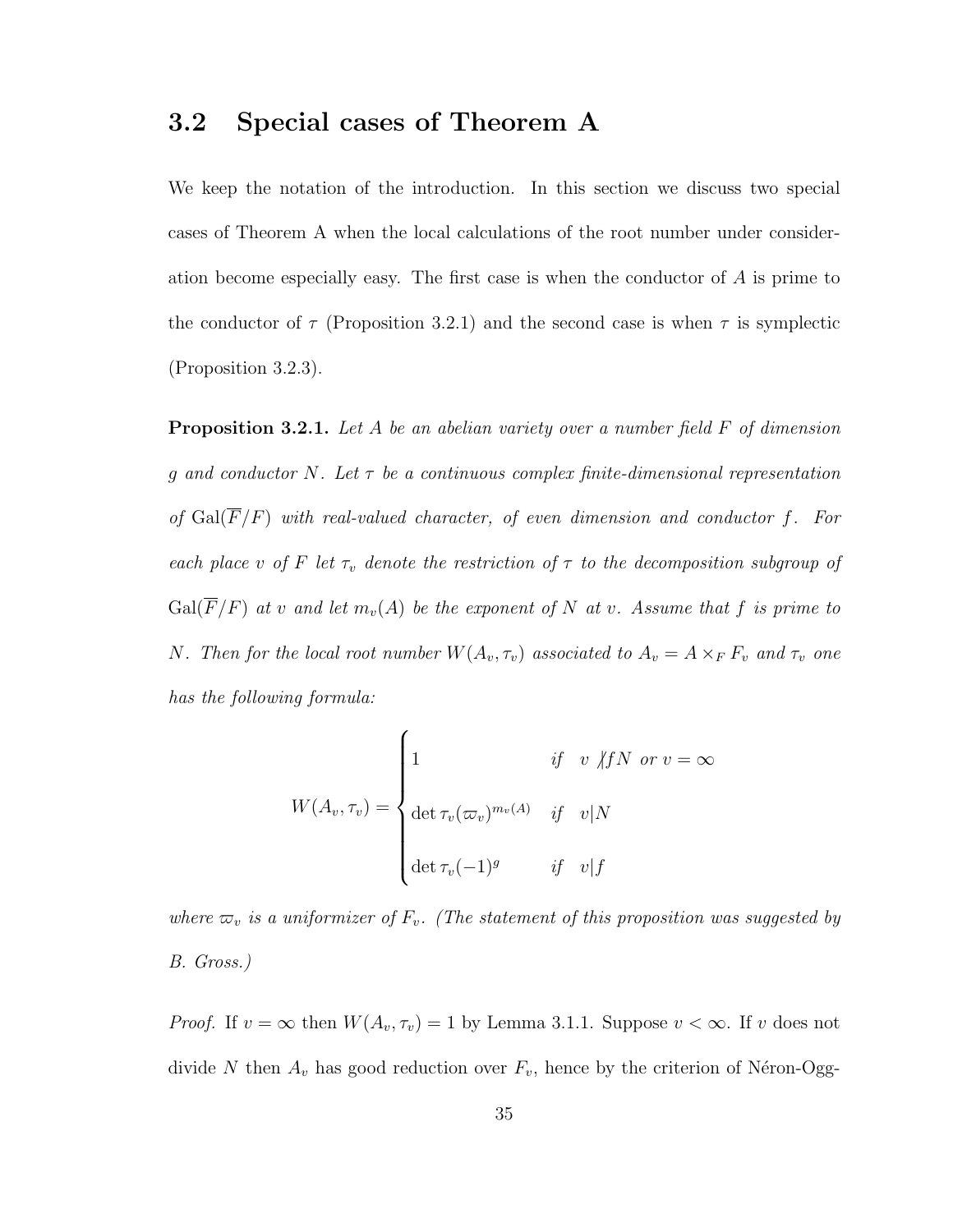## 3.2 Special cases of Theorem A

We keep the notation of the introduction. In this section we discuss two special cases of Theorem A when the local calculations of the root number under consideration become especially easy. The first case is when the conductor of $A$ is prime to the conductor of $\tau$ (Proposition 3.2.1) and the second case is when $\tau$ is symplectic (Proposition 3.2.3).

**Proposition 3.2.1.** *Let $A$ be an abelian variety over a number field $F$ of dimension $g$ and conductor $N$. Let $\tau$ be a continuous complex finite-dimensional representation of $\mathrm{Gal}(\overline{F}/F)$ with real-valued character, of even dimension and conductor $f$. For each place $v$ of $F$ let $\tau_v$ denote the restriction of $\tau$ to the decomposition subgroup of $\mathrm{Gal}(\overline{F}/F)$ at $v$ and let $m_v(A)$ be the exponent of $N$ at $v$. Assume that $f$ is prime to $N$. Then for the local root number $W(A_v, \tau_v)$ associated to $A_v = A \times_F F_v$ and $\tau_v$ one has the following formula:*

$$W(A_v, \tau_v) = \begin{cases} 1 & \text{if} \quad v \not| fN \text{ or } v = \infty \\ \det \tau_v(\varpi_v)^{m_v(A)} & \text{if} \quad v | N \\ \det \tau_v(-1)^g & \text{if} \quad v | f \end{cases}$$

*where $\varpi_v$ is a uniformizer of $F_v$. (The statement of this proposition was suggested by B. Gross.)*

*Proof.* If $v = \infty$ then $W(A_v, \tau_v) = 1$ by Lemma 3.1.1. Suppose $v < \infty$. If $v$ does not divide $N$ then $A_v$ has good reduction over $F_v$, hence by the criterion of Néron-Ogg-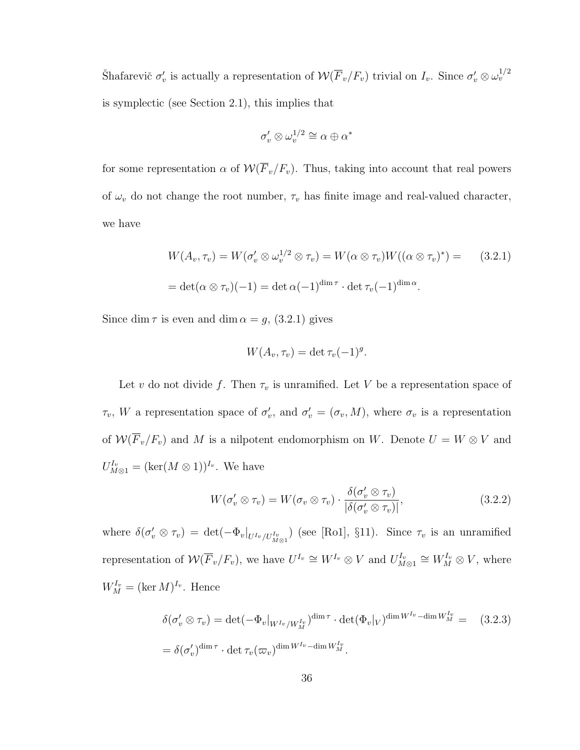Šhafarevič $\sigma'_v$ is actually a representation of $\mathcal{W}(\overline{F}_v/F_v)$ trivial on $I_v$. Since $\sigma'_v \otimes \omega_v^{1/2}$ is symplectic (see Section 2.1), this implies that

$$\sigma'_v \otimes \omega_v^{1/2} \cong \alpha \oplus \alpha^*$$

for some representation $\alpha$ of $\mathcal{W}(\overline{F}_v/F_v)$. Thus, taking into account that real powers of $\omega_v$ do not change the root number, $\tau_v$ has finite image and real-valued character, we have

$$\begin{aligned} W(A_v, \tau_v) &= W(\sigma'_v \otimes \omega_v^{1/2} \otimes \tau_v) = W(\alpha \otimes \tau_v) W((\alpha \otimes \tau_v)^*) = \\ &= \det(\alpha \otimes \tau_v)(-1) = \det \alpha(-1)^{\dim \tau} \cdot \det \tau_v(-1)^{\dim \alpha}. \end{aligned} \tag{3.2.1}$$

Since $\dim \tau$ is even and $\dim \alpha = g$, (3.2.1) gives

$$W(A_v, \tau_v) = \det \tau_v(-1)^g.$$

Let $v$ do not divide $f$. Then $\tau_v$ is unramified. Let $V$ be a representation space of $\tau_v$, $W$ a representation space of $\sigma'_v$, and $\sigma'_v = (\sigma_v, M)$, where $\sigma_v$ is a representation of $\mathcal{W}(\overline{F}_v/F_v)$ and $M$ is a nilpotent endomorphism on $W$. Denote $U = W \otimes V$ and $U^{I_v}_{M\otimes 1} = (\ker(M \otimes 1))^{I_v}$. We have

$$W(\sigma'_v \otimes \tau_v) = W(\sigma_v \otimes \tau_v) \cdot \frac{\delta(\sigma'_v \otimes \tau_v)}{|\delta(\sigma'_v \otimes \tau_v)|}, \tag{3.2.2}$$

where $\delta(\sigma'_v \otimes \tau_v) = \det(-\Phi_v|_{U^{I_v}/U^{I_v}_{M\otimes 1}})$ (see [Ro1], §11). Since $\tau_v$ is an unramified representation of $\mathcal{W}(\overline{F}_v/F_v)$, we have $U^{I_v} \cong W^{I_v} \otimes V$ and $U^{I_v}_{M\otimes 1} \cong W^{I_v}_M \otimes V$, where $W^{I_v}_M = (\ker M)^{I_v}$. Hence

$$\begin{aligned} \delta(\sigma'_v \otimes \tau_v) &= \det(-\Phi_v|_{W^{I_v}/W^{I_v}_M})^{\dim \tau} \cdot \det(\Phi_v|_V)^{\dim W^{I_v} - \dim W^{I_v}_M} = \\ &= \delta(\sigma'_v)^{\dim \tau} \cdot \det \tau_v(\varpi_v)^{\dim W^{I_v} - \dim W^{I_v}_M}. \end{aligned} \tag{3.2.3}$$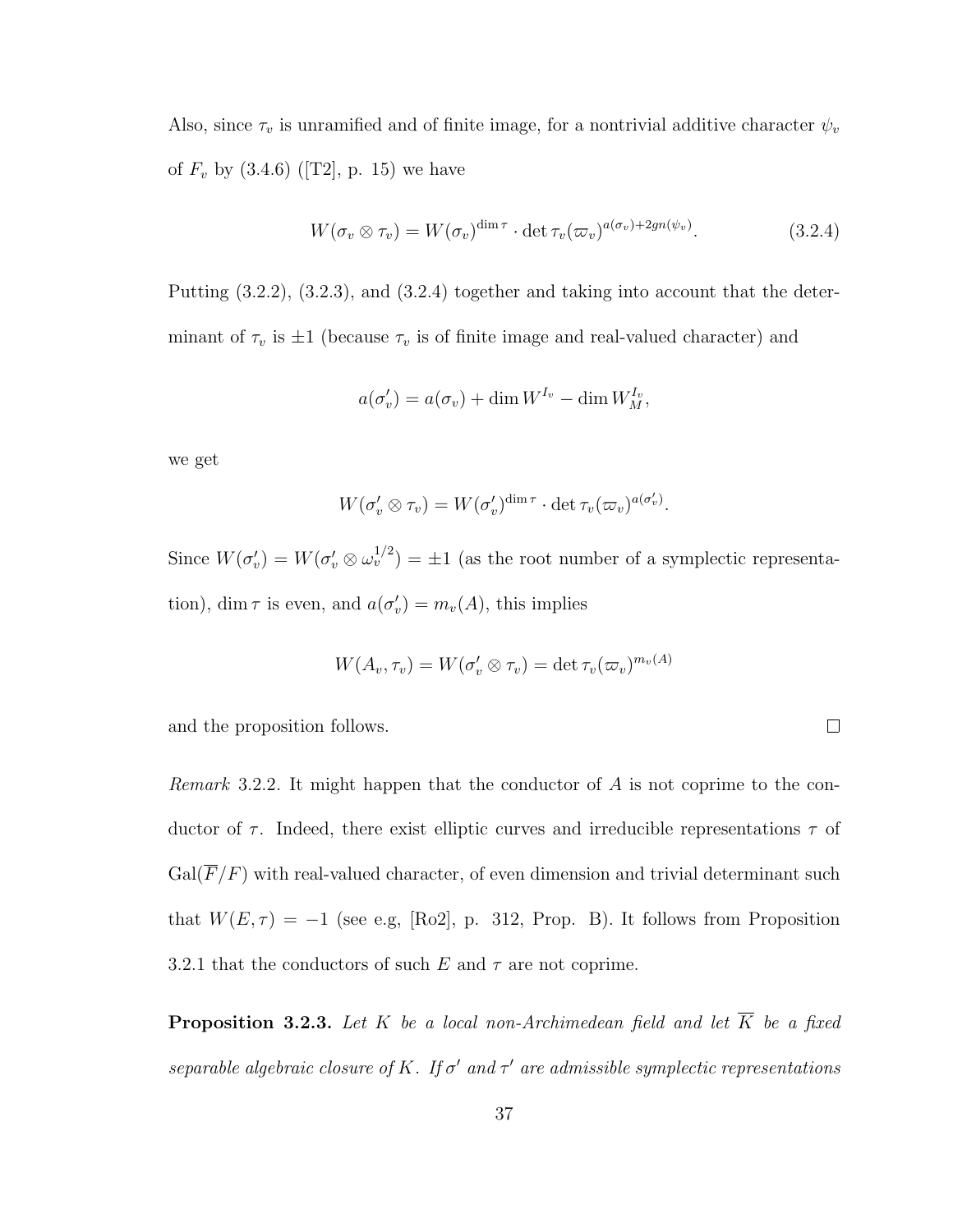Also, since $\tau_v$ is unramified and of finite image, for a nontrivial additive character $\psi_v$ of $F_v$ by (3.4.6) ([T2], p. 15) we have

$$W(\sigma_v \otimes \tau_v) = W(\sigma_v)^{\dim \tau} \cdot \det \tau_v(\varpi_v)^{a(\sigma_v)+2gn(\psi_v)}. \tag{3.2.4}$$

Putting (3.2.2), (3.2.3), and (3.2.4) together and taking into account that the determinant of $\tau_v$ is $\pm 1$ (because $\tau_v$ is of finite image and real-valued character) and

$$a(\sigma_v') = a(\sigma_v) + \dim W^{I_v} - \dim W_M^{I_v},$$

we get

$$W(\sigma_v' \otimes \tau_v) = W(\sigma_v')^{\dim \tau} \cdot \det \tau_v(\varpi_v)^{a(\sigma_v')}.$$

Since $W(\sigma_v') = W(\sigma_v' \otimes \omega_v^{1/2}) = \pm 1$ (as the root number of a symplectic representation), $\dim \tau$ is even, and $a(\sigma_v') = m_v(A)$, this implies

$$W(A_v, \tau_v) = W(\sigma_v' \otimes \tau_v) = \det \tau_v(\varpi_v)^{m_v(A)}$$

and the proposition follows. $\square$

*Remark* 3.2.2. It might happen that the conductor of $A$ is not coprime to the conductor of $\tau$. Indeed, there exist elliptic curves and irreducible representations $\tau$ of $\mathrm{Gal}(\overline{F}/F)$ with real-valued character, of even dimension and trivial determinant such that $W(E, \tau) = -1$ (see e.g, [Ro2], p. 312, Prop. B). It follows from Proposition 3.2.1 that the conductors of such $E$ and $\tau$ are not coprime.

**Proposition 3.2.3.** *Let $K$ be a local non-Archimedean field and let $\overline{K}$ be a fixed separable algebraic closure of $K$. If $\sigma'$ and $\tau'$ are admissible symplectic representations*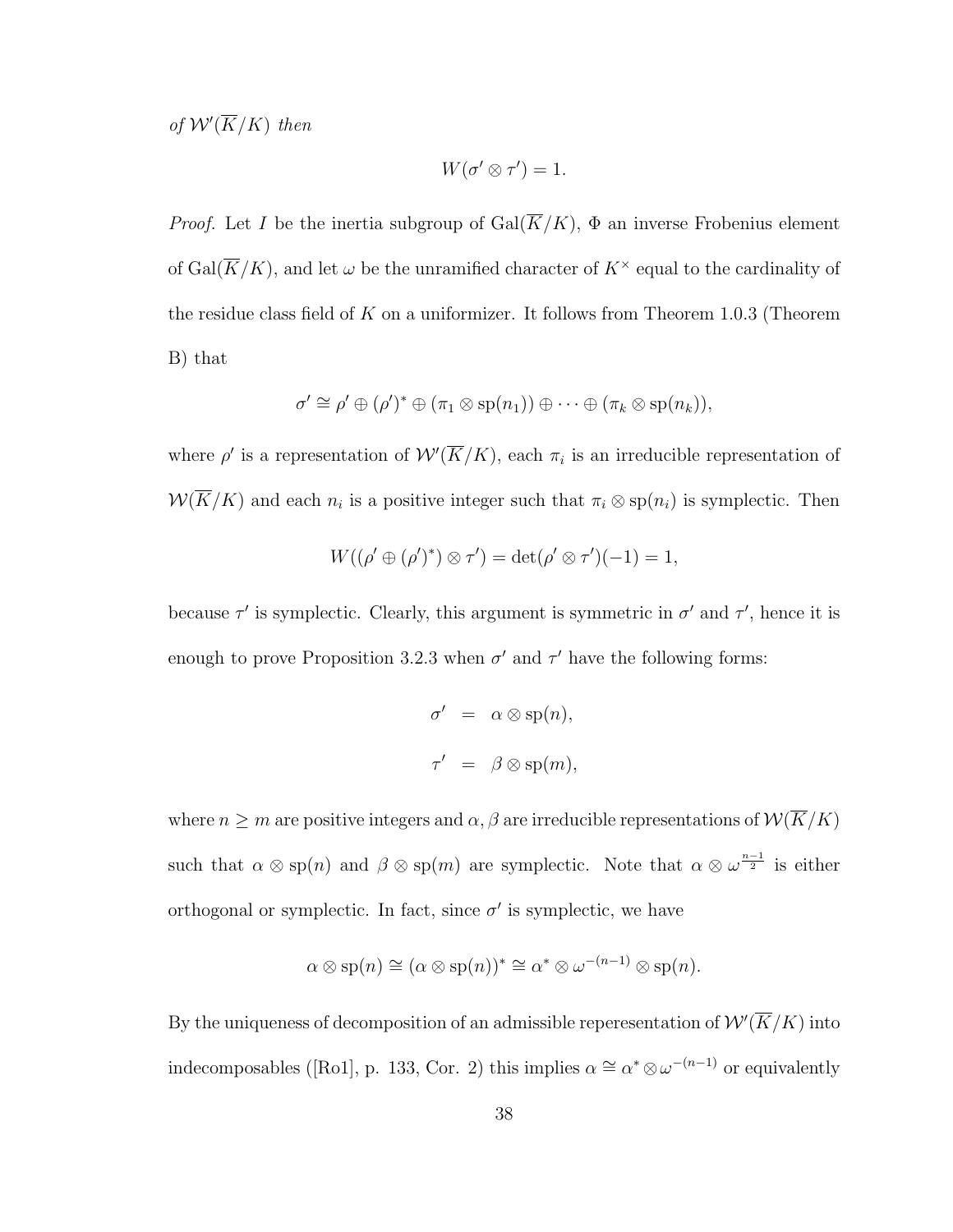*of* $\mathcal{W}'(\overline{K}/K)$ *then*

$$W(\sigma' \otimes \tau') = 1.$$

*Proof.* Let $I$ be the inertia subgroup of $\mathrm{Gal}(\overline{K}/K)$, $\Phi$ an inverse Frobenius element of $\mathrm{Gal}(\overline{K}/K)$, and let $\omega$ be the unramified character of $K^\times$ equal to the cardinality of the residue class field of $K$ on a uniformizer. It follows from Theorem 1.0.3 (Theorem B) that

$$\sigma' \cong \rho' \oplus (\rho')^* \oplus (\pi_1 \otimes \mathrm{sp}(n_1)) \oplus \cdots \oplus (\pi_k \otimes \mathrm{sp}(n_k)),$$

where $\rho'$ is a representation of $\mathcal{W}'(\overline{K}/K)$, each $\pi_i$ is an irreducible representation of $\mathcal{W}(\overline{K}/K)$ and each $n_i$ is a positive integer such that $\pi_i \otimes \mathrm{sp}(n_i)$ is symplectic. Then

$$W((\rho' \oplus (\rho')^*) \otimes \tau') = \det(\rho' \otimes \tau')(-1) = 1,$$

because $\tau'$ is symplectic. Clearly, this argument is symmetric in $\sigma'$ and $\tau'$, hence it is enough to prove Proposition 3.2.3 when $\sigma'$ and $\tau'$ have the following forms:

$$\begin{aligned} \sigma' &= \alpha \otimes \mathrm{sp}(n), \\ \tau' &= \beta \otimes \mathrm{sp}(m), \end{aligned}$$

where $n \geq m$ are positive integers and $\alpha, \beta$ are irreducible representations of $\mathcal{W}(\overline{K}/K)$ such that $\alpha \otimes \mathrm{sp}(n)$ and $\beta \otimes \mathrm{sp}(m)$ are symplectic. Note that $\alpha \otimes \omega^{\frac{n-1}{2}}$ is either orthogonal or symplectic. In fact, since $\sigma'$ is symplectic, we have

$$\alpha \otimes \mathrm{sp}(n) \cong (\alpha \otimes \mathrm{sp}(n))^* \cong \alpha^* \otimes \omega^{-(n-1)} \otimes \mathrm{sp}(n).$$

By the uniqueness of decomposition of an admissible reperesentation of $\mathcal{W}'(\overline{K}/K)$ into indecomposables ([Ro1], p. 133, Cor. 2) this implies $\alpha \cong \alpha^* \otimes \omega^{-(n-1)}$ or equivalently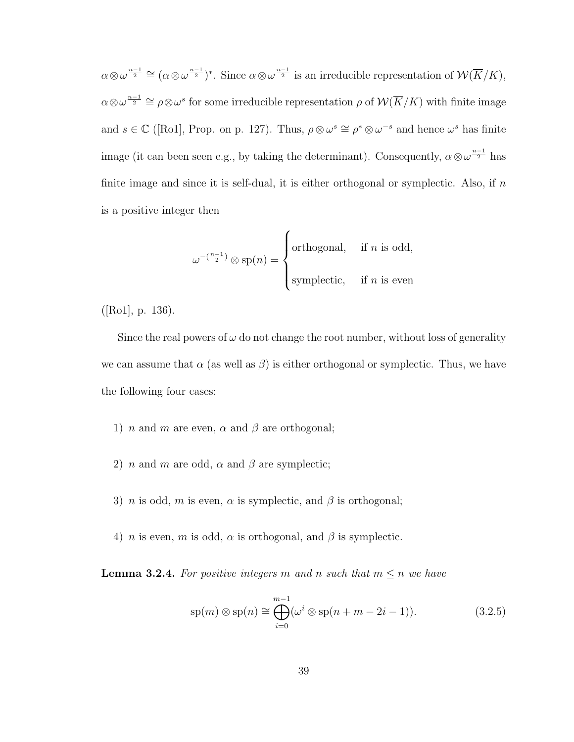$\alpha \otimes \omega^{\frac{n-1}{2}} \cong (\alpha \otimes \omega^{\frac{n-1}{2}})^*$. Since $\alpha \otimes \omega^{\frac{n-1}{2}}$ is an irreducible representation of $\mathcal{W}(\overline{K}/K)$, $\alpha \otimes \omega^{\frac{n-1}{2}} \cong \rho \otimes \omega^s$ for some irreducible representation $\rho$ of $\mathcal{W}(\overline{K}/K)$ with finite image and $s \in \mathbb{C}$ ([Ro1], Prop. on p. 127). Thus, $\rho \otimes \omega^s \cong \rho^* \otimes \omega^{-s}$ and hence $\omega^s$ has finite image (it can been seen e.g., by taking the determinant). Consequently, $\alpha \otimes \omega^{\frac{n-1}{2}}$ has finite image and since it is self-dual, it is either orthogonal or symplectic. Also, if $n$ is a positive integer then

$$\omega^{-(\frac{n-1}{2})} \otimes \mathrm{sp}(n) = \begin{cases} \text{orthogonal}, & \text{if } n \text{ is odd,} \\ \text{symplectic}, & \text{if } n \text{ is even} \end{cases}$$

([Ro1], p. 136).

Since the real powers of $\omega$ do not change the root number, without loss of generality we can assume that $\alpha$ (as well as $\beta$) is either orthogonal or symplectic. Thus, we have the following four cases:

1) $n$ and $m$ are even, $\alpha$ and $\beta$ are orthogonal;

2) $n$ and $m$ are odd, $\alpha$ and $\beta$ are symplectic;

3) $n$ is odd, $m$ is even, $\alpha$ is symplectic, and $\beta$ is orthogonal;

4) $n$ is even, $m$ is odd, $\alpha$ is orthogonal, and $\beta$ is symplectic.

**Lemma 3.2.4.** *For positive integers $m$ and $n$ such that $m \leq n$ we have*

$$\mathrm{sp}(m) \otimes \mathrm{sp}(n) \cong \bigoplus_{i=0}^{m-1} (\omega^i \otimes \mathrm{sp}(n+m-2i-1)). \tag{3.2.5}$$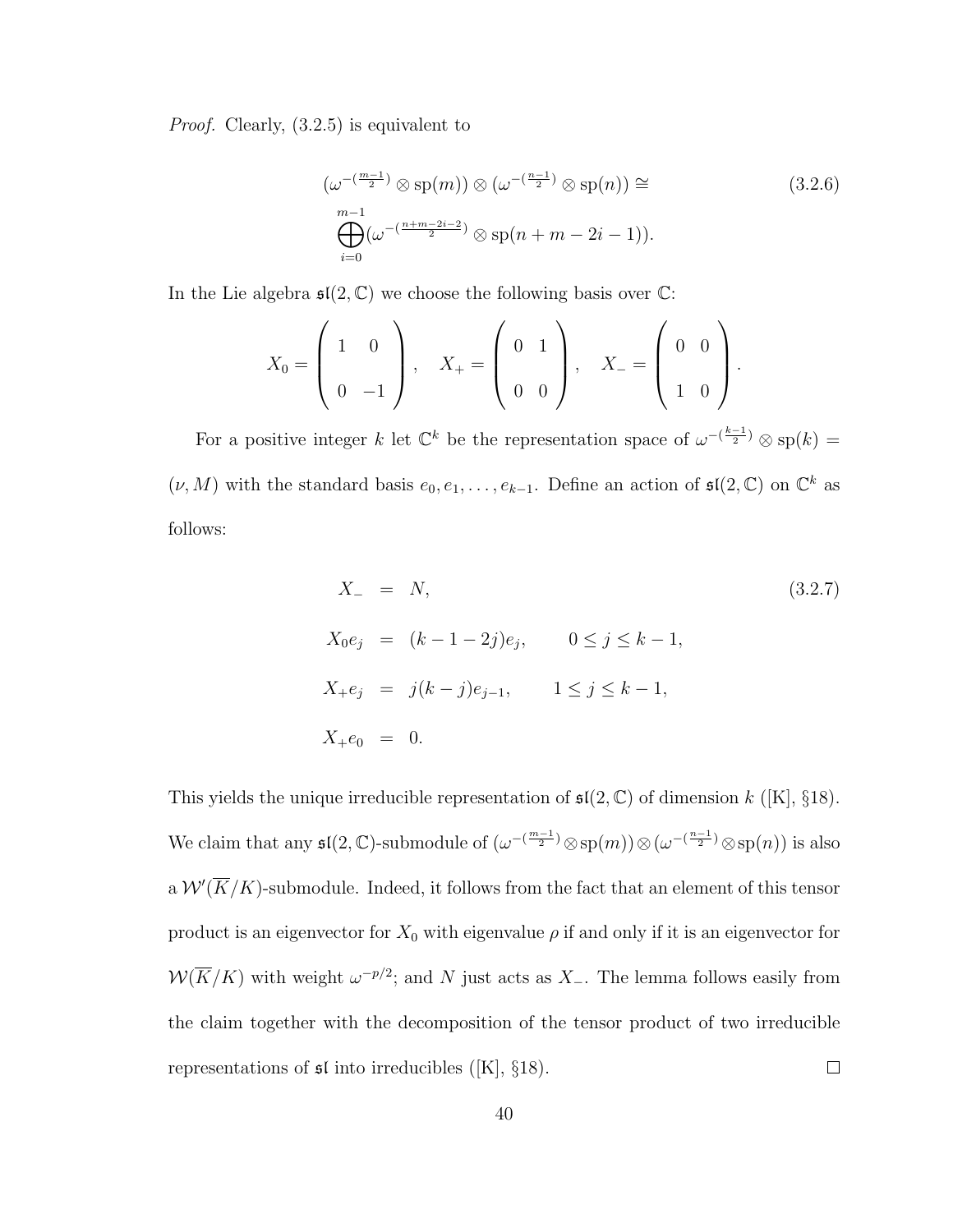*Proof.* Clearly, (3.2.5) is equivalent to

$$(\omega^{-(\frac{m-1}{2})} \otimes \mathrm{sp}(m)) \otimes (\omega^{-(\frac{n-1}{2})} \otimes \mathrm{sp}(n)) \cong \bigoplus_{i=0}^{m-1} (\omega^{-(\frac{n+m-2i-2}{2})} \otimes \mathrm{sp}(n+m-2i-1)). \tag{3.2.6}$$

In the Lie algebra $\mathfrak{sl}(2,\mathbb{C})$ we choose the following basis over $\mathbb{C}$:

$$X_0 = \begin{pmatrix} 1 & 0 \\ 0 & -1 \end{pmatrix}, \quad X_+ = \begin{pmatrix} 0 & 1 \\ 0 & 0 \end{pmatrix}, \quad X_- = \begin{pmatrix} 0 & 0 \\ 1 & 0 \end{pmatrix}.$$

For a positive integer $k$ let $\mathbb{C}^k$ be the representation space of $\omega^{-(\frac{k-1}{2})} \otimes \mathrm{sp}(k) = (\nu, M)$ with the standard basis $e_0, e_1, \ldots, e_{k-1}$. Define an action of $\mathfrak{sl}(2,\mathbb{C})$ on $\mathbb{C}^k$ as follows:

$$\begin{aligned} X_- &= N, \\ X_0 e_j &= (k-1-2j)e_j, \qquad 0 \le j \le k-1, \\ X_+ e_j &= j(k-j)e_{j-1}, \qquad 1 \le j \le k-1, \\ X_+ e_0 &= 0. \end{aligned} \tag{3.2.7}$$

This yields the unique irreducible representation of $\mathfrak{sl}(2,\mathbb{C})$ of dimension $k$ ([K], §18). We claim that any $\mathfrak{sl}(2,\mathbb{C})$-submodule of $(\omega^{-(\frac{m-1}{2})} \otimes \mathrm{sp}(m)) \otimes (\omega^{-(\frac{n-1}{2})} \otimes \mathrm{sp}(n))$ is also a $\mathcal{W}'(\overline{K}/K)$-submodule. Indeed, it follows from the fact that an element of this tensor product is an eigenvector for $X_0$ with eigenvalue $\rho$ if and only if it is an eigenvector for $\mathcal{W}(\overline{K}/K)$ with weight $\omega^{-p/2}$; and $N$ just acts as $X_-$. The lemma follows easily from the claim together with the decomposition of the tensor product of two irreducible representations of $\mathfrak{sl}$ into irreducibles ([K], §18). $\square$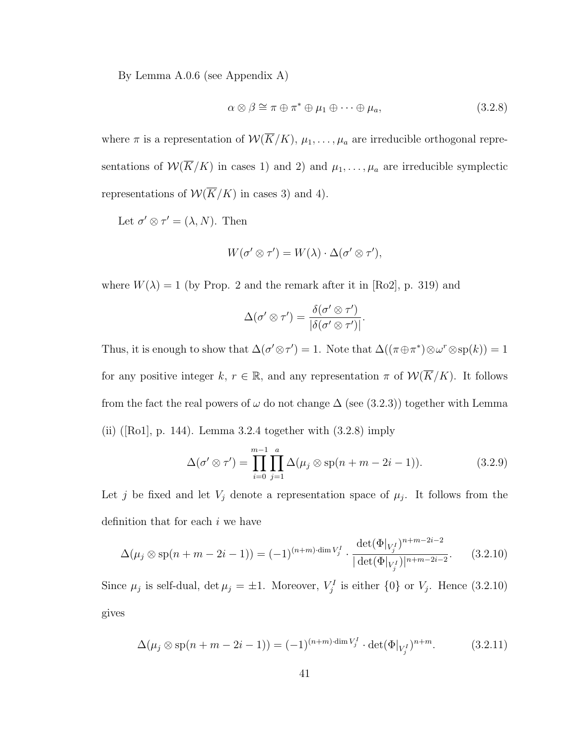By Lemma A.0.6 (see Appendix A)

$$\alpha \otimes \beta \cong \pi \oplus \pi^* \oplus \mu_1 \oplus \cdots \oplus \mu_a, \tag{3.2.8}$$

where $\pi$ is a representation of $\mathcal{W}(\overline{K}/K)$, $\mu_1, \ldots, \mu_a$ are irreducible orthogonal representations of $\mathcal{W}(\overline{K}/K)$ in cases 1) and 2) and $\mu_1, \ldots, \mu_a$ are irreducible symplectic representations of $\mathcal{W}(\overline{K}/K)$ in cases 3) and 4).

Let $\sigma' \otimes \tau' = (\lambda, N)$. Then

$$W(\sigma' \otimes \tau') = W(\lambda) \cdot \Delta(\sigma' \otimes \tau'),$$

where $W(\lambda) = 1$ (by Prop. 2 and the remark after it in [Ro2], p. 319) and

$$\Delta(\sigma' \otimes \tau') = \frac{\delta(\sigma' \otimes \tau')}{|\delta(\sigma' \otimes \tau')|}.$$

Thus, it is enough to show that $\Delta(\sigma' \otimes \tau') = 1$. Note that $\Delta((\pi \oplus \pi^*) \otimes \omega^r \otimes \mathrm{sp}(k)) = 1$ for any positive integer $k$, $r \in \mathbb{R}$, and any representation $\pi$ of $\mathcal{W}(\overline{K}/K)$. It follows from the fact the real powers of $\omega$ do not change $\Delta$ (see (3.2.3)) together with Lemma (ii) ([Ro1], p. 144). Lemma 3.2.4 together with (3.2.8) imply

$$\Delta(\sigma' \otimes \tau') = \prod_{i=0}^{m-1} \prod_{j=1}^{a} \Delta(\mu_j \otimes \mathrm{sp}(n + m - 2i - 1)). \tag{3.2.9}$$

Let $j$ be fixed and let $V_j$ denote a representation space of $\mu_j$. It follows from the definition that for each $i$ we have

$$\Delta(\mu_j \otimes \mathrm{sp}(n + m - 2i - 1)) = (-1)^{(n+m) \cdot \dim V_j^I} \cdot \frac{\det(\Phi|_{V_j^I})^{n+m-2i-2}}{|\det(\Phi|_{V_j^I})|^{n+m-2i-2}}. \tag{3.2.10}$$

Since $\mu_j$ is self-dual, $\det \mu_j = \pm 1$. Moreover, $V_j^I$ is either $\{0\}$ or $V_j$. Hence (3.2.10) gives

$$\Delta(\mu_j \otimes \mathrm{sp}(n + m - 2i - 1)) = (-1)^{(n+m) \cdot \dim V_j^I} \cdot \det(\Phi|_{V_j^I})^{n+m}. \tag{3.2.11}$$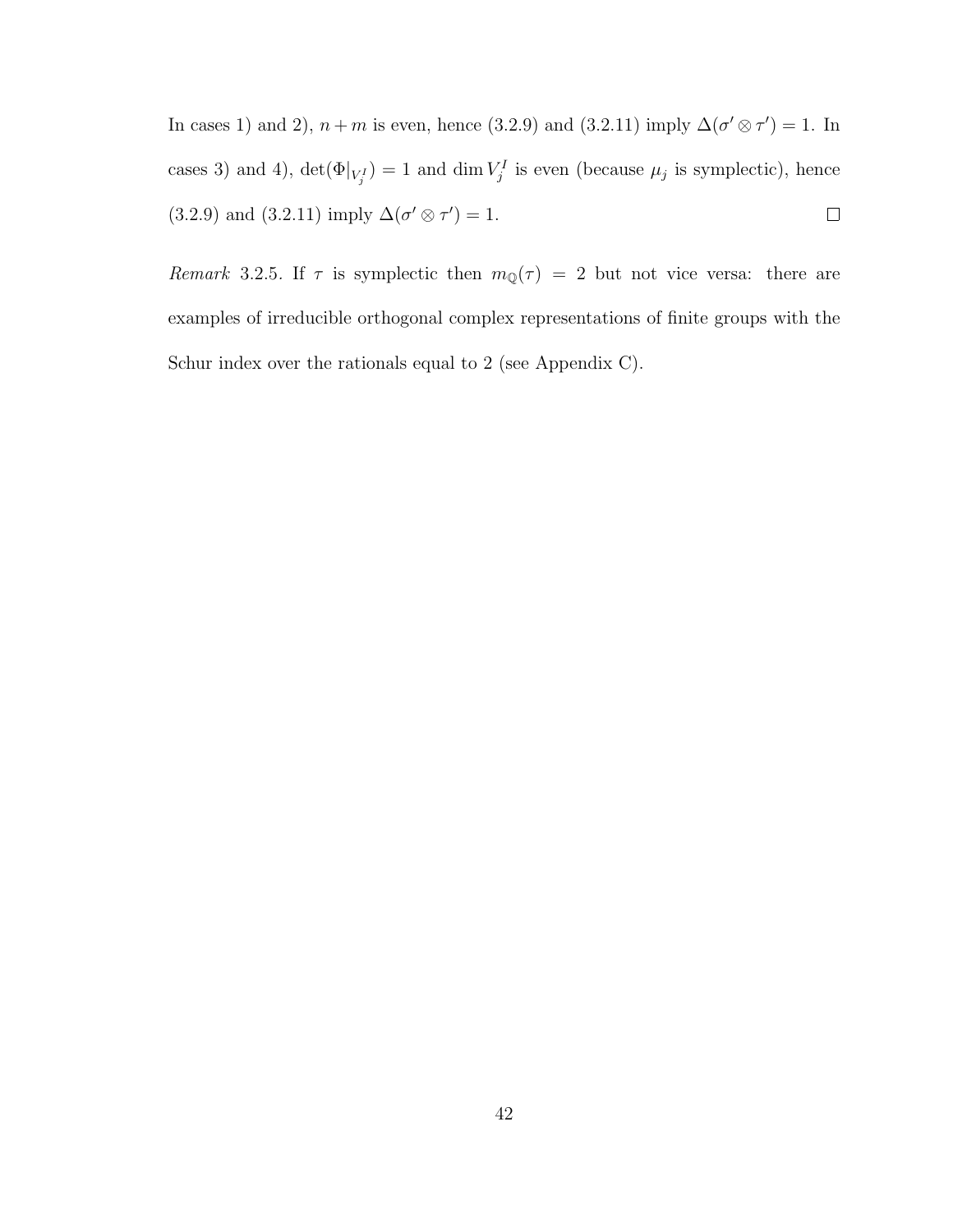In cases 1) and 2), $n + m$ is even, hence (3.2.9) and (3.2.11) imply $\Delta(\sigma' \otimes \tau') = 1$. In cases 3) and 4), $\det(\Phi|_{V_j^I}) = 1$ and $\dim V_j^I$ is even (because $\mu_j$ is symplectic), hence (3.2.9) and (3.2.11) imply $\Delta(\sigma' \otimes \tau') = 1$. $\square$

*Remark* 3.2.5. If $\tau$ is symplectic then $m_{\mathbb{Q}}(\tau) = 2$ but not vice versa: there are examples of irreducible orthogonal complex representations of finite groups with the Schur index over the rationals equal to 2 (see Appendix C).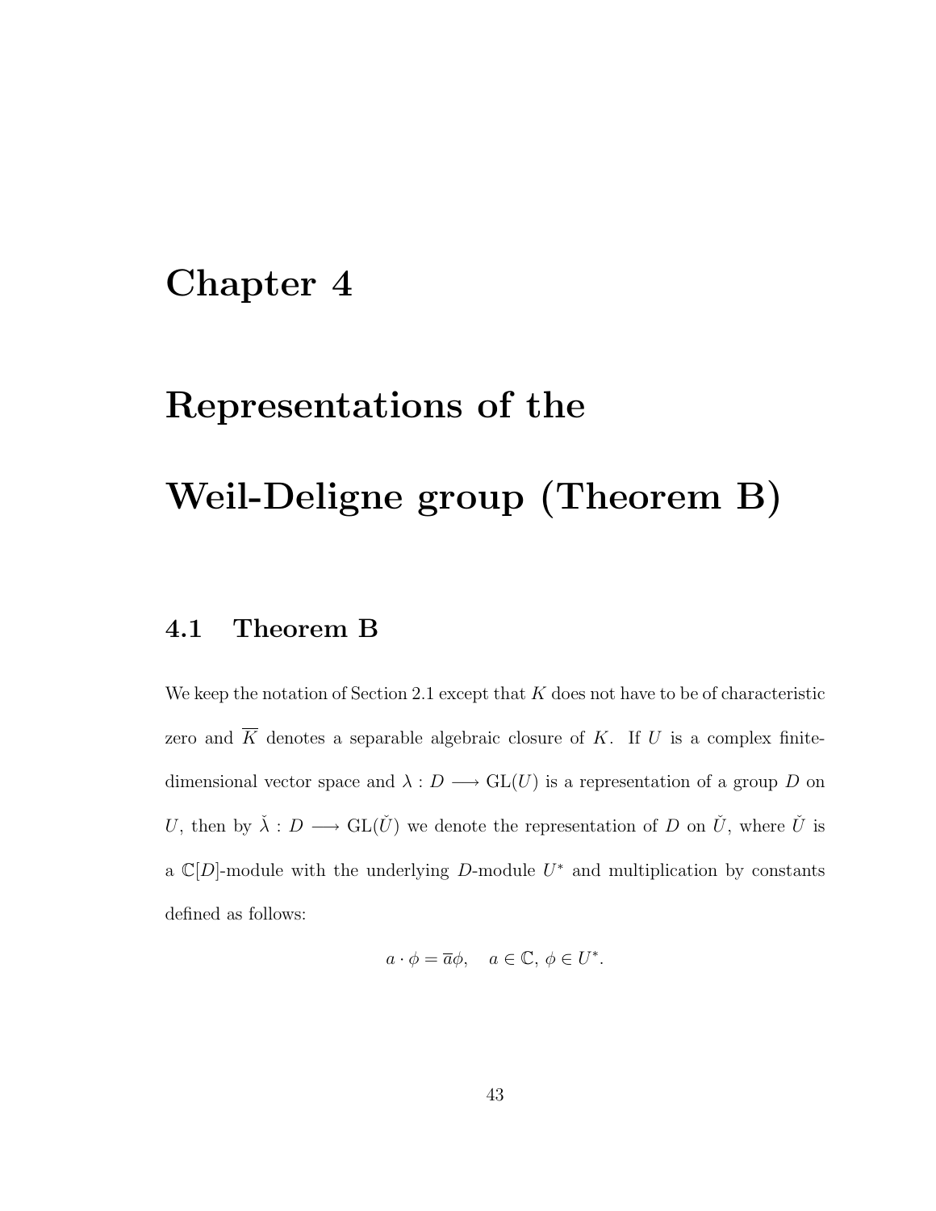# Chapter 4

# Representations of the Weil-Deligne group (Theorem B)

## 4.1 Theorem B

We keep the notation of Section 2.1 except that $K$ does not have to be of characteristic zero and $\overline{K}$ denotes a separable algebraic closure of $K$. If $U$ is a complex finite-dimensional vector space and $\lambda : D \longrightarrow \mathrm{GL}(U)$ is a representation of a group $D$ on $U$, then by $\check{\lambda} : D \longrightarrow \mathrm{GL}(\check{U})$ we denote the representation of $D$ on $\check{U}$, where $\check{U}$ is a $\mathbb{C}[D]$-module with the underlying $D$-module $U^*$ and multiplication by constants defined as follows:

$$a \cdot \phi = \overline{a}\phi, \quad a \in \mathbb{C}, \, \phi \in U^*.$$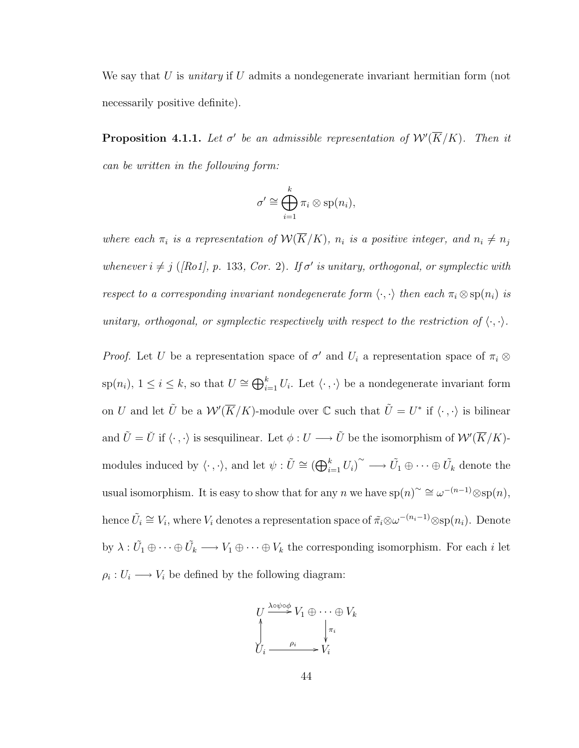We say that $U$ is *unitary* if $U$ admits a nondegenerate invariant hermitian form (not necessarily positive definite).

**Proposition 4.1.1.** *Let $\sigma'$ be an admissible representation of $\mathcal{W}'(\overline{K}/K)$. Then it can be written in the following form:*

$$\sigma' \cong \bigoplus_{i=1}^{k} \pi_i \otimes \mathrm{sp}(n_i),$$

*where each $\pi_i$ is a representation of $\mathcal{W}(\overline{K}/K)$, $n_i$ is a positive integer, and $n_i \neq n_j$ whenever $i \neq j$ ([Ro1], p. 133, Cor. 2). If $\sigma'$ is unitary, orthogonal, or symplectic with respect to a corresponding invariant nondegenerate form $\langle \cdot, \cdot \rangle$ then each $\pi_i \otimes \mathrm{sp}(n_i)$ is unitary, orthogonal, or symplectic respectively with respect to the restriction of $\langle \cdot, \cdot \rangle$.*

*Proof.* Let $U$ be a representation space of $\sigma'$ and $U_i$ a representation space of $\pi_i \otimes \mathrm{sp}(n_i)$, $1 \leq i \leq k$, so that $U \cong \bigoplus_{i=1}^{k} U_i$. Let $\langle \cdot \, , \cdot \rangle$ be a nondegenerate invariant form on $U$ and let $\tilde{U}$ be a $\mathcal{W}'(\overline{K}/K)$-module over $\mathbb{C}$ such that $\tilde{U} = U^*$ if $\langle \cdot \, , \cdot \rangle$ is bilinear and $\tilde{U} = \check{U}$ if $\langle \cdot \, , \cdot \rangle$ is sesquilinear. Let $\phi : U \longrightarrow \tilde{U}$ be the isomorphism of $\mathcal{W}'(\overline{K}/K)$-modules induced by $\langle \cdot \, , \cdot \rangle$, and let $\psi : \tilde{U} \cong \left(\bigoplus_{i=1}^{k} U_i\right)^{\sim} \longrightarrow \tilde{U_1} \oplus \cdots \oplus \tilde{U_k}$ denote the usual isomorphism. It is easy to show that for any $n$ we have $\mathrm{sp}(n)^{\sim} \cong \omega^{-(n-1)} \otimes \mathrm{sp}(n)$, hence $\tilde{U_i} \cong V_i$, where $V_i$ denotes a representation space of $\tilde{\pi}_i \otimes \omega^{-(n_i-1)} \otimes \mathrm{sp}(n_i)$. Denote by $\lambda : \tilde{U_1} \oplus \cdots \oplus \tilde{U_k} \longrightarrow V_1 \oplus \cdots \oplus V_k$ the corresponding isomorphism. For each $i$ let $\rho_i : U_i \longrightarrow V_i$ be defined by the following diagram:

$$\begin{array}{ccc} U & \xrightarrow{\lambda \circ \psi \circ \phi} & V_1 \oplus \cdots \oplus V_k \\ \uparrow & & \downarrow \pi_i \\ U_i & \xrightarrow{\quad \rho_i \quad} & V_i \end{array}$$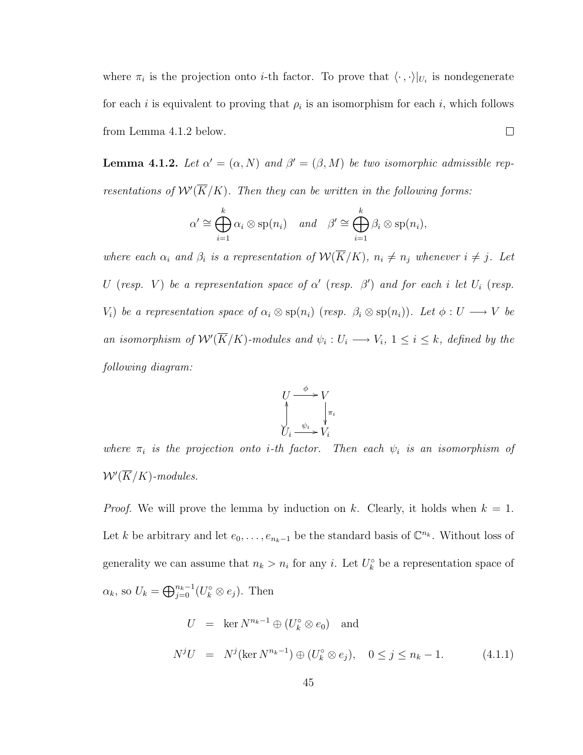where $\pi_i$ is the projection onto $i$-th factor. To prove that $\langle \cdot , \cdot \rangle|_{U_i}$ is nondegenerate for each $i$ is equivalent to proving that $\rho_i$ is an isomorphism for each $i$, which follows from Lemma 4.1.2 below. $\square$

**Lemma 4.1.2.** *Let $\alpha' = (\alpha, N)$ and $\beta' = (\beta, M)$ be two isomorphic admissible representations of $\mathcal{W}'(\overline{K}/K)$. Then they can be written in the following forms:*

$$\alpha' \cong \bigoplus_{i=1}^{k} \alpha_i \otimes \mathrm{sp}(n_i) \quad \text{and} \quad \beta' \cong \bigoplus_{i=1}^{k} \beta_i \otimes \mathrm{sp}(n_i),$$

*where each $\alpha_i$ and $\beta_i$ is a representation of $\mathcal{W}(\overline{K}/K)$, $n_i \neq n_j$ whenever $i \neq j$. Let $U$ (resp. $V$) be a representation space of $\alpha'$ (resp. $\beta'$) and for each $i$ let $U_i$ (resp. $V_i$) be a representation space of $\alpha_i \otimes \mathrm{sp}(n_i)$ (resp. $\beta_i \otimes \mathrm{sp}(n_i)$). Let $\phi : U \longrightarrow V$ be an isomorphism of $\mathcal{W}'(\overline{K}/K)$-modules and $\psi_i : U_i \longrightarrow V_i$, $1 \leq i \leq k$, defined by the following diagram:*

$$\begin{array}{ccc} U & \xrightarrow{\phi} & V \\ \uparrow & & \downarrow \pi_i \\ U_i & \xrightarrow{\psi_i} & V_i \end{array}$$

*where $\pi_i$ is the projection onto $i$-th factor. Then each $\psi_i$ is an isomorphism of $\mathcal{W}'(\overline{K}/K)$-modules.*

*Proof.* We will prove the lemma by induction on $k$. Clearly, it holds when $k = 1$. Let $k$ be arbitrary and let $e_0, \ldots, e_{n_k - 1}$ be the standard basis of $\mathbb{C}^{n_k}$. Without loss of generality we can assume that $n_k > n_i$ for any $i$. Let $U_k^\circ$ be a representation space of $\alpha_k$, so $U_k = \bigoplus_{j=0}^{n_k - 1} (U_k^\circ \otimes e_j)$. Then

$$\begin{aligned} U &= \ker N^{n_k - 1} \oplus (U_k^\circ \otimes e_0) \quad \text{and} \\ N^j U &= N^j(\ker N^{n_k - 1}) \oplus (U_k^\circ \otimes e_j), \quad 0 \leq j \leq n_k - 1. \end{aligned} \tag{4.1.1}$$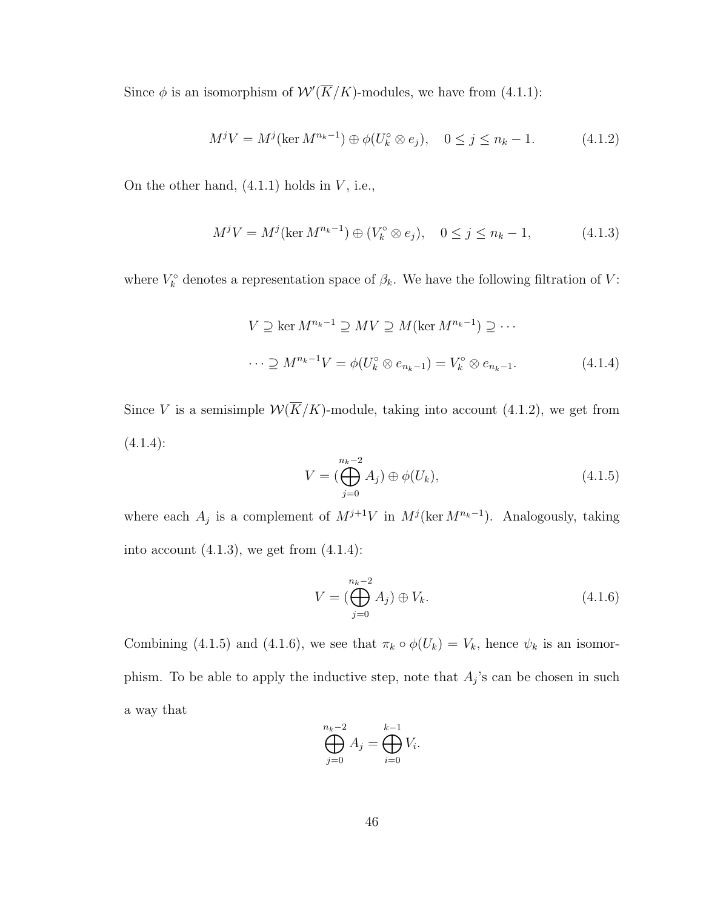Since $\phi$ is an isomorphism of $\mathcal{W}'(\overline{K}/K)$-modules, we have from (4.1.1):

$$M^j V = M^j(\ker M^{n_k-1}) \oplus \phi(U_k^\circ \otimes e_j), \quad 0 \leq j \leq n_k - 1. \tag{4.1.2}$$

On the other hand, (4.1.1) holds in $V$, i.e.,

$$M^j V = M^j(\ker M^{n_k-1}) \oplus (V_k^\circ \otimes e_j), \quad 0 \leq j \leq n_k - 1, \tag{4.1.3}$$

where $V_k^\circ$ denotes a representation space of $\beta_k$. We have the following filtration of $V$:

$$\begin{aligned} V \supseteq \ker M^{n_k-1} \supseteq MV \supseteq M(\ker M^{n_k-1}) \supseteq \cdots \\ \cdots \supseteq M^{n_k-1}V = \phi(U_k^\circ \otimes e_{n_k-1}) = V_k^\circ \otimes e_{n_k-1}. \end{aligned} \tag{4.1.4}$$

Since $V$ is a semisimple $\mathcal{W}(\overline{K}/K)$-module, taking into account (4.1.2), we get from (4.1.4):

$$V = (\bigoplus_{j=0}^{n_k-2} A_j) \oplus \phi(U_k), \tag{4.1.5}$$

where each $A_j$ is a complement of $M^{j+1}V$ in $M^j(\ker M^{n_k-1})$. Analogously, taking into account (4.1.3), we get from (4.1.4):

$$V = (\bigoplus_{j=0}^{n_k-2} A_j) \oplus V_k. \tag{4.1.6}$$

Combining (4.1.5) and (4.1.6), we see that $\pi_k \circ \phi(U_k) = V_k$, hence $\psi_k$ is an isomorphism. To be able to apply the inductive step, note that $A_j$'s can be chosen in such a way that

$$\bigoplus_{j=0}^{n_k-2} A_j = \bigoplus_{i=0}^{k-1} V_i.$$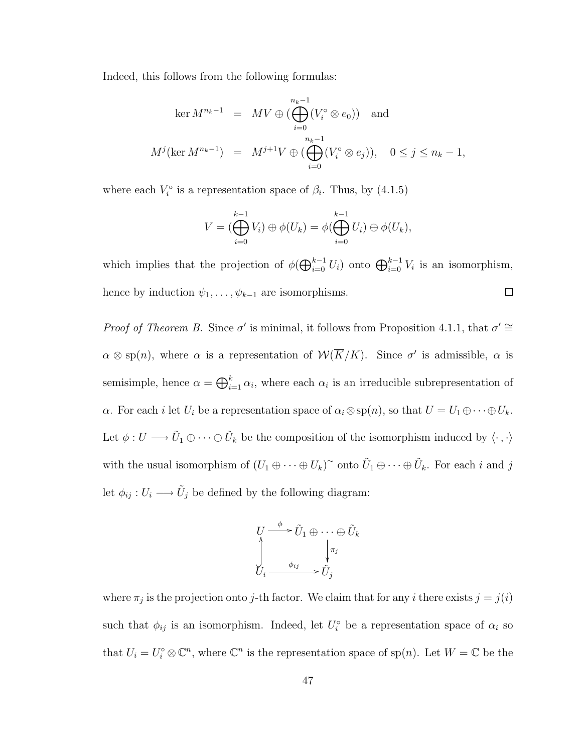Indeed, this follows from the following formulas:

$$
\begin{aligned}
\ker M^{n_k-1} &= MV \oplus (\bigoplus_{i=0}^{n_k-1} (V_i^\circ \otimes e_0)) \quad \text{and} \\
M^j(\ker M^{n_k-1}) &= M^{j+1}V \oplus (\bigoplus_{i=0}^{n_k-1} (V_i^\circ \otimes e_j)), \quad 0 \leq j \leq n_k - 1,
\end{aligned}
$$

where each $V_i^\circ$ is a representation space of $\beta_i$. Thus, by (4.1.5)

$$
V = (\bigoplus_{i=0}^{k-1} V_i) \oplus \phi(U_k) = \phi(\bigoplus_{i=0}^{k-1} U_i) \oplus \phi(U_k),
$$

which implies that the projection of $\phi(\bigoplus_{i=0}^{k-1} U_i)$ onto $\bigoplus_{i=0}^{k-1} V_i$ is an isomorphism, hence by induction $\psi_1, \ldots, \psi_{k-1}$ are isomorphisms. $\square$

*Proof of Theorem B.* Since $\sigma'$ is minimal, it follows from Proposition 4.1.1, that $\sigma' \cong \alpha \otimes \mathrm{sp}(n)$, where $\alpha$ is a representation of $\mathcal{W}(\overline{K}/K)$. Since $\sigma'$ is admissible, $\alpha$ is semisimple, hence $\alpha = \bigoplus_{i=1}^{k} \alpha_i$, where each $\alpha_i$ is an irreducible subrepresentation of $\alpha$. For each $i$ let $U_i$ be a representation space of $\alpha_i \otimes \mathrm{sp}(n)$, so that $U = U_1 \oplus \cdots \oplus U_k$. Let $\phi : U \longrightarrow \tilde{U}_1 \oplus \cdots \oplus \tilde{U}_k$ be the composition of the isomorphism induced by $\langle \cdot , \cdot \rangle$ with the usual isomorphism of $(U_1 \oplus \cdots \oplus U_k)^\sim$ onto $\tilde{U}_1 \oplus \cdots \oplus \tilde{U}_k$. For each $i$ and $j$ let $\phi_{ij} : U_i \longrightarrow \tilde{U}_j$ be defined by the following diagram:

$$
\begin{array}{ccc}
U & \xrightarrow{\phi} & \tilde{U}_1 \oplus \cdots \oplus \tilde{U}_k \\
\uparrow & & \downarrow \pi_j \\
U_i & \xrightarrow{\phi_{ij}} & \tilde{U}_j
\end{array}
$$

where $\pi_j$ is the projection onto $j$-th factor. We claim that for any $i$ there exists $j = j(i)$ such that $\phi_{ij}$ is an isomorphism. Indeed, let $U_i^\circ$ be a representation space of $\alpha_i$ so that $U_i = U_i^\circ \otimes \mathbb{C}^n$, where $\mathbb{C}^n$ is the representation space of $\mathrm{sp}(n)$. Let $W = \mathbb{C}$ be the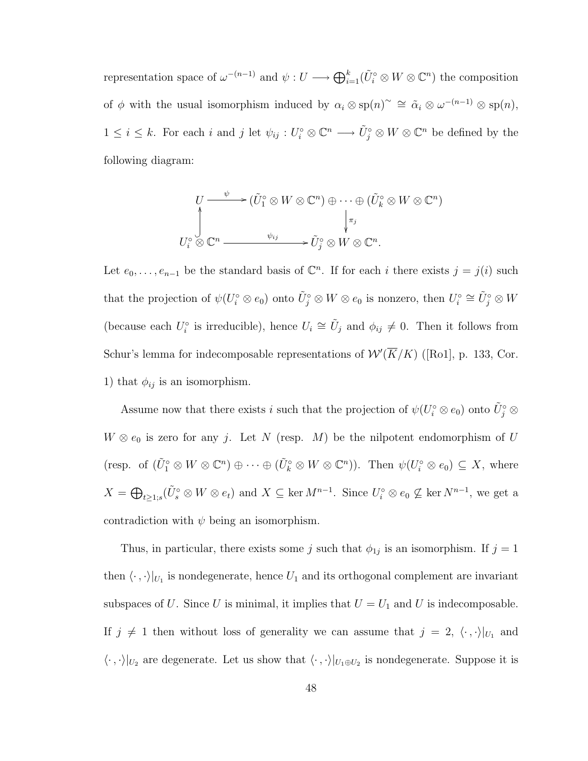representation space of $\omega^{-(n-1)}$ and $\psi : U \longrightarrow \bigoplus_{i=1}^{k}(\tilde{U}_i^\circ \otimes W \otimes \mathbb{C}^n)$ the composition of $\phi$ with the usual isomorphism induced by $\alpha_i \otimes \mathrm{sp}(n)^\sim \cong \tilde{\alpha}_i \otimes \omega^{-(n-1)} \otimes \mathrm{sp}(n)$, $1 \leq i \leq k$. For each $i$ and $j$ let $\psi_{ij} : U_i^\circ \otimes \mathbb{C}^n \longrightarrow \tilde{U}_j^\circ \otimes W \otimes \mathbb{C}^n$ be defined by the following diagram:

$$
\begin{array}{ccc}
U & \xrightarrow{\ \psi\ } & (\tilde{U}_1^\circ \otimes W \otimes \mathbb{C}^n) \oplus \cdots \oplus (\tilde{U}_k^\circ \otimes W \otimes \mathbb{C}^n) \\
\uparrow & & \downarrow \pi_j \\
U_i^\circ \otimes \mathbb{C}^n & \xrightarrow{\ \psi_{ij}\ } & \tilde{U}_j^\circ \otimes W \otimes \mathbb{C}^n.
\end{array}
$$

Let $e_0, \ldots, e_{n-1}$ be the standard basis of $\mathbb{C}^n$. If for each $i$ there exists $j = j(i)$ such that the projection of $\psi(U_i^\circ \otimes e_0)$ onto $\tilde{U}_j^\circ \otimes W \otimes e_0$ is nonzero, then $U_i^\circ \cong \tilde{U}_j^\circ \otimes W$ (because each $U_i^\circ$ is irreducible), hence $U_i \cong \tilde{U}_j$ and $\phi_{ij} \neq 0$. Then it follows from Schur's lemma for indecomposable representations of $\mathcal{W}'(\overline{K}/K)$ ([Ro1], p. 133, Cor. 1) that $\phi_{ij}$ is an isomorphism.

Assume now that there exists $i$ such that the projection of $\psi(U_i^\circ \otimes e_0)$ onto $\tilde{U}_j^\circ \otimes W \otimes e_0$ is zero for any $j$. Let $N$ (resp. $M$) be the nilpotent endomorphism of $U$ (resp. of $(\tilde{U}_1^\circ \otimes W \otimes \mathbb{C}^n) \oplus \cdots \oplus (\tilde{U}_k^\circ \otimes W \otimes \mathbb{C}^n)$). Then $\psi(U_i^\circ \otimes e_0) \subseteq X$, where $X = \bigoplus_{t \geq 1; s}(\tilde{U}_s^\circ \otimes W \otimes e_t)$ and $X \subseteq \ker M^{n-1}$. Since $U_i^\circ \otimes e_0 \not\subseteq \ker N^{n-1}$, we get a contradiction with $\psi$ being an isomorphism.

Thus, in particular, there exists some $j$ such that $\phi_{1j}$ is an isomorphism. If $j = 1$ then $\langle \cdot , \cdot \rangle|_{U_1}$ is nondegenerate, hence $U_1$ and its orthogonal complement are invariant subspaces of $U$. Since $U$ is minimal, it implies that $U = U_1$ and $U$ is indecomposable. If $j \neq 1$ then without loss of generality we can assume that $j = 2$, $\langle \cdot , \cdot \rangle|_{U_1}$ and $\langle \cdot , \cdot \rangle|_{U_2}$ are degenerate. Let us show that $\langle \cdot , \cdot \rangle|_{U_1 \oplus U_2}$ is nondegenerate. Suppose it is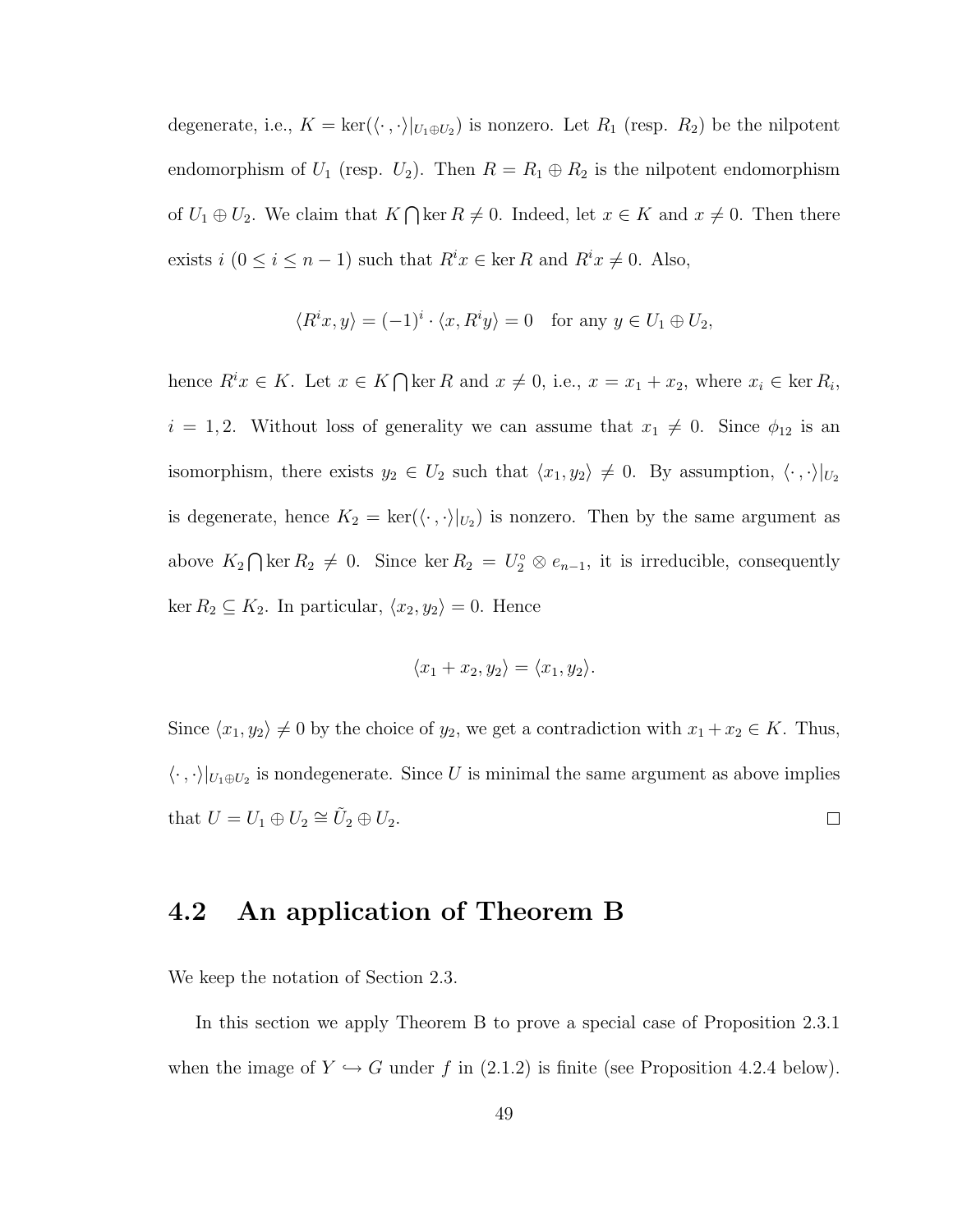degenerate, i.e., $K = \ker(\langle \cdot\,, \cdot \rangle|_{U_1 \oplus U_2})$ is nonzero. Let $R_1$ (resp. $R_2$) be the nilpotent endomorphism of $U_1$ (resp. $U_2$). Then $R = R_1 \oplus R_2$ is the nilpotent endomorphism of $U_1 \oplus U_2$. We claim that $K \bigcap \ker R \neq 0$. Indeed, let $x \in K$ and $x \neq 0$. Then there exists $i$ $(0 \leq i \leq n-1)$ such that $R^i x \in \ker R$ and $R^i x \neq 0$. Also,

$$\langle R^i x, y \rangle = (-1)^i \cdot \langle x, R^i y \rangle = 0 \quad \text{for any } y \in U_1 \oplus U_2,$$

hence $R^i x \in K$. Let $x \in K \bigcap \ker R$ and $x \neq 0$, i.e., $x = x_1 + x_2$, where $x_i \in \ker R_i$, $i = 1, 2$. Without loss of generality we can assume that $x_1 \neq 0$. Since $\phi_{12}$ is an isomorphism, there exists $y_2 \in U_2$ such that $\langle x_1, y_2 \rangle \neq 0$. By assumption, $\langle \cdot\,, \cdot \rangle|_{U_2}$ is degenerate, hence $K_2 = \ker(\langle \cdot\,, \cdot \rangle|_{U_2})$ is nonzero. Then by the same argument as above $K_2 \bigcap \ker R_2 \neq 0$. Since $\ker R_2 = U_2^\circ \otimes e_{n-1}$, it is irreducible, consequently $\ker R_2 \subseteq K_2$. In particular, $\langle x_2, y_2 \rangle = 0$. Hence

$$\langle x_1 + x_2, y_2 \rangle = \langle x_1, y_2 \rangle.$$

Since $\langle x_1, y_2 \rangle \neq 0$ by the choice of $y_2$, we get a contradiction with $x_1 + x_2 \in K$. Thus, $\langle \cdot\,, \cdot \rangle|_{U_1 \oplus U_2}$ is nondegenerate. Since $U$ is minimal the same argument as above implies that $U = U_1 \oplus U_2 \cong \tilde{U}_2 \oplus U_2$. $\square$

## 4.2 An application of Theorem B

We keep the notation of Section 2.3.

In this section we apply Theorem B to prove a special case of Proposition 2.3.1 when the image of $Y \hookrightarrow G$ under $f$ in (2.1.2) is finite (see Proposition 4.2.4 below).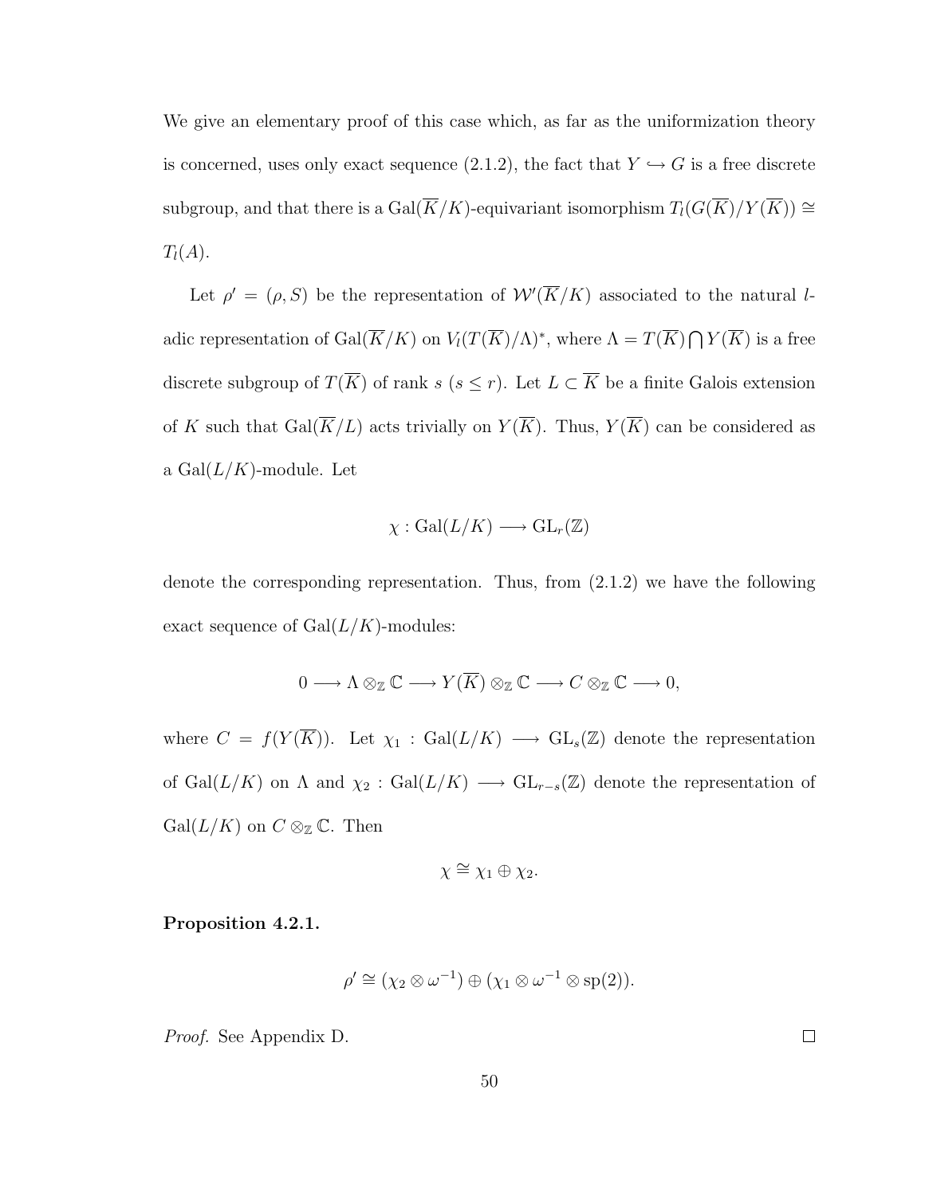We give an elementary proof of this case which, as far as the uniformization theory is concerned, uses only exact sequence (2.1.2), the fact that $Y \hookrightarrow G$ is a free discrete subgroup, and that there is a $\mathrm{Gal}(\overline{K}/K)$-equivariant isomorphism $T_l(G(\overline{K})/Y(\overline{K})) \cong T_l(A)$.

Let $\rho' = (\rho, S)$ be the representation of $\mathcal{W}'(\overline{K}/K)$ associated to the natural $l$-adic representation of $\mathrm{Gal}(\overline{K}/K)$ on $V_l(T(\overline{K})/\Lambda)^*$, where $\Lambda = T(\overline{K}) \bigcap Y(\overline{K})$ is a free discrete subgroup of $T(\overline{K})$ of rank $s$ ($s \leq r$). Let $L \subset \overline{K}$ be a finite Galois extension of $K$ such that $\mathrm{Gal}(\overline{K}/L)$ acts trivially on $Y(\overline{K})$. Thus, $Y(\overline{K})$ can be considered as a $\mathrm{Gal}(L/K)$-module. Let

$$\chi : \mathrm{Gal}(L/K) \longrightarrow \mathrm{GL}_r(\mathbb{Z})$$

denote the corresponding representation. Thus, from (2.1.2) we have the following exact sequence of $\mathrm{Gal}(L/K)$-modules:

$$0 \longrightarrow \Lambda \otimes_{\mathbb{Z}} \mathbb{C} \longrightarrow Y(\overline{K}) \otimes_{\mathbb{Z}} \mathbb{C} \longrightarrow C \otimes_{\mathbb{Z}} \mathbb{C} \longrightarrow 0,$$

where $C = f(Y(\overline{K}))$. Let $\chi_1 : \mathrm{Gal}(L/K) \longrightarrow \mathrm{GL}_s(\mathbb{Z})$ denote the representation of $\mathrm{Gal}(L/K)$ on $\Lambda$ and $\chi_2 : \mathrm{Gal}(L/K) \longrightarrow \mathrm{GL}_{r-s}(\mathbb{Z})$ denote the representation of $\mathrm{Gal}(L/K)$ on $C \otimes_{\mathbb{Z}} \mathbb{C}$. Then

$$\chi \cong \chi_1 \oplus \chi_2.$$

**Proposition 4.2.1.**

$$\rho' \cong (\chi_2 \otimes \omega^{-1}) \oplus (\chi_1 \otimes \omega^{-1} \otimes \mathrm{sp}(2)).$$

*Proof.* See Appendix D. □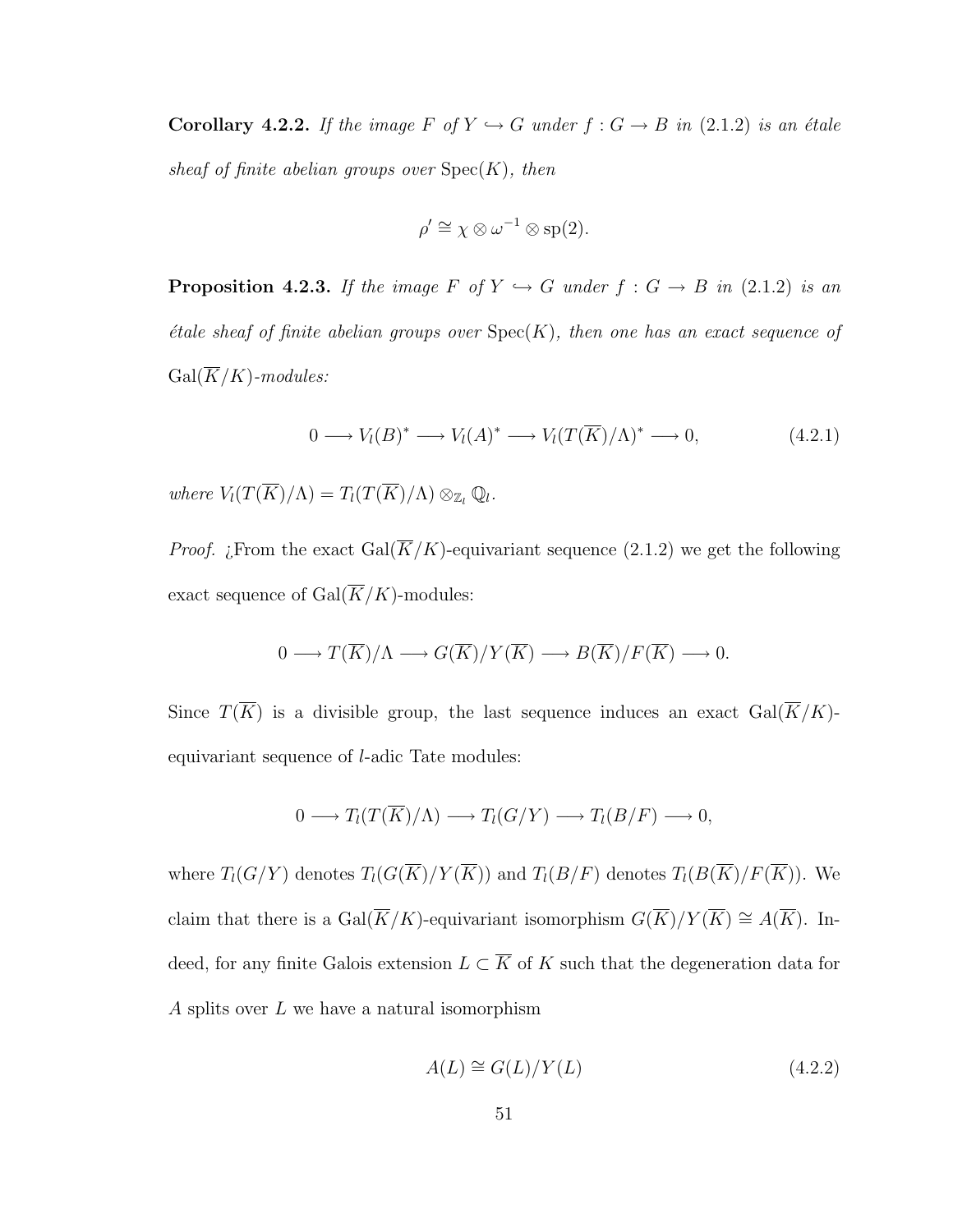**Corollary 4.2.2.** *If the image $F$ of $Y \hookrightarrow G$ under $f : G \to B$ in (2.1.2) is an étale sheaf of finite abelian groups over* $\mathrm{Spec}(K)$*, then*

$$\rho' \cong \chi \otimes \omega^{-1} \otimes \mathrm{sp}(2).$$

**Proposition 4.2.3.** *If the image $F$ of $Y \hookrightarrow G$ under $f : G \to B$ in (2.1.2) is an étale sheaf of finite abelian groups over* $\mathrm{Spec}(K)$*, then one has an exact sequence of* $\mathrm{Gal}(\overline{K}/K)$*-modules:*

$$0 \longrightarrow V_l(B)^* \longrightarrow V_l(A)^* \longrightarrow V_l(T(\overline{K})/\Lambda)^* \longrightarrow 0, \tag{4.2.1}$$

*where* $V_l(T(\overline{K})/\Lambda) = T_l(T(\overline{K})/\Lambda) \otimes_{\mathbb{Z}_l} \mathbb{Q}_l$.

*Proof.* ¿From the exact $\mathrm{Gal}(\overline{K}/K)$-equivariant sequence (2.1.2) we get the following exact sequence of $\mathrm{Gal}(\overline{K}/K)$-modules:

$$0 \longrightarrow T(\overline{K})/\Lambda \longrightarrow G(\overline{K})/Y(\overline{K}) \longrightarrow B(\overline{K})/F(\overline{K}) \longrightarrow 0.$$

Since $T(\overline{K})$ is a divisible group, the last sequence induces an exact $\mathrm{Gal}(\overline{K}/K)$-equivariant sequence of $l$-adic Tate modules:

$$0 \longrightarrow T_l(T(\overline{K})/\Lambda) \longrightarrow T_l(G/Y) \longrightarrow T_l(B/F) \longrightarrow 0,$$

where $T_l(G/Y)$ denotes $T_l(G(\overline{K})/Y(\overline{K}))$ and $T_l(B/F)$ denotes $T_l(B(\overline{K})/F(\overline{K}))$. We claim that there is a $\mathrm{Gal}(\overline{K}/K)$-equivariant isomorphism $G(\overline{K})/Y(\overline{K}) \cong A(\overline{K})$. Indeed, for any finite Galois extension $L \subset \overline{K}$ of $K$ such that the degeneration data for $A$ splits over $L$ we have a natural isomorphism

$$A(L) \cong G(L)/Y(L) \tag{4.2.2}$$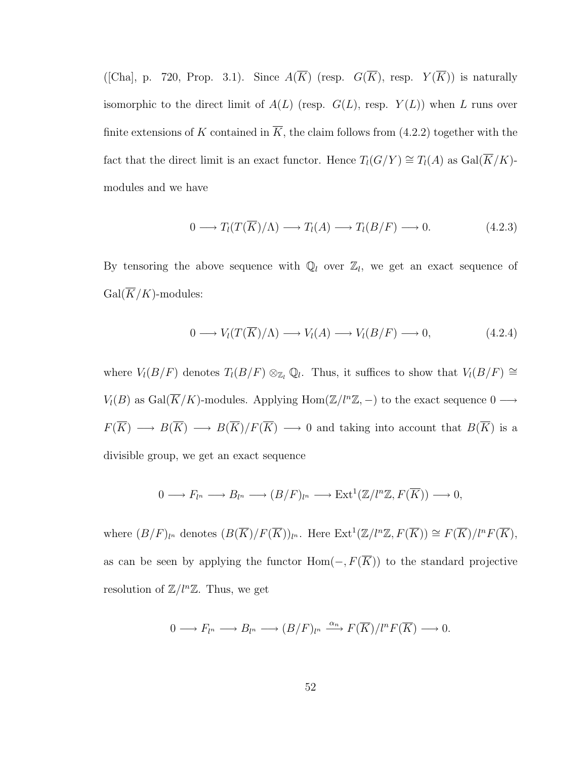([Cha], p. 720, Prop. 3.1). Since $A(\overline{K})$ (resp. $G(\overline{K})$, resp. $Y(\overline{K})$) is naturally isomorphic to the direct limit of $A(L)$ (resp. $G(L)$, resp. $Y(L)$) when $L$ runs over finite extensions of $K$ contained in $\overline{K}$, the claim follows from (4.2.2) together with the fact that the direct limit is an exact functor. Hence $T_l(G/Y) \cong T_l(A)$ as $\mathrm{Gal}(\overline{K}/K)$-modules and we have

$$0 \longrightarrow T_l(T(\overline{K})/\Lambda) \longrightarrow T_l(A) \longrightarrow T_l(B/F) \longrightarrow 0. \tag{4.2.3}$$

By tensoring the above sequence with $\mathbb{Q}_l$ over $\mathbb{Z}_l$, we get an exact sequence of $\mathrm{Gal}(\overline{K}/K)$-modules:

$$0 \longrightarrow V_l(T(\overline{K})/\Lambda) \longrightarrow V_l(A) \longrightarrow V_l(B/F) \longrightarrow 0, \tag{4.2.4}$$

where $V_l(B/F)$ denotes $T_l(B/F) \otimes_{\mathbb{Z}_l} \mathbb{Q}_l$. Thus, it suffices to show that $V_l(B/F) \cong V_l(B)$ as $\mathrm{Gal}(\overline{K}/K)$-modules. Applying $\mathrm{Hom}(\mathbb{Z}/l^n\mathbb{Z}, -)$ to the exact sequence $0 \longrightarrow F(\overline{K}) \longrightarrow B(\overline{K}) \longrightarrow B(\overline{K})/F(\overline{K}) \longrightarrow 0$ and taking into account that $B(\overline{K})$ is a divisible group, we get an exact sequence

$$0 \longrightarrow F_{l^n} \longrightarrow B_{l^n} \longrightarrow (B/F)_{l^n} \longrightarrow \mathrm{Ext}^1(\mathbb{Z}/l^n\mathbb{Z}, F(\overline{K})) \longrightarrow 0,$$

where $(B/F)_{l^n}$ denotes $(B(\overline{K})/F(\overline{K}))_{l^n}$. Here $\mathrm{Ext}^1(\mathbb{Z}/l^n\mathbb{Z}, F(\overline{K})) \cong F(\overline{K})/l^nF(\overline{K})$, as can be seen by applying the functor $\mathrm{Hom}(-, F(\overline{K}))$ to the standard projective resolution of $\mathbb{Z}/l^n\mathbb{Z}$. Thus, we get

$$0 \longrightarrow F_{l^n} \longrightarrow B_{l^n} \longrightarrow (B/F)_{l^n} \xrightarrow{\alpha_n} F(\overline{K})/l^nF(\overline{K}) \longrightarrow 0.$$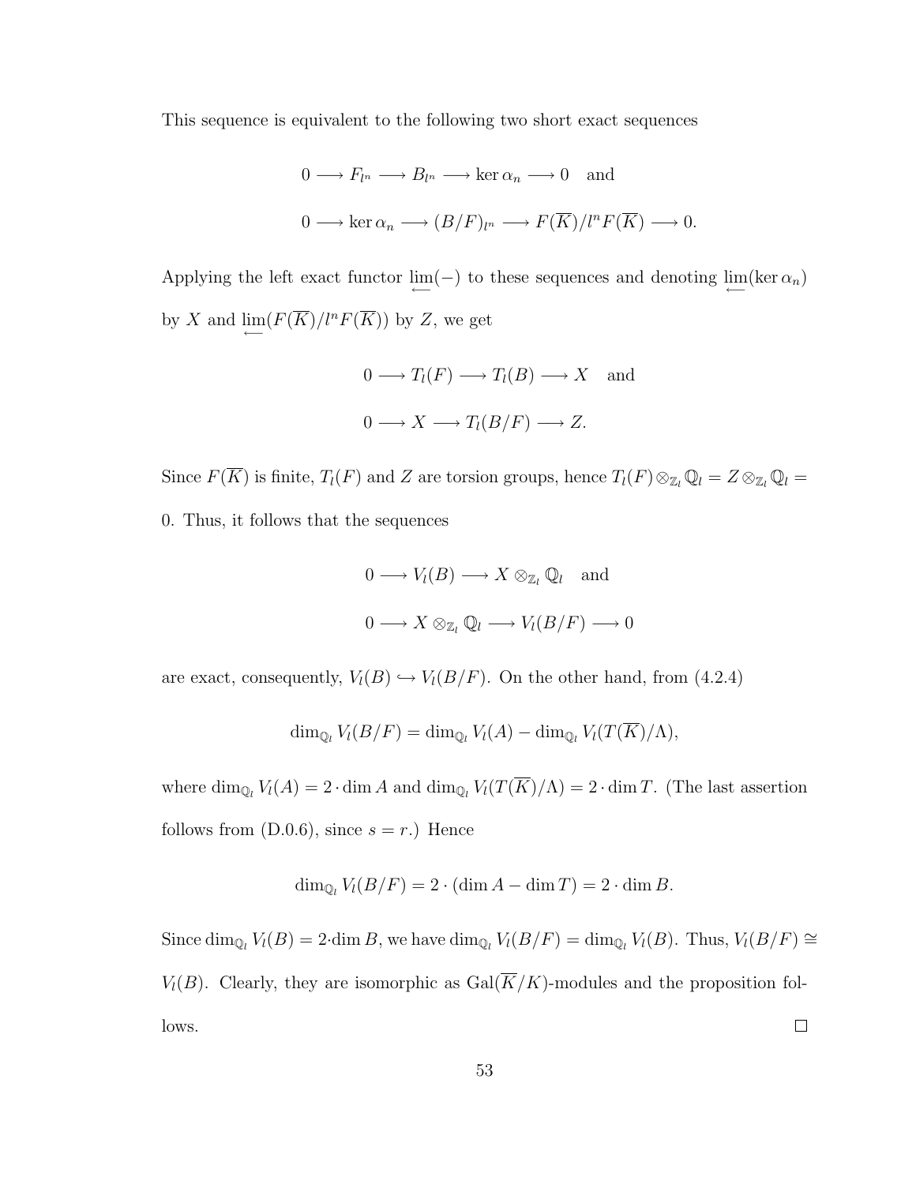This sequence is equivalent to the following two short exact sequences

$$0 \longrightarrow F_{l^n} \longrightarrow B_{l^n} \longrightarrow \ker \alpha_n \longrightarrow 0 \quad \text{and}$$

$$0 \longrightarrow \ker \alpha_n \longrightarrow (B/F)_{l^n} \longrightarrow F(\overline{K})/l^n F(\overline{K}) \longrightarrow 0.$$

Applying the left exact functor $\varprojlim(-)$ to these sequences and denoting $\varprojlim(\ker \alpha_n)$ by $X$ and $\varprojlim(F(\overline{K})/l^n F(\overline{K}))$ by $Z$, we get

$$0 \longrightarrow T_l(F) \longrightarrow T_l(B) \longrightarrow X \quad \text{and}$$

$$0 \longrightarrow X \longrightarrow T_l(B/F) \longrightarrow Z.$$

Since $F(\overline{K})$ is finite, $T_l(F)$ and $Z$ are torsion groups, hence $T_l(F) \otimes_{\mathbb{Z}_l} \mathbb{Q}_l = Z \otimes_{\mathbb{Z}_l} \mathbb{Q}_l = 0$. Thus, it follows that the sequences

$$0 \longrightarrow V_l(B) \longrightarrow X \otimes_{\mathbb{Z}_l} \mathbb{Q}_l \quad \text{and}$$

$$0 \longrightarrow X \otimes_{\mathbb{Z}_l} \mathbb{Q}_l \longrightarrow V_l(B/F) \longrightarrow 0$$

are exact, consequently, $V_l(B) \hookrightarrow V_l(B/F)$. On the other hand, from (4.2.4)

$$\dim_{\mathbb{Q}_l} V_l(B/F) = \dim_{\mathbb{Q}_l} V_l(A) - \dim_{\mathbb{Q}_l} V_l(T(\overline{K})/\Lambda),$$

where $\dim_{\mathbb{Q}_l} V_l(A) = 2 \cdot \dim A$ and $\dim_{\mathbb{Q}_l} V_l(T(\overline{K})/\Lambda) = 2 \cdot \dim T$. (The last assertion follows from (D.0.6), since $s = r$.) Hence

$$\dim_{\mathbb{Q}_l} V_l(B/F) = 2 \cdot (\dim A - \dim T) = 2 \cdot \dim B.$$

Since $\dim_{\mathbb{Q}_l} V_l(B) = 2 \cdot \dim B$, we have $\dim_{\mathbb{Q}_l} V_l(B/F) = \dim_{\mathbb{Q}_l} V_l(B)$. Thus, $V_l(B/F) \cong V_l(B)$. Clearly, they are isomorphic as $\mathrm{Gal}(\overline{K}/K)$-modules and the proposition follows. $\square$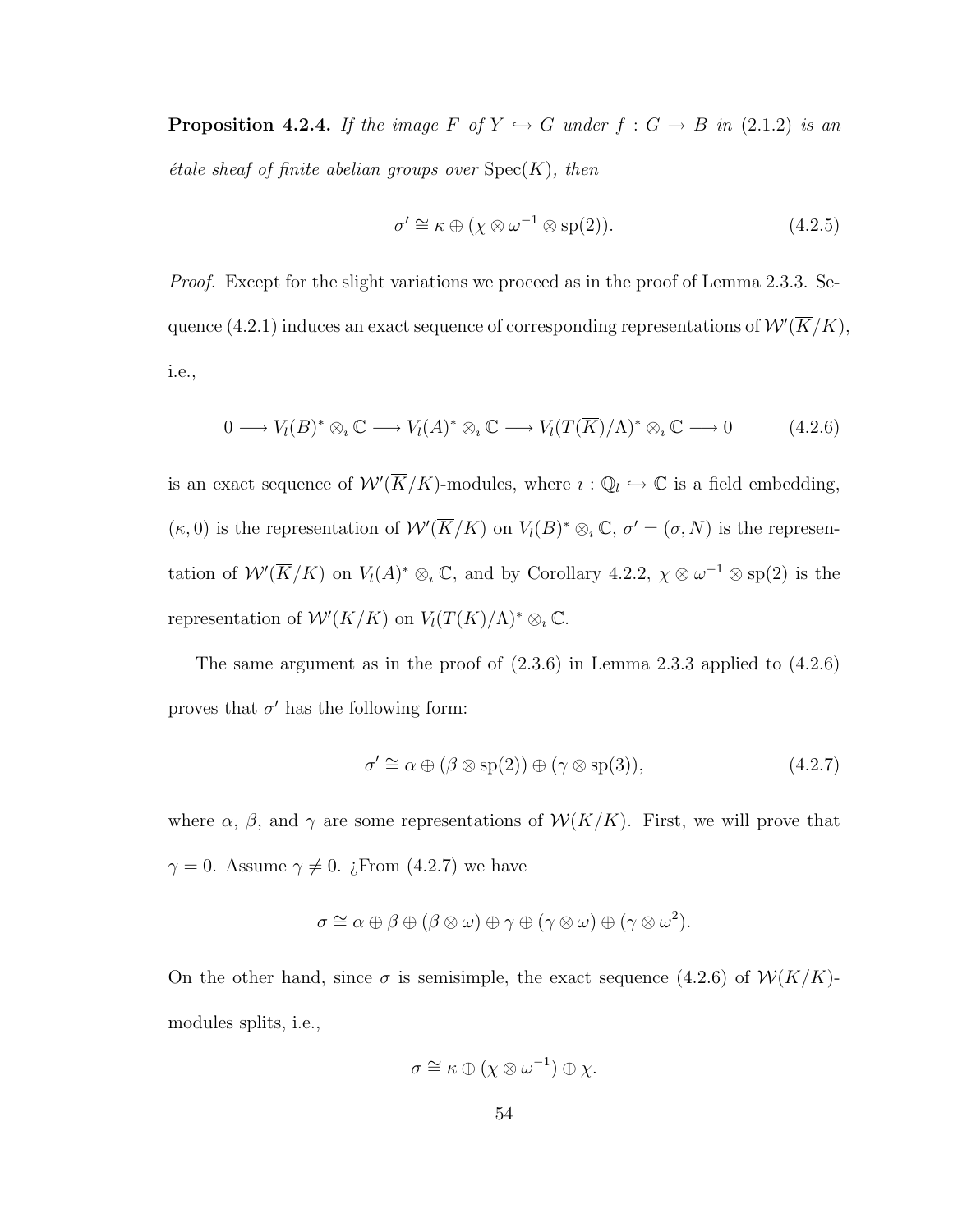**Proposition 4.2.4.** *If the image $F$ of $Y \hookrightarrow G$ under $f : G \to B$ in (2.1.2) is an étale sheaf of finite abelian groups over* $\mathrm{Spec}(K)$*, then*

$$\sigma' \cong \kappa \oplus (\chi \otimes \omega^{-1} \otimes \mathrm{sp}(2)). \tag{4.2.5}$$

*Proof.* Except for the slight variations we proceed as in the proof of Lemma 2.3.3. Sequence (4.2.1) induces an exact sequence of corresponding representations of $\mathcal{W}'(\overline{K}/K)$, i.e.,

$$0 \longrightarrow V_l(B)^* \otimes_\imath \mathbb{C} \longrightarrow V_l(A)^* \otimes_\imath \mathbb{C} \longrightarrow V_l(T(\overline{K})/\Lambda)^* \otimes_\imath \mathbb{C} \longrightarrow 0 \tag{4.2.6}$$

is an exact sequence of $\mathcal{W}'(\overline{K}/K)$-modules, where $\imath : \mathbb{Q}_l \hookrightarrow \mathbb{C}$ is a field embedding, $(\kappa, 0)$ is the representation of $\mathcal{W}'(\overline{K}/K)$ on $V_l(B)^* \otimes_\imath \mathbb{C}$, $\sigma' = (\sigma, N)$ is the representation of $\mathcal{W}'(\overline{K}/K)$ on $V_l(A)^* \otimes_\imath \mathbb{C}$, and by Corollary 4.2.2, $\chi \otimes \omega^{-1} \otimes \mathrm{sp}(2)$ is the representation of $\mathcal{W}'(\overline{K}/K)$ on $V_l(T(\overline{K})/\Lambda)^* \otimes_\imath \mathbb{C}$.

The same argument as in the proof of (2.3.6) in Lemma 2.3.3 applied to (4.2.6) proves that $\sigma'$ has the following form:

$$\sigma' \cong \alpha \oplus (\beta \otimes \mathrm{sp}(2)) \oplus (\gamma \otimes \mathrm{sp}(3)), \tag{4.2.7}$$

where $\alpha$, $\beta$, and $\gamma$ are some representations of $\mathcal{W}(\overline{K}/K)$. First, we will prove that $\gamma = 0$. Assume $\gamma \neq 0$. ¿From (4.2.7) we have

$$\sigma \cong \alpha \oplus \beta \oplus (\beta \otimes \omega) \oplus \gamma \oplus (\gamma \otimes \omega) \oplus (\gamma \otimes \omega^2).$$

On the other hand, since $\sigma$ is semisimple, the exact sequence (4.2.6) of $\mathcal{W}(\overline{K}/K)$-modules splits, i.e.,

$$\sigma \cong \kappa \oplus (\chi \otimes \omega^{-1}) \oplus \chi.$$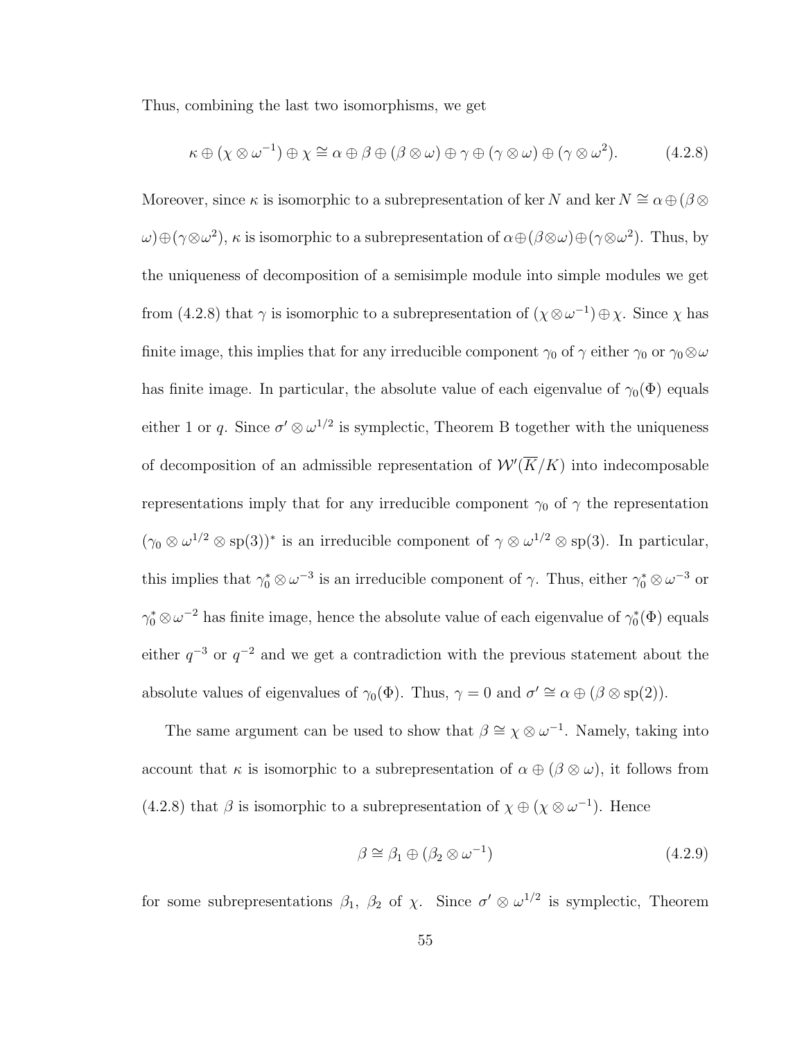Thus, combining the last two isomorphisms, we get

$$\kappa \oplus (\chi \otimes \omega^{-1}) \oplus \chi \cong \alpha \oplus \beta \oplus (\beta \otimes \omega) \oplus \gamma \oplus (\gamma \otimes \omega) \oplus (\gamma \otimes \omega^2). \tag{4.2.8}$$

Moreover, since $\kappa$ is isomorphic to a subrepresentation of $\ker N$ and $\ker N \cong \alpha \oplus (\beta \otimes \omega) \oplus (\gamma \otimes \omega^2)$, $\kappa$ is isomorphic to a subrepresentation of $\alpha \oplus (\beta \otimes \omega) \oplus (\gamma \otimes \omega^2)$. Thus, by the uniqueness of decomposition of a semisimple module into simple modules we get from (4.2.8) that $\gamma$ is isomorphic to a subrepresentation of $(\chi \otimes \omega^{-1}) \oplus \chi$. Since $\chi$ has finite image, this implies that for any irreducible component $\gamma_0$ of $\gamma$ either $\gamma_0$ or $\gamma_0 \otimes \omega$ has finite image. In particular, the absolute value of each eigenvalue of $\gamma_0(\Phi)$ equals either 1 or $q$. Since $\sigma' \otimes \omega^{1/2}$ is symplectic, Theorem B together with the uniqueness of decomposition of an admissible representation of $\mathcal{W}'(\overline{K}/K)$ into indecomposable representations imply that for any irreducible component $\gamma_0$ of $\gamma$ the representation $(\gamma_0 \otimes \omega^{1/2} \otimes \mathrm{sp}(3))^*$ is an irreducible component of $\gamma \otimes \omega^{1/2} \otimes \mathrm{sp}(3)$. In particular, this implies that $\gamma_0^* \otimes \omega^{-3}$ is an irreducible component of $\gamma$. Thus, either $\gamma_0^* \otimes \omega^{-3}$ or $\gamma_0^* \otimes \omega^{-2}$ has finite image, hence the absolute value of each eigenvalue of $\gamma_0^*(\Phi)$ equals either $q^{-3}$ or $q^{-2}$ and we get a contradiction with the previous statement about the absolute values of eigenvalues of $\gamma_0(\Phi)$. Thus, $\gamma = 0$ and $\sigma' \cong \alpha \oplus (\beta \otimes \mathrm{sp}(2))$.

The same argument can be used to show that $\beta \cong \chi \otimes \omega^{-1}$. Namely, taking into account that $\kappa$ is isomorphic to a subrepresentation of $\alpha \oplus (\beta \otimes \omega)$, it follows from (4.2.8) that $\beta$ is isomorphic to a subrepresentation of $\chi \oplus (\chi \otimes \omega^{-1})$. Hence

$$\beta \cong \beta_1 \oplus (\beta_2 \otimes \omega^{-1}) \tag{4.2.9}$$

for some subrepresentations $\beta_1$, $\beta_2$ of $\chi$. Since $\sigma' \otimes \omega^{1/2}$ is symplectic, Theorem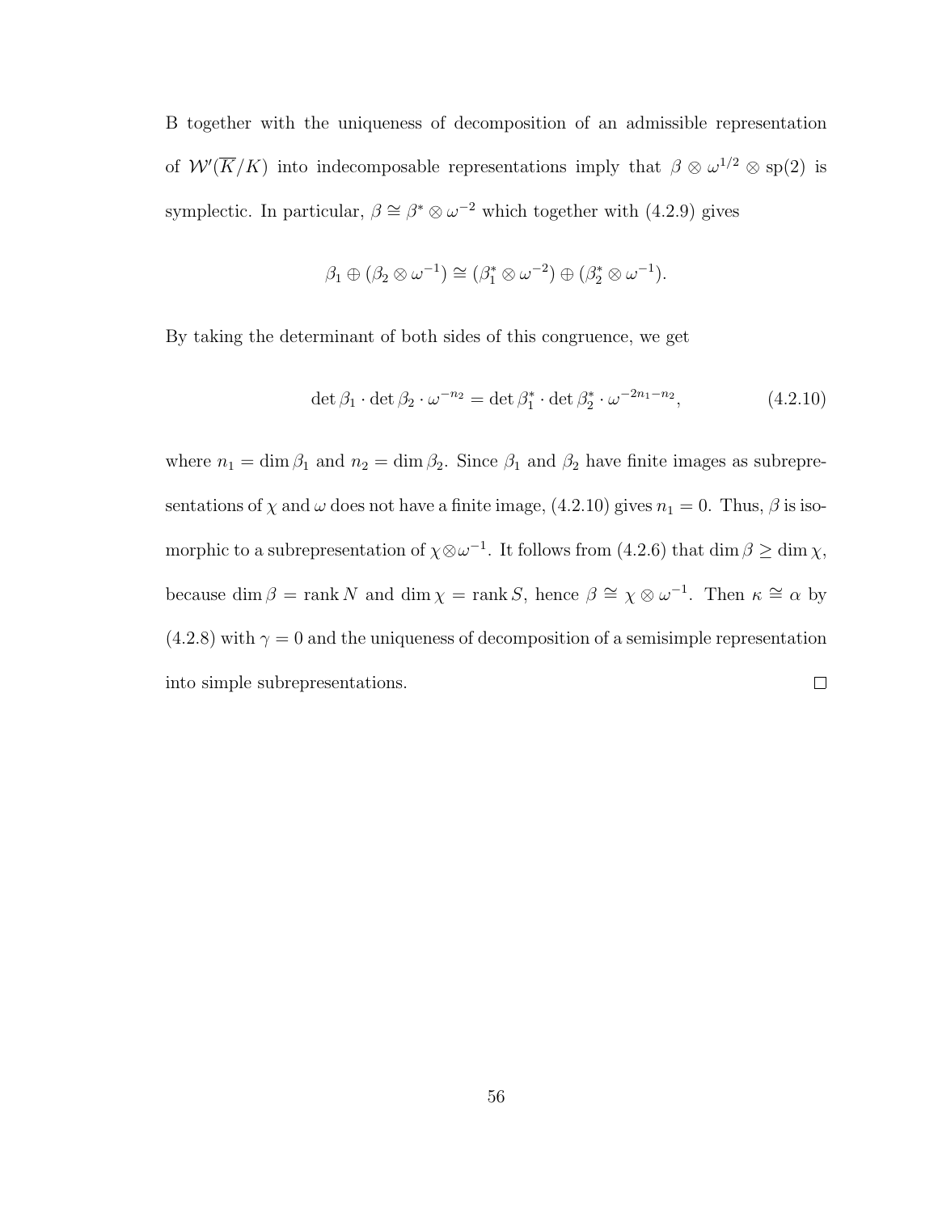B together with the uniqueness of decomposition of an admissible representation of $\mathcal{W}'(\overline{K}/K)$ into indecomposable representations imply that $\beta \otimes \omega^{1/2} \otimes \mathrm{sp}(2)$ is symplectic. In particular, $\beta \cong \beta^* \otimes \omega^{-2}$ which together with (4.2.9) gives

$$\beta_1 \oplus (\beta_2 \otimes \omega^{-1}) \cong (\beta_1^* \otimes \omega^{-2}) \oplus (\beta_2^* \otimes \omega^{-1}).$$

By taking the determinant of both sides of this congruence, we get

$$\det \beta_1 \cdot \det \beta_2 \cdot \omega^{-n_2} = \det \beta_1^* \cdot \det \beta_2^* \cdot \omega^{-2n_1 - n_2}, \tag{4.2.10}$$

where $n_1 = \dim \beta_1$ and $n_2 = \dim \beta_2$. Since $\beta_1$ and $\beta_2$ have finite images as subrepresentations of $\chi$ and $\omega$ does not have a finite image, (4.2.10) gives $n_1 = 0$. Thus, $\beta$ is isomorphic to a subrepresentation of $\chi \otimes \omega^{-1}$. It follows from (4.2.6) that $\dim \beta \geq \dim \chi$, because $\dim \beta = \operatorname{rank} N$ and $\dim \chi = \operatorname{rank} S$, hence $\beta \cong \chi \otimes \omega^{-1}$. Then $\kappa \cong \alpha$ by (4.2.8) with $\gamma = 0$ and the uniqueness of decomposition of a semisimple representation into simple subrepresentations. □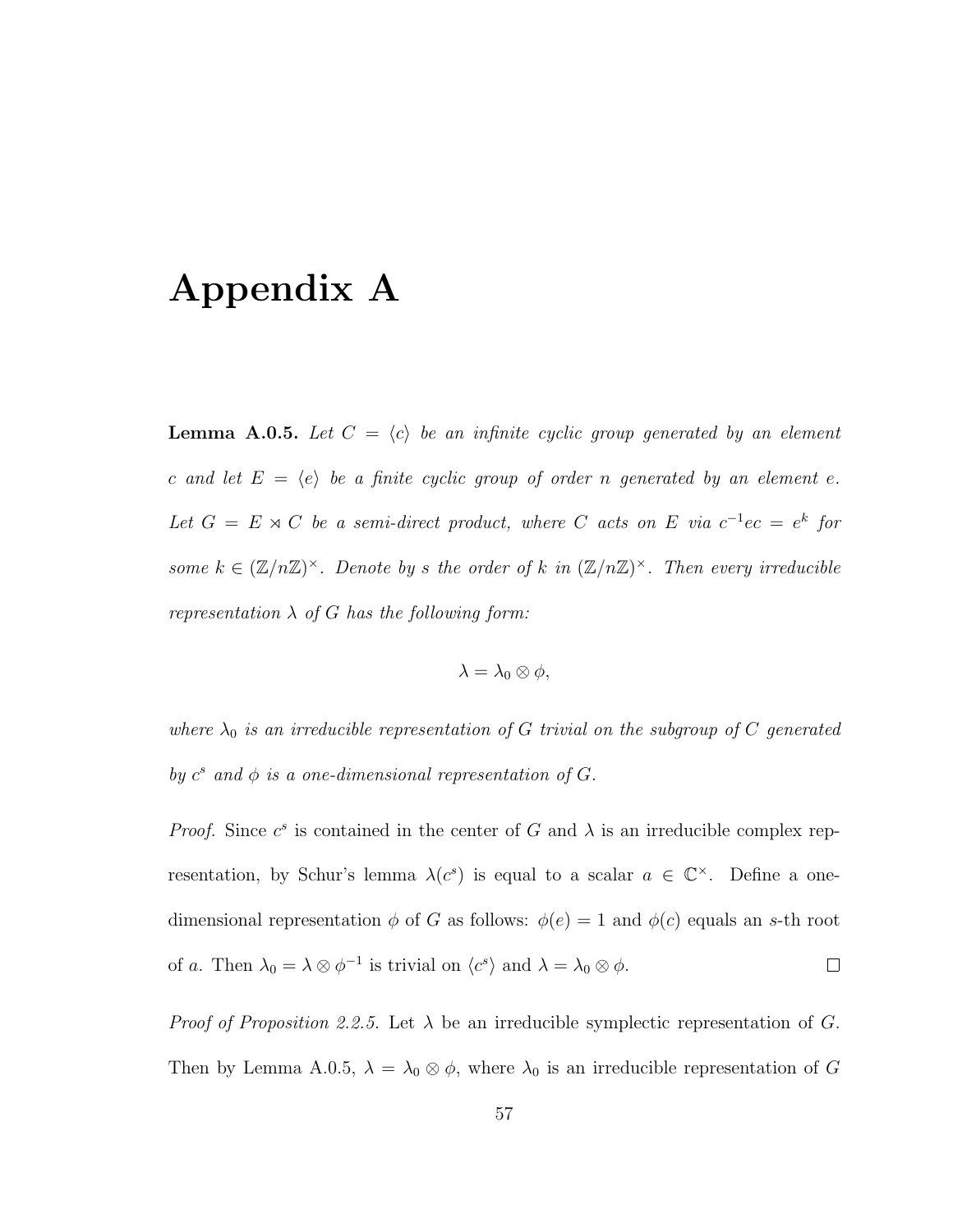# Appendix A

**Lemma A.0.5.** *Let $C = \langle c \rangle$ be an infinite cyclic group generated by an element $c$ and let $E = \langle e \rangle$ be a finite cyclic group of order $n$ generated by an element $e$. Let $G = E \rtimes C$ be a semi-direct product, where $C$ acts on $E$ via $c^{-1}ec = e^k$ for some $k \in (\mathbb{Z}/n\mathbb{Z})^\times$. Denote by $s$ the order of $k$ in $(\mathbb{Z}/n\mathbb{Z})^\times$. Then every irreducible representation $\lambda$ of $G$ has the following form:*

$$\lambda = \lambda_0 \otimes \phi,$$

*where $\lambda_0$ is an irreducible representation of $G$ trivial on the subgroup of $C$ generated by $c^s$ and $\phi$ is a one-dimensional representation of $G$.*

*Proof.* Since $c^s$ is contained in the center of $G$ and $\lambda$ is an irreducible complex representation, by Schur's lemma $\lambda(c^s)$ is equal to a scalar $a \in \mathbb{C}^\times$. Define a one-dimensional representation $\phi$ of $G$ as follows: $\phi(e) = 1$ and $\phi(c)$ equals an $s$-th root of $a$. Then $\lambda_0 = \lambda \otimes \phi^{-1}$ is trivial on $\langle c^s \rangle$ and $\lambda = \lambda_0 \otimes \phi$. □

*Proof of Proposition 2.2.5.* Let $\lambda$ be an irreducible symplectic representation of $G$. Then by Lemma A.0.5, $\lambda = \lambda_0 \otimes \phi$, where $\lambda_0$ is an irreducible representation of $G$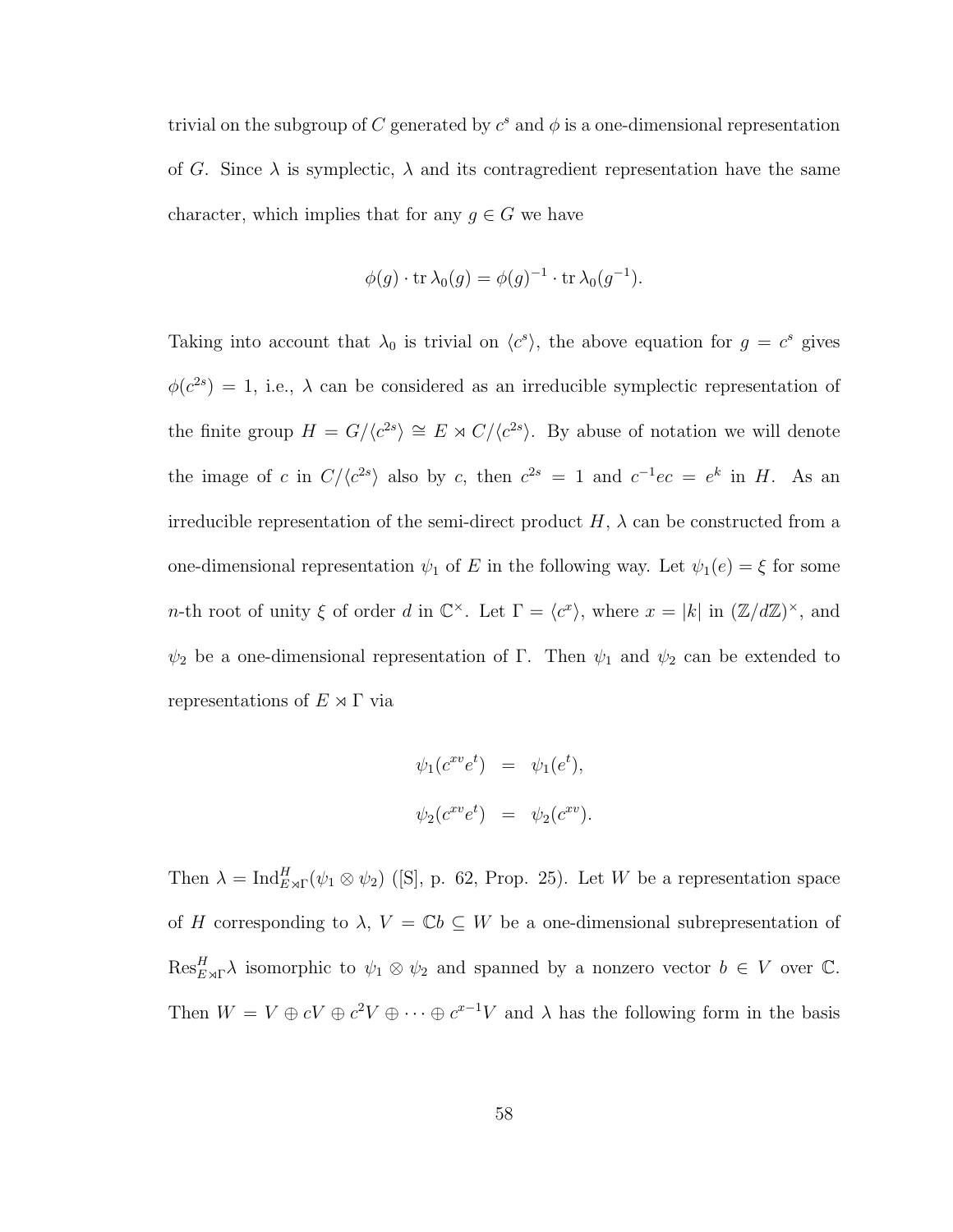trivial on the subgroup of $C$ generated by $c^s$ and $\phi$ is a one-dimensional representation of $G$. Since $\lambda$ is symplectic, $\lambda$ and its contragredient representation have the same character, which implies that for any $g \in G$ we have

$$\phi(g) \cdot \operatorname{tr} \lambda_0(g) = \phi(g)^{-1} \cdot \operatorname{tr} \lambda_0(g^{-1}).$$

Taking into account that $\lambda_0$ is trivial on $\langle c^s \rangle$, the above equation for $g = c^s$ gives $\phi(c^{2s}) = 1$, i.e., $\lambda$ can be considered as an irreducible symplectic representation of the finite group $H = G/\langle c^{2s} \rangle \cong E \rtimes C/\langle c^{2s} \rangle$. By abuse of notation we will denote the image of $c$ in $C/\langle c^{2s} \rangle$ also by $c$, then $c^{2s} = 1$ and $c^{-1}ec = e^k$ in $H$. As an irreducible representation of the semi-direct product $H$, $\lambda$ can be constructed from a one-dimensional representation $\psi_1$ of $E$ in the following way. Let $\psi_1(e) = \xi$ for some $n$-th root of unity $\xi$ of order $d$ in $\mathbb{C}^\times$. Let $\Gamma = \langle c^x \rangle$, where $x = |k|$ in $(\mathbb{Z}/d\mathbb{Z})^\times$, and $\psi_2$ be a one-dimensional representation of $\Gamma$. Then $\psi_1$ and $\psi_2$ can be extended to representations of $E \rtimes \Gamma$ via

$$\begin{aligned} \psi_1(c^{xv}e^t) &= \psi_1(e^t), \\ \psi_2(c^{xv}e^t) &= \psi_2(c^{xv}). \end{aligned}$$

Then $\lambda = \operatorname{Ind}_{E \rtimes \Gamma}^{H}(\psi_1 \otimes \psi_2)$ ([S], p. 62, Prop. 25). Let $W$ be a representation space of $H$ corresponding to $\lambda$, $V = \mathbb{C}b \subseteq W$ be a one-dimensional subrepresentation of $\operatorname{Res}_{E \rtimes \Gamma}^{H} \lambda$ isomorphic to $\psi_1 \otimes \psi_2$ and spanned by a nonzero vector $b \in V$ over $\mathbb{C}$. Then $W = V \oplus cV \oplus c^2V \oplus \cdots \oplus c^{x-1}V$ and $\lambda$ has the following form in the basis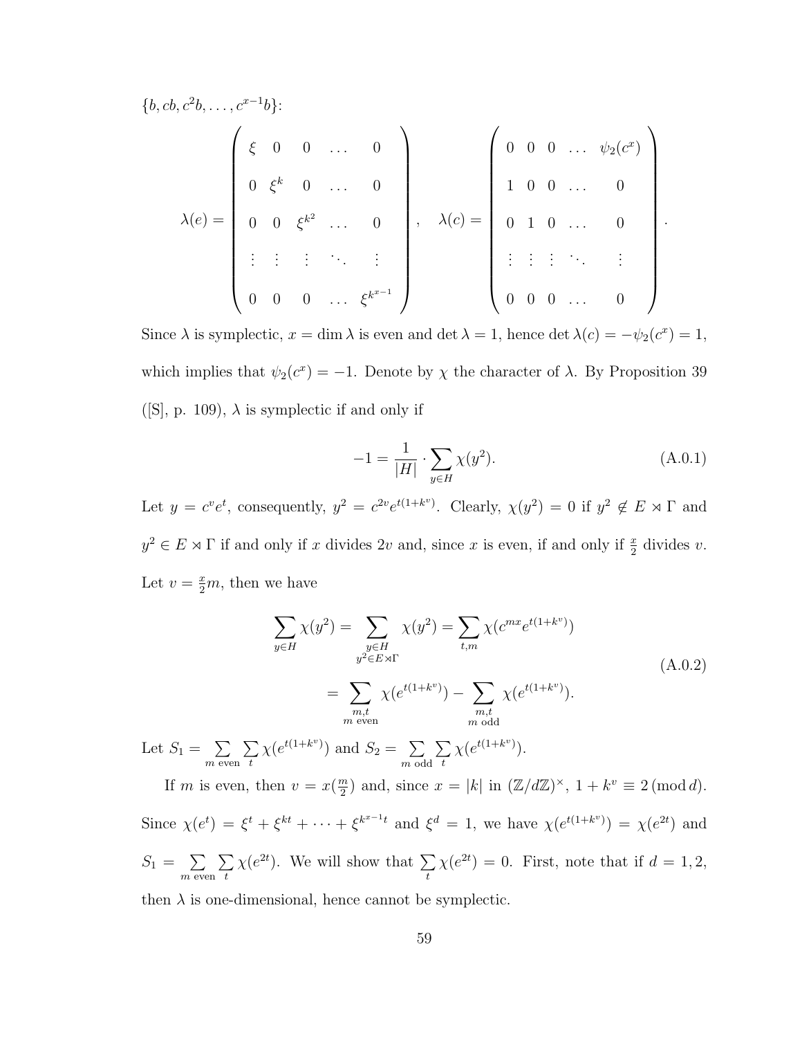$\{b, cb, c^2b, \ldots, c^{x-1}b\}$:

$$\lambda(e) = \begin{pmatrix} \xi & 0 & 0 & \ldots & 0 \\ 0 & \xi^k & 0 & \ldots & 0 \\ 0 & 0 & \xi^{k^2} & \ldots & 0 \\ \vdots & \vdots & \vdots & \ddots & \vdots \\ 0 & 0 & 0 & \ldots & \xi^{k^{x-1}} \end{pmatrix}, \quad \lambda(c) = \begin{pmatrix} 0 & 0 & 0 & \ldots & \psi_2(c^x) \\ 1 & 0 & 0 & \ldots & 0 \\ 0 & 1 & 0 & \ldots & 0 \\ \vdots & \vdots & \vdots & \ddots & \vdots \\ 0 & 0 & 0 & \ldots & 0 \end{pmatrix}.$$

Since $\lambda$ is symplectic, $x = \dim \lambda$ is even and $\det \lambda = 1$, hence $\det \lambda(c) = -\psi_2(c^x) = 1$, which implies that $\psi_2(c^x) = -1$. Denote by $\chi$ the character of $\lambda$. By Proposition 39 ([S], p. 109), $\lambda$ is symplectic if and only if

$$-1 = \frac{1}{|H|} \cdot \sum_{y \in H} \chi(y^2). \tag{A.0.1}$$

Let $y = c^v e^t$, consequently, $y^2 = c^{2v} e^{t(1+k^v)}$. Clearly, $\chi(y^2) = 0$ if $y^2 \notin E \rtimes \Gamma$ and $y^2 \in E \rtimes \Gamma$ if and only if $x$ divides $2v$ and, since $x$ is even, if and only if $\frac{x}{2}$ divides $v$. Let $v = \frac{x}{2}m$, then we have

$$\begin{aligned} \sum_{y \in H} \chi(y^2) &= \sum_{\substack{y \in H \\ y^2 \in E \rtimes \Gamma}} \chi(y^2) = \sum_{t,m} \chi(c^{mx} e^{t(1+k^v)}) \\ &= \sum_{\substack{m,t \\ m \text{ even}}} \chi(e^{t(1+k^v)}) - \sum_{\substack{m,t \\ m \text{ odd}}} \chi(e^{t(1+k^v)}). \end{aligned} \tag{A.0.2}$$

Let $S_1 = \sum_{m \text{ even}} \sum_t \chi(e^{t(1+k^v)})$ and $S_2 = \sum_{m \text{ odd}} \sum_t \chi(e^{t(1+k^v)})$.

If $m$ is even, then $v = x(\frac{m}{2})$ and, since $x = |k|$ in $(\mathbb{Z}/d\mathbb{Z})^\times$, $1 + k^v \equiv 2 \pmod{d}$. Since $\chi(e^t) = \xi^t + \xi^{kt} + \cdots + \xi^{k^{x-1}t}$ and $\xi^d = 1$, we have $\chi(e^{t(1+k^v)}) = \chi(e^{2t})$ and $S_1 = \sum_{m \text{ even}} \sum_t \chi(e^{2t})$. We will show that $\sum_t \chi(e^{2t}) = 0$. First, note that if $d = 1, 2$, then $\lambda$ is one-dimensional, hence cannot be symplectic.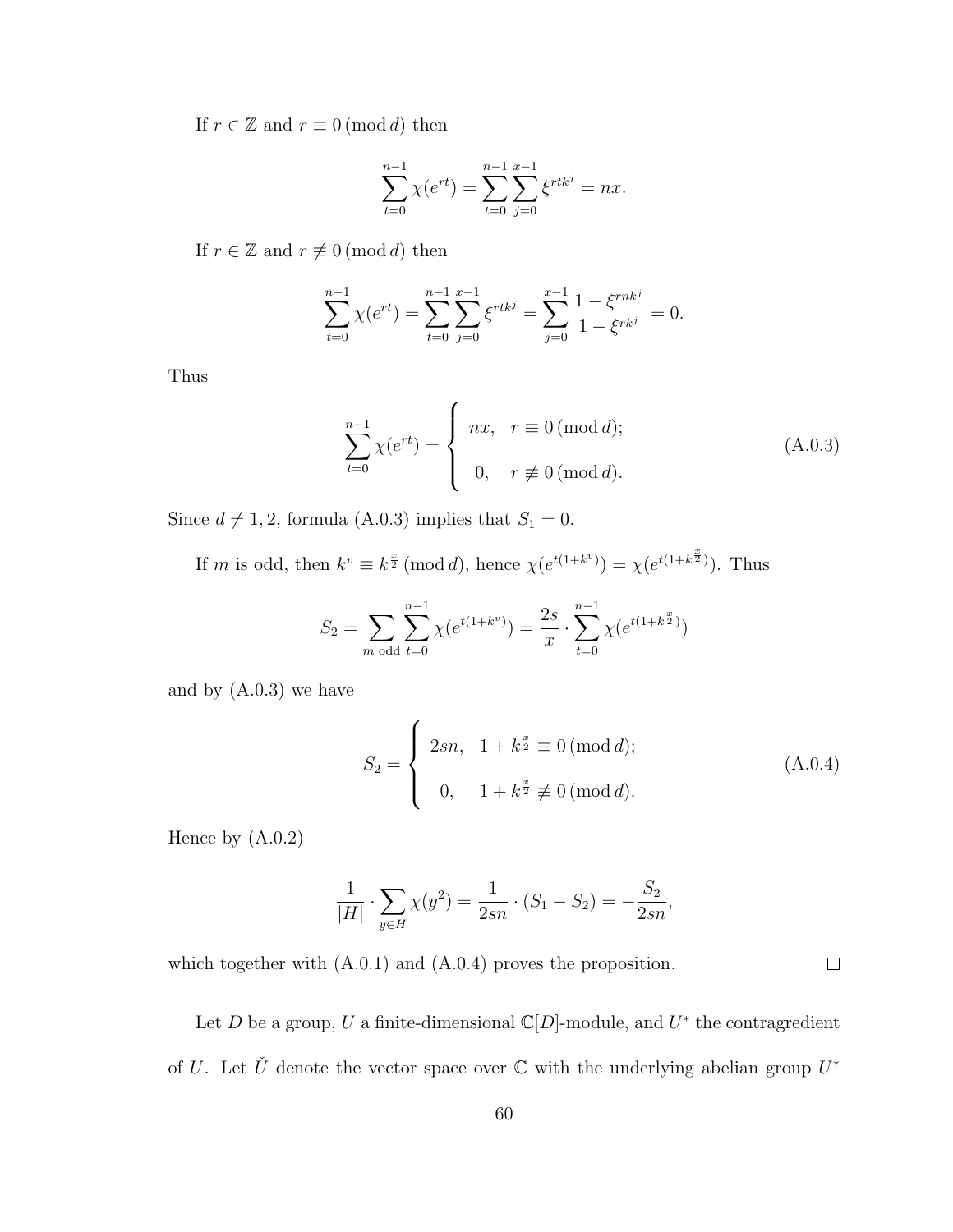If $r \in \mathbb{Z}$ and $r \equiv 0 \,(\mathrm{mod}\, d)$ then

$$\sum_{t=0}^{n-1} \chi(e^{rt}) = \sum_{t=0}^{n-1} \sum_{j=0}^{x-1} \xi^{rtk^j} = nx.$$

If $r \in \mathbb{Z}$ and $r \not\equiv 0 \,(\mathrm{mod}\, d)$ then

$$\sum_{t=0}^{n-1} \chi(e^{rt}) = \sum_{t=0}^{n-1} \sum_{j=0}^{x-1} \xi^{rtk^j} = \sum_{j=0}^{x-1} \frac{1-\xi^{rnk^j}}{1-\xi^{rk^j}} = 0.$$

Thus

$$\sum_{t=0}^{n-1} \chi(e^{rt}) = \begin{cases} nx, & r \equiv 0 \,(\mathrm{mod}\, d); \\ 0, & r \not\equiv 0 \,(\mathrm{mod}\, d). \end{cases} \tag{A.0.3}$$

Since $d \neq 1, 2$, formula (A.0.3) implies that $S_1 = 0$.

If $m$ is odd, then $k^v \equiv k^{\frac{x}{2}} \,(\mathrm{mod}\, d)$, hence $\chi(e^{t(1+k^v)}) = \chi(e^{t(1+k^{\frac{x}{2}})})$. Thus

$$S_2 = \sum_{m \text{ odd}} \sum_{t=0}^{n-1} \chi(e^{t(1+k^v)}) = \frac{2s}{x} \cdot \sum_{t=0}^{n-1} \chi(e^{t(1+k^{\frac{x}{2}})})$$

and by (A.0.3) we have

$$S_2 = \begin{cases} 2sn, & 1+k^{\frac{x}{2}} \equiv 0 \,(\mathrm{mod}\, d); \\ 0, & 1+k^{\frac{x}{2}} \not\equiv 0 \,(\mathrm{mod}\, d). \end{cases} \tag{A.0.4}$$

Hence by (A.0.2)

$$\frac{1}{|H|} \cdot \sum_{y \in H} \chi(y^2) = \frac{1}{2sn} \cdot (S_1 - S_2) = -\frac{S_2}{2sn},$$

which together with (A.0.1) and (A.0.4) proves the proposition. □

Let $D$ be a group, $U$ a finite-dimensional $\mathbb{C}[D]$-module, and $U^*$ the contragredient of $U$. Let $\check{U}$ denote the vector space over $\mathbb{C}$ with the underlying abelian group $U^*$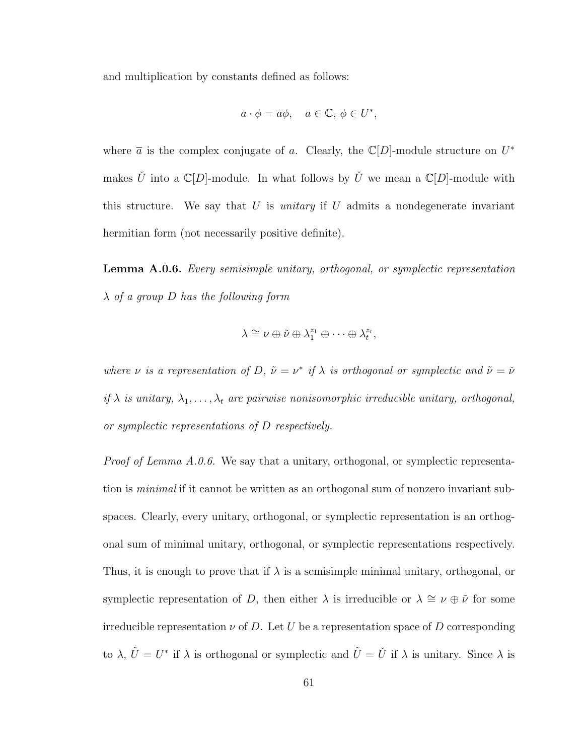and multiplication by constants defined as follows:

$$a \cdot \phi = \overline{a}\phi, \quad a \in \mathbb{C},\ \phi \in U^*,$$

where $\overline{a}$ is the complex conjugate of $a$. Clearly, the $\mathbb{C}[D]$-module structure on $U^*$ makes $\check{U}$ into a $\mathbb{C}[D]$-module. In what follows by $\check{U}$ we mean a $\mathbb{C}[D]$-module with this structure. We say that $U$ is *unitary* if $U$ admits a nondegenerate invariant hermitian form (not necessarily positive definite).

**Lemma A.0.6.** *Every semisimple unitary, orthogonal, or symplectic representation $\lambda$ of a group $D$ has the following form*

$$\lambda \cong \nu \oplus \tilde{\nu} \oplus \lambda_1^{z_1} \oplus \cdots \oplus \lambda_t^{z_t},$$

*where $\nu$ is a representation of $D$, $\tilde{\nu} = \nu^*$ if $\lambda$ is orthogonal or symplectic and $\tilde{\nu} = \check{\nu}$ if $\lambda$ is unitary, $\lambda_1, \ldots, \lambda_t$ are pairwise nonisomorphic irreducible unitary, orthogonal, or symplectic representations of $D$ respectively.*

*Proof of Lemma A.0.6.* We say that a unitary, orthogonal, or symplectic representation is *minimal* if it cannot be written as an orthogonal sum of nonzero invariant subspaces. Clearly, every unitary, orthogonal, or symplectic representation is an orthogonal sum of minimal unitary, orthogonal, or symplectic representations respectively. Thus, it is enough to prove that if $\lambda$ is a semisimple minimal unitary, orthogonal, or symplectic representation of $D$, then either $\lambda$ is irreducible or $\lambda \cong \nu \oplus \tilde{\nu}$ for some irreducible representation $\nu$ of $D$. Let $U$ be a representation space of $D$ corresponding to $\lambda$, $\tilde{U} = U^*$ if $\lambda$ is orthogonal or symplectic and $\tilde{U} = \check{U}$ if $\lambda$ is unitary. Since $\lambda$ is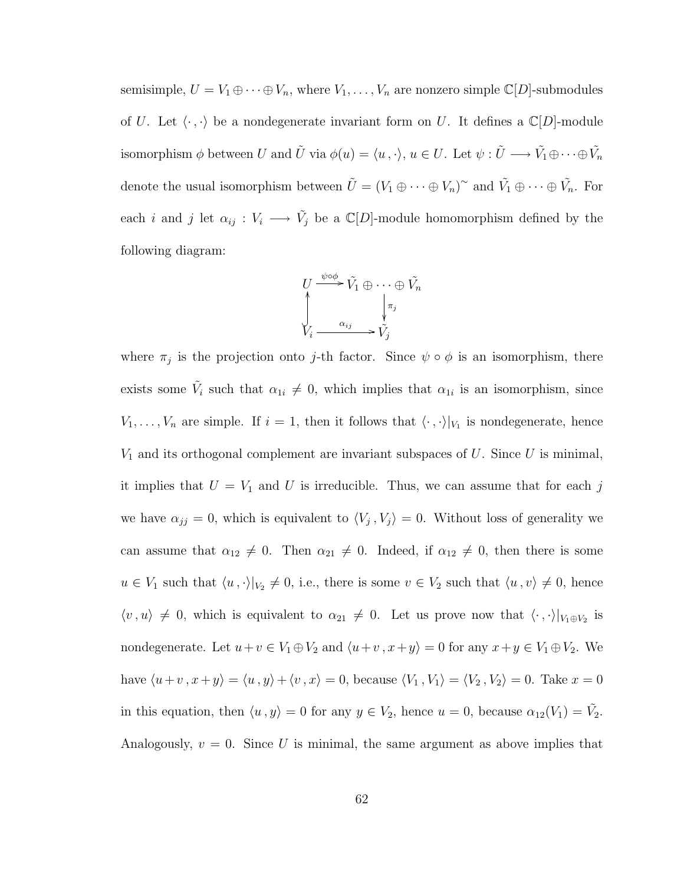semisimple, $U = V_1 \oplus \cdots \oplus V_n$, where $V_1, \ldots, V_n$ are nonzero simple $\mathbb{C}[D]$-submodules of $U$. Let $\langle \cdot\,, \cdot \rangle$ be a nondegenerate invariant form on $U$. It defines a $\mathbb{C}[D]$-module isomorphism $\phi$ between $U$ and $\tilde{U}$ via $\phi(u) = \langle u\,, \cdot \rangle$, $u \in U$. Let $\psi : \tilde{U} \longrightarrow \tilde{V_1} \oplus \cdots \oplus \tilde{V_n}$ denote the usual isomorphism between $\tilde{U} = (V_1 \oplus \cdots \oplus V_n)^{\sim}$ and $\tilde{V_1} \oplus \cdots \oplus \tilde{V_n}$. For each $i$ and $j$ let $\alpha_{ij} : V_i \longrightarrow \tilde{V_j}$ be a $\mathbb{C}[D]$-module homomorphism defined by the following diagram:

$$
\begin{array}{ccc}
U & \xrightarrow{\psi \circ \phi} & \tilde{V_1} \oplus \cdots \oplus \tilde{V_n} \\
\uparrow & & \downarrow \pi_j \\
V_i & \xrightarrow{\alpha_{ij}} & \tilde{V_j}
\end{array}
$$

where $\pi_j$ is the projection onto $j$-th factor. Since $\psi \circ \phi$ is an isomorphism, there exists some $\tilde{V_i}$ such that $\alpha_{1i} \neq 0$, which implies that $\alpha_{1i}$ is an isomorphism, since $V_1, \ldots, V_n$ are simple. If $i = 1$, then it follows that $\langle \cdot\,, \cdot \rangle|_{V_1}$ is nondegenerate, hence $V_1$ and its orthogonal complement are invariant subspaces of $U$. Since $U$ is minimal, it implies that $U = V_1$ and $U$ is irreducible. Thus, we can assume that for each $j$ we have $\alpha_{jj} = 0$, which is equivalent to $\langle V_j\,, V_j \rangle = 0$. Without loss of generality we can assume that $\alpha_{12} \neq 0$. Then $\alpha_{21} \neq 0$. Indeed, if $\alpha_{12} \neq 0$, then there is some $u \in V_1$ such that $\langle u\,, \cdot \rangle|_{V_2} \neq 0$, i.e., there is some $v \in V_2$ such that $\langle u\,, v \rangle \neq 0$, hence $\langle v\,, u \rangle \neq 0$, which is equivalent to $\alpha_{21} \neq 0$. Let us prove now that $\langle \cdot\,, \cdot \rangle|_{V_1 \oplus V_2}$ is nondegenerate. Let $u + v \in V_1 \oplus V_2$ and $\langle u + v\,, x + y \rangle = 0$ for any $x + y \in V_1 \oplus V_2$. We have $\langle u + v\,, x + y \rangle = \langle u\,, y \rangle + \langle v\,, x \rangle = 0$, because $\langle V_1\,, V_1 \rangle = \langle V_2\,, V_2 \rangle = 0$. Take $x = 0$ in this equation, then $\langle u\,, y \rangle = 0$ for any $y \in V_2$, hence $u = 0$, because $\alpha_{12}(V_1) = \tilde{V_2}$. Analogously, $v = 0$. Since $U$ is minimal, the same argument as above implies that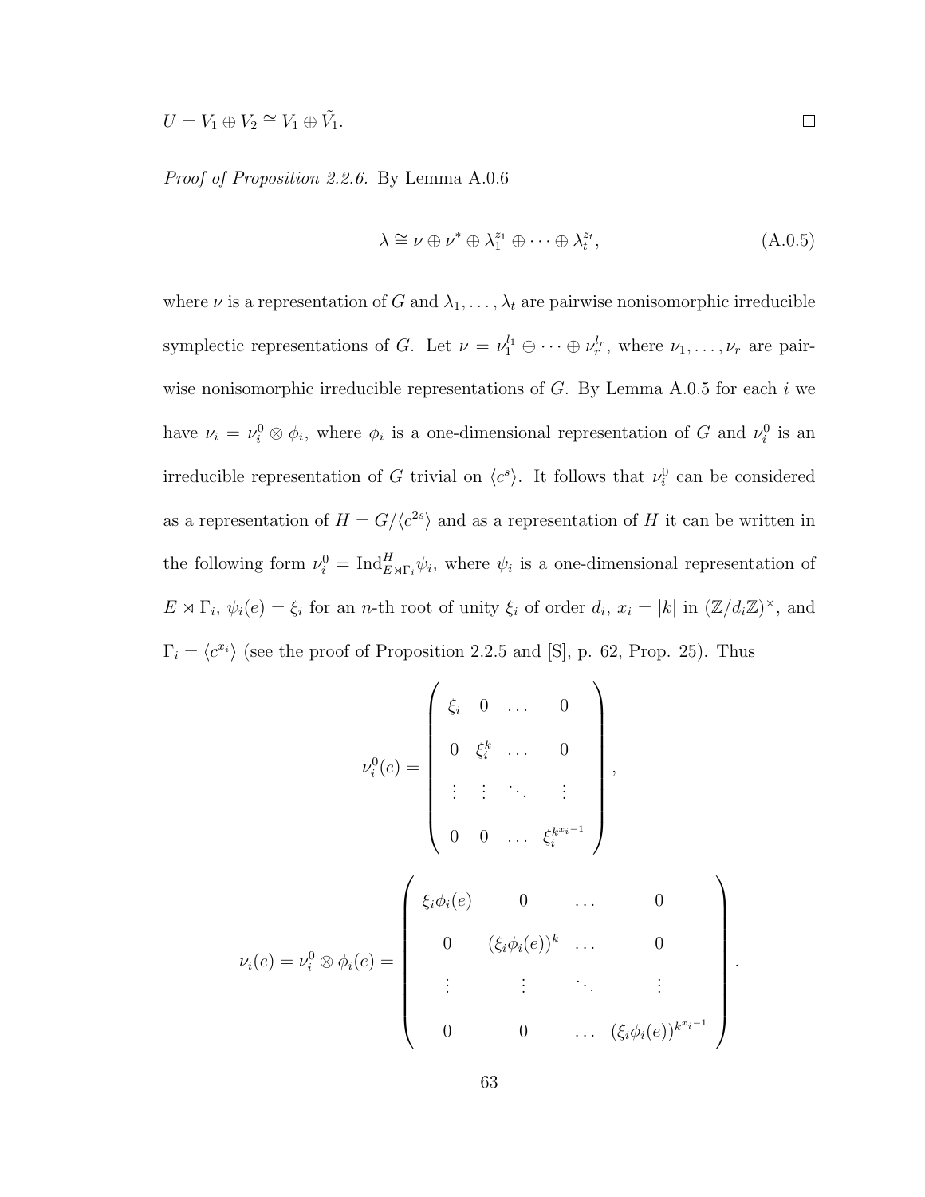$$U = V_1 \oplus V_2 \cong V_1 \oplus \tilde{V}_1. \qquad \square$$

*Proof of Proposition 2.2.6.* By Lemma A.0.6

$$\lambda \cong \nu \oplus \nu^* \oplus \lambda_1^{z_1} \oplus \cdots \oplus \lambda_t^{z_t}, \tag{A.0.5}$$

where $\nu$ is a representation of $G$ and $\lambda_1, \ldots, \lambda_t$ are pairwise nonisomorphic irreducible symplectic representations of $G$. Let $\nu = \nu_1^{l_1} \oplus \cdots \oplus \nu_r^{l_r}$, where $\nu_1, \ldots, \nu_r$ are pairwise nonisomorphic irreducible representations of $G$. By Lemma A.0.5 for each $i$ we have $\nu_i = \nu_i^0 \otimes \phi_i$, where $\phi_i$ is a one-dimensional representation of $G$ and $\nu_i^0$ is an irreducible representation of $G$ trivial on $\langle c^s \rangle$. It follows that $\nu_i^0$ can be considered as a representation of $H = G/\langle c^{2s} \rangle$ and as a representation of $H$ it can be written in the following form $\nu_i^0 = \mathrm{Ind}_{E \rtimes \Gamma_i}^H \psi_i$, where $\psi_i$ is a one-dimensional representation of $E \rtimes \Gamma_i$, $\psi_i(e) = \xi_i$ for an $n$-th root of unity $\xi_i$ of order $d_i$, $x_i = |k|$ in $(\mathbb{Z}/d_i\mathbb{Z})^\times$, and $\Gamma_i = \langle c^{x_i} \rangle$ (see the proof of Proposition 2.2.5 and [S], p. 62, Prop. 25). Thus

$$\nu_i^0(e) = \begin{pmatrix} \xi_i & 0 & \ldots & 0 \\ 0 & \xi_i^k & \ldots & 0 \\ \vdots & \vdots & \ddots & \vdots \\ 0 & 0 & \ldots & \xi_i^{k^{x_i-1}} \end{pmatrix},$$

$$\nu_i(e) = \nu_i^0 \otimes \phi_i(e) = \begin{pmatrix} \xi_i\phi_i(e) & 0 & \ldots & 0 \\ 0 & (\xi_i\phi_i(e))^k & \ldots & 0 \\ \vdots & \vdots & \ddots & \vdots \\ 0 & 0 & \ldots & (\xi_i\phi_i(e))^{k^{x_i-1}} \end{pmatrix}.$$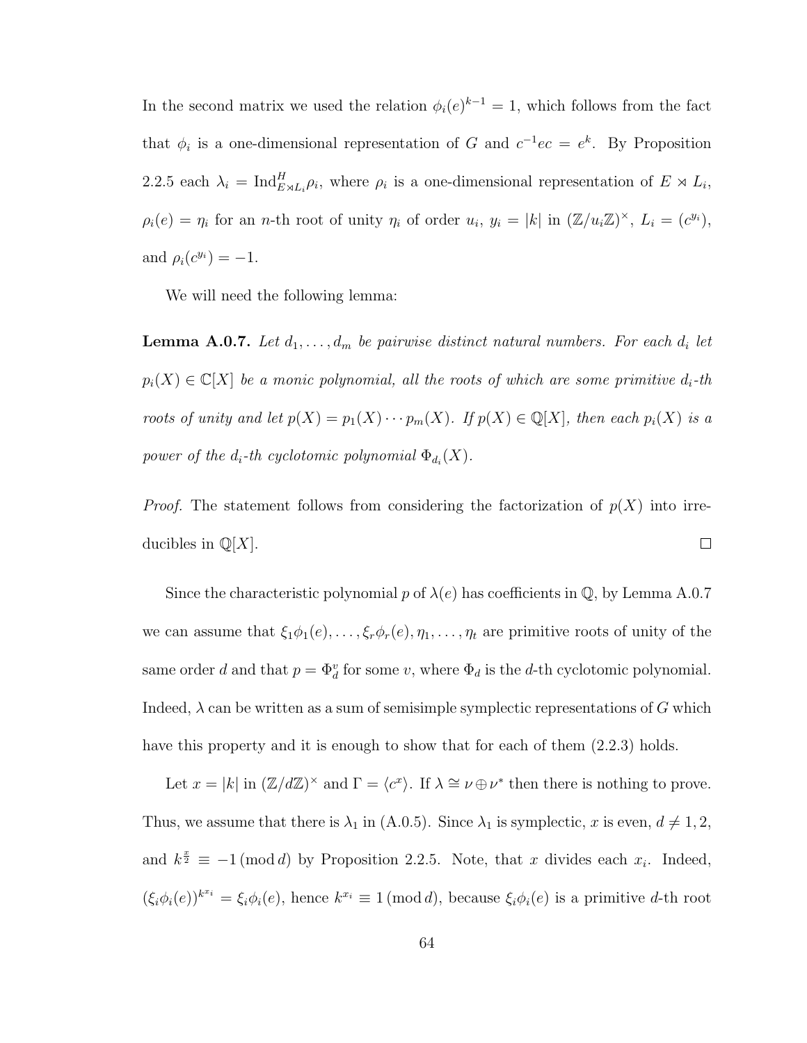In the second matrix we used the relation $\phi_i(e)^{k-1} = 1$, which follows from the fact that $\phi_i$ is a one-dimensional representation of $G$ and $c^{-1}ec = e^k$. By Proposition 2.2.5 each $\lambda_i = \mathrm{Ind}^H_{E \rtimes L_i} \rho_i$, where $\rho_i$ is a one-dimensional representation of $E \rtimes L_i$, $\rho_i(e) = \eta_i$ for an $n$-th root of unity $\eta_i$ of order $u_i$, $y_i = |k|$ in $(\mathbb{Z}/u_i\mathbb{Z})^\times$, $L_i = (c^{y_i})$, and $\rho_i(c^{y_i}) = -1$.

We will need the following lemma:

**Lemma A.0.7.** *Let $d_1, \ldots, d_m$ be pairwise distinct natural numbers. For each $d_i$ let $p_i(X) \in \mathbb{C}[X]$ be a monic polynomial, all the roots of which are some primitive $d_i$-th roots of unity and let $p(X) = p_1(X) \cdots p_m(X)$. If $p(X) \in \mathbb{Q}[X]$, then each $p_i(X)$ is a power of the $d_i$-th cyclotomic polynomial $\Phi_{d_i}(X)$.*

*Proof.* The statement follows from considering the factorization of $p(X)$ into irreducibles in $\mathbb{Q}[X]$. $\square$

Since the characteristic polynomial $p$ of $\lambda(e)$ has coefficients in $\mathbb{Q}$, by Lemma A.0.7 we can assume that $\xi_1\phi_1(e), \ldots, \xi_r\phi_r(e), \eta_1, \ldots, \eta_t$ are primitive roots of unity of the same order $d$ and that $p = \Phi_d^v$ for some $v$, where $\Phi_d$ is the $d$-th cyclotomic polynomial. Indeed, $\lambda$ can be written as a sum of semisimple symplectic representations of $G$ which have this property and it is enough to show that for each of them (2.2.3) holds.

Let $x = |k|$ in $(\mathbb{Z}/d\mathbb{Z})^\times$ and $\Gamma = \langle c^x \rangle$. If $\lambda \cong \nu \oplus \nu^*$ then there is nothing to prove. Thus, we assume that there is $\lambda_1$ in (A.0.5). Since $\lambda_1$ is symplectic, $x$ is even, $d \neq 1, 2$, and $k^{\frac{x}{2}} \equiv -1 \pmod{d}$ by Proposition 2.2.5. Note, that $x$ divides each $x_i$. Indeed, $(\xi_i\phi_i(e))^{k^{x_i}} = \xi_i\phi_i(e)$, hence $k^{x_i} \equiv 1 \pmod{d}$, because $\xi_i\phi_i(e)$ is a primitive $d$-th root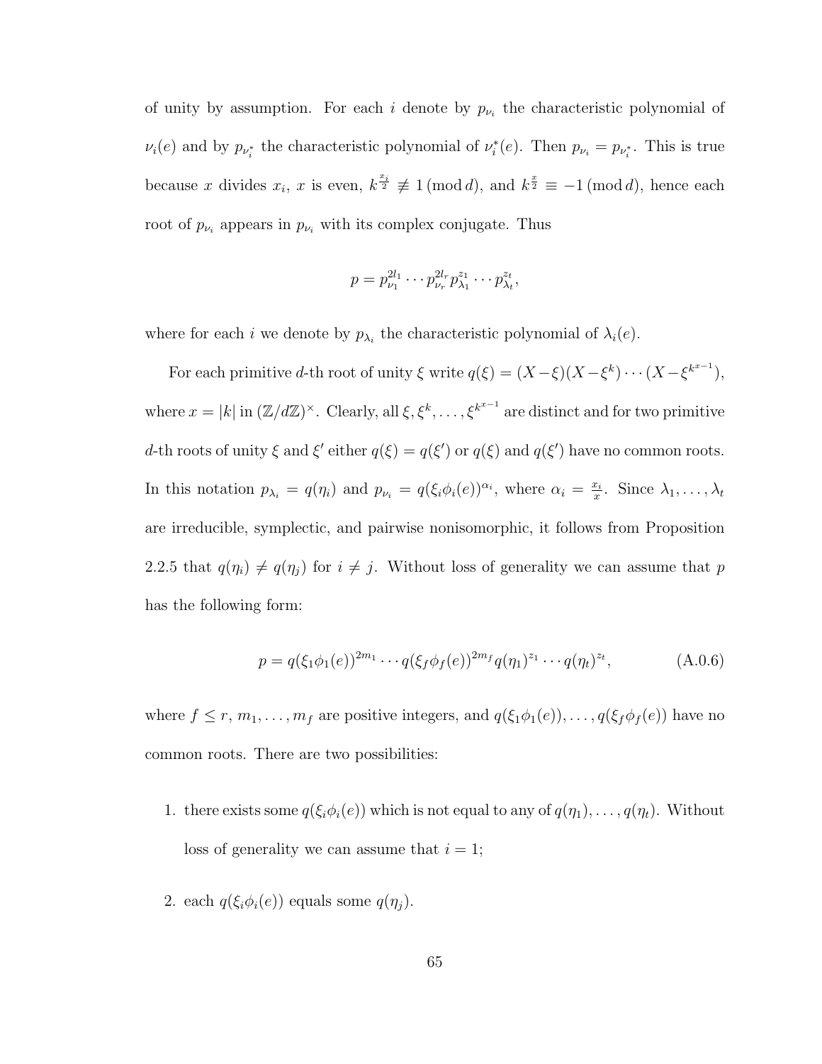of unity by assumption. For each $i$ denote by $p_{\nu_i}$ the characteristic polynomial of $\nu_i(e)$ and by $p_{\nu_i^*}$ the characteristic polynomial of $\nu_i^*(e)$. Then $p_{\nu_i} = p_{\nu_i^*}$. This is true because $x$ divides $x_i$, $x$ is even, $k^{\frac{x_i}{2}} \not\equiv 1 \pmod{d}$, and $k^{\frac{x}{2}} \equiv -1 \pmod{d}$, hence each root of $p_{\nu_i}$ appears in $p_{\nu_i}$ with its complex conjugate. Thus

$$p = p_{\nu_1}^{2l_1} \cdots p_{\nu_r}^{2l_r} p_{\lambda_1}^{z_1} \cdots p_{\lambda_t}^{z_t},$$

where for each $i$ we denote by $p_{\lambda_i}$ the characteristic polynomial of $\lambda_i(e)$.

For each primitive $d$-th root of unity $\xi$ write $q(\xi) = (X - \xi)(X - \xi^k) \cdots (X - \xi^{k^{x-1}})$, where $x = |k|$ in $(\mathbb{Z}/d\mathbb{Z})^\times$. Clearly, all $\xi, \xi^k, \ldots, \xi^{k^{x-1}}$ are distinct and for two primitive $d$-th roots of unity $\xi$ and $\xi'$ either $q(\xi) = q(\xi')$ or $q(\xi)$ and $q(\xi')$ have no common roots. In this notation $p_{\lambda_i} = q(\eta_i)$ and $p_{\nu_i} = q(\xi_i \phi_i(e))^{\alpha_i}$, where $\alpha_i = \frac{x_i}{x}$. Since $\lambda_1, \ldots, \lambda_t$ are irreducible, symplectic, and pairwise nonisomorphic, it follows from Proposition 2.2.5 that $q(\eta_i) \neq q(\eta_j)$ for $i \neq j$. Without loss of generality we can assume that $p$ has the following form:

$$p = q(\xi_1 \phi_1(e))^{2m_1} \cdots q(\xi_f \phi_f(e))^{2m_f} q(\eta_1)^{z_1} \cdots q(\eta_t)^{z_t}, \tag{A.0.6}$$

where $f \leq r$, $m_1, \ldots, m_f$ are positive integers, and $q(\xi_1 \phi_1(e)), \ldots, q(\xi_f \phi_f(e))$ have no common roots. There are two possibilities:

1. there exists some $q(\xi_i \phi_i(e))$ which is not equal to any of $q(\eta_1), \ldots, q(\eta_t)$. Without loss of generality we can assume that $i = 1$;

2. each $q(\xi_i \phi_i(e))$ equals some $q(\eta_j)$.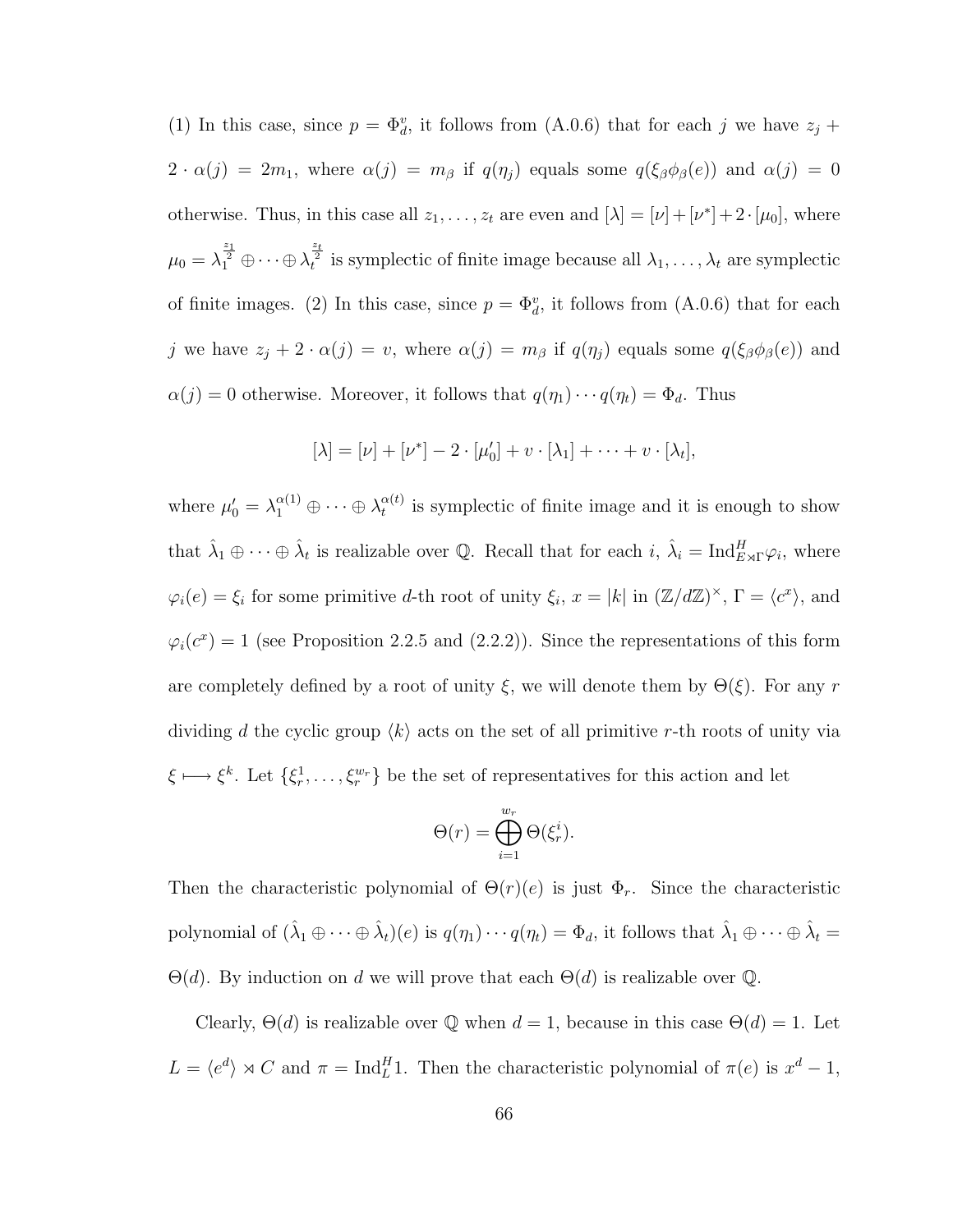(1) In this case, since $p = \Phi_d^v$, it follows from (A.0.6) that for each $j$ we have $z_j + 2 \cdot \alpha(j) = 2m_1$, where $\alpha(j) = m_\beta$ if $q(\eta_j)$ equals some $q(\xi_\beta \phi_\beta(e))$ and $\alpha(j) = 0$ otherwise. Thus, in this case all $z_1, \ldots, z_t$ are even and $[\lambda] = [\nu] + [\nu^*] + 2 \cdot [\mu_0]$, where $\mu_0 = \lambda_1^{\frac{z_1}{2}} \oplus \cdots \oplus \lambda_t^{\frac{z_t}{2}}$ is symplectic of finite image because all $\lambda_1, \ldots, \lambda_t$ are symplectic of finite images. (2) In this case, since $p = \Phi_d^v$, it follows from (A.0.6) that for each $j$ we have $z_j + 2 \cdot \alpha(j) = v$, where $\alpha(j) = m_\beta$ if $q(\eta_j)$ equals some $q(\xi_\beta \phi_\beta(e))$ and $\alpha(j) = 0$ otherwise. Moreover, it follows that $q(\eta_1) \cdots q(\eta_t) = \Phi_d$. Thus

$$[\lambda] = [\nu] + [\nu^*] - 2 \cdot [\mu_0'] + v \cdot [\lambda_1] + \cdots + v \cdot [\lambda_t],$$

where $\mu_0' = \lambda_1^{\alpha(1)} \oplus \cdots \oplus \lambda_t^{\alpha(t)}$ is symplectic of finite image and it is enough to show that $\hat{\lambda}_1 \oplus \cdots \oplus \hat{\lambda}_t$ is realizable over $\mathbb{Q}$. Recall that for each $i$, $\hat{\lambda}_i = \mathrm{Ind}_{E \rtimes \Gamma}^H \varphi_i$, where $\varphi_i(e) = \xi_i$ for some primitive $d$-th root of unity $\xi_i$, $x = |k|$ in $(\mathbb{Z}/d\mathbb{Z})^\times$, $\Gamma = \langle c^x \rangle$, and $\varphi_i(c^x) = 1$ (see Proposition 2.2.5 and (2.2.2)). Since the representations of this form are completely defined by a root of unity $\xi$, we will denote them by $\Theta(\xi)$. For any $r$ dividing $d$ the cyclic group $\langle k \rangle$ acts on the set of all primitive $r$-th roots of unity via $\xi \longmapsto \xi^k$. Let $\{\xi_r^1, \ldots, \xi_r^{w_r}\}$ be the set of representatives for this action and let

$$\Theta(r) = \bigoplus_{i=1}^{w_r} \Theta(\xi_r^i).$$

Then the characteristic polynomial of $\Theta(r)(e)$ is just $\Phi_r$. Since the characteristic polynomial of $(\hat{\lambda}_1 \oplus \cdots \oplus \hat{\lambda}_t)(e)$ is $q(\eta_1) \cdots q(\eta_t) = \Phi_d$, it follows that $\hat{\lambda}_1 \oplus \cdots \oplus \hat{\lambda}_t = \Theta(d)$. By induction on $d$ we will prove that each $\Theta(d)$ is realizable over $\mathbb{Q}$.

Clearly, $\Theta(d)$ is realizable over $\mathbb{Q}$ when $d = 1$, because in this case $\Theta(d) = 1$. Let $L = \langle e^d \rangle \rtimes C$ and $\pi = \mathrm{Ind}_L^H 1$. Then the characteristic polynomial of $\pi(e)$ is $x^d - 1$,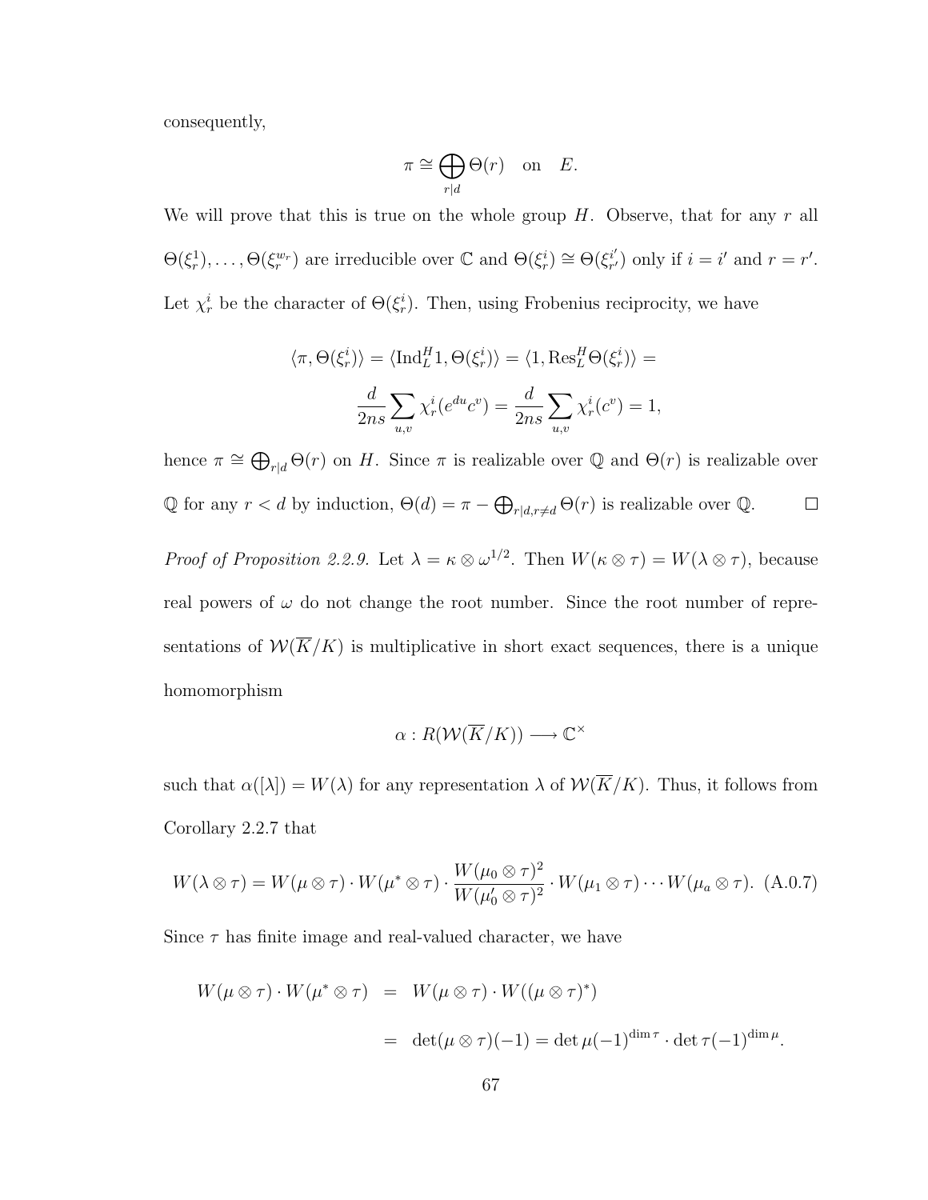consequently,

$$\pi \cong \bigoplus_{r|d} \Theta(r) \quad \text{on} \quad E.$$

We will prove that this is true on the whole group $H$. Observe, that for any $r$ all $\Theta(\xi_r^1), \ldots, \Theta(\xi_r^{w_r})$ are irreducible over $\mathbb{C}$ and $\Theta(\xi_r^i) \cong \Theta(\xi_{r'}^{i'})$ only if $i = i'$ and $r = r'$. Let $\chi_r^i$ be the character of $\Theta(\xi_r^i)$. Then, using Frobenius reciprocity, we have

$$\langle \pi, \Theta(\xi_r^i) \rangle = \langle \mathrm{Ind}_L^H 1, \Theta(\xi_r^i) \rangle = \langle 1, \mathrm{Res}_L^H \Theta(\xi_r^i) \rangle =$$

$$\frac{d}{2ns} \sum_{u,v} \chi_r^i(e^{du} c^v) = \frac{d}{2ns} \sum_{u,v} \chi_r^i(c^v) = 1,$$

hence $\pi \cong \bigoplus_{r|d} \Theta(r)$ on $H$. Since $\pi$ is realizable over $\mathbb{Q}$ and $\Theta(r)$ is realizable over $\mathbb{Q}$ for any $r < d$ by induction, $\Theta(d) = \pi - \bigoplus_{r|d, r \neq d} \Theta(r)$ is realizable over $\mathbb{Q}$. $\square$

*Proof of Proposition 2.2.9.* Let $\lambda = \kappa \otimes \omega^{1/2}$. Then $W(\kappa \otimes \tau) = W(\lambda \otimes \tau)$, because real powers of $\omega$ do not change the root number. Since the root number of representations of $\mathcal{W}(\overline{K}/K)$ is multiplicative in short exact sequences, there is a unique homomorphism

$$\alpha : R(\mathcal{W}(\overline{K}/K)) \longrightarrow \mathbb{C}^\times$$

such that $\alpha([\lambda]) = W(\lambda)$ for any representation $\lambda$ of $\mathcal{W}(\overline{K}/K)$. Thus, it follows from Corollary 2.2.7 that

$$W(\lambda \otimes \tau) = W(\mu \otimes \tau) \cdot W(\mu^* \otimes \tau) \cdot \frac{W(\mu_0 \otimes \tau)^2}{W(\mu_0' \otimes \tau)^2} \cdot W(\mu_1 \otimes \tau) \cdots W(\mu_a \otimes \tau). \quad \text{(A.0.7)}$$

Since $\tau$ has finite image and real-valued character, we have

$$\begin{aligned} W(\mu \otimes \tau) \cdot W(\mu^* \otimes \tau) &= W(\mu \otimes \tau) \cdot W((\mu \otimes \tau)^*) \\ &= \det(\mu \otimes \tau)(-1) = \det \mu(-1)^{\dim \tau} \cdot \det \tau(-1)^{\dim \mu}. \end{aligned}$$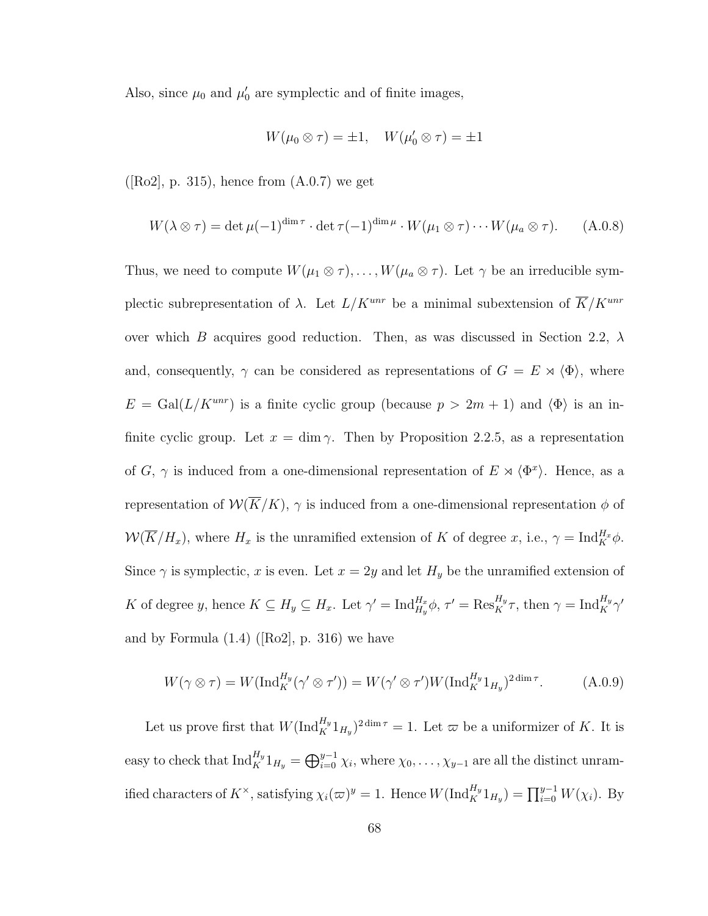Also, since $\mu_0$ and $\mu_0'$ are symplectic and of finite images,

$$W(\mu_0 \otimes \tau) = \pm 1, \quad W(\mu_0' \otimes \tau) = \pm 1$$

([Ro2], p. 315), hence from (A.0.7) we get

$$W(\lambda \otimes \tau) = \det \mu(-1)^{\dim \tau} \cdot \det \tau(-1)^{\dim \mu} \cdot W(\mu_1 \otimes \tau) \cdots W(\mu_a \otimes \tau). \tag{A.0.8}$$

Thus, we need to compute $W(\mu_1 \otimes \tau), \ldots, W(\mu_a \otimes \tau)$. Let $\gamma$ be an irreducible symplectic subrepresentation of $\lambda$. Let $L/K^{unr}$ be a minimal subextension of $\overline{K}/K^{unr}$ over which $B$ acquires good reduction. Then, as was discussed in Section 2.2, $\lambda$ and, consequently, $\gamma$ can be considered as representations of $G = E \rtimes \langle \Phi \rangle$, where $E = \mathrm{Gal}(L/K^{unr})$ is a finite cyclic group (because $p > 2m+1$) and $\langle \Phi \rangle$ is an infinite cyclic group. Let $x = \dim \gamma$. Then by Proposition 2.2.5, as a representation of $G$, $\gamma$ is induced from a one-dimensional representation of $E \rtimes \langle \Phi^x \rangle$. Hence, as a representation of $\mathcal{W}(\overline{K}/K)$, $\gamma$ is induced from a one-dimensional representation $\phi$ of $\mathcal{W}(\overline{K}/H_x)$, where $H_x$ is the unramified extension of $K$ of degree $x$, i.e., $\gamma = \mathrm{Ind}_K^{H_x} \phi$. Since $\gamma$ is symplectic, $x$ is even. Let $x = 2y$ and let $H_y$ be the unramified extension of $K$ of degree $y$, hence $K \subseteq H_y \subseteq H_x$. Let $\gamma' = \mathrm{Ind}_{H_y}^{H_x} \phi$, $\tau' = \mathrm{Res}_K^{H_y} \tau$, then $\gamma = \mathrm{Ind}_K^{H_y} \gamma'$ and by Formula (1.4) ([Ro2], p. 316) we have

$$W(\gamma \otimes \tau) = W(\mathrm{Ind}_K^{H_y}(\gamma' \otimes \tau')) = W(\gamma' \otimes \tau') W(\mathrm{Ind}_K^{H_y} 1_{H_y})^{2 \dim \tau}. \tag{A.0.9}$$

Let us prove first that $W(\mathrm{Ind}_K^{H_y} 1_{H_y})^{2 \dim \tau} = 1$. Let $\varpi$ be a uniformizer of $K$. It is easy to check that $\mathrm{Ind}_K^{H_y} 1_{H_y} = \bigoplus_{i=0}^{y-1} \chi_i$, where $\chi_0, \ldots, \chi_{y-1}$ are all the distinct unramified characters of $K^\times$, satisfying $\chi_i(\varpi)^y = 1$. Hence $W(\mathrm{Ind}_K^{H_y} 1_{H_y}) = \prod_{i=0}^{y-1} W(\chi_i)$. By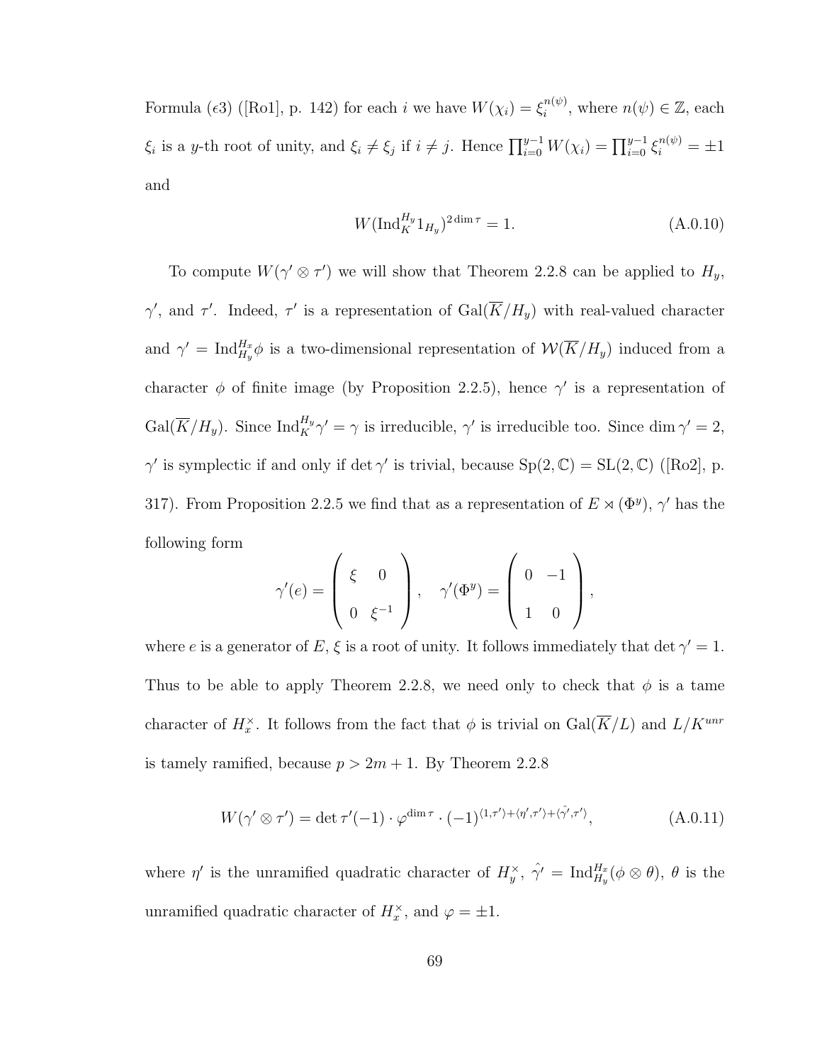Formula ($\epsilon$3) ([Ro1], p. 142) for each $i$ we have $W(\chi_i) = \xi_i^{n(\psi)}$, where $n(\psi) \in \mathbb{Z}$, each $\xi_i$ is a $y$-th root of unity, and $\xi_i \neq \xi_j$ if $i \neq j$. Hence $\prod_{i=0}^{y-1} W(\chi_i) = \prod_{i=0}^{y-1} \xi_i^{n(\psi)} = \pm 1$ and

$$W(\mathrm{Ind}_K^{H_y} 1_{H_y})^{2 \dim \tau} = 1. \tag{A.0.10}$$

To compute $W(\gamma' \otimes \tau')$ we will show that Theorem 2.2.8 can be applied to $H_y$, $\gamma'$, and $\tau'$. Indeed, $\tau'$ is a representation of $\mathrm{Gal}(\overline{K}/H_y)$ with real-valued character and $\gamma' = \mathrm{Ind}_{H_y}^{H_x} \phi$ is a two-dimensional representation of $\mathcal{W}(\overline{K}/H_y)$ induced from a character $\phi$ of finite image (by Proposition 2.2.5), hence $\gamma'$ is a representation of $\mathrm{Gal}(\overline{K}/H_y)$. Since $\mathrm{Ind}_K^{H_y} \gamma' = \gamma$ is irreducible, $\gamma'$ is irreducible too. Since $\dim \gamma' = 2$, $\gamma'$ is symplectic if and only if $\det \gamma'$ is trivial, because $\mathrm{Sp}(2, \mathbb{C}) = \mathrm{SL}(2, \mathbb{C})$ ([Ro2], p. 317). From Proposition 2.2.5 we find that as a representation of $E \rtimes (\Phi^y)$, $\gamma'$ has the following form

$$\gamma'(e) = \begin{pmatrix} \xi & 0 \\ 0 & \xi^{-1} \end{pmatrix}, \quad \gamma'(\Phi^y) = \begin{pmatrix} 0 & -1 \\ 1 & 0 \end{pmatrix},$$

where $e$ is a generator of $E$, $\xi$ is a root of unity. It follows immediately that $\det \gamma' = 1$. Thus to be able to apply Theorem 2.2.8, we need only to check that $\phi$ is a tame character of $H_x^\times$. It follows from the fact that $\phi$ is trivial on $\mathrm{Gal}(\overline{K}/L)$ and $L/K^{unr}$ is tamely ramified, because $p > 2m + 1$. By Theorem 2.2.8

$$W(\gamma' \otimes \tau') = \det \tau'(-1) \cdot \varphi^{\dim \tau} \cdot (-1)^{\langle 1, \tau' \rangle + \langle \eta', \tau' \rangle + \langle \hat{\gamma}', \tau' \rangle}, \tag{A.0.11}$$

where $\eta'$ is the unramified quadratic character of $H_y^\times$, $\hat{\gamma}' = \mathrm{Ind}_{H_y}^{H_x}(\phi \otimes \theta)$, $\theta$ is the unramified quadratic character of $H_x^\times$, and $\varphi = \pm 1$.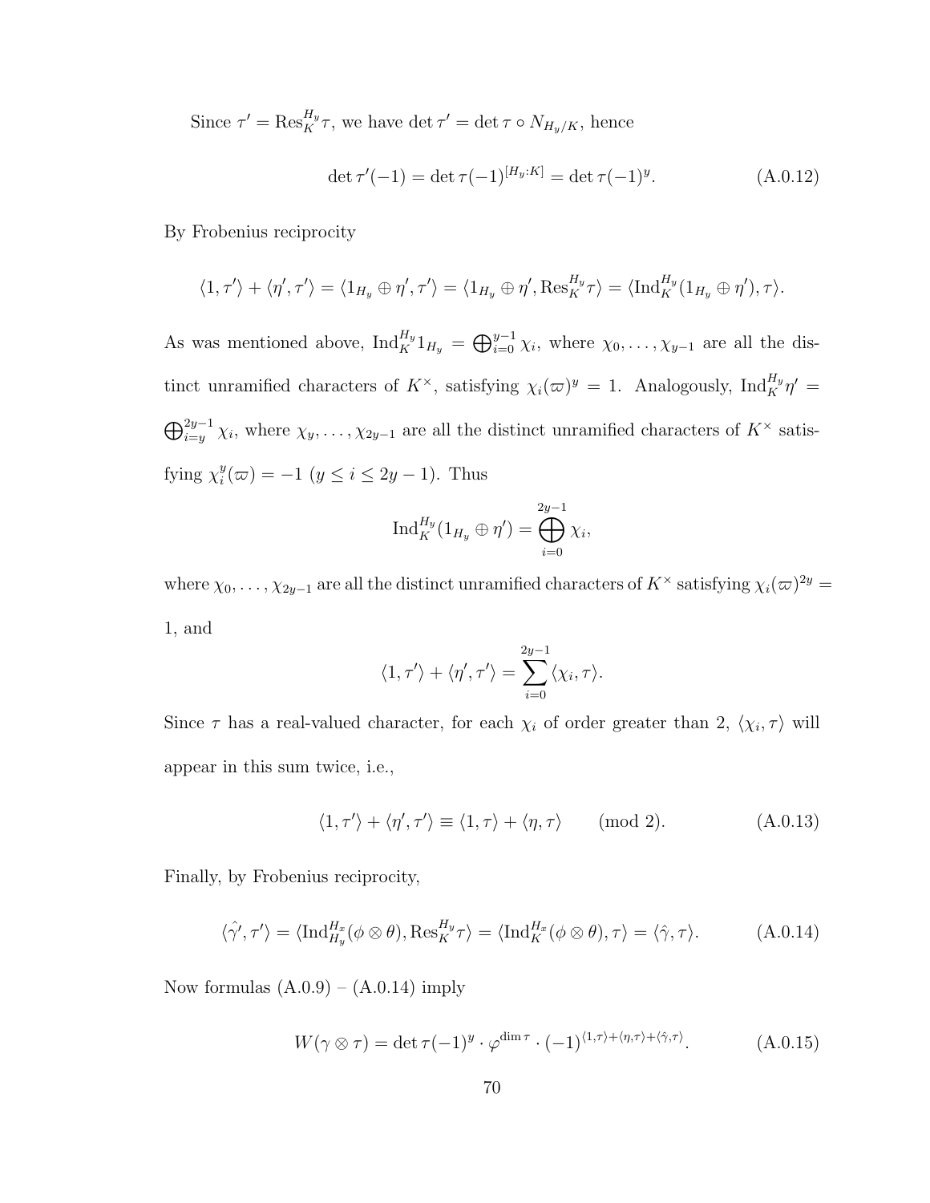Since $\tau' = \mathrm{Res}_K^{H_y}\tau$, we have $\det\tau' = \det\tau \circ N_{H_y/K}$, hence

$$\det\tau'(-1) = \det\tau(-1)^{[H_y:K]} = \det\tau(-1)^y. \tag{A.0.12}$$

By Frobenius reciprocity

$$\langle 1, \tau'\rangle + \langle \eta', \tau'\rangle = \langle 1_{H_y} \oplus \eta', \tau'\rangle = \langle 1_{H_y} \oplus \eta', \mathrm{Res}_K^{H_y}\tau\rangle = \langle \mathrm{Ind}_K^{H_y}(1_{H_y} \oplus \eta'), \tau\rangle.$$

As was mentioned above, $\mathrm{Ind}_K^{H_y} 1_{H_y} = \bigoplus_{i=0}^{y-1}\chi_i$, where $\chi_0, \ldots, \chi_{y-1}$ are all the distinct unramified characters of $K^\times$, satisfying $\chi_i(\varpi)^y = 1$. Analogously, $\mathrm{Ind}_K^{H_y}\eta' = \bigoplus_{i=y}^{2y-1}\chi_i$, where $\chi_y, \ldots, \chi_{2y-1}$ are all the distinct unramified characters of $K^\times$ satisfying $\chi_i^y(\varpi) = -1$ ($y \le i \le 2y-1$). Thus

$$\mathrm{Ind}_K^{H_y}(1_{H_y} \oplus \eta') = \bigoplus_{i=0}^{2y-1}\chi_i,$$

where $\chi_0, \ldots, \chi_{2y-1}$ are all the distinct unramified characters of $K^\times$ satisfying $\chi_i(\varpi)^{2y} = 1$, and

$$\langle 1, \tau'\rangle + \langle \eta', \tau'\rangle = \sum_{i=0}^{2y-1}\langle \chi_i, \tau\rangle.$$

Since $\tau$ has a real-valued character, for each $\chi_i$ of order greater than 2, $\langle \chi_i, \tau\rangle$ will appear in this sum twice, i.e.,

$$\langle 1, \tau'\rangle + \langle \eta', \tau'\rangle \equiv \langle 1, \tau\rangle + \langle \eta, \tau\rangle \pmod 2. \tag{A.0.13}$$

Finally, by Frobenius reciprocity,

$$\langle \hat{\gamma}', \tau'\rangle = \langle \mathrm{Ind}_{H_y}^{H_x}(\phi \otimes \theta), \mathrm{Res}_K^{H_y}\tau\rangle = \langle \mathrm{Ind}_K^{H_x}(\phi \otimes \theta), \tau\rangle = \langle \hat{\gamma}, \tau\rangle. \tag{A.0.14}$$

Now formulas (A.0.9) – (A.0.14) imply

$$W(\gamma \otimes \tau) = \det\tau(-1)^y \cdot \varphi^{\dim\tau} \cdot (-1)^{\langle 1,\tau\rangle + \langle \eta,\tau\rangle + \langle \hat{\gamma},\tau\rangle}. \tag{A.0.15}$$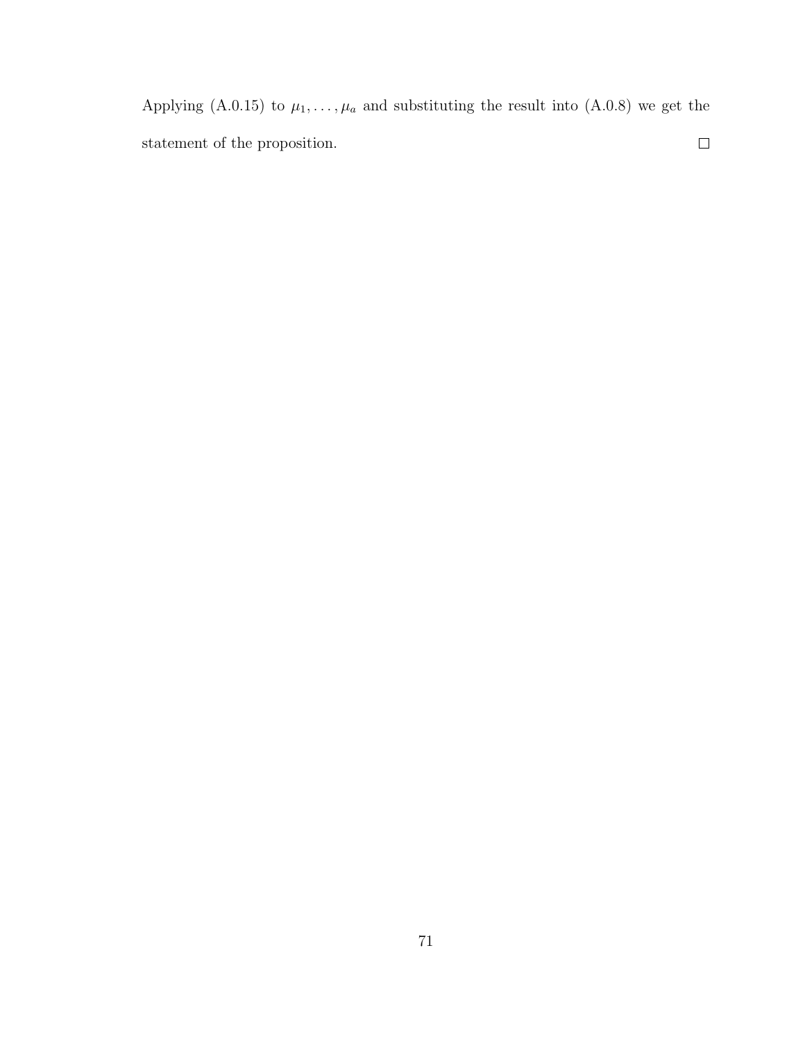Applying (A.0.15) to $\mu_1, \dots, \mu_a$ and substituting the result into (A.0.8) we get the statement of the proposition. $\square$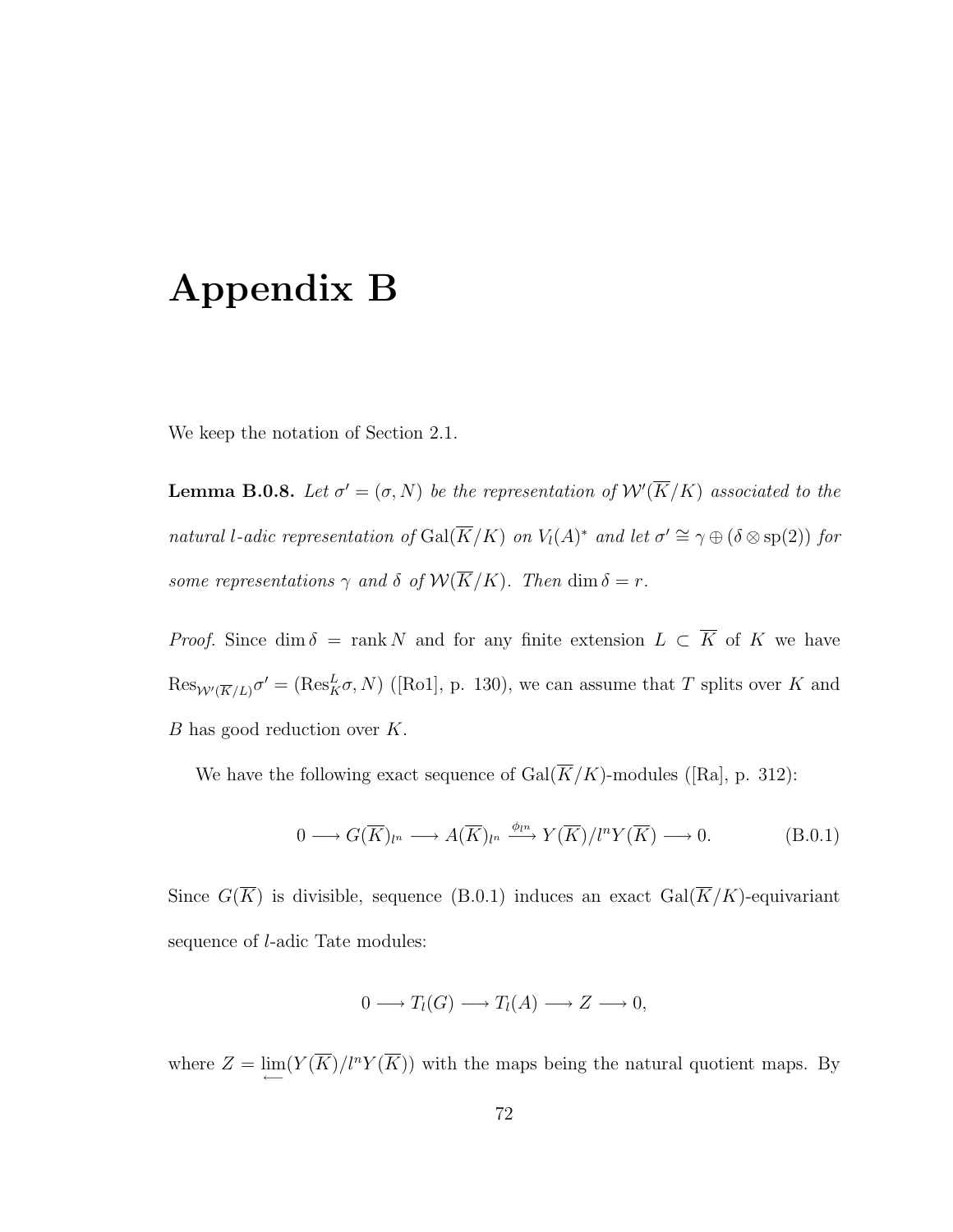# Appendix B

We keep the notation of Section 2.1.

**Lemma B.0.8.** *Let $\sigma' = (\sigma, N)$ be the representation of $\mathcal{W}'(\overline{K}/K)$ associated to the natural $l$-adic representation of $\mathrm{Gal}(\overline{K}/K)$ on $V_l(A)^*$ and let $\sigma' \cong \gamma \oplus (\delta \otimes \mathrm{sp}(2))$ for some representations $\gamma$ and $\delta$ of $\mathcal{W}(\overline{K}/K)$. Then $\dim \delta = r$.*

*Proof.* Since $\dim \delta = \operatorname{rank} N$ and for any finite extension $L \subset \overline{K}$ of $K$ we have $\mathrm{Res}_{\mathcal{W}'(\overline{K}/L)}\sigma' = (\mathrm{Res}^L_K \sigma, N)$ ([Ro1], p. 130), we can assume that $T$ splits over $K$ and $B$ has good reduction over $K$.

We have the following exact sequence of $\mathrm{Gal}(\overline{K}/K)$-modules ([Ra], p. 312):

$$0 \longrightarrow G(\overline{K})_{l^n} \longrightarrow A(\overline{K})_{l^n} \xrightarrow{\phi_{l^n}} Y(\overline{K})/l^n Y(\overline{K}) \longrightarrow 0. \tag{B.0.1}$$

Since $G(\overline{K})$ is divisible, sequence (B.0.1) induces an exact $\mathrm{Gal}(\overline{K}/K)$-equivariant sequence of $l$-adic Tate modules:

$$0 \longrightarrow T_l(G) \longrightarrow T_l(A) \longrightarrow Z \longrightarrow 0,$$

where $Z = \varprojlim(Y(\overline{K})/l^n Y(\overline{K}))$ with the maps being the natural quotient maps. By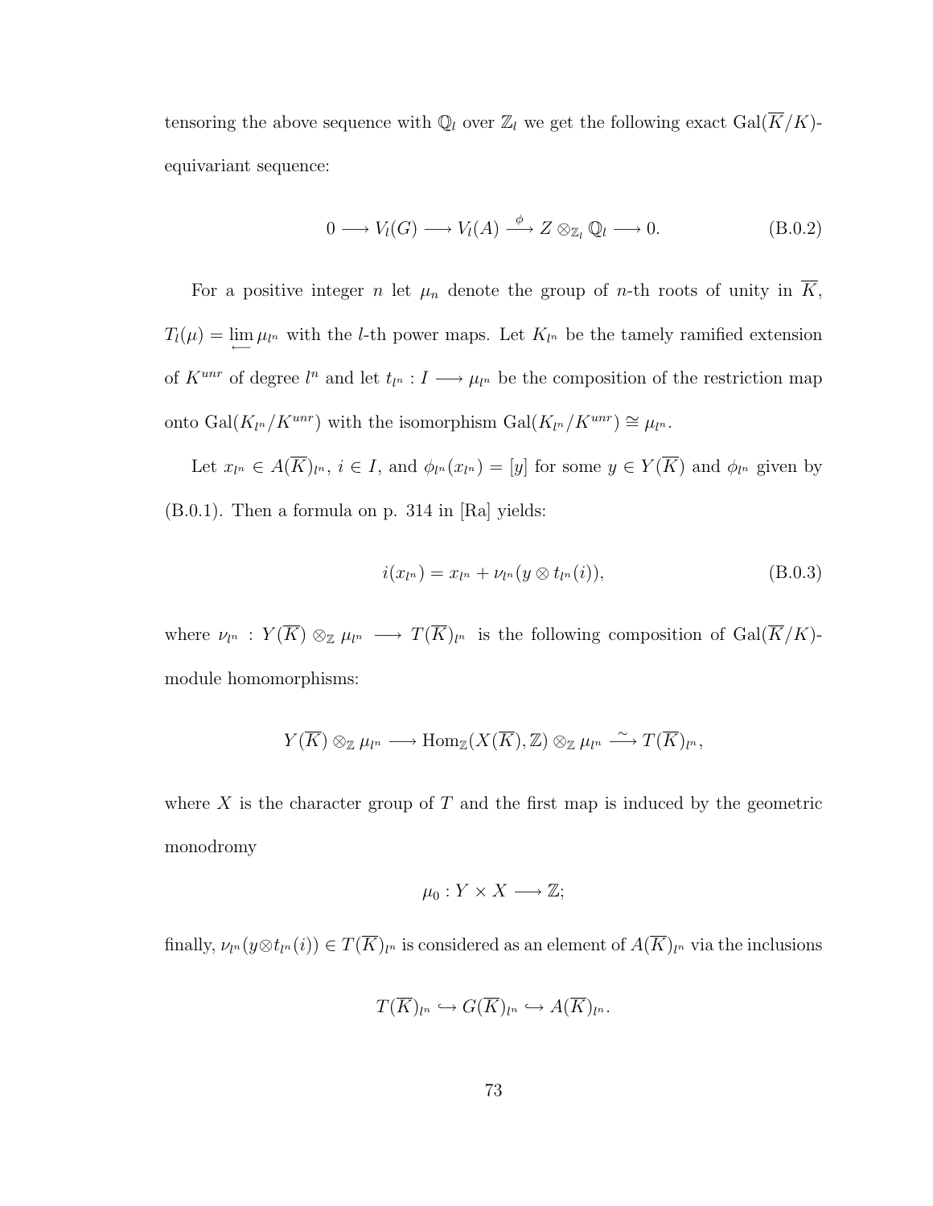tensoring the above sequence with $\mathbb{Q}_l$ over $\mathbb{Z}_l$ we get the following exact $\mathrm{Gal}(\overline{K}/K)$-equivariant sequence:

$$0 \longrightarrow V_l(G) \longrightarrow V_l(A) \stackrel{\phi}{\longrightarrow} Z \otimes_{\mathbb{Z}_l} \mathbb{Q}_l \longrightarrow 0. \tag{B.0.2}$$

For a positive integer $n$ let $\mu_n$ denote the group of $n$-th roots of unity in $\overline{K}$, $T_l(\mu) = \varprojlim \mu_{l^n}$ with the $l$-th power maps. Let $K_{l^n}$ be the tamely ramified extension of $K^{unr}$ of degree $l^n$ and let $t_{l^n} : I \longrightarrow \mu_{l^n}$ be the composition of the restriction map onto $\mathrm{Gal}(K_{l^n}/K^{unr})$ with the isomorphism $\mathrm{Gal}(K_{l^n}/K^{unr}) \cong \mu_{l^n}$.

Let $x_{l^n} \in A(\overline{K})_{l^n}$, $i \in I$, and $\phi_{l^n}(x_{l^n}) = [y]$ for some $y \in Y(\overline{K})$ and $\phi_{l^n}$ given by (B.0.1). Then a formula on p. 314 in [Ra] yields:

$$i(x_{l^n}) = x_{l^n} + \nu_{l^n}(y \otimes t_{l^n}(i)), \tag{B.0.3}$$

where $\nu_{l^n} : Y(\overline{K}) \otimes_{\mathbb{Z}} \mu_{l^n} \longrightarrow T(\overline{K})_{l^n}$ is the following composition of $\mathrm{Gal}(\overline{K}/K)$-module homomorphisms:

$$Y(\overline{K}) \otimes_{\mathbb{Z}} \mu_{l^n} \longrightarrow \mathrm{Hom}_{\mathbb{Z}}(X(\overline{K}), \mathbb{Z}) \otimes_{\mathbb{Z}} \mu_{l^n} \stackrel{\sim}{\longrightarrow} T(\overline{K})_{l^n},$$

where $X$ is the character group of $T$ and the first map is induced by the geometric monodromy

$$\mu_0 : Y \times X \longrightarrow \mathbb{Z};$$

finally, $\nu_{l^n}(y \otimes t_{l^n}(i)) \in T(\overline{K})_{l^n}$ is considered as an element of $A(\overline{K})_{l^n}$ via the inclusions

$$T(\overline{K})_{l^n} \hookrightarrow G(\overline{K})_{l^n} \hookrightarrow A(\overline{K})_{l^n}.$$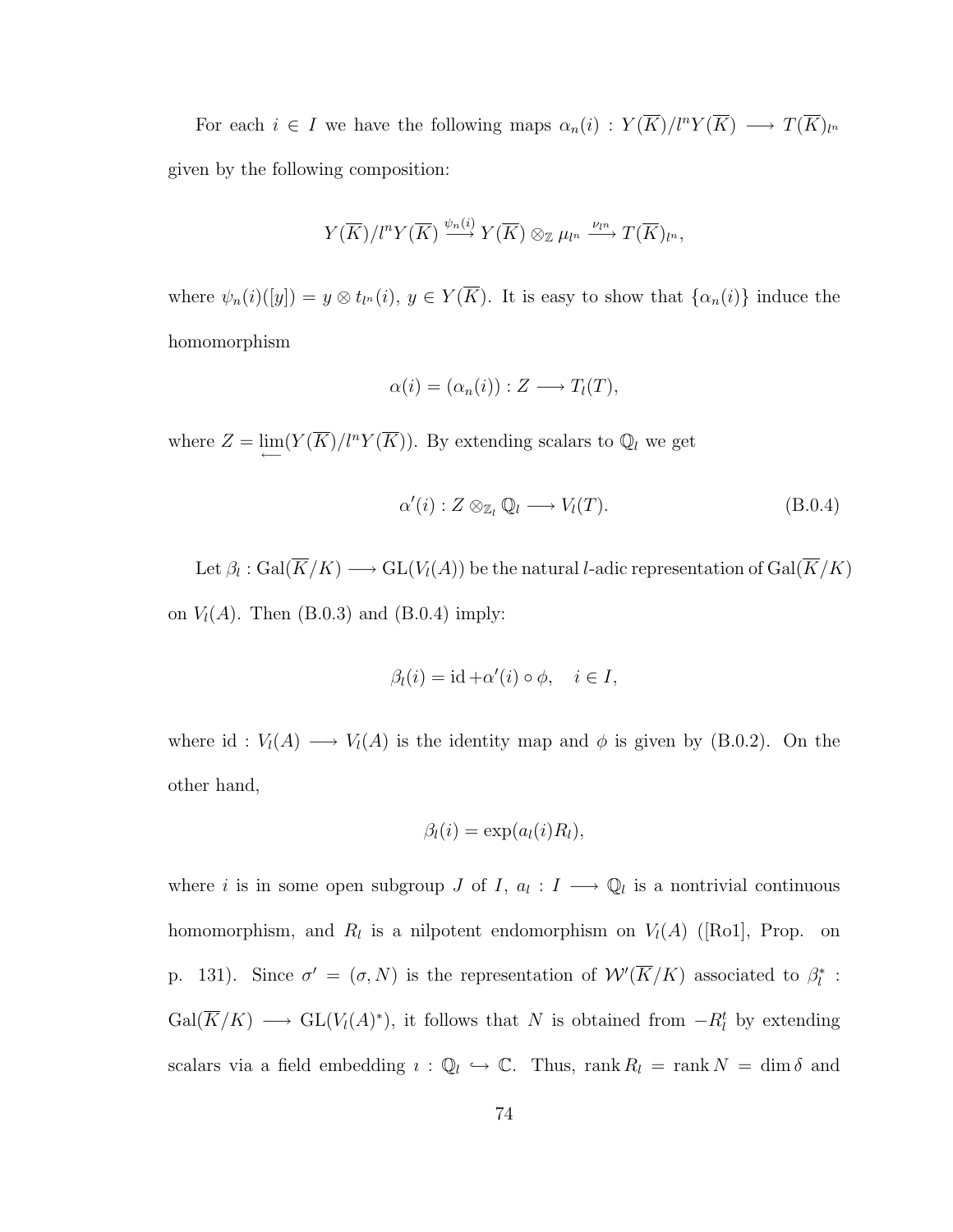For each $i \in I$ we have the following maps $\alpha_n(i) : Y(\overline{K})/l^n Y(\overline{K}) \longrightarrow T(\overline{K})_{l^n}$ given by the following composition:

$$Y(\overline{K})/l^n Y(\overline{K}) \xrightarrow{\psi_n(i)} Y(\overline{K}) \otimes_{\mathbb{Z}} \mu_{l^n} \xrightarrow{\nu_{l^n}} T(\overline{K})_{l^n},$$

where $\psi_n(i)([y]) = y \otimes t_{l^n}(i)$, $y \in Y(\overline{K})$. It is easy to show that $\{\alpha_n(i)\}$ induce the homomorphism

$$\alpha(i) = (\alpha_n(i)) : Z \longrightarrow T_l(T),$$

where $Z = \varprojlim (Y(\overline{K})/l^n Y(\overline{K}))$. By extending scalars to $\mathbb{Q}_l$ we get

$$\alpha'(i) : Z \otimes_{\mathbb{Z}_l} \mathbb{Q}_l \longrightarrow V_l(T). \tag{B.0.4}$$

Let $\beta_l : \mathrm{Gal}(\overline{K}/K) \longrightarrow \mathrm{GL}(V_l(A))$ be the natural $l$-adic representation of $\mathrm{Gal}(\overline{K}/K)$ on $V_l(A)$. Then (B.0.3) and (B.0.4) imply:

$$\beta_l(i) = \mathrm{id} + \alpha'(i) \circ \phi, \quad i \in I,$$

where $\mathrm{id} : V_l(A) \longrightarrow V_l(A)$ is the identity map and $\phi$ is given by (B.0.2). On the other hand,

$$\beta_l(i) = \exp(a_l(i) R_l),$$

where $i$ is in some open subgroup $J$ of $I$, $a_l : I \longrightarrow \mathbb{Q}_l$ is a nontrivial continuous homomorphism, and $R_l$ is a nilpotent endomorphism on $V_l(A)$ ([Ro1], Prop. on p. 131). Since $\sigma' = (\sigma, N)$ is the representation of $\mathcal{W}'(\overline{K}/K)$ associated to $\beta_l^* : \mathrm{Gal}(\overline{K}/K) \longrightarrow \mathrm{GL}(V_l(A)^*)$, it follows that $N$ is obtained from $-R_l^t$ by extending scalars via a field embedding $\imath : \mathbb{Q}_l \hookrightarrow \mathbb{C}$. Thus, $\mathrm{rank}\, R_l = \mathrm{rank}\, N = \dim \delta$ and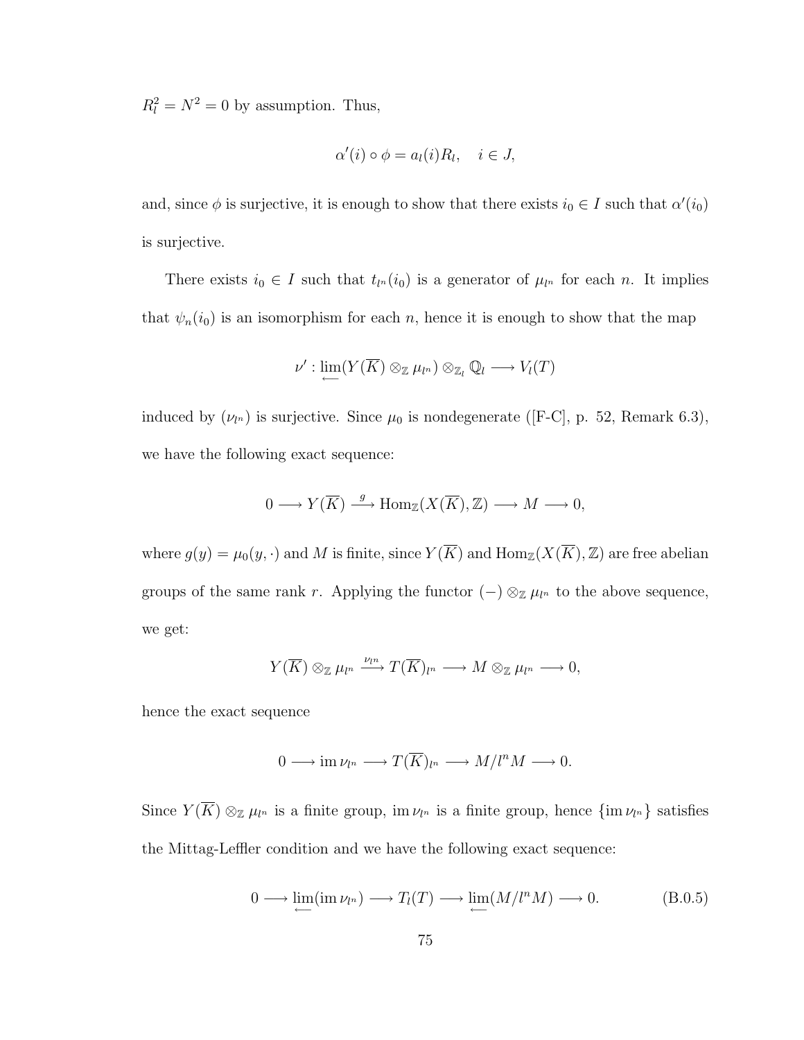$R_l^2 = N^2 = 0$ by assumption. Thus,

$$\alpha'(i) \circ \phi = a_l(i) R_l, \quad i \in J,$$

and, since $\phi$ is surjective, it is enough to show that there exists $i_0 \in I$ such that $\alpha'(i_0)$ is surjective.

There exists $i_0 \in I$ such that $t_{l^n}(i_0)$ is a generator of $\mu_{l^n}$ for each $n$. It implies that $\psi_n(i_0)$ is an isomorphism for each $n$, hence it is enough to show that the map

$$\nu' : \varprojlim (Y(\overline{K}) \otimes_{\mathbb{Z}} \mu_{l^n}) \otimes_{\mathbb{Z}_l} \mathbb{Q}_l \longrightarrow V_l(T)$$

induced by $(\nu_{l^n})$ is surjective. Since $\mu_0$ is nondegenerate ([F-C], p. 52, Remark 6.3), we have the following exact sequence:

$$0 \longrightarrow Y(\overline{K}) \xrightarrow{g} \operatorname{Hom}_{\mathbb{Z}}(X(\overline{K}), \mathbb{Z}) \longrightarrow M \longrightarrow 0,$$

where $g(y) = \mu_0(y, \cdot)$ and $M$ is finite, since $Y(\overline{K})$ and $\operatorname{Hom}_{\mathbb{Z}}(X(\overline{K}), \mathbb{Z})$ are free abelian groups of the same rank $r$. Applying the functor $(-) \otimes_{\mathbb{Z}} \mu_{l^n}$ to the above sequence, we get:

$$Y(\overline{K}) \otimes_{\mathbb{Z}} \mu_{l^n} \xrightarrow{\nu_{l^n}} T(\overline{K})_{l^n} \longrightarrow M \otimes_{\mathbb{Z}} \mu_{l^n} \longrightarrow 0,$$

hence the exact sequence

$$0 \longrightarrow \operatorname{im} \nu_{l^n} \longrightarrow T(\overline{K})_{l^n} \longrightarrow M/l^n M \longrightarrow 0.$$

Since $Y(\overline{K}) \otimes_{\mathbb{Z}} \mu_{l^n}$ is a finite group, $\operatorname{im} \nu_{l^n}$ is a finite group, hence $\{\operatorname{im} \nu_{l^n}\}$ satisfies the Mittag-Leffler condition and we have the following exact sequence:

$$0 \longrightarrow \varprojlim (\operatorname{im} \nu_{l^n}) \longrightarrow T_l(T) \longrightarrow \varprojlim (M/l^n M) \longrightarrow 0. \tag{B.0.5}$$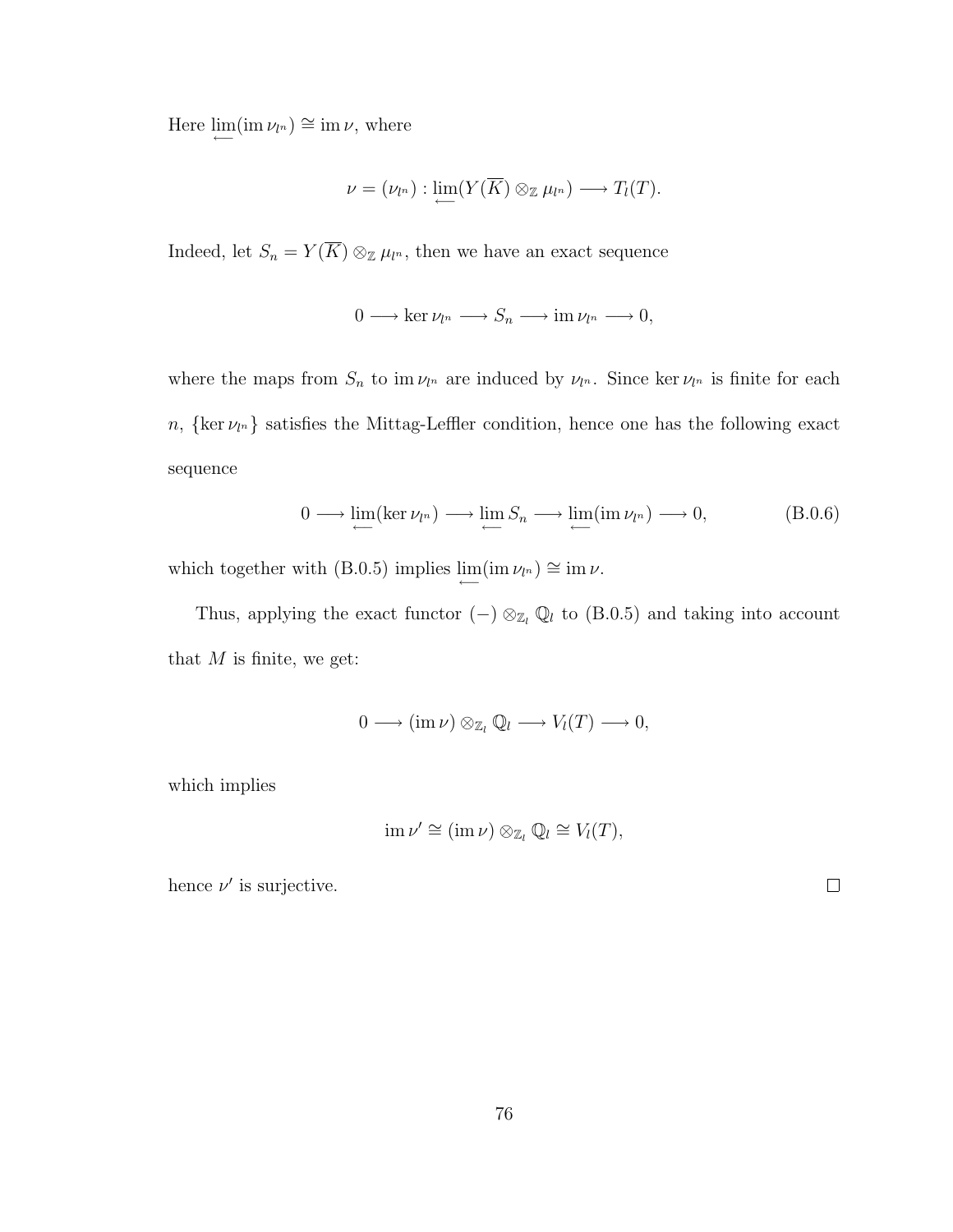Here $\varprojlim(\operatorname{im}\nu_{l^n}) \cong \operatorname{im}\nu$, where

$$\nu = (\nu_{l^n}) : \varprojlim(Y(\overline{K}) \otimes_{\mathbb{Z}} \mu_{l^n}) \longrightarrow T_l(T).$$

Indeed, let $S_n = Y(\overline{K}) \otimes_{\mathbb{Z}} \mu_{l^n}$, then we have an exact sequence

$$0 \longrightarrow \ker\nu_{l^n} \longrightarrow S_n \longrightarrow \operatorname{im}\nu_{l^n} \longrightarrow 0,$$

where the maps from $S_n$ to $\operatorname{im}\nu_{l^n}$ are induced by $\nu_{l^n}$. Since $\ker\nu_{l^n}$ is finite for each $n$, $\{\ker\nu_{l^n}\}$ satisfies the Mittag-Leffler condition, hence one has the following exact sequence

$$0 \longrightarrow \varprojlim(\ker\nu_{l^n}) \longrightarrow \varprojlim S_n \longrightarrow \varprojlim(\operatorname{im}\nu_{l^n}) \longrightarrow 0, \tag{B.0.6}$$

which together with (B.0.5) implies $\varprojlim(\operatorname{im}\nu_{l^n}) \cong \operatorname{im}\nu$.

Thus, applying the exact functor $(-) \otimes_{\mathbb{Z}_l} \mathbb{Q}_l$ to (B.0.5) and taking into account that $M$ is finite, we get:

$$0 \longrightarrow (\operatorname{im}\nu) \otimes_{\mathbb{Z}_l} \mathbb{Q}_l \longrightarrow V_l(T) \longrightarrow 0,$$

which implies

$$\operatorname{im}\nu' \cong (\operatorname{im}\nu) \otimes_{\mathbb{Z}_l} \mathbb{Q}_l \cong V_l(T),$$

hence $\nu'$ is surjective. $\square$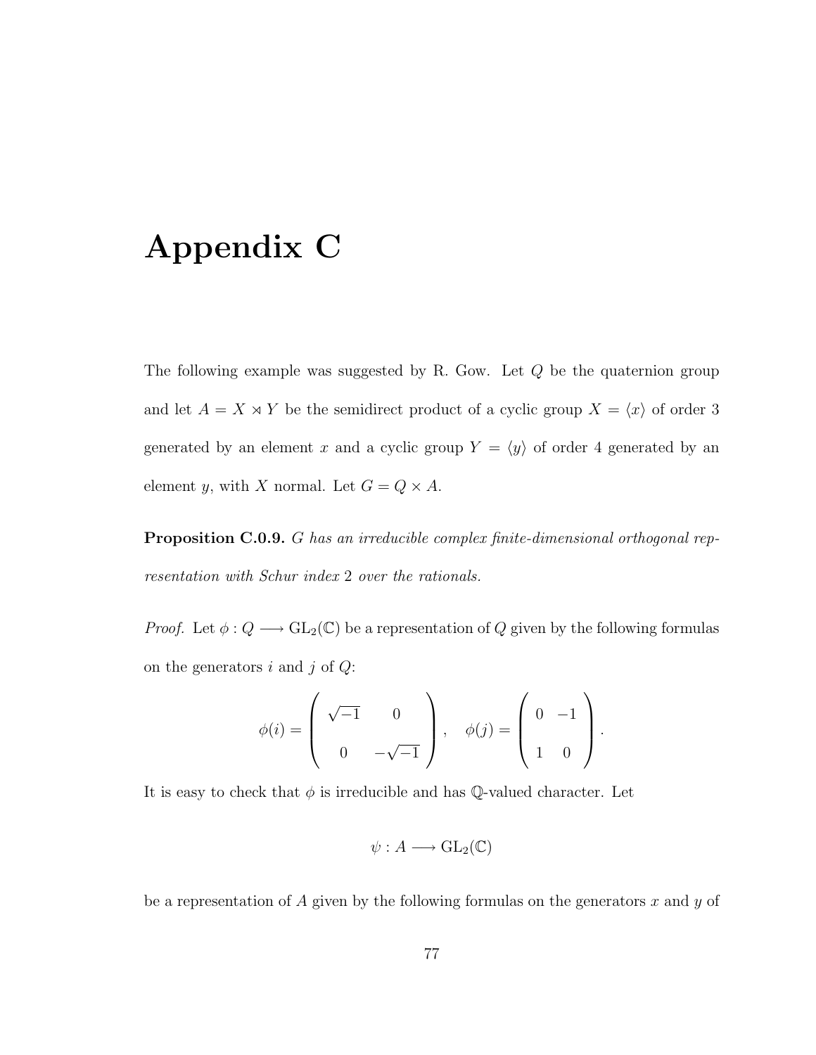# Appendix C

The following example was suggested by R. Gow. Let $Q$ be the quaternion group and let $A = X \rtimes Y$ be the semidirect product of a cyclic group $X = \langle x \rangle$ of order 3 generated by an element $x$ and a cyclic group $Y = \langle y \rangle$ of order 4 generated by an element $y$, with $X$ normal. Let $G = Q \times A$.

**Proposition C.0.9.** *$G$ has an irreducible complex finite-dimensional orthogonal representation with Schur index 2 over the rationals.*

*Proof.* Let $\phi : Q \longrightarrow \mathrm{GL}_2(\mathbb{C})$ be a representation of $Q$ given by the following formulas on the generators $i$ and $j$ of $Q$:

$$\phi(i) = \begin{pmatrix} \sqrt{-1} & 0 \\ 0 & -\sqrt{-1} \end{pmatrix}, \quad \phi(j) = \begin{pmatrix} 0 & -1 \\ 1 & 0 \end{pmatrix}.$$

It is easy to check that $\phi$ is irreducible and has $\mathbb{Q}$-valued character. Let

$$\psi : A \longrightarrow \mathrm{GL}_2(\mathbb{C})$$

be a representation of $A$ given by the following formulas on the generators $x$ and $y$ of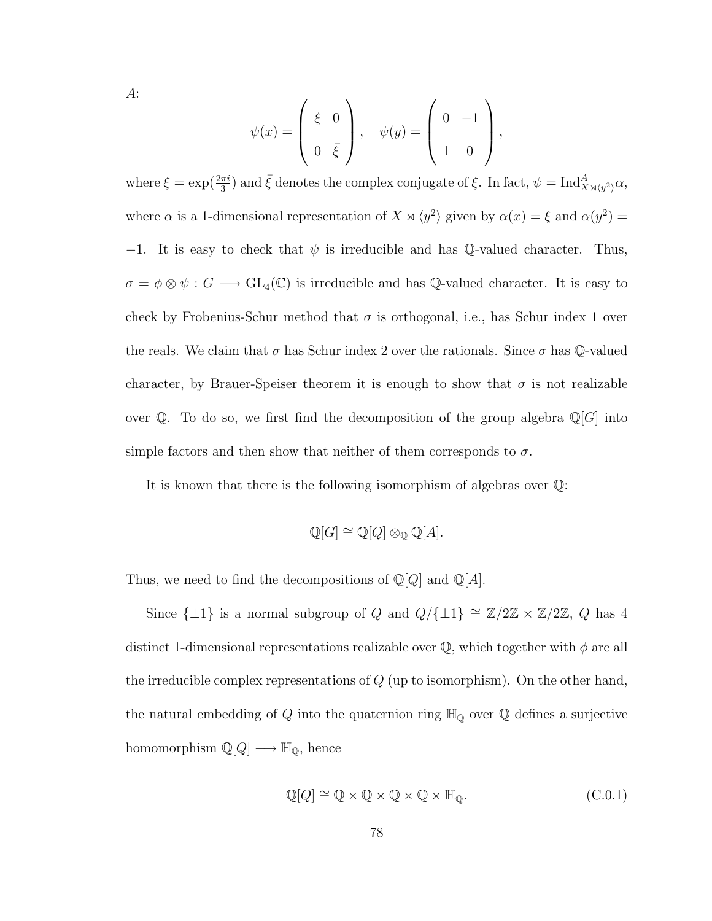$A$:

$$\psi(x) = \begin{pmatrix} \xi & 0 \\ 0 & \bar{\xi} \end{pmatrix}, \quad \psi(y) = \begin{pmatrix} 0 & -1 \\ 1 & 0 \end{pmatrix},$$

where $\xi = \exp(\frac{2\pi i}{3})$ and $\bar{\xi}$ denotes the complex conjugate of $\xi$. In fact, $\psi = \mathrm{Ind}^{A}_{X \rtimes \langle y^2 \rangle} \alpha$, where $\alpha$ is a 1-dimensional representation of $X \rtimes \langle y^2 \rangle$ given by $\alpha(x) = \xi$ and $\alpha(y^2) = -1$. It is easy to check that $\psi$ is irreducible and has $\mathbb{Q}$-valued character. Thus, $\sigma = \phi \otimes \psi : G \longrightarrow \mathrm{GL}_4(\mathbb{C})$ is irreducible and has $\mathbb{Q}$-valued character. It is easy to check by Frobenius-Schur method that $\sigma$ is orthogonal, i.e., has Schur index 1 over the reals. We claim that $\sigma$ has Schur index 2 over the rationals. Since $\sigma$ has $\mathbb{Q}$-valued character, by Brauer-Speiser theorem it is enough to show that $\sigma$ is not realizable over $\mathbb{Q}$. To do so, we first find the decomposition of the group algebra $\mathbb{Q}[G]$ into simple factors and then show that neither of them corresponds to $\sigma$.

It is known that there is the following isomorphism of algebras over $\mathbb{Q}$:

$$\mathbb{Q}[G] \cong \mathbb{Q}[Q] \otimes_{\mathbb{Q}} \mathbb{Q}[A].$$

Thus, we need to find the decompositions of $\mathbb{Q}[Q]$ and $\mathbb{Q}[A]$.

Since $\{\pm 1\}$ is a normal subgroup of $Q$ and $Q/\{\pm 1\} \cong \mathbb{Z}/2\mathbb{Z} \times \mathbb{Z}/2\mathbb{Z}$, $Q$ has 4 distinct 1-dimensional representations realizable over $\mathbb{Q}$, which together with $\phi$ are all the irreducible complex representations of $Q$ (up to isomorphism). On the other hand, the natural embedding of $Q$ into the quaternion ring $\mathbb{H}_{\mathbb{Q}}$ over $\mathbb{Q}$ defines a surjective homomorphism $\mathbb{Q}[Q] \longrightarrow \mathbb{H}_{\mathbb{Q}}$, hence

$$\mathbb{Q}[Q] \cong \mathbb{Q} \times \mathbb{Q} \times \mathbb{Q} \times \mathbb{Q} \times \mathbb{H}_{\mathbb{Q}}. \tag{C.0.1}$$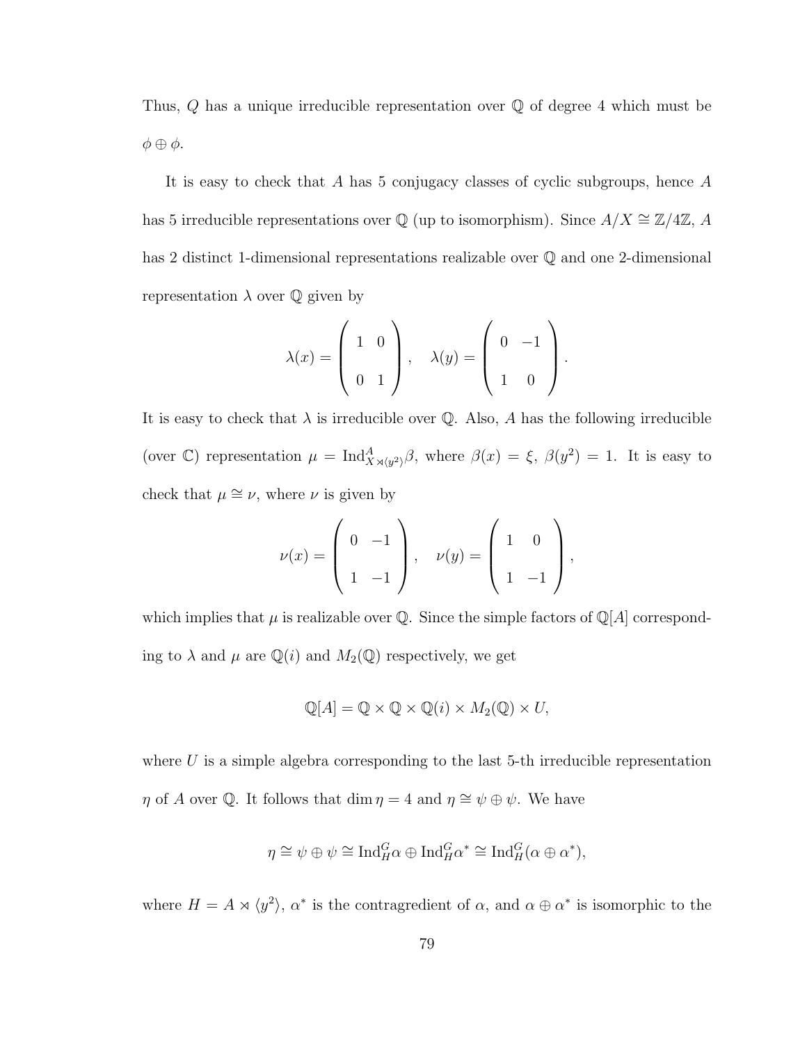Thus, $Q$ has a unique irreducible representation over $\mathbb{Q}$ of degree 4 which must be $\phi \oplus \phi$.

It is easy to check that $A$ has 5 conjugacy classes of cyclic subgroups, hence $A$ has 5 irreducible representations over $\mathbb{Q}$ (up to isomorphism). Since $A/X \cong \mathbb{Z}/4\mathbb{Z}$, $A$ has 2 distinct 1-dimensional representations realizable over $\mathbb{Q}$ and one 2-dimensional representation $\lambda$ over $\mathbb{Q}$ given by

$$\lambda(x) = \begin{pmatrix} 1 & 0 \\ 0 & 1 \end{pmatrix}, \quad \lambda(y) = \begin{pmatrix} 0 & -1 \\ 1 & 0 \end{pmatrix}.$$

It is easy to check that $\lambda$ is irreducible over $\mathbb{Q}$. Also, $A$ has the following irreducible (over $\mathbb{C}$) representation $\mu = \mathrm{Ind}_{X \rtimes \langle y^2 \rangle}^{A} \beta$, where $\beta(x) = \xi$, $\beta(y^2) = 1$. It is easy to check that $\mu \cong \nu$, where $\nu$ is given by

$$\nu(x) = \begin{pmatrix} 0 & -1 \\ 1 & -1 \end{pmatrix}, \quad \nu(y) = \begin{pmatrix} 1 & 0 \\ 1 & -1 \end{pmatrix},$$

which implies that $\mu$ is realizable over $\mathbb{Q}$. Since the simple factors of $\mathbb{Q}[A]$ corresponding to $\lambda$ and $\mu$ are $\mathbb{Q}(i)$ and $M_2(\mathbb{Q})$ respectively, we get

$$\mathbb{Q}[A] = \mathbb{Q} \times \mathbb{Q} \times \mathbb{Q}(i) \times M_2(\mathbb{Q}) \times U,$$

where $U$ is a simple algebra corresponding to the last 5-th irreducible representation $\eta$ of $A$ over $\mathbb{Q}$. It follows that $\dim \eta = 4$ and $\eta \cong \psi \oplus \psi$. We have

$$\eta \cong \psi \oplus \psi \cong \mathrm{Ind}_H^G \alpha \oplus \mathrm{Ind}_H^G \alpha^* \cong \mathrm{Ind}_H^G (\alpha \oplus \alpha^*),$$

where $H = A \rtimes \langle y^2 \rangle$, $\alpha^*$ is the contragredient of $\alpha$, and $\alpha \oplus \alpha^*$ is isomorphic to the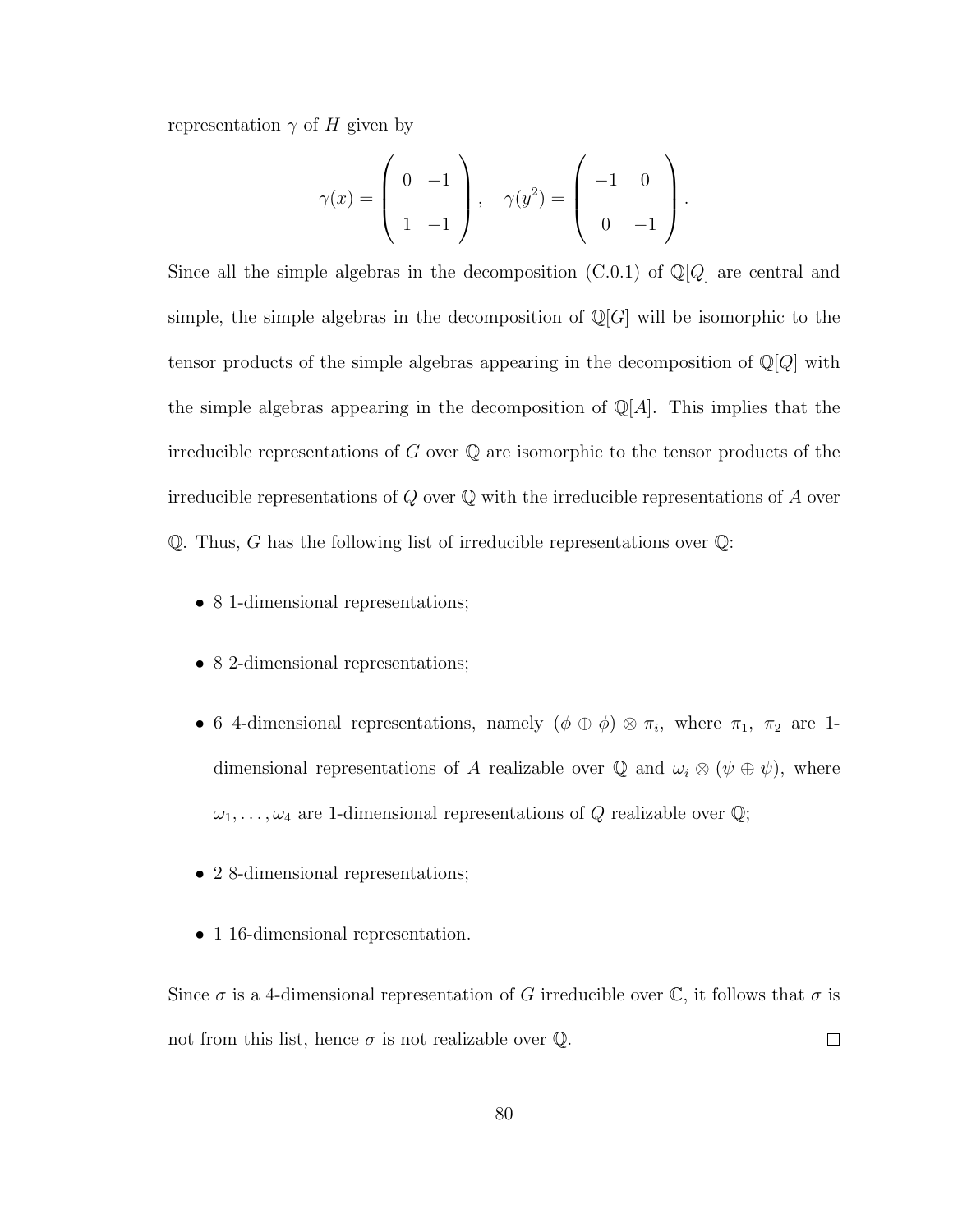representation $\gamma$ of $H$ given by

$$\gamma(x) = \begin{pmatrix} 0 & -1 \\ 1 & -1 \end{pmatrix}, \quad \gamma(y^2) = \begin{pmatrix} -1 & 0 \\ 0 & -1 \end{pmatrix}.$$

Since all the simple algebras in the decomposition (C.0.1) of $\mathbb{Q}[Q]$ are central and simple, the simple algebras in the decomposition of $\mathbb{Q}[G]$ will be isomorphic to the tensor products of the simple algebras appearing in the decomposition of $\mathbb{Q}[Q]$ with the simple algebras appearing in the decomposition of $\mathbb{Q}[A]$. This implies that the irreducible representations of $G$ over $\mathbb{Q}$ are isomorphic to the tensor products of the irreducible representations of $Q$ over $\mathbb{Q}$ with the irreducible representations of $A$ over $\mathbb{Q}$. Thus, $G$ has the following list of irreducible representations over $\mathbb{Q}$:

- 8 1-dimensional representations;
- 8 2-dimensional representations;
- 6 4-dimensional representations, namely $(\phi \oplus \phi) \otimes \pi_i$, where $\pi_1,\ \pi_2$ are 1-dimensional representations of $A$ realizable over $\mathbb{Q}$ and $\omega_i \otimes (\psi \oplus \psi)$, where $\omega_1, \ldots, \omega_4$ are 1-dimensional representations of $Q$ realizable over $\mathbb{Q}$;
- 2 8-dimensional representations;
- 1 16-dimensional representation.

Since $\sigma$ is a 4-dimensional representation of $G$ irreducible over $\mathbb{C}$, it follows that $\sigma$ is not from this list, hence $\sigma$ is not realizable over $\mathbb{Q}$. $\square$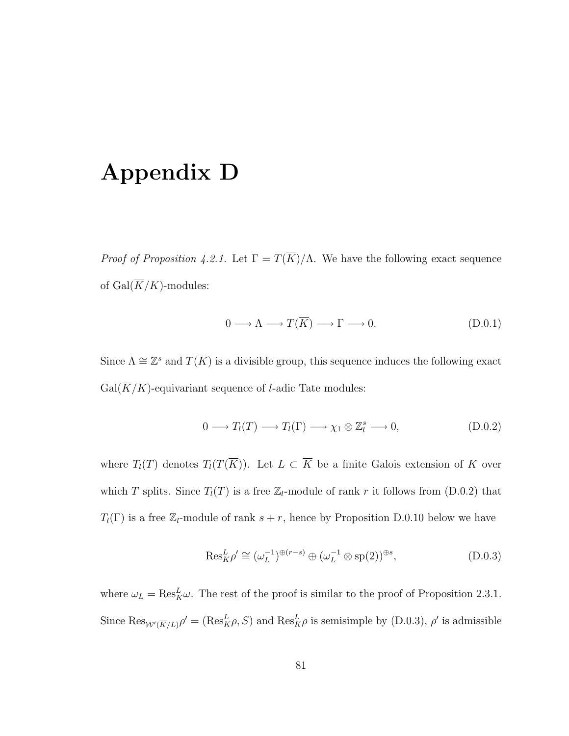# Appendix D

*Proof of Proposition 4.2.1.* Let $\Gamma = T(\overline{K})/\Lambda$. We have the following exact sequence of $\mathrm{Gal}(\overline{K}/K)$-modules:

$$0 \longrightarrow \Lambda \longrightarrow T(\overline{K}) \longrightarrow \Gamma \longrightarrow 0. \tag{D.0.1}$$

Since $\Lambda \cong \mathbb{Z}^s$ and $T(\overline{K})$ is a divisible group, this sequence induces the following exact $\mathrm{Gal}(\overline{K}/K)$-equivariant sequence of $l$-adic Tate modules:

$$0 \longrightarrow T_l(T) \longrightarrow T_l(\Gamma) \longrightarrow \chi_1 \otimes \mathbb{Z}_l^s \longrightarrow 0, \tag{D.0.2}$$

where $T_l(T)$ denotes $T_l(T(\overline{K}))$. Let $L \subset \overline{K}$ be a finite Galois extension of $K$ over which $T$ splits. Since $T_l(T)$ is a free $\mathbb{Z}_l$-module of rank $r$ it follows from (D.0.2) that $T_l(\Gamma)$ is a free $\mathbb{Z}_l$-module of rank $s + r$, hence by Proposition D.0.10 below we have

$$\mathrm{Res}^L_K \rho' \cong (\omega_L^{-1})^{\oplus(r-s)} \oplus (\omega_L^{-1} \otimes \mathrm{sp}(2))^{\oplus s}, \tag{D.0.3}$$

where $\omega_L = \mathrm{Res}^L_K \omega$. The rest of the proof is similar to the proof of Proposition 2.3.1. Since $\mathrm{Res}_{\mathcal{W}'(\overline{K}/L)} \rho' = (\mathrm{Res}^L_K \rho, S)$ and $\mathrm{Res}^L_K \rho$ is semisimple by (D.0.3), $\rho'$ is admissible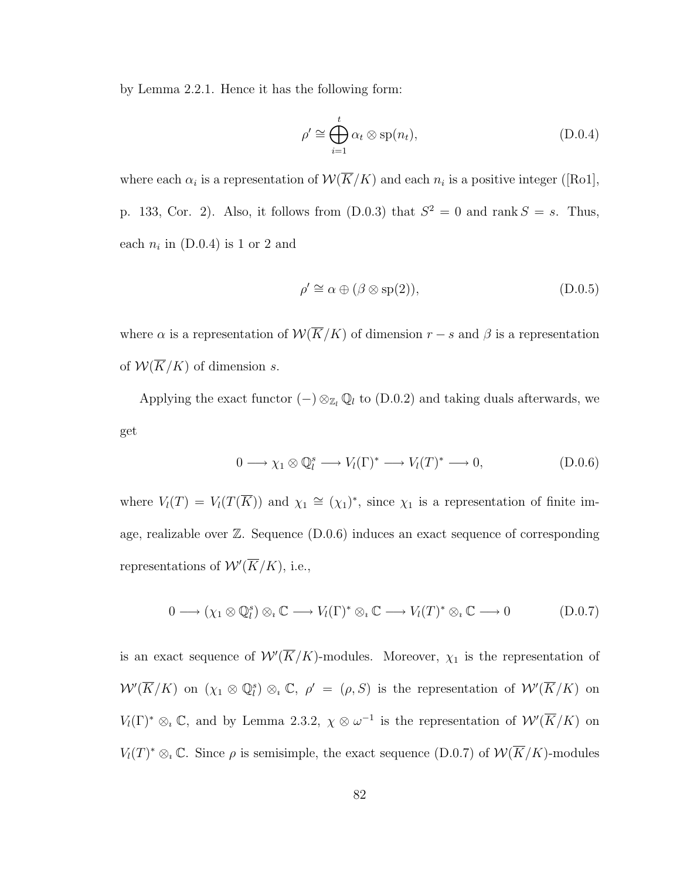by Lemma 2.2.1. Hence it has the following form:

$$\rho' \cong \bigoplus_{i=1}^{t} \alpha_t \otimes \mathrm{sp}(n_t), \tag{D.0.4}$$

where each $\alpha_i$ is a representation of $\mathcal{W}(\overline{K}/K)$ and each $n_i$ is a positive integer ([Ro1], p. 133, Cor. 2). Also, it follows from (D.0.3) that $S^2 = 0$ and $\operatorname{rank} S = s$. Thus, each $n_i$ in (D.0.4) is 1 or 2 and

$$\rho' \cong \alpha \oplus (\beta \otimes \mathrm{sp}(2)), \tag{D.0.5}$$

where $\alpha$ is a representation of $\mathcal{W}(\overline{K}/K)$ of dimension $r - s$ and $\beta$ is a representation of $\mathcal{W}(\overline{K}/K)$ of dimension $s$.

Applying the exact functor $(-) \otimes_{\mathbb{Z}_l} \mathbb{Q}_l$ to (D.0.2) and taking duals afterwards, we get

$$0 \longrightarrow \chi_1 \otimes \mathbb{Q}_l^s \longrightarrow V_l(\Gamma)^* \longrightarrow V_l(T)^* \longrightarrow 0, \tag{D.0.6}$$

where $V_l(T) = V_l(T(\overline{K}))$ and $\chi_1 \cong (\chi_1)^*$, since $\chi_1$ is a representation of finite image, realizable over $\mathbb{Z}$. Sequence (D.0.6) induces an exact sequence of corresponding representations of $\mathcal{W}'(\overline{K}/K)$, i.e.,

$$0 \longrightarrow (\chi_1 \otimes \mathbb{Q}_l^s) \otimes_\imath \mathbb{C} \longrightarrow V_l(\Gamma)^* \otimes_\imath \mathbb{C} \longrightarrow V_l(T)^* \otimes_\imath \mathbb{C} \longrightarrow 0 \tag{D.0.7}$$

is an exact sequence of $\mathcal{W}'(\overline{K}/K)$-modules. Moreover, $\chi_1$ is the representation of $\mathcal{W}'(\overline{K}/K)$ on $(\chi_1 \otimes \mathbb{Q}_l^s) \otimes_\imath \mathbb{C}$, $\rho' = (\rho, S)$ is the representation of $\mathcal{W}'(\overline{K}/K)$ on $V_l(\Gamma)^* \otimes_\imath \mathbb{C}$, and by Lemma 2.3.2, $\chi \otimes \omega^{-1}$ is the representation of $\mathcal{W}'(\overline{K}/K)$ on $V_l(T)^* \otimes_\imath \mathbb{C}$. Since $\rho$ is semisimple, the exact sequence (D.0.7) of $\mathcal{W}(\overline{K}/K)$-modules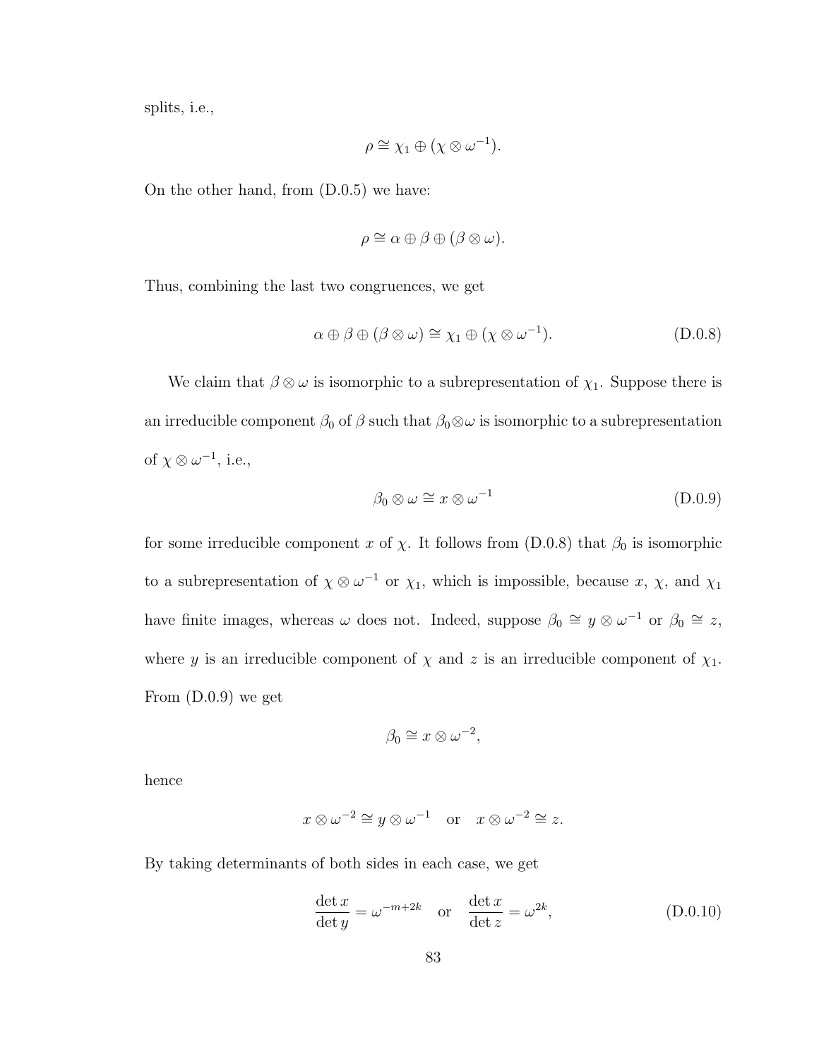splits, i.e.,

$$\rho \cong \chi_1 \oplus (\chi \otimes \omega^{-1}).$$

On the other hand, from (D.0.5) we have:

$$\rho \cong \alpha \oplus \beta \oplus (\beta \otimes \omega).$$

Thus, combining the last two congruences, we get

$$\alpha \oplus \beta \oplus (\beta \otimes \omega) \cong \chi_1 \oplus (\chi \otimes \omega^{-1}). \tag{D.0.8}$$

We claim that $\beta \otimes \omega$ is isomorphic to a subrepresentation of $\chi_1$. Suppose there is an irreducible component $\beta_0$ of $\beta$ such that $\beta_0 \otimes \omega$ is isomorphic to a subrepresentation of $\chi \otimes \omega^{-1}$, i.e.,

$$\beta_0 \otimes \omega \cong x \otimes \omega^{-1} \tag{D.0.9}$$

for some irreducible component $x$ of $\chi$. It follows from (D.0.8) that $\beta_0$ is isomorphic to a subrepresentation of $\chi \otimes \omega^{-1}$ or $\chi_1$, which is impossible, because $x$, $\chi$, and $\chi_1$ have finite images, whereas $\omega$ does not. Indeed, suppose $\beta_0 \cong y \otimes \omega^{-1}$ or $\beta_0 \cong z$, where $y$ is an irreducible component of $\chi$ and $z$ is an irreducible component of $\chi_1$. From (D.0.9) we get

$$\beta_0 \cong x \otimes \omega^{-2},$$

hence

$$x \otimes \omega^{-2} \cong y \otimes \omega^{-1} \quad \text{or} \quad x \otimes \omega^{-2} \cong z.$$

By taking determinants of both sides in each case, we get

$$\frac{\det x}{\det y} = \omega^{-m+2k} \quad \text{or} \quad \frac{\det x}{\det z} = \omega^{2k}, \tag{D.0.10}$$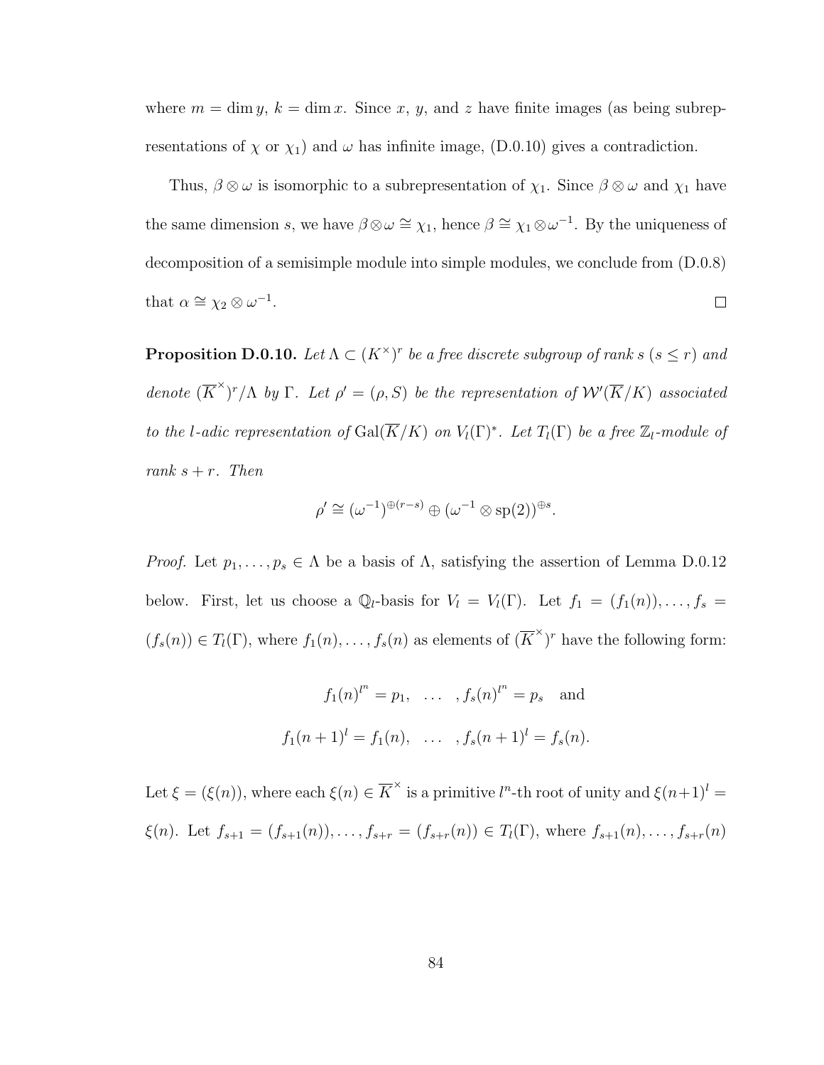where $m = \dim y$, $k = \dim x$. Since $x$, $y$, and $z$ have finite images (as being subrepresentations of $\chi$ or $\chi_1$) and $\omega$ has infinite image, (D.0.10) gives a contradiction.

Thus, $\beta \otimes \omega$ is isomorphic to a subrepresentation of $\chi_1$. Since $\beta \otimes \omega$ and $\chi_1$ have the same dimension $s$, we have $\beta \otimes \omega \cong \chi_1$, hence $\beta \cong \chi_1 \otimes \omega^{-1}$. By the uniqueness of decomposition of a semisimple module into simple modules, we conclude from (D.0.8) that $\alpha \cong \chi_2 \otimes \omega^{-1}$. $\square$

**Proposition D.0.10.** *Let $\Lambda \subset (K^\times)^r$ be a free discrete subgroup of rank $s$ ($s \leq r$) and denote $(\overline{K}^\times)^r/\Lambda$ by $\Gamma$. Let $\rho' = (\rho, S)$ be the representation of $\mathcal{W}'(\overline{K}/K)$ associated to the $l$-adic representation of $\mathrm{Gal}(\overline{K}/K)$ on $V_l(\Gamma)^*$. Let $T_l(\Gamma)$ be a free $\mathbb{Z}_l$-module of rank $s + r$. Then*

$$\rho' \cong (\omega^{-1})^{\oplus(r-s)} \oplus (\omega^{-1} \otimes \mathrm{sp}(2))^{\oplus s}.$$

*Proof.* Let $p_1, \ldots, p_s \in \Lambda$ be a basis of $\Lambda$, satisfying the assertion of Lemma D.0.12 below. First, let us choose a $\mathbb{Q}_l$-basis for $V_l = V_l(\Gamma)$. Let $f_1 = (f_1(n)), \ldots, f_s = (f_s(n)) \in T_l(\Gamma)$, where $f_1(n), \ldots, f_s(n)$ as elements of $(\overline{K}^\times)^r$ have the following form:

$$f_1(n)^{l^n} = p_1, \quad \ldots \quad , f_s(n)^{l^n} = p_s \quad \text{and}$$

$$f_1(n+1)^l = f_1(n), \quad \ldots \quad , f_s(n+1)^l = f_s(n).$$

Let $\xi = (\xi(n))$, where each $\xi(n) \in \overline{K}^\times$ is a primitive $l^n$-th root of unity and $\xi(n+1)^l = \xi(n)$. Let $f_{s+1} = (f_{s+1}(n)), \ldots, f_{s+r} = (f_{s+r}(n)) \in T_l(\Gamma)$, where $f_{s+1}(n), \ldots, f_{s+r}(n)$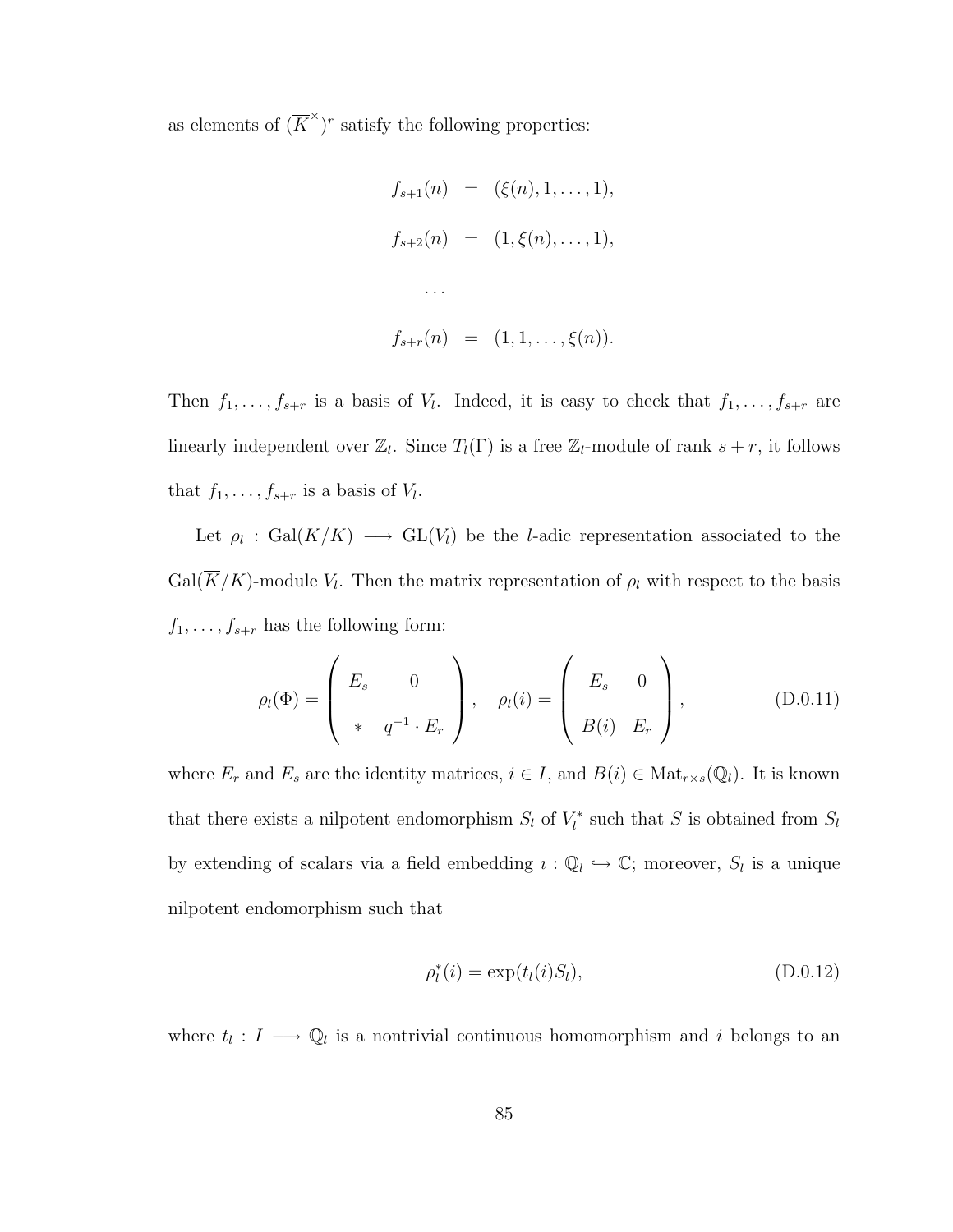as elements of $(\overline{K}^{\times})^r$ satisfy the following properties:

$$
\begin{aligned}
f_{s+1}(n) &= (\xi(n), 1, \ldots, 1), \\
f_{s+2}(n) &= (1, \xi(n), \ldots, 1), \\
&\ldots \\
f_{s+r}(n) &= (1, 1, \ldots, \xi(n)).
\end{aligned}
$$

Then $f_1, \ldots, f_{s+r}$ is a basis of $V_l$. Indeed, it is easy to check that $f_1, \ldots, f_{s+r}$ are linearly independent over $\mathbb{Z}_l$. Since $T_l(\Gamma)$ is a free $\mathbb{Z}_l$-module of rank $s+r$, it follows that $f_1, \ldots, f_{s+r}$ is a basis of $V_l$.

Let $\rho_l : \mathrm{Gal}(\overline{K}/K) \longrightarrow \mathrm{GL}(V_l)$ be the $l$-adic representation associated to the $\mathrm{Gal}(\overline{K}/K)$-module $V_l$. Then the matrix representation of $\rho_l$ with respect to the basis $f_1, \ldots, f_{s+r}$ has the following form:

$$
\rho_l(\Phi) = \begin{pmatrix} E_s & 0 \\ * & q^{-1} \cdot E_r \end{pmatrix}, \quad \rho_l(i) = \begin{pmatrix} E_s & 0 \\ B(i) & E_r \end{pmatrix}, \tag{D.0.11}
$$

where $E_r$ and $E_s$ are the identity matrices, $i \in I$, and $B(i) \in \mathrm{Mat}_{r \times s}(\mathbb{Q}_l)$. It is known that there exists a nilpotent endomorphism $S_l$ of $V_l^*$ such that $S$ is obtained from $S_l$ by extending of scalars via a field embedding $\imath : \mathbb{Q}_l \hookrightarrow \mathbb{C}$; moreover, $S_l$ is a unique nilpotent endomorphism such that

$$
\rho_l^*(i) = \exp(t_l(i) S_l), \tag{D.0.12}
$$

where $t_l : I \longrightarrow \mathbb{Q}_l$ is a nontrivial continuous homomorphism and $i$ belongs to an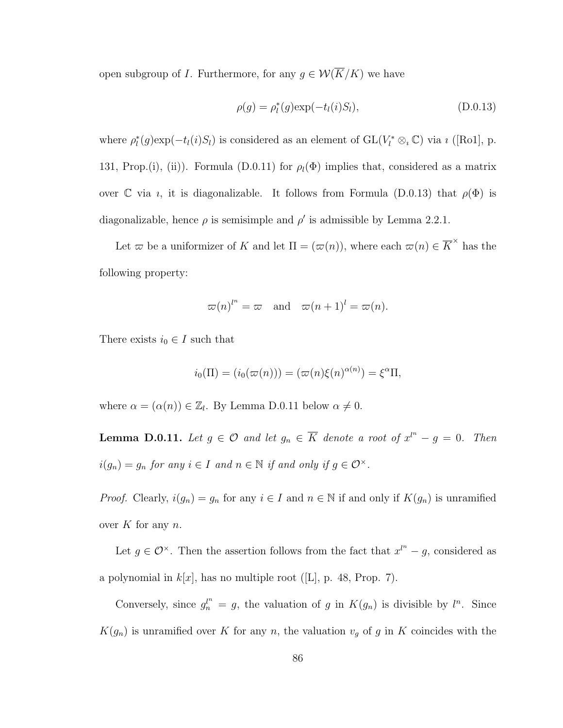open subgroup of $I$. Furthermore, for any $g \in \mathcal{W}(\overline{K}/K)$ we have

$$\rho(g) = \rho_l^*(g)\exp(-t_l(i)S_l), \tag{D.0.13}$$

where $\rho_l^*(g)\exp(-t_l(i)S_l)$ is considered as an element of $\mathrm{GL}(V_l^* \otimes_\imath \mathbb{C})$ via $\imath$ ([Ro1], p. 131, Prop.(i), (ii)). Formula (D.0.11) for $\rho_l(\Phi)$ implies that, considered as a matrix over $\mathbb{C}$ via $\imath$, it is diagonalizable. It follows from Formula (D.0.13) that $\rho(\Phi)$ is diagonalizable, hence $\rho$ is semisimple and $\rho'$ is admissible by Lemma 2.2.1.

Let $\varpi$ be a uniformizer of $K$ and let $\Pi = (\varpi(n))$, where each $\varpi(n) \in \overline{K}^\times$ has the following property:

$$\varpi(n)^{l^n} = \varpi \quad \text{and} \quad \varpi(n+1)^l = \varpi(n).$$

There exists $i_0 \in I$ such that

$$i_0(\Pi) = (i_0(\varpi(n))) = (\varpi(n)\xi(n)^{\alpha(n)}) = \xi^\alpha \Pi,$$

where $\alpha = (\alpha(n)) \in \mathbb{Z}_l$. By Lemma D.0.11 below $\alpha \neq 0$.

**Lemma D.0.11.** *Let $g \in \mathcal{O}$ and let $g_n \in \overline{K}$ denote a root of $x^{l^n} - g = 0$. Then $i(g_n) = g_n$ for any $i \in I$ and $n \in \mathbb{N}$ if and only if $g \in \mathcal{O}^\times$.*

*Proof.* Clearly, $i(g_n) = g_n$ for any $i \in I$ and $n \in \mathbb{N}$ if and only if $K(g_n)$ is unramified over $K$ for any $n$.

Let $g \in \mathcal{O}^\times$. Then the assertion follows from the fact that $x^{l^n} - g$, considered as a polynomial in $k[x]$, has no multiple root ([L], p. 48, Prop. 7).

Conversely, since $g_n^{l^n} = g$, the valuation of $g$ in $K(g_n)$ is divisible by $l^n$. Since $K(g_n)$ is unramified over $K$ for any $n$, the valuation $v_g$ of $g$ in $K$ coincides with the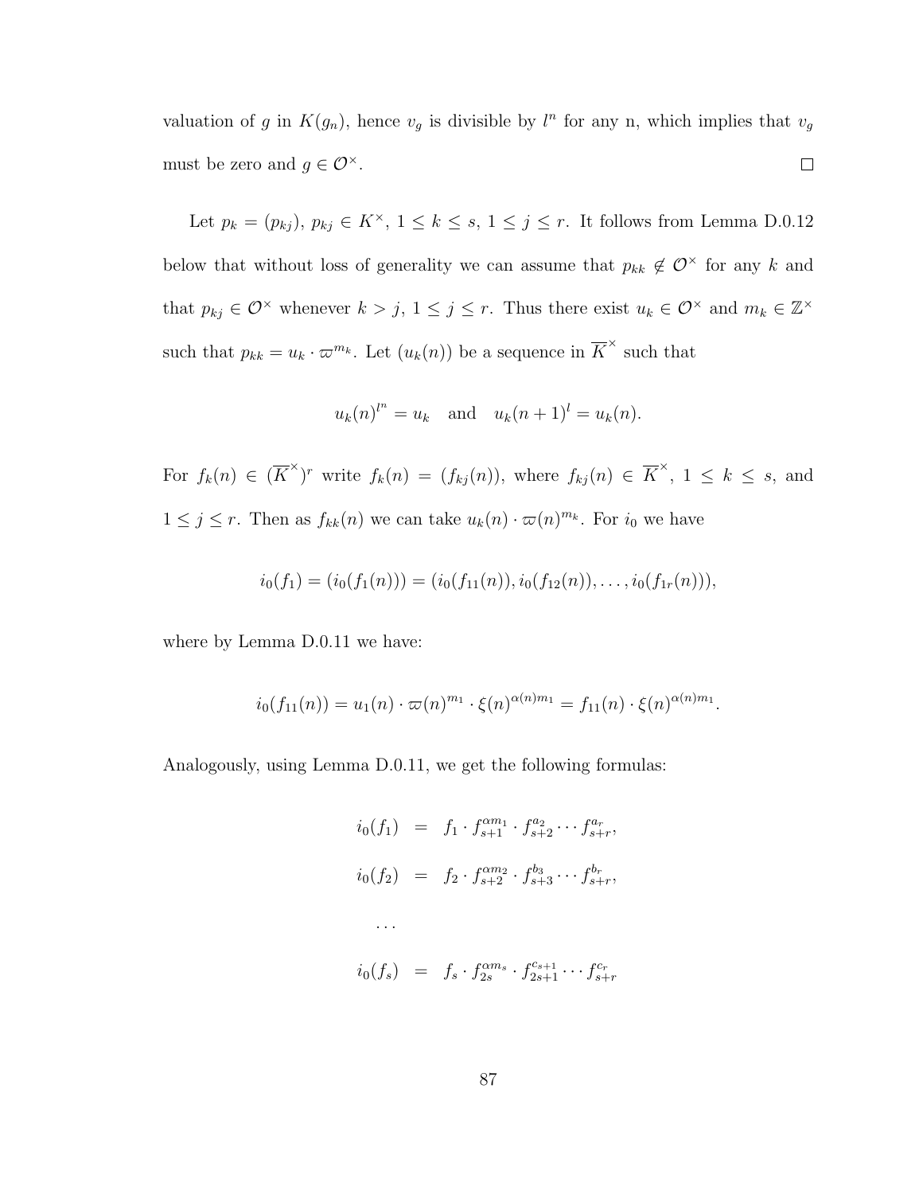valuation of $g$ in $K(g_n)$, hence $v_g$ is divisible by $l^n$ for any n, which implies that $v_g$ must be zero and $g \in \mathcal{O}^\times$. $\square$

Let $p_k = (p_{kj})$, $p_{kj} \in K^\times$, $1 \leq k \leq s$, $1 \leq j \leq r$. It follows from Lemma D.0.12 below that without loss of generality we can assume that $p_{kk} \notin \mathcal{O}^\times$ for any $k$ and that $p_{kj} \in \mathcal{O}^\times$ whenever $k > j$, $1 \leq j \leq r$. Thus there exist $u_k \in \mathcal{O}^\times$ and $m_k \in \mathbb{Z}^\times$ such that $p_{kk} = u_k \cdot \varpi^{m_k}$. Let $(u_k(n))$ be a sequence in $\overline{K}^\times$ such that

$$u_k(n)^{l^n} = u_k \quad \text{and} \quad u_k(n+1)^l = u_k(n).$$

For $f_k(n) \in (\overline{K}^\times)^r$ write $f_k(n) = (f_{kj}(n))$, where $f_{kj}(n) \in \overline{K}^\times$, $1 \leq k \leq s$, and $1 \leq j \leq r$. Then as $f_{kk}(n)$ we can take $u_k(n) \cdot \varpi(n)^{m_k}$. For $i_0$ we have

$$i_0(f_1) = (i_0(f_1(n))) = (i_0(f_{11}(n)), i_0(f_{12}(n)), \ldots, i_0(f_{1r}(n))),$$

where by Lemma D.0.11 we have:

$$i_0(f_{11}(n)) = u_1(n) \cdot \varpi(n)^{m_1} \cdot \xi(n)^{\alpha(n)m_1} = f_{11}(n) \cdot \xi(n)^{\alpha(n)m_1}.$$

Analogously, using Lemma D.0.11, we get the following formulas:

$$\begin{aligned}
i_0(f_1) &= f_1 \cdot f_{s+1}^{\alpha m_1} \cdot f_{s+2}^{a_2} \cdots f_{s+r}^{a_r}, \\
i_0(f_2) &= f_2 \cdot f_{s+2}^{\alpha m_2} \cdot f_{s+3}^{b_3} \cdots f_{s+r}^{b_r}, \\
&\cdots \\
i_0(f_s) &= f_s \cdot f_{2s}^{\alpha m_s} \cdot f_{2s+1}^{c_{s+1}} \cdots f_{s+r}^{c_r}
\end{aligned}$$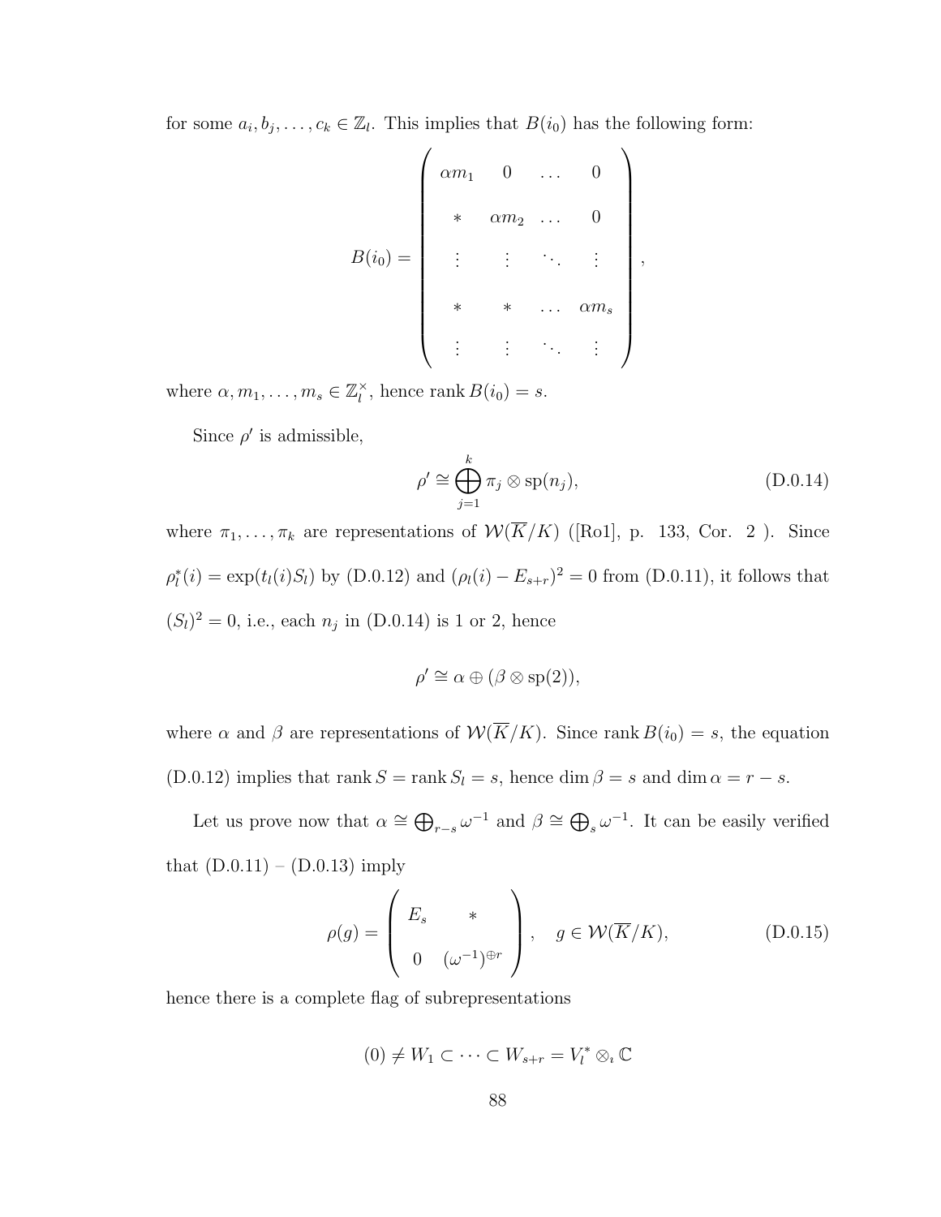for some $a_i, b_j, \ldots, c_k \in \mathbb{Z}_l$. This implies that $B(i_0)$ has the following form:

$$B(i_0) = \begin{pmatrix} \alpha m_1 & 0 & \ldots & 0 \\ * & \alpha m_2 & \ldots & 0 \\ \vdots & \vdots & \ddots & \vdots \\ * & * & \ldots & \alpha m_s \\ \vdots & \vdots & \ddots & \vdots \end{pmatrix},$$

where $\alpha, m_1, \ldots, m_s \in \mathbb{Z}_l^\times$, hence $\operatorname{rank} B(i_0) = s$.

Since $\rho'$ is admissible,

$$\rho' \cong \bigoplus_{j=1}^{k} \pi_j \otimes \operatorname{sp}(n_j), \tag{D.0.14}$$

where $\pi_1, \ldots, \pi_k$ are representations of $\mathcal{W}(\overline{K}/K)$ ([Ro1], p. 133, Cor. 2 ). Since $\rho_l^*(i) = \exp(t_l(i)S_l)$ by (D.0.12) and $(\rho_l(i) - E_{s+r})^2 = 0$ from (D.0.11), it follows that $(S_l)^2 = 0$, i.e., each $n_j$ in (D.0.14) is 1 or 2, hence

$$\rho' \cong \alpha \oplus (\beta \otimes \operatorname{sp}(2)),$$

where $\alpha$ and $\beta$ are representations of $\mathcal{W}(\overline{K}/K)$. Since $\operatorname{rank} B(i_0) = s$, the equation (D.0.12) implies that $\operatorname{rank} S = \operatorname{rank} S_l = s$, hence $\dim \beta = s$ and $\dim \alpha = r - s$.

Let us prove now that $\alpha \cong \bigoplus_{r-s} \omega^{-1}$ and $\beta \cong \bigoplus_{s} \omega^{-1}$. It can be easily verified that (D.0.11) – (D.0.13) imply

$$\rho(g) = \begin{pmatrix} E_s & * \\ 0 & (\omega^{-1})^{\oplus r} \end{pmatrix}, \quad g \in \mathcal{W}(\overline{K}/K), \tag{D.0.15}$$

hence there is a complete flag of subrepresentations

$$(0) \neq W_1 \subset \cdots \subset W_{s+r} = V_l^* \otimes_\iota \mathbb{C}$$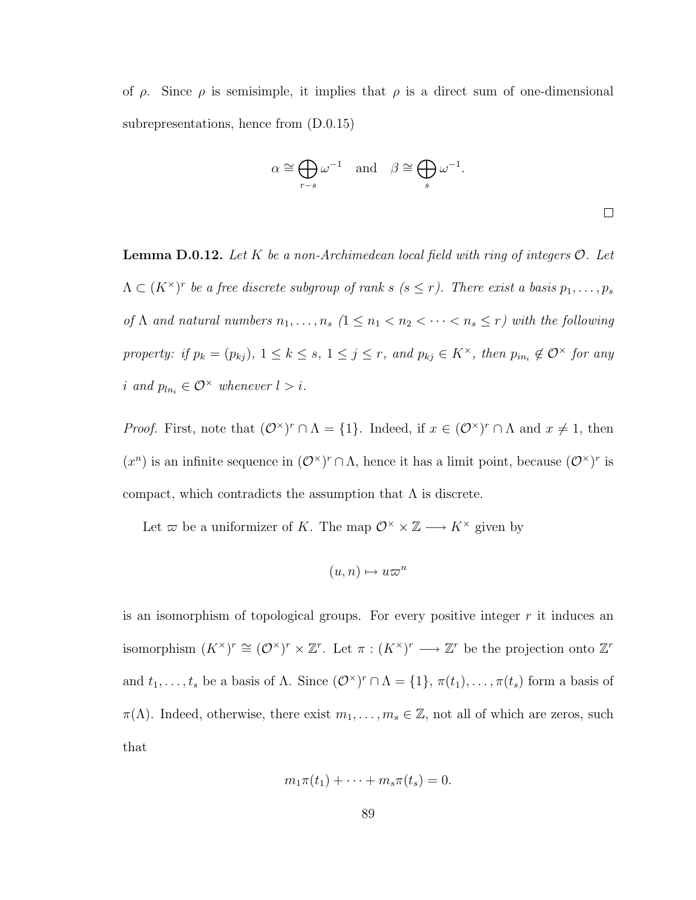of $\rho$. Since $\rho$ is semisimple, it implies that $\rho$ is a direct sum of one-dimensional subrepresentations, hence from (D.0.15)

$$\alpha \cong \bigoplus_{r-s} \omega^{-1} \quad \text{and} \quad \beta \cong \bigoplus_{s} \omega^{-1}.$$

□

**Lemma D.0.12.** *Let $K$ be a non-Archimedean local field with ring of integers $\mathcal{O}$. Let $\Lambda \subset (K^\times)^r$ be a free discrete subgroup of rank $s$ ($s \leq r$). There exist a basis $p_1, \ldots, p_s$ of $\Lambda$ and natural numbers $n_1, \ldots, n_s$ ($1 \leq n_1 < n_2 < \cdots < n_s \leq r$) with the following property: if $p_k = (p_{kj})$, $1 \leq k \leq s$, $1 \leq j \leq r$, and $p_{kj} \in K^\times$, then $p_{in_i} \notin \mathcal{O}^\times$ for any $i$ and $p_{ln_i} \in \mathcal{O}^\times$ whenever $l > i$.*

*Proof.* First, note that $(\mathcal{O}^\times)^r \cap \Lambda = \{1\}$. Indeed, if $x \in (\mathcal{O}^\times)^r \cap \Lambda$ and $x \neq 1$, then $(x^n)$ is an infinite sequence in $(\mathcal{O}^\times)^r \cap \Lambda$, hence it has a limit point, because $(\mathcal{O}^\times)^r$ is compact, which contradicts the assumption that $\Lambda$ is discrete.

Let $\varpi$ be a uniformizer of $K$. The map $\mathcal{O}^\times \times \mathbb{Z} \longrightarrow K^\times$ given by

$$(u, n) \mapsto u\varpi^n$$

is an isomorphism of topological groups. For every positive integer $r$ it induces an isomorphism $(K^\times)^r \cong (\mathcal{O}^\times)^r \times \mathbb{Z}^r$. Let $\pi : (K^\times)^r \longrightarrow \mathbb{Z}^r$ be the projection onto $\mathbb{Z}^r$ and $t_1, \ldots, t_s$ be a basis of $\Lambda$. Since $(\mathcal{O}^\times)^r \cap \Lambda = \{1\}$, $\pi(t_1), \ldots, \pi(t_s)$ form a basis of $\pi(\Lambda)$. Indeed, otherwise, there exist $m_1, \ldots, m_s \in \mathbb{Z}$, not all of which are zeros, such that

$$m_1\pi(t_1) + \cdots + m_s\pi(t_s) = 0.$$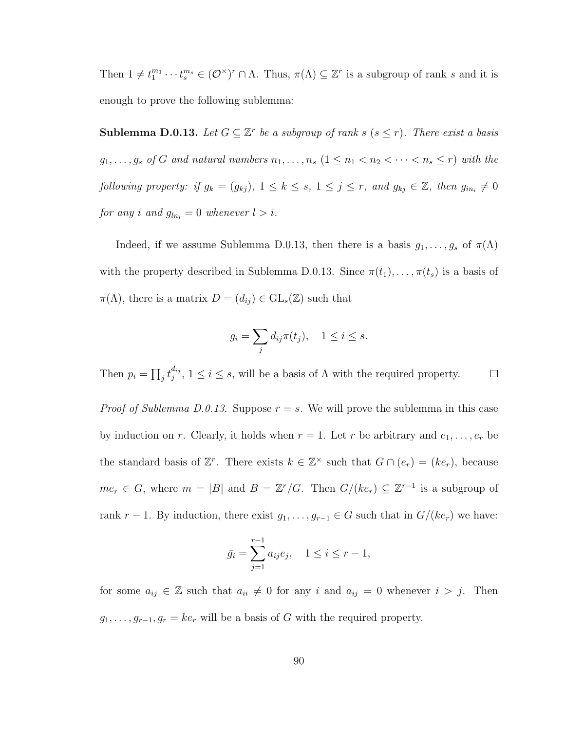Then $1 \neq t_1^{m_1} \cdots t_s^{m_s} \in (\mathcal{O}^\times)^r \cap \Lambda$. Thus, $\pi(\Lambda) \subseteq \mathbb{Z}^r$ is a subgroup of rank $s$ and it is enough to prove the following sublemma:

**Sublemma D.0.13.** *Let $G \subseteq \mathbb{Z}^r$ be a subgroup of rank $s$ ($s \leq r$). There exist a basis $g_1, \dots, g_s$ of $G$ and natural numbers $n_1, \dots, n_s$ ($1 \leq n_1 < n_2 < \cdots < n_s \leq r$) with the following property: if $g_k = (g_{kj})$, $1 \leq k \leq s$, $1 \leq j \leq r$, and $g_{kj} \in \mathbb{Z}$, then $g_{in_i} \neq 0$ for any $i$ and $g_{ln_i} = 0$ whenever $l > i$.*

Indeed, if we assume Sublemma D.0.13, then there is a basis $g_1, \dots, g_s$ of $\pi(\Lambda)$ with the property described in Sublemma D.0.13. Since $\pi(t_1), \dots, \pi(t_s)$ is a basis of $\pi(\Lambda)$, there is a matrix $D = (d_{ij}) \in \mathrm{GL}_s(\mathbb{Z})$ such that

$$g_i = \sum_j d_{ij} \pi(t_j), \quad 1 \leq i \leq s.$$

Then $p_i = \prod_j t_j^{d_{ij}}$, $1 \leq i \leq s$, will be a basis of $\Lambda$ with the required property. $\square$

*Proof of Sublemma D.0.13.* Suppose $r = s$. We will prove the sublemma in this case by induction on $r$. Clearly, it holds when $r = 1$. Let $r$ be arbitrary and $e_1, \dots, e_r$ be the standard basis of $\mathbb{Z}^r$. There exists $k \in \mathbb{Z}^\times$ such that $G \cap (e_r) = (ke_r)$, because $me_r \in G$, where $m = |B|$ and $B = \mathbb{Z}^r/G$. Then $G/(ke_r) \subseteq \mathbb{Z}^{r-1}$ is a subgroup of rank $r - 1$. By induction, there exist $g_1, \dots, g_{r-1} \in G$ such that in $G/(ke_r)$ we have:

$$\bar{g}_i = \sum_{j=1}^{r-1} a_{ij} e_j, \quad 1 \leq i \leq r - 1,$$

for some $a_{ij} \in \mathbb{Z}$ such that $a_{ii} \neq 0$ for any $i$ and $a_{ij} = 0$ whenever $i > j$. Then $g_1, \dots, g_{r-1}, g_r = ke_r$ will be a basis of $G$ with the required property.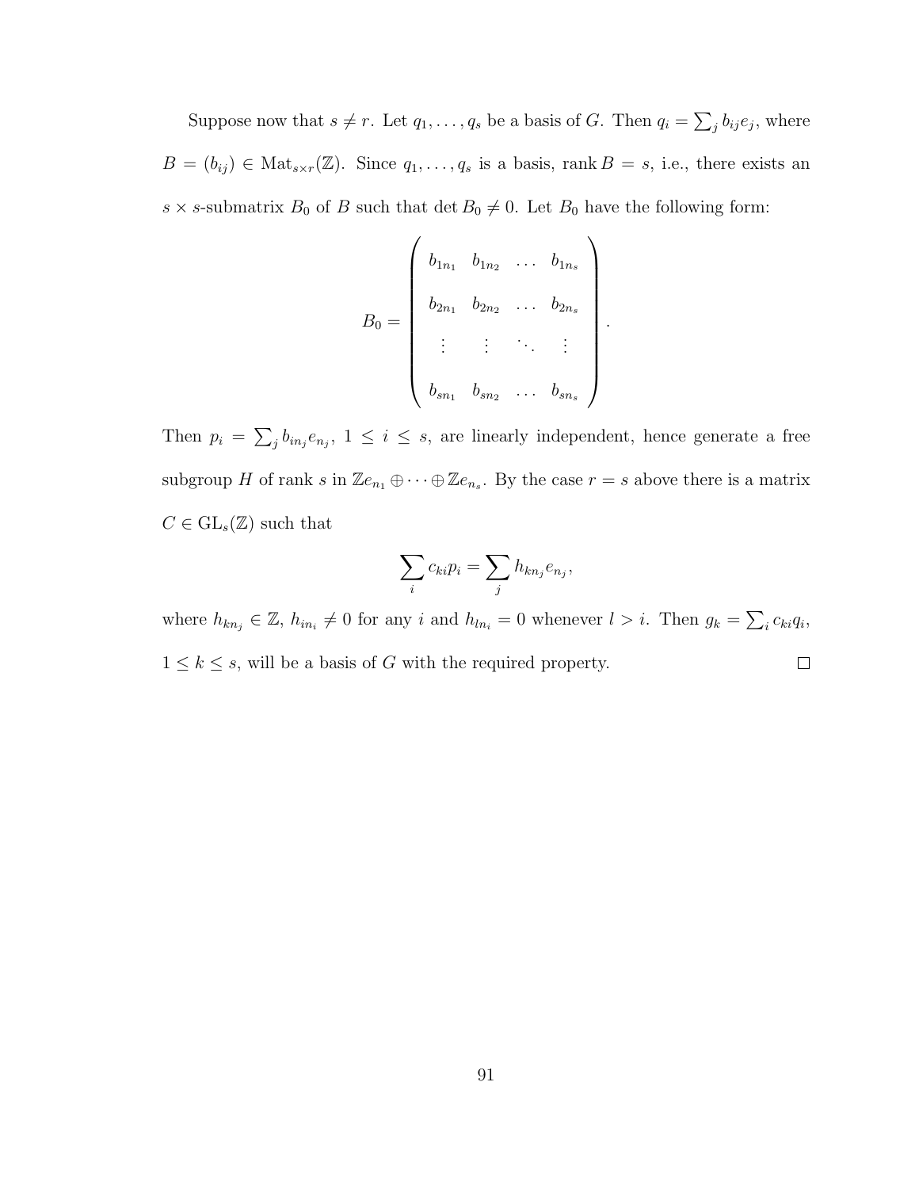Suppose now that $s \neq r$. Let $q_1, \ldots, q_s$ be a basis of $G$. Then $q_i = \sum_j b_{ij} e_j$, where $B = (b_{ij}) \in \mathrm{Mat}_{s \times r}(\mathbb{Z})$. Since $q_1, \ldots, q_s$ is a basis, $\operatorname{rank} B = s$, i.e., there exists an $s \times s$-submatrix $B_0$ of $B$ such that $\det B_0 \neq 0$. Let $B_0$ have the following form:

$$B_0 = \begin{pmatrix} b_{1n_1} & b_{1n_2} & \ldots & b_{1n_s} \\ b_{2n_1} & b_{2n_2} & \ldots & b_{2n_s} \\ \vdots & \vdots & \ddots & \vdots \\ b_{sn_1} & b_{sn_2} & \ldots & b_{sn_s} \end{pmatrix}.$$

Then $p_i = \sum_j b_{in_j} e_{n_j}$, $1 \leq i \leq s$, are linearly independent, hence generate a free subgroup $H$ of rank $s$ in $\mathbb{Z}e_{n_1} \oplus \cdots \oplus \mathbb{Z}e_{n_s}$. By the case $r = s$ above there is a matrix $C \in \mathrm{GL}_s(\mathbb{Z})$ such that

$$\sum_i c_{ki} p_i = \sum_j h_{kn_j} e_{n_j},$$

where $h_{kn_j} \in \mathbb{Z}$, $h_{in_i} \neq 0$ for any $i$ and $h_{ln_i} = 0$ whenever $l > i$. Then $g_k = \sum_i c_{ki} q_i$, $1 \leq k \leq s$, will be a basis of $G$ with the required property. □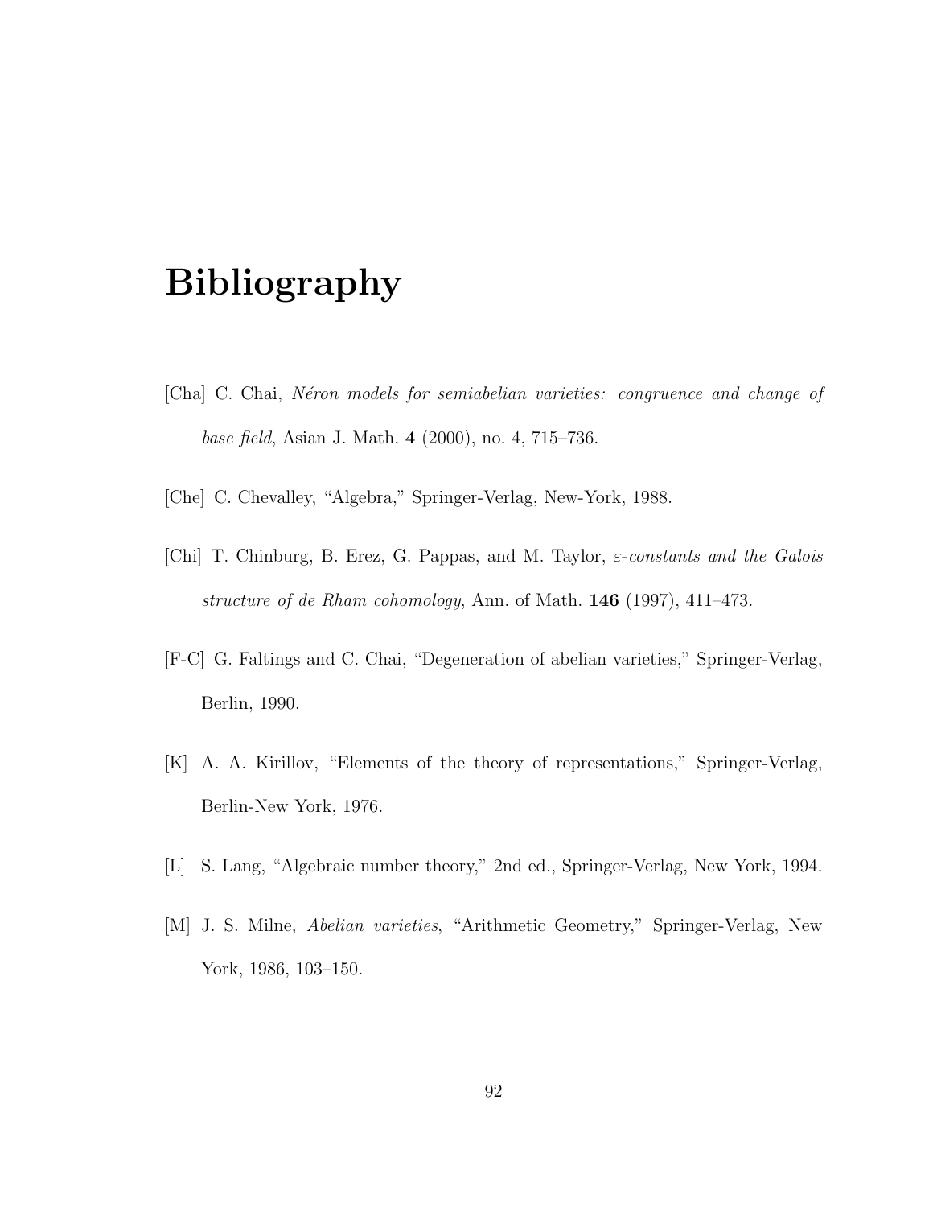# Bibliography

[Cha] C. Chai, *Néron models for semiabelian varieties: congruence and change of base field*, Asian J. Math. **4** (2000), no. 4, 715–736.

[Che] C. Chevalley, "Algebra," Springer-Verlag, New-York, 1988.

[Chi] T. Chinburg, B. Erez, G. Pappas, and M. Taylor, *$\varepsilon$-constants and the Galois structure of de Rham cohomology*, Ann. of Math. **146** (1997), 411–473.

[F-C] G. Faltings and C. Chai, "Degeneration of abelian varieties," Springer-Verlag, Berlin, 1990.

[K] A. A. Kirillov, "Elements of the theory of representations," Springer-Verlag, Berlin-New York, 1976.

[L] S. Lang, "Algebraic number theory," 2nd ed., Springer-Verlag, New York, 1994.

[M] J. S. Milne, *Abelian varieties*, "Arithmetic Geometry," Springer-Verlag, New York, 1986, 103–150.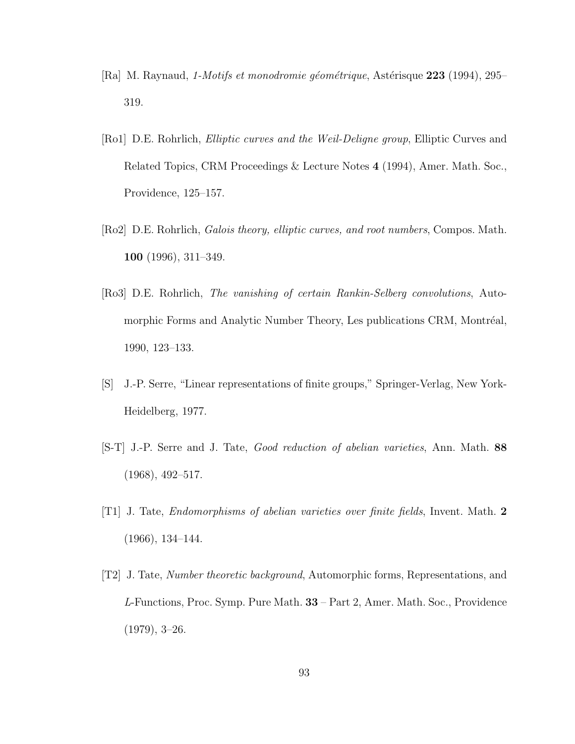[Ra] M. Raynaud, *1-Motifs et monodromie géométrique*, Astérisque **223** (1994), 295–319.

[Ro1] D.E. Rohrlich, *Elliptic curves and the Weil-Deligne group*, Elliptic Curves and Related Topics, CRM Proceedings & Lecture Notes **4** (1994), Amer. Math. Soc., Providence, 125–157.

[Ro2] D.E. Rohrlich, *Galois theory, elliptic curves, and root numbers*, Compos. Math. **100** (1996), 311–349.

[Ro3] D.E. Rohrlich, *The vanishing of certain Rankin-Selberg convolutions*, Automorphic Forms and Analytic Number Theory, Les publications CRM, Montréal, 1990, 123–133.

[S] J.-P. Serre, "Linear representations of finite groups," Springer-Verlag, New York-Heidelberg, 1977.

[S-T] J.-P. Serre and J. Tate, *Good reduction of abelian varieties*, Ann. Math. **88** (1968), 492–517.

[T1] J. Tate, *Endomorphisms of abelian varieties over finite fields*, Invent. Math. **2** (1966), 134–144.

[T2] J. Tate, *Number theoretic background*, Automorphic forms, Representations, and $L$-Functions, Proc. Symp. Pure Math. **33** – Part 2, Amer. Math. Soc., Providence (1979), 3–26.